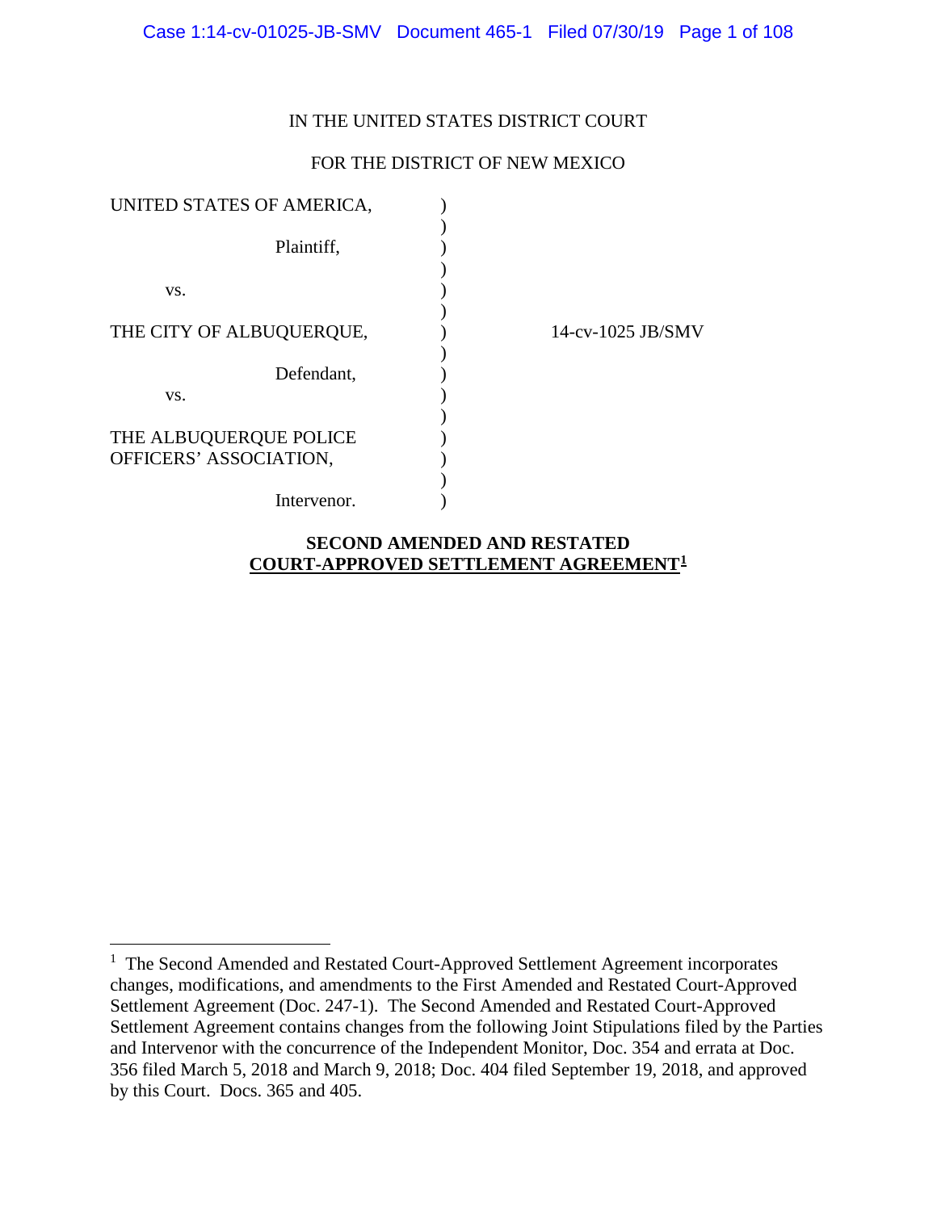IN THE UNITED STATES DISTRICT COURT

FOR THE DISTRICT OF NEW MEXICO

| | | |
|---|---|---|
| UNITED STATES OF AMERICA, | ) | |
| Plaintiff, | ) | |
| vs. | ) | |
| THE CITY OF ALBUQUERQUE, | ) | 14-cv-1025 JB/SMV |
| Defendant, | ) | |
| vs. | ) | |
| THE ALBUQUERQUE POLICE OFFICERS' ASSOCIATION, | ) | |
| Intervenor. | ) | |

**SECOND AMENDED AND RESTATED**
**COURT-APPROVED SETTLEMENT AGREEMENT[1]**

---

[1] The Second Amended and Restated Court-Approved Settlement Agreement incorporates changes, modifications, and amendments to the First Amended and Restated Court-Approved Settlement Agreement (Doc. 247-1). The Second Amended and Restated Court-Approved Settlement Agreement contains changes from the following Joint Stipulations filed by the Parties and Intervenor with the concurrence of the Independent Monitor, Doc. 354 and errata at Doc. 356 filed March 5, 2018 and March 9, 2018; Doc. 404 filed September 19, 2018, and approved by this Court. Docs. 365 and 405.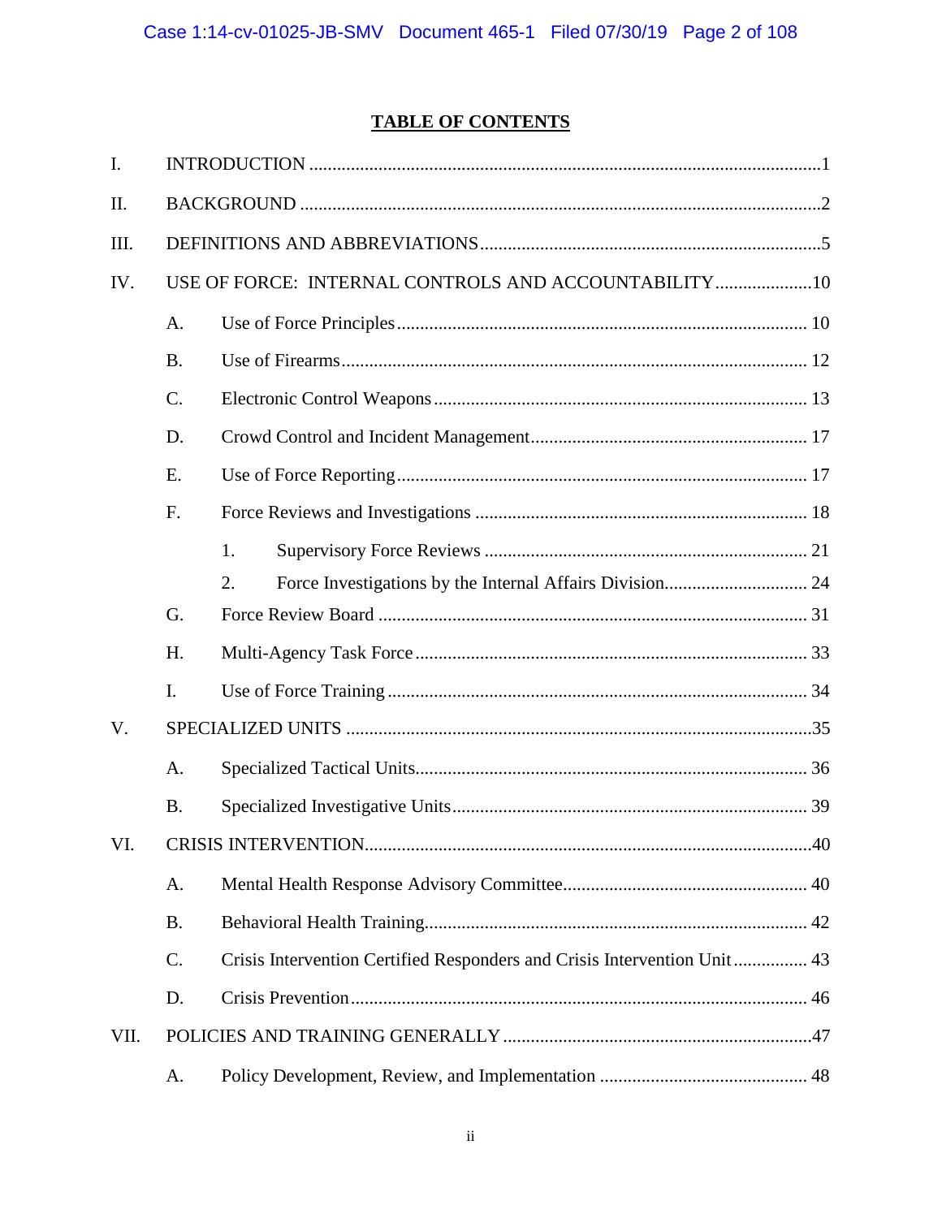# TABLE OF CONTENTS

I. INTRODUCTION ..... 1

II. BACKGROUND ..... 2

III. DEFINITIONS AND ABBREVIATIONS ..... 5

IV. USE OF FORCE: INTERNAL CONTROLS AND ACCOUNTABILITY ..... 10

- A. Use of Force Principles ..... 10
- B. Use of Firearms ..... 12
- C. Electronic Control Weapons ..... 13
- D. Crowd Control and Incident Management ..... 17
- E. Use of Force Reporting ..... 17
- F. Force Reviews and Investigations ..... 18
  - 1. Supervisory Force Reviews ..... 21
  - 2. Force Investigations by the Internal Affairs Division ..... 24
- G. Force Review Board ..... 31
- H. Multi-Agency Task Force ..... 33
- I. Use of Force Training ..... 34

V. SPECIALIZED UNITS ..... 35

- A. Specialized Tactical Units ..... 36
- B. Specialized Investigative Units ..... 39

VI. CRISIS INTERVENTION ..... 40

- A. Mental Health Response Advisory Committee ..... 40
- B. Behavioral Health Training ..... 42
- C. Crisis Intervention Certified Responders and Crisis Intervention Unit ..... 43
- D. Crisis Prevention ..... 46

VII. POLICIES AND TRAINING GENERALLY ..... 47

- A. Policy Development, Review, and Implementation ..... 48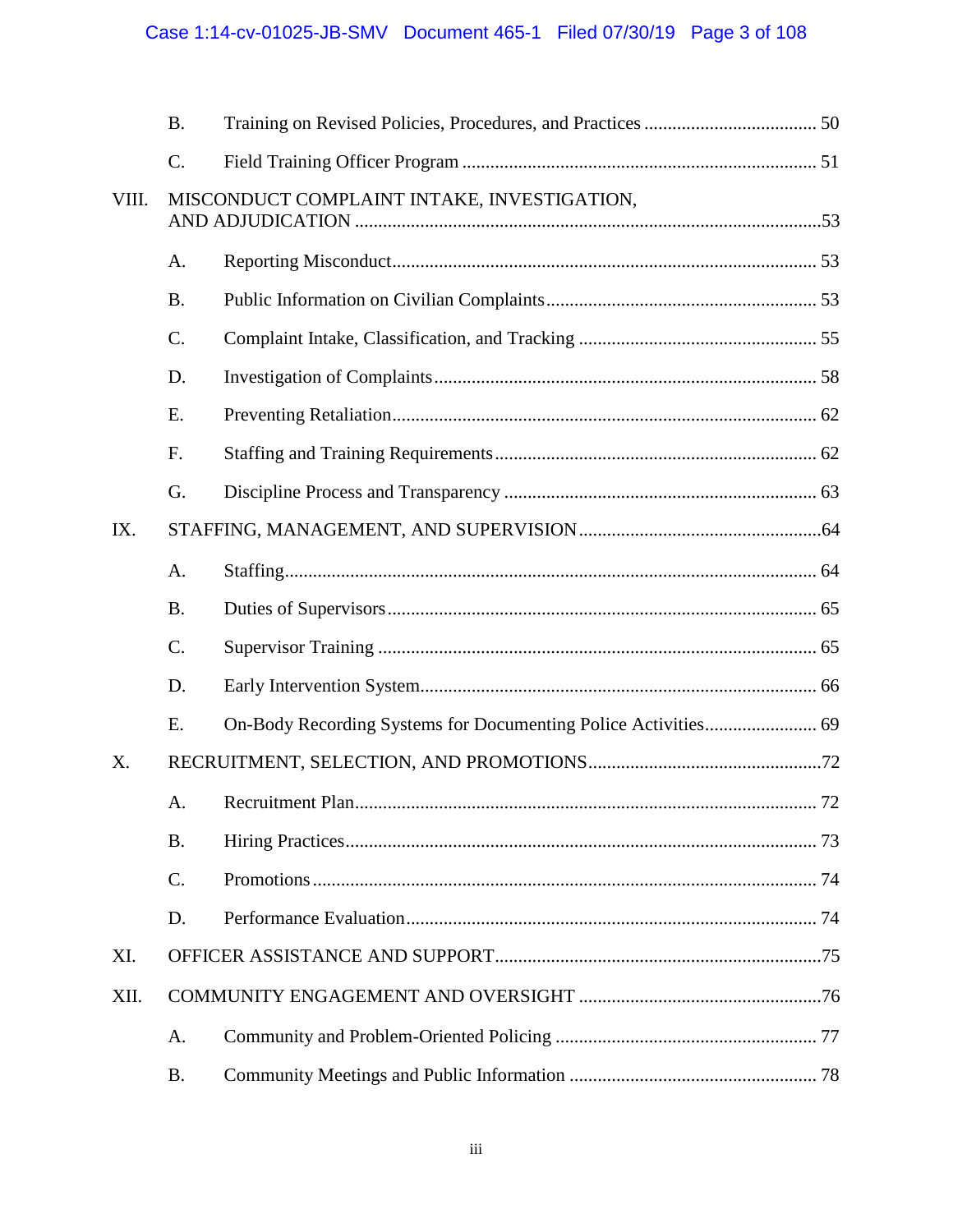B. Training on Revised Policies, Procedures, and Practices ..................................... 50

C. Field Training Officer Program ............................................................................ 51

VIII. MISCONDUCT COMPLAINT INTAKE, INVESTIGATION, AND ADJUDICATION ..................................................................................................53

A. Reporting Misconduct.......................................................................................... 53

B. Public Information on Civilian Complaints.......................................................... 53

C. Complaint Intake, Classification, and Tracking .................................................. 55

D. Investigation of Complaints................................................................................. 58

E. Preventing Retaliation.......................................................................................... 62

F. Staffing and Training Requirements.................................................................... 62

G. Discipline Process and Transparency .................................................................. 63

IX. STAFFING, MANAGEMENT, AND SUPERVISION...................................................64

A. Staffing................................................................................................................. 64

B. Duties of Supervisors........................................................................................... 65

C. Supervisor Training ............................................................................................. 65

D. Early Intervention System.................................................................................... 66

E. On-Body Recording Systems for Documenting Police Activities........................ 69

X. RECRUITMENT, SELECTION, AND PROMOTIONS.................................................72

A. Recruitment Plan.................................................................................................. 72

B. Hiring Practices.................................................................................................... 73

C. Promotions ........................................................................................................... 74

D. Performance Evaluation....................................................................................... 74

XI. OFFICER ASSISTANCE AND SUPPORT.....................................................................75

XII. COMMUNITY ENGAGEMENT AND OVERSIGHT ....................................................76

A. Community and Problem-Oriented Policing ....................................................... 77

B. Community Meetings and Public Information .................................................... 78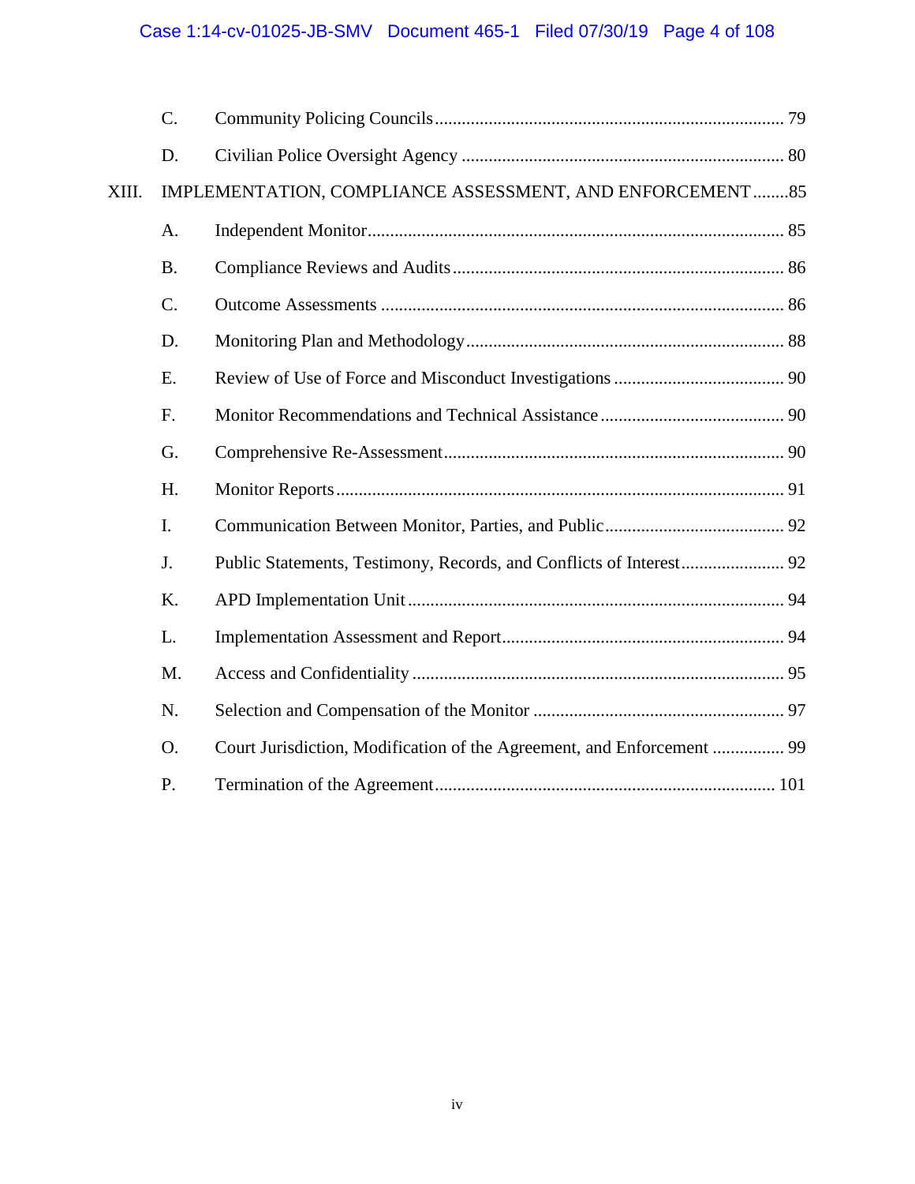C. Community Policing Councils ............................................................................. 79

D. Civilian Police Oversight Agency ....................................................................... 80

XIII. IMPLEMENTATION, COMPLIANCE ASSESSMENT, AND ENFORCEMENT ........85

A. Independent Monitor............................................................................................ 85

B. Compliance Reviews and Audits ......................................................................... 86

C. Outcome Assessments ......................................................................................... 86

D. Monitoring Plan and Methodology...................................................................... 88

E. Review of Use of Force and Misconduct Investigations ...................................... 90

F. Monitor Recommendations and Technical Assistance ......................................... 90

G. Comprehensive Re-Assessment........................................................................... 90

H. Monitor Reports ................................................................................................... 91

I. Communication Between Monitor, Parties, and Public........................................ 92

J. Public Statements, Testimony, Records, and Conflicts of Interest....................... 92

K. APD Implementation Unit ................................................................................... 94

L. Implementation Assessment and Report.............................................................. 94

M. Access and Confidentiality .................................................................................. 95

N. Selection and Compensation of the Monitor ....................................................... 97

O. Court Jurisdiction, Modification of the Agreement, and Enforcement ................ 99

P. Termination of the Agreement........................................................................... 101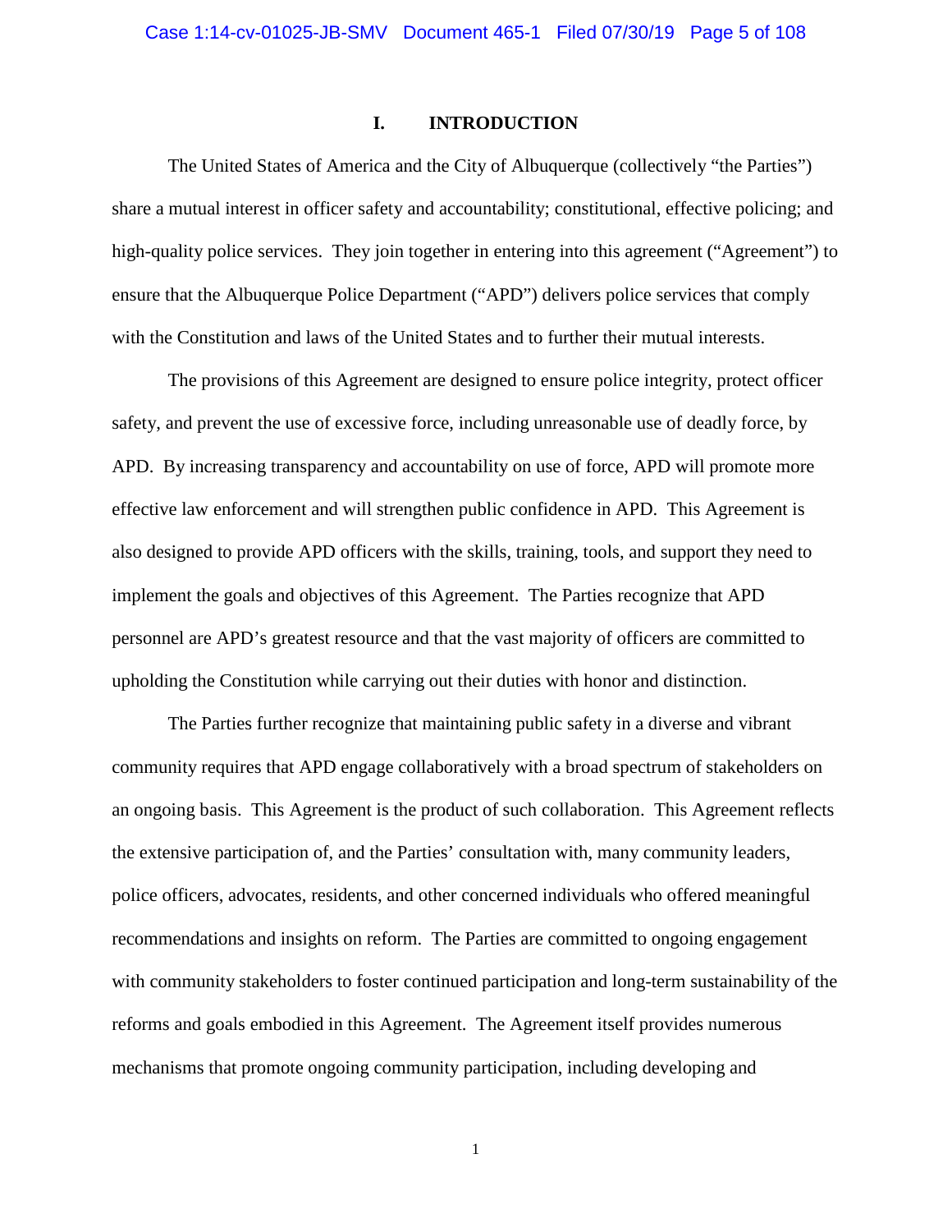# I. INTRODUCTION

The United States of America and the City of Albuquerque (collectively "the Parties") share a mutual interest in officer safety and accountability; constitutional, effective policing; and high-quality police services. They join together in entering into this agreement ("Agreement") to ensure that the Albuquerque Police Department ("APD") delivers police services that comply with the Constitution and laws of the United States and to further their mutual interests.

The provisions of this Agreement are designed to ensure police integrity, protect officer safety, and prevent the use of excessive force, including unreasonable use of deadly force, by APD. By increasing transparency and accountability on use of force, APD will promote more effective law enforcement and will strengthen public confidence in APD. This Agreement is also designed to provide APD officers with the skills, training, tools, and support they need to implement the goals and objectives of this Agreement. The Parties recognize that APD personnel are APD's greatest resource and that the vast majority of officers are committed to upholding the Constitution while carrying out their duties with honor and distinction.

The Parties further recognize that maintaining public safety in a diverse and vibrant community requires that APD engage collaboratively with a broad spectrum of stakeholders on an ongoing basis. This Agreement is the product of such collaboration. This Agreement reflects the extensive participation of, and the Parties' consultation with, many community leaders, police officers, advocates, residents, and other concerned individuals who offered meaningful recommendations and insights on reform. The Parties are committed to ongoing engagement with community stakeholders to foster continued participation and long-term sustainability of the reforms and goals embodied in this Agreement. The Agreement itself provides numerous mechanisms that promote ongoing community participation, including developing and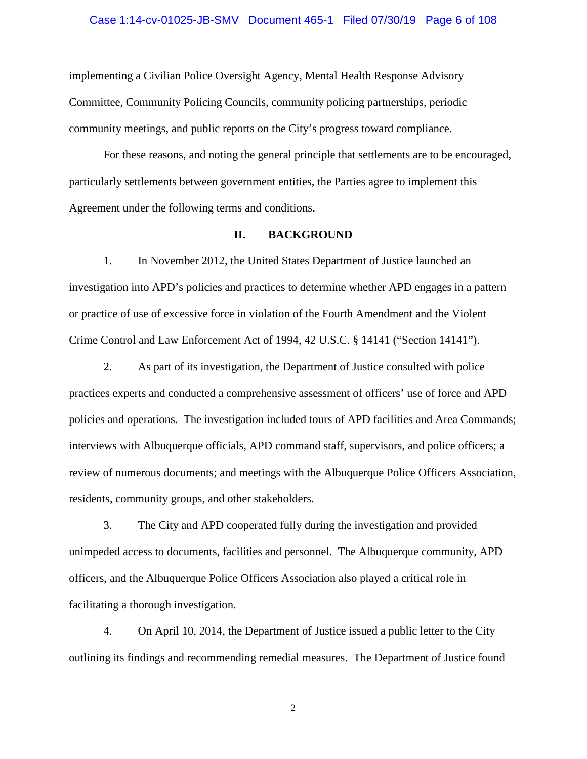implementing a Civilian Police Oversight Agency, Mental Health Response Advisory Committee, Community Policing Councils, community policing partnerships, periodic community meetings, and public reports on the City's progress toward compliance.

For these reasons, and noting the general principle that settlements are to be encouraged, particularly settlements between government entities, the Parties agree to implement this Agreement under the following terms and conditions.

## II. BACKGROUND

1. In November 2012, the United States Department of Justice launched an investigation into APD's policies and practices to determine whether APD engages in a pattern or practice of use of excessive force in violation of the Fourth Amendment and the Violent Crime Control and Law Enforcement Act of 1994, 42 U.S.C. § 14141 ("Section 14141").

2. As part of its investigation, the Department of Justice consulted with police practices experts and conducted a comprehensive assessment of officers' use of force and APD policies and operations. The investigation included tours of APD facilities and Area Commands; interviews with Albuquerque officials, APD command staff, supervisors, and police officers; a review of numerous documents; and meetings with the Albuquerque Police Officers Association, residents, community groups, and other stakeholders.

3. The City and APD cooperated fully during the investigation and provided unimpeded access to documents, facilities and personnel. The Albuquerque community, APD officers, and the Albuquerque Police Officers Association also played a critical role in facilitating a thorough investigation.

4. On April 10, 2014, the Department of Justice issued a public letter to the City outlining its findings and recommending remedial measures. The Department of Justice found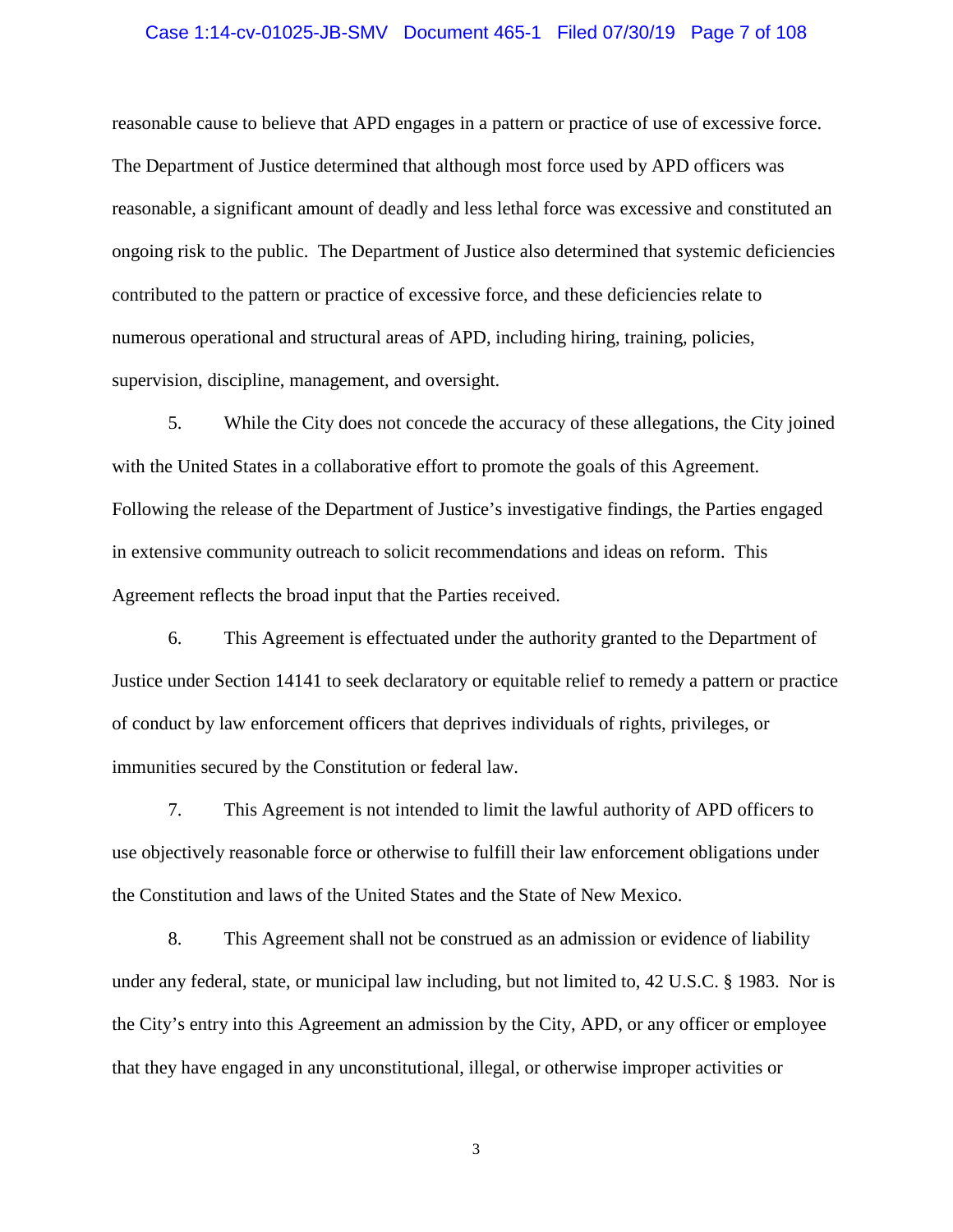reasonable cause to believe that APD engages in a pattern or practice of use of excessive force. The Department of Justice determined that although most force used by APD officers was reasonable, a significant amount of deadly and less lethal force was excessive and constituted an ongoing risk to the public. The Department of Justice also determined that systemic deficiencies contributed to the pattern or practice of excessive force, and these deficiencies relate to numerous operational and structural areas of APD, including hiring, training, policies, supervision, discipline, management, and oversight.

5. While the City does not concede the accuracy of these allegations, the City joined with the United States in a collaborative effort to promote the goals of this Agreement. Following the release of the Department of Justice's investigative findings, the Parties engaged in extensive community outreach to solicit recommendations and ideas on reform. This Agreement reflects the broad input that the Parties received.

6. This Agreement is effectuated under the authority granted to the Department of Justice under Section 14141 to seek declaratory or equitable relief to remedy a pattern or practice of conduct by law enforcement officers that deprives individuals of rights, privileges, or immunities secured by the Constitution or federal law.

7. This Agreement is not intended to limit the lawful authority of APD officers to use objectively reasonable force or otherwise to fulfill their law enforcement obligations under the Constitution and laws of the United States and the State of New Mexico.

8. This Agreement shall not be construed as an admission or evidence of liability under any federal, state, or municipal law including, but not limited to, 42 U.S.C. § 1983. Nor is the City's entry into this Agreement an admission by the City, APD, or any officer or employee that they have engaged in any unconstitutional, illegal, or otherwise improper activities or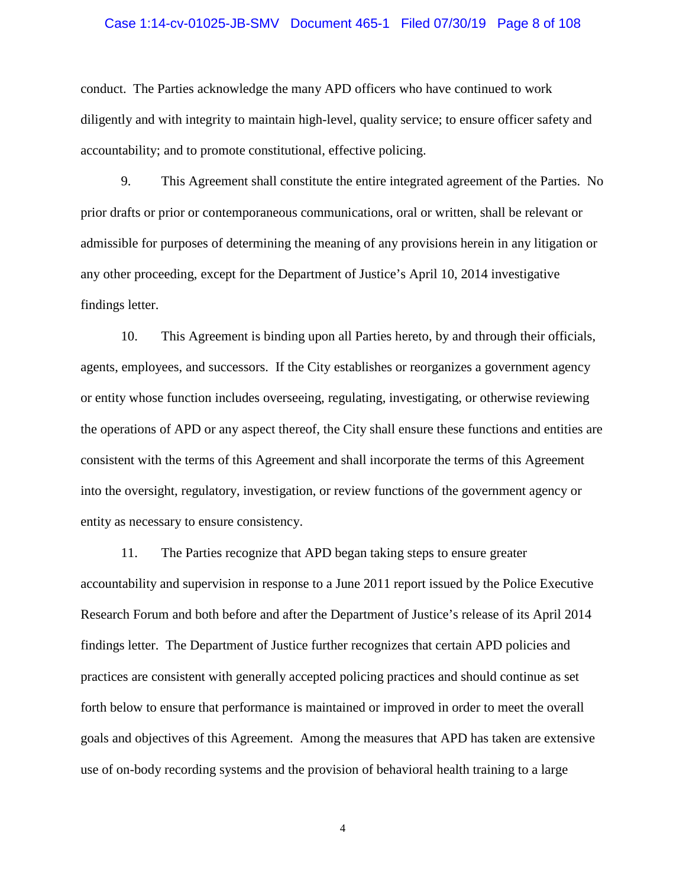conduct. The Parties acknowledge the many APD officers who have continued to work diligently and with integrity to maintain high-level, quality service; to ensure officer safety and accountability; and to promote constitutional, effective policing.

9. This Agreement shall constitute the entire integrated agreement of the Parties. No prior drafts or prior or contemporaneous communications, oral or written, shall be relevant or admissible for purposes of determining the meaning of any provisions herein in any litigation or any other proceeding, except for the Department of Justice's April 10, 2014 investigative findings letter.

10. This Agreement is binding upon all Parties hereto, by and through their officials, agents, employees, and successors. If the City establishes or reorganizes a government agency or entity whose function includes overseeing, regulating, investigating, or otherwise reviewing the operations of APD or any aspect thereof, the City shall ensure these functions and entities are consistent with the terms of this Agreement and shall incorporate the terms of this Agreement into the oversight, regulatory, investigation, or review functions of the government agency or entity as necessary to ensure consistency.

11. The Parties recognize that APD began taking steps to ensure greater accountability and supervision in response to a June 2011 report issued by the Police Executive Research Forum and both before and after the Department of Justice's release of its April 2014 findings letter. The Department of Justice further recognizes that certain APD policies and practices are consistent with generally accepted policing practices and should continue as set forth below to ensure that performance is maintained or improved in order to meet the overall goals and objectives of this Agreement. Among the measures that APD has taken are extensive use of on-body recording systems and the provision of behavioral health training to a large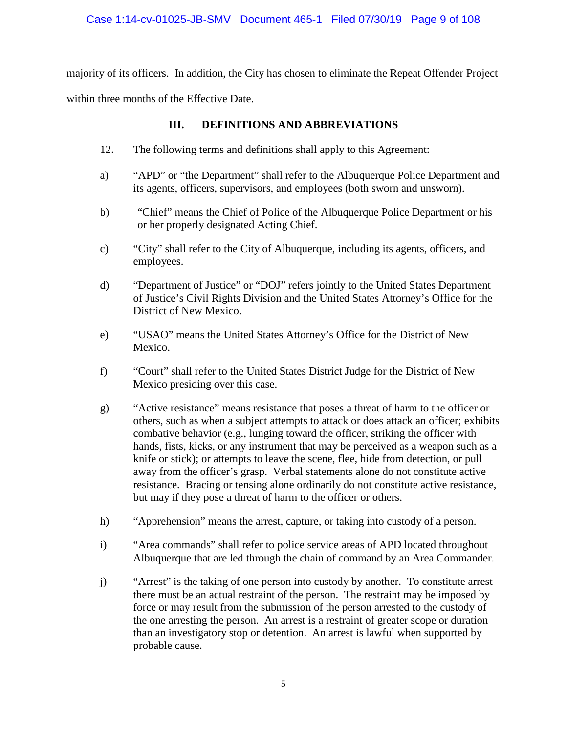majority of its officers. In addition, the City has chosen to eliminate the Repeat Offender Project within three months of the Effective Date.

## III. DEFINITIONS AND ABBREVIATIONS

12. The following terms and definitions shall apply to this Agreement:

a) "APD" or "the Department" shall refer to the Albuquerque Police Department and its agents, officers, supervisors, and employees (both sworn and unsworn).

b) "Chief" means the Chief of Police of the Albuquerque Police Department or his or her properly designated Acting Chief.

c) "City" shall refer to the City of Albuquerque, including its agents, officers, and employees.

d) "Department of Justice" or "DOJ" refers jointly to the United States Department of Justice's Civil Rights Division and the United States Attorney's Office for the District of New Mexico.

e) "USAO" means the United States Attorney's Office for the District of New Mexico.

f) "Court" shall refer to the United States District Judge for the District of New Mexico presiding over this case.

g) "Active resistance" means resistance that poses a threat of harm to the officer or others, such as when a subject attempts to attack or does attack an officer; exhibits combative behavior (e.g., lunging toward the officer, striking the officer with hands, fists, kicks, or any instrument that may be perceived as a weapon such as a knife or stick); or attempts to leave the scene, flee, hide from detection, or pull away from the officer's grasp. Verbal statements alone do not constitute active resistance. Bracing or tensing alone ordinarily do not constitute active resistance, but may if they pose a threat of harm to the officer or others.

h) "Apprehension" means the arrest, capture, or taking into custody of a person.

i) "Area commands" shall refer to police service areas of APD located throughout Albuquerque that are led through the chain of command by an Area Commander.

j) "Arrest" is the taking of one person into custody by another. To constitute arrest there must be an actual restraint of the person. The restraint may be imposed by force or may result from the submission of the person arrested to the custody of the one arresting the person. An arrest is a restraint of greater scope or duration than an investigatory stop or detention. An arrest is lawful when supported by probable cause.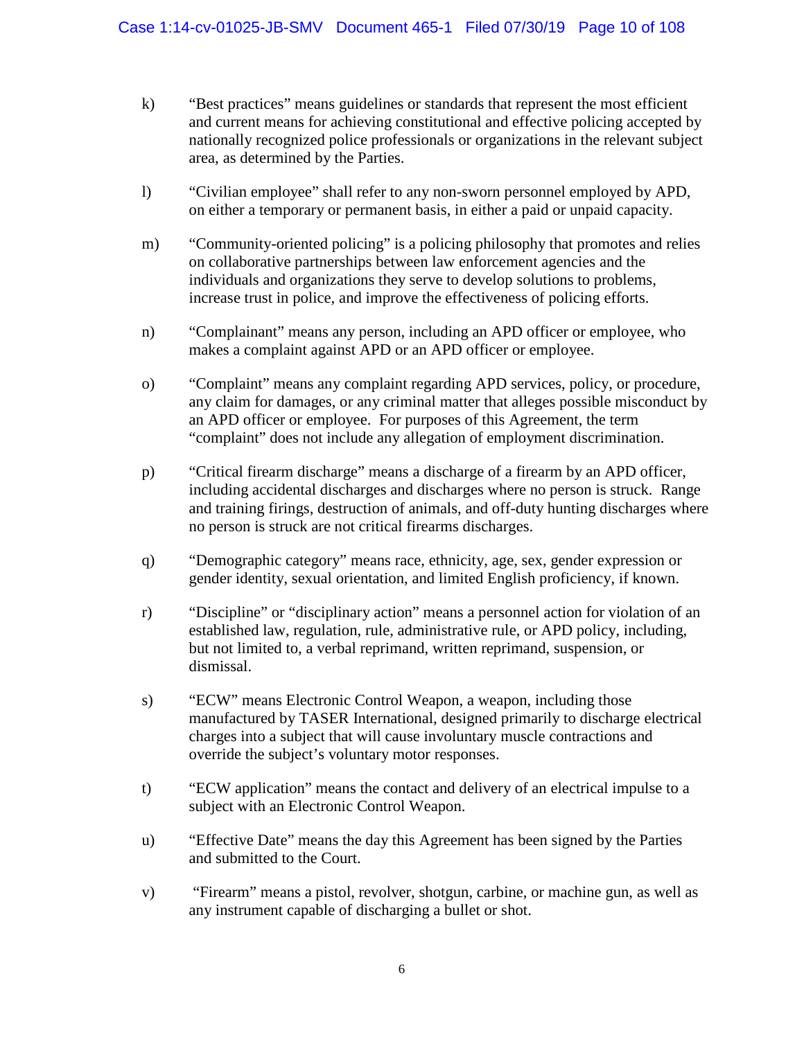k) "Best practices" means guidelines or standards that represent the most efficient and current means for achieving constitutional and effective policing accepted by nationally recognized police professionals or organizations in the relevant subject area, as determined by the Parties.

l) "Civilian employee" shall refer to any non-sworn personnel employed by APD, on either a temporary or permanent basis, in either a paid or unpaid capacity.

m) "Community-oriented policing" is a policing philosophy that promotes and relies on collaborative partnerships between law enforcement agencies and the individuals and organizations they serve to develop solutions to problems, increase trust in police, and improve the effectiveness of policing efforts.

n) "Complainant" means any person, including an APD officer or employee, who makes a complaint against APD or an APD officer or employee.

o) "Complaint" means any complaint regarding APD services, policy, or procedure, any claim for damages, or any criminal matter that alleges possible misconduct by an APD officer or employee. For purposes of this Agreement, the term "complaint" does not include any allegation of employment discrimination.

p) "Critical firearm discharge" means a discharge of a firearm by an APD officer, including accidental discharges and discharges where no person is struck. Range and training firings, destruction of animals, and off-duty hunting discharges where no person is struck are not critical firearms discharges.

q) "Demographic category" means race, ethnicity, age, sex, gender expression or gender identity, sexual orientation, and limited English proficiency, if known.

r) "Discipline" or "disciplinary action" means a personnel action for violation of an established law, regulation, rule, administrative rule, or APD policy, including, but not limited to, a verbal reprimand, written reprimand, suspension, or dismissal.

s) "ECW" means Electronic Control Weapon, a weapon, including those manufactured by TASER International, designed primarily to discharge electrical charges into a subject that will cause involuntary muscle contractions and override the subject's voluntary motor responses.

t) "ECW application" means the contact and delivery of an electrical impulse to a subject with an Electronic Control Weapon.

u) "Effective Date" means the day this Agreement has been signed by the Parties and submitted to the Court.

v) "Firearm" means a pistol, revolver, shotgun, carbine, or machine gun, as well as any instrument capable of discharging a bullet or shot.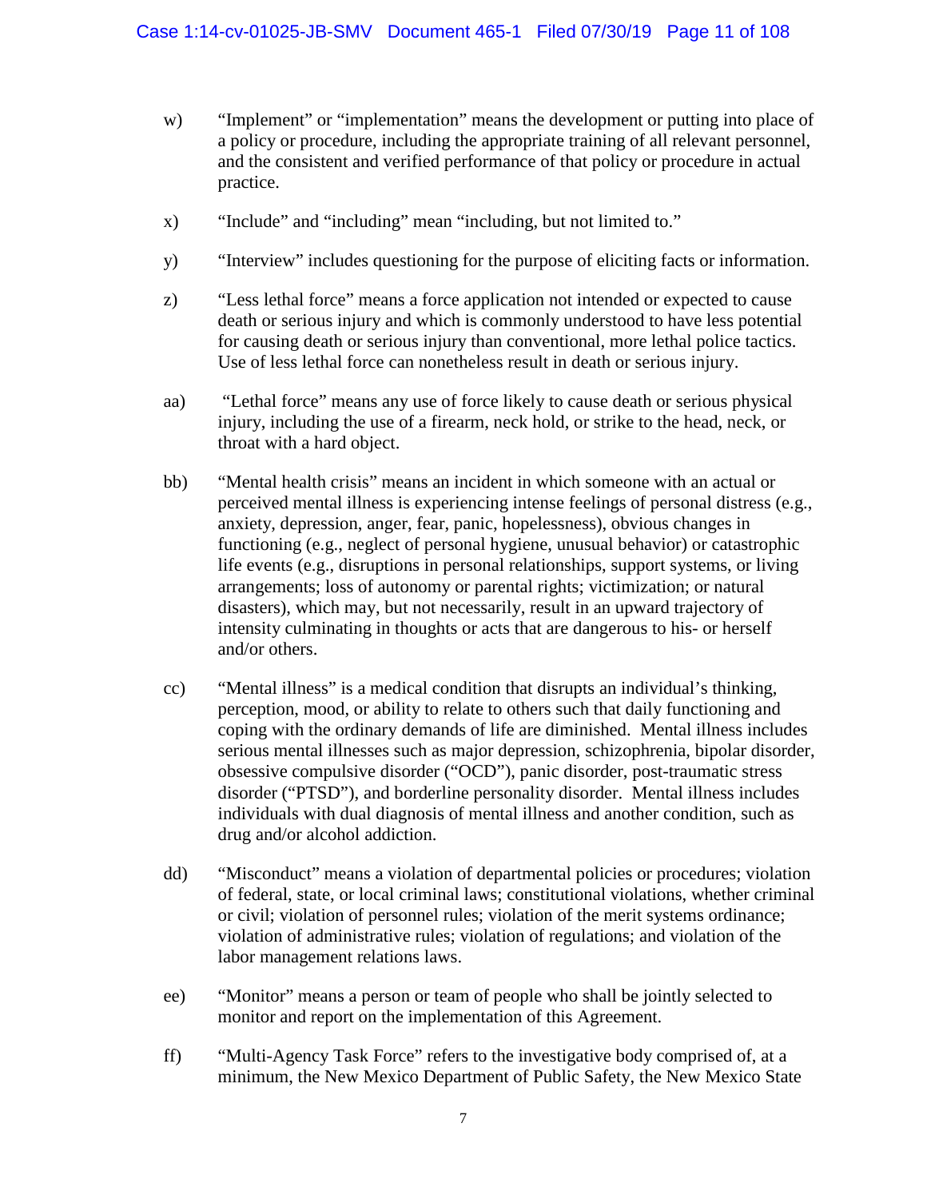w) "Implement" or "implementation" means the development or putting into place of a policy or procedure, including the appropriate training of all relevant personnel, and the consistent and verified performance of that policy or procedure in actual practice.

x) "Include" and "including" mean "including, but not limited to."

y) "Interview" includes questioning for the purpose of eliciting facts or information.

z) "Less lethal force" means a force application not intended or expected to cause death or serious injury and which is commonly understood to have less potential for causing death or serious injury than conventional, more lethal police tactics. Use of less lethal force can nonetheless result in death or serious injury.

aa) "Lethal force" means any use of force likely to cause death or serious physical injury, including the use of a firearm, neck hold, or strike to the head, neck, or throat with a hard object.

bb) "Mental health crisis" means an incident in which someone with an actual or perceived mental illness is experiencing intense feelings of personal distress (e.g., anxiety, depression, anger, fear, panic, hopelessness), obvious changes in functioning (e.g., neglect of personal hygiene, unusual behavior) or catastrophic life events (e.g., disruptions in personal relationships, support systems, or living arrangements; loss of autonomy or parental rights; victimization; or natural disasters), which may, but not necessarily, result in an upward trajectory of intensity culminating in thoughts or acts that are dangerous to his- or herself and/or others.

cc) "Mental illness" is a medical condition that disrupts an individual's thinking, perception, mood, or ability to relate to others such that daily functioning and coping with the ordinary demands of life are diminished. Mental illness includes serious mental illnesses such as major depression, schizophrenia, bipolar disorder, obsessive compulsive disorder ("OCD"), panic disorder, post-traumatic stress disorder ("PTSD"), and borderline personality disorder. Mental illness includes individuals with dual diagnosis of mental illness and another condition, such as drug and/or alcohol addiction.

dd) "Misconduct" means a violation of departmental policies or procedures; violation of federal, state, or local criminal laws; constitutional violations, whether criminal or civil; violation of personnel rules; violation of the merit systems ordinance; violation of administrative rules; violation of regulations; and violation of the labor management relations laws.

ee) "Monitor" means a person or team of people who shall be jointly selected to monitor and report on the implementation of this Agreement.

ff) "Multi-Agency Task Force" refers to the investigative body comprised of, at a minimum, the New Mexico Department of Public Safety, the New Mexico State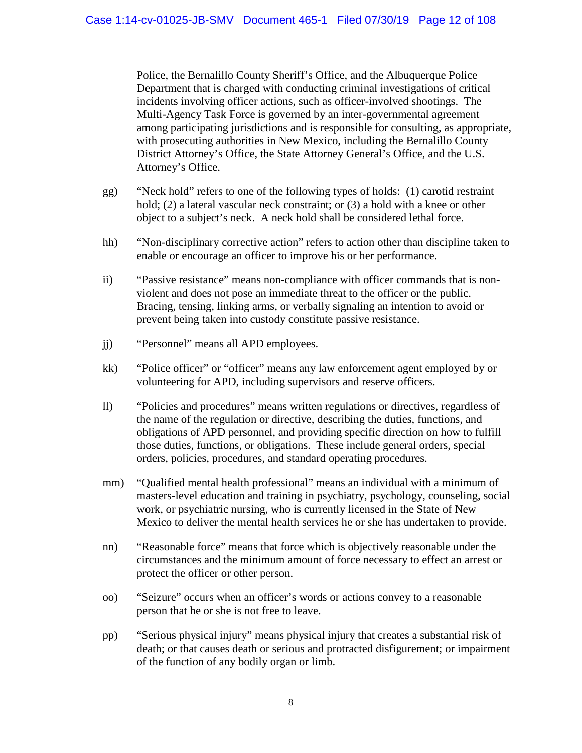Police, the Bernalillo County Sheriff's Office, and the Albuquerque Police Department that is charged with conducting criminal investigations of critical incidents involving officer actions, such as officer-involved shootings. The Multi-Agency Task Force is governed by an inter-governmental agreement among participating jurisdictions and is responsible for consulting, as appropriate, with prosecuting authorities in New Mexico, including the Bernalillo County District Attorney's Office, the State Attorney General's Office, and the U.S. Attorney's Office.

gg) "Neck hold" refers to one of the following types of holds: (1) carotid restraint hold; (2) a lateral vascular neck constraint; or (3) a hold with a knee or other object to a subject's neck. A neck hold shall be considered lethal force.

hh) "Non-disciplinary corrective action" refers to action other than discipline taken to enable or encourage an officer to improve his or her performance.

ii) "Passive resistance" means non-compliance with officer commands that is non-violent and does not pose an immediate threat to the officer or the public. Bracing, tensing, linking arms, or verbally signaling an intention to avoid or prevent being taken into custody constitute passive resistance.

jj) "Personnel" means all APD employees.

kk) "Police officer" or "officer" means any law enforcement agent employed by or volunteering for APD, including supervisors and reserve officers.

ll) "Policies and procedures" means written regulations or directives, regardless of the name of the regulation or directive, describing the duties, functions, and obligations of APD personnel, and providing specific direction on how to fulfill those duties, functions, or obligations. These include general orders, special orders, policies, procedures, and standard operating procedures.

mm) "Qualified mental health professional" means an individual with a minimum of masters-level education and training in psychiatry, psychology, counseling, social work, or psychiatric nursing, who is currently licensed in the State of New Mexico to deliver the mental health services he or she has undertaken to provide.

nn) "Reasonable force" means that force which is objectively reasonable under the circumstances and the minimum amount of force necessary to effect an arrest or protect the officer or other person.

oo) "Seizure" occurs when an officer's words or actions convey to a reasonable person that he or she is not free to leave.

pp) "Serious physical injury" means physical injury that creates a substantial risk of death; or that causes death or serious and protracted disfigurement; or impairment of the function of any bodily organ or limb.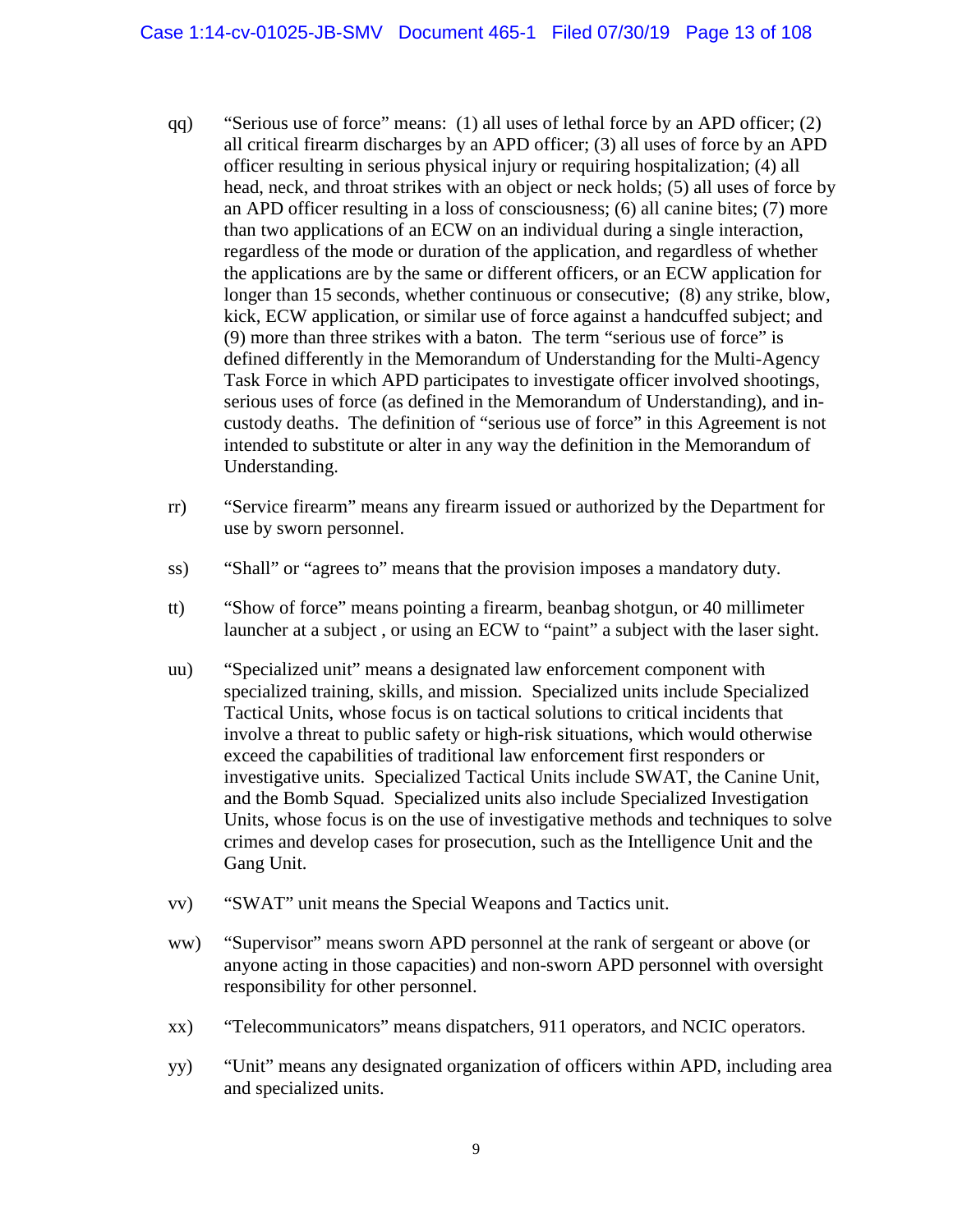qq) "Serious use of force" means: (1) all uses of lethal force by an APD officer; (2) all critical firearm discharges by an APD officer; (3) all uses of force by an APD officer resulting in serious physical injury or requiring hospitalization; (4) all head, neck, and throat strikes with an object or neck holds; (5) all uses of force by an APD officer resulting in a loss of consciousness; (6) all canine bites; (7) more than two applications of an ECW on an individual during a single interaction, regardless of the mode or duration of the application, and regardless of whether the applications are by the same or different officers, or an ECW application for longer than 15 seconds, whether continuous or consecutive; (8) any strike, blow, kick, ECW application, or similar use of force against a handcuffed subject; and (9) more than three strikes with a baton. The term "serious use of force" is defined differently in the Memorandum of Understanding for the Multi-Agency Task Force in which APD participates to investigate officer involved shootings, serious uses of force (as defined in the Memorandum of Understanding), and in-custody deaths. The definition of "serious use of force" in this Agreement is not intended to substitute or alter in any way the definition in the Memorandum of Understanding.

rr) "Service firearm" means any firearm issued or authorized by the Department for use by sworn personnel.

ss) "Shall" or "agrees to" means that the provision imposes a mandatory duty.

tt) "Show of force" means pointing a firearm, beanbag shotgun, or 40 millimeter launcher at a subject , or using an ECW to "paint" a subject with the laser sight.

uu) "Specialized unit" means a designated law enforcement component with specialized training, skills, and mission. Specialized units include Specialized Tactical Units, whose focus is on tactical solutions to critical incidents that involve a threat to public safety or high-risk situations, which would otherwise exceed the capabilities of traditional law enforcement first responders or investigative units. Specialized Tactical Units include SWAT, the Canine Unit, and the Bomb Squad. Specialized units also include Specialized Investigation Units, whose focus is on the use of investigative methods and techniques to solve crimes and develop cases for prosecution, such as the Intelligence Unit and the Gang Unit.

vv) "SWAT" unit means the Special Weapons and Tactics unit.

ww) "Supervisor" means sworn APD personnel at the rank of sergeant or above (or anyone acting in those capacities) and non-sworn APD personnel with oversight responsibility for other personnel.

xx) "Telecommunicators" means dispatchers, 911 operators, and NCIC operators.

yy) "Unit" means any designated organization of officers within APD, including area and specialized units.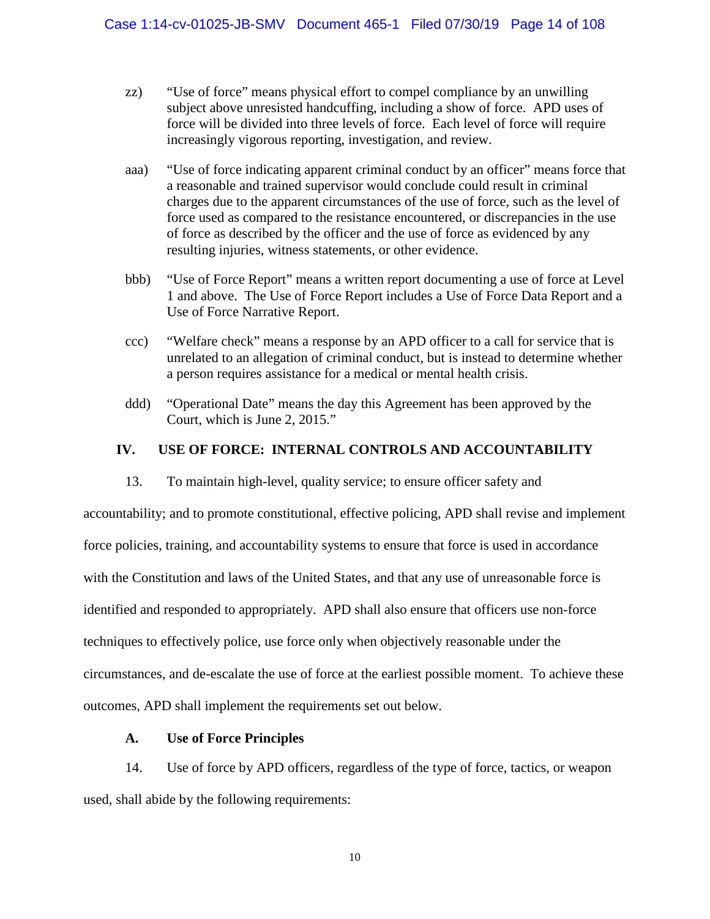zz) "Use of force" means physical effort to compel compliance by an unwilling subject above unresisted handcuffing, including a show of force. APD uses of force will be divided into three levels of force. Each level of force will require increasingly vigorous reporting, investigation, and review.

aaa) "Use of force indicating apparent criminal conduct by an officer" means force that a reasonable and trained supervisor would conclude could result in criminal charges due to the apparent circumstances of the use of force, such as the level of force used as compared to the resistance encountered, or discrepancies in the use of force as described by the officer and the use of force as evidenced by any resulting injuries, witness statements, or other evidence.

bbb) "Use of Force Report" means a written report documenting a use of force at Level 1 and above. The Use of Force Report includes a Use of Force Data Report and a Use of Force Narrative Report.

ccc) "Welfare check" means a response by an APD officer to a call for service that is unrelated to an allegation of criminal conduct, but is instead to determine whether a person requires assistance for a medical or mental health crisis.

ddd) "Operational Date" means the day this Agreement has been approved by the Court, which is June 2, 2015."

## IV. USE OF FORCE: INTERNAL CONTROLS AND ACCOUNTABILITY

13. To maintain high-level, quality service; to ensure officer safety and accountability; and to promote constitutional, effective policing, APD shall revise and implement force policies, training, and accountability systems to ensure that force is used in accordance with the Constitution and laws of the United States, and that any use of unreasonable force is identified and responded to appropriately. APD shall also ensure that officers use non-force techniques to effectively police, use force only when objectively reasonable under the circumstances, and de-escalate the use of force at the earliest possible moment. To achieve these outcomes, APD shall implement the requirements set out below.

### A. Use of Force Principles

14. Use of force by APD officers, regardless of the type of force, tactics, or weapon used, shall abide by the following requirements: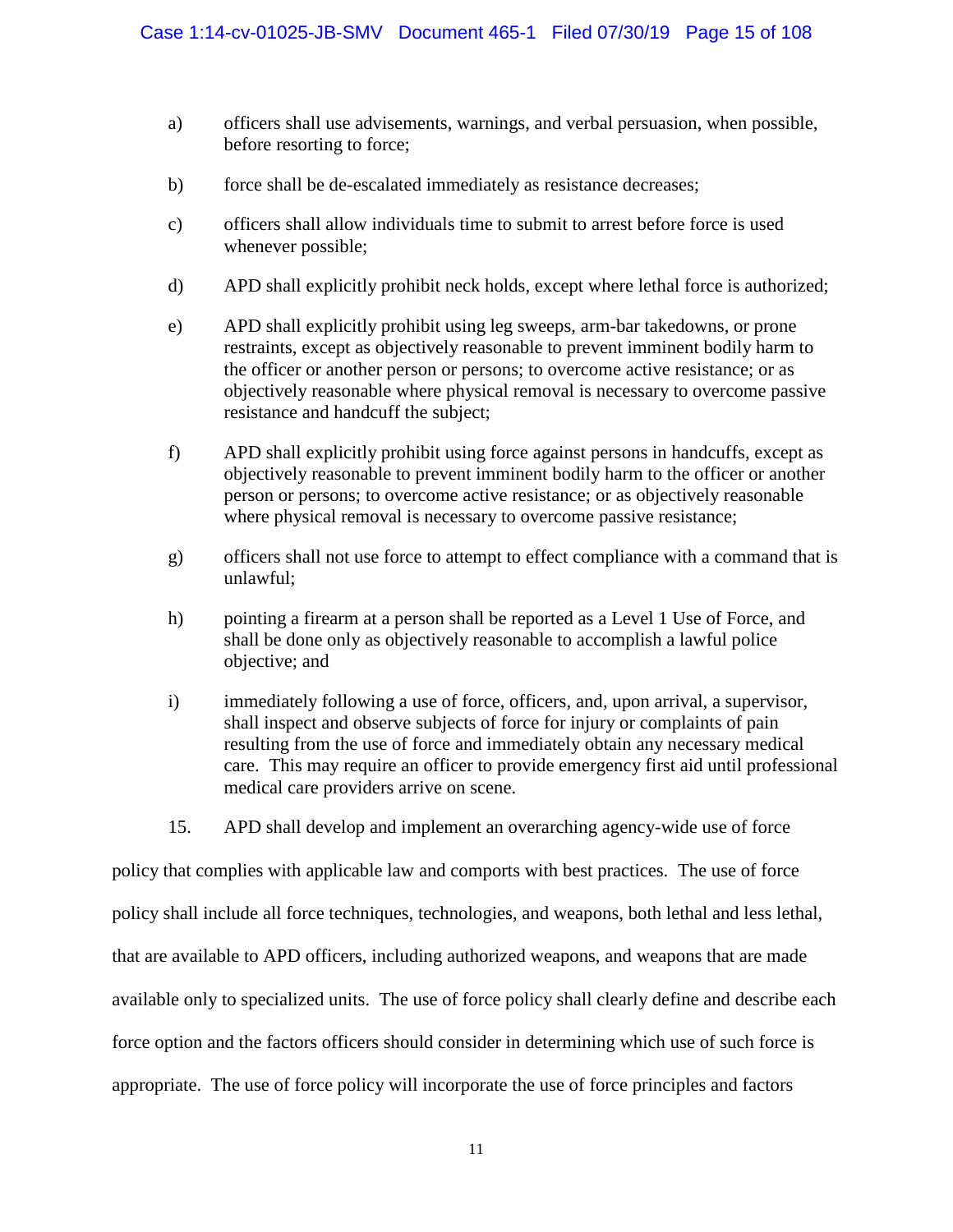a) officers shall use advisements, warnings, and verbal persuasion, when possible, before resorting to force;

b) force shall be de-escalated immediately as resistance decreases;

c) officers shall allow individuals time to submit to arrest before force is used whenever possible;

d) APD shall explicitly prohibit neck holds, except where lethal force is authorized;

e) APD shall explicitly prohibit using leg sweeps, arm-bar takedowns, or prone restraints, except as objectively reasonable to prevent imminent bodily harm to the officer or another person or persons; to overcome active resistance; or as objectively reasonable where physical removal is necessary to overcome passive resistance and handcuff the subject;

f) APD shall explicitly prohibit using force against persons in handcuffs, except as objectively reasonable to prevent imminent bodily harm to the officer or another person or persons; to overcome active resistance; or as objectively reasonable where physical removal is necessary to overcome passive resistance;

g) officers shall not use force to attempt to effect compliance with a command that is unlawful;

h) pointing a firearm at a person shall be reported as a Level 1 Use of Force, and shall be done only as objectively reasonable to accomplish a lawful police objective; and

i) immediately following a use of force, officers, and, upon arrival, a supervisor, shall inspect and observe subjects of force for injury or complaints of pain resulting from the use of force and immediately obtain any necessary medical care. This may require an officer to provide emergency first aid until professional medical care providers arrive on scene.

15. APD shall develop and implement an overarching agency-wide use of force policy that complies with applicable law and comports with best practices. The use of force policy shall include all force techniques, technologies, and weapons, both lethal and less lethal, that are available to APD officers, including authorized weapons, and weapons that are made available only to specialized units. The use of force policy shall clearly define and describe each force option and the factors officers should consider in determining which use of such force is appropriate. The use of force policy will incorporate the use of force principles and factors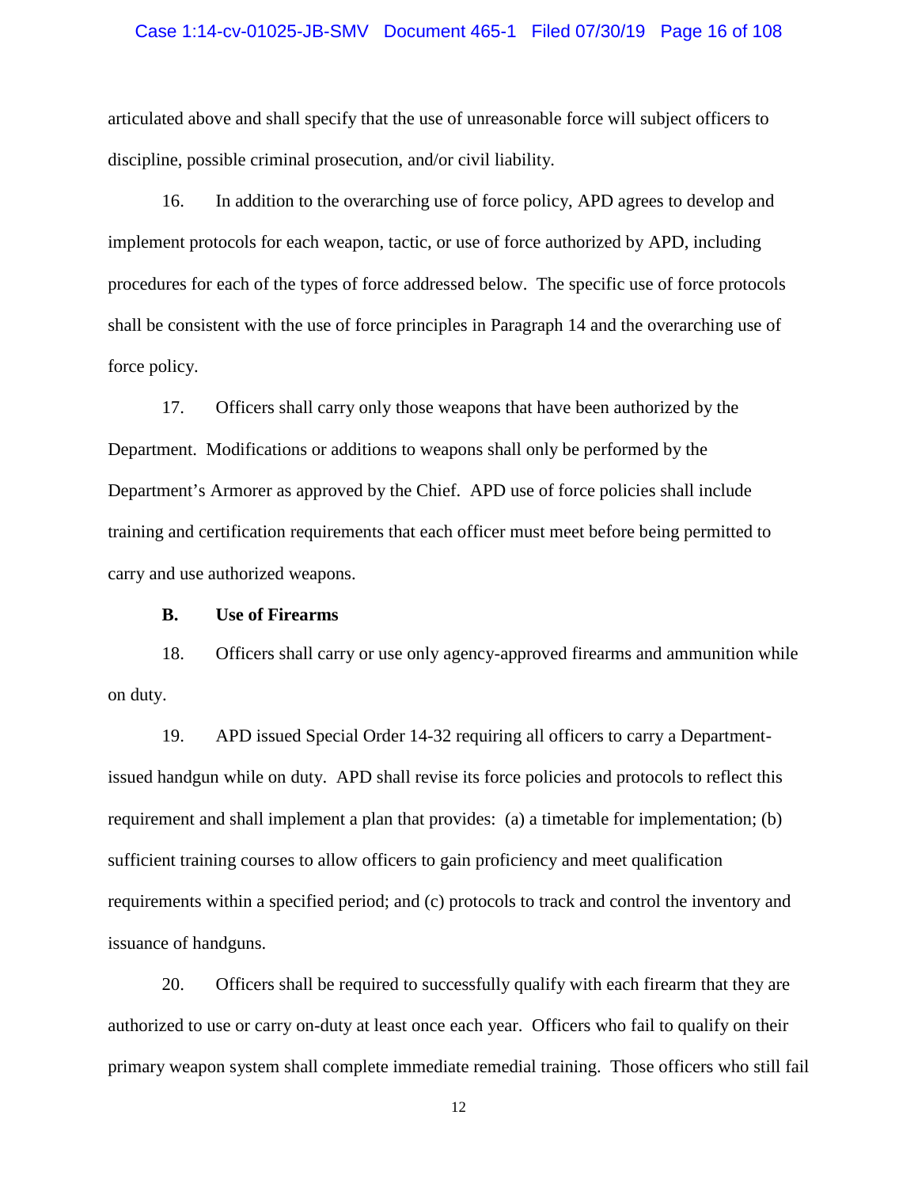articulated above and shall specify that the use of unreasonable force will subject officers to discipline, possible criminal prosecution, and/or civil liability.

16. In addition to the overarching use of force policy, APD agrees to develop and implement protocols for each weapon, tactic, or use of force authorized by APD, including procedures for each of the types of force addressed below. The specific use of force protocols shall be consistent with the use of force principles in Paragraph 14 and the overarching use of force policy.

17. Officers shall carry only those weapons that have been authorized by the Department. Modifications or additions to weapons shall only be performed by the Department's Armorer as approved by the Chief. APD use of force policies shall include training and certification requirements that each officer must meet before being permitted to carry and use authorized weapons.

### B. Use of Firearms

18. Officers shall carry or use only agency-approved firearms and ammunition while on duty.

19. APD issued Special Order 14-32 requiring all officers to carry a Department-issued handgun while on duty. APD shall revise its force policies and protocols to reflect this requirement and shall implement a plan that provides: (a) a timetable for implementation; (b) sufficient training courses to allow officers to gain proficiency and meet qualification requirements within a specified period; and (c) protocols to track and control the inventory and issuance of handguns.

20. Officers shall be required to successfully qualify with each firearm that they are authorized to use or carry on-duty at least once each year. Officers who fail to qualify on their primary weapon system shall complete immediate remedial training. Those officers who still fail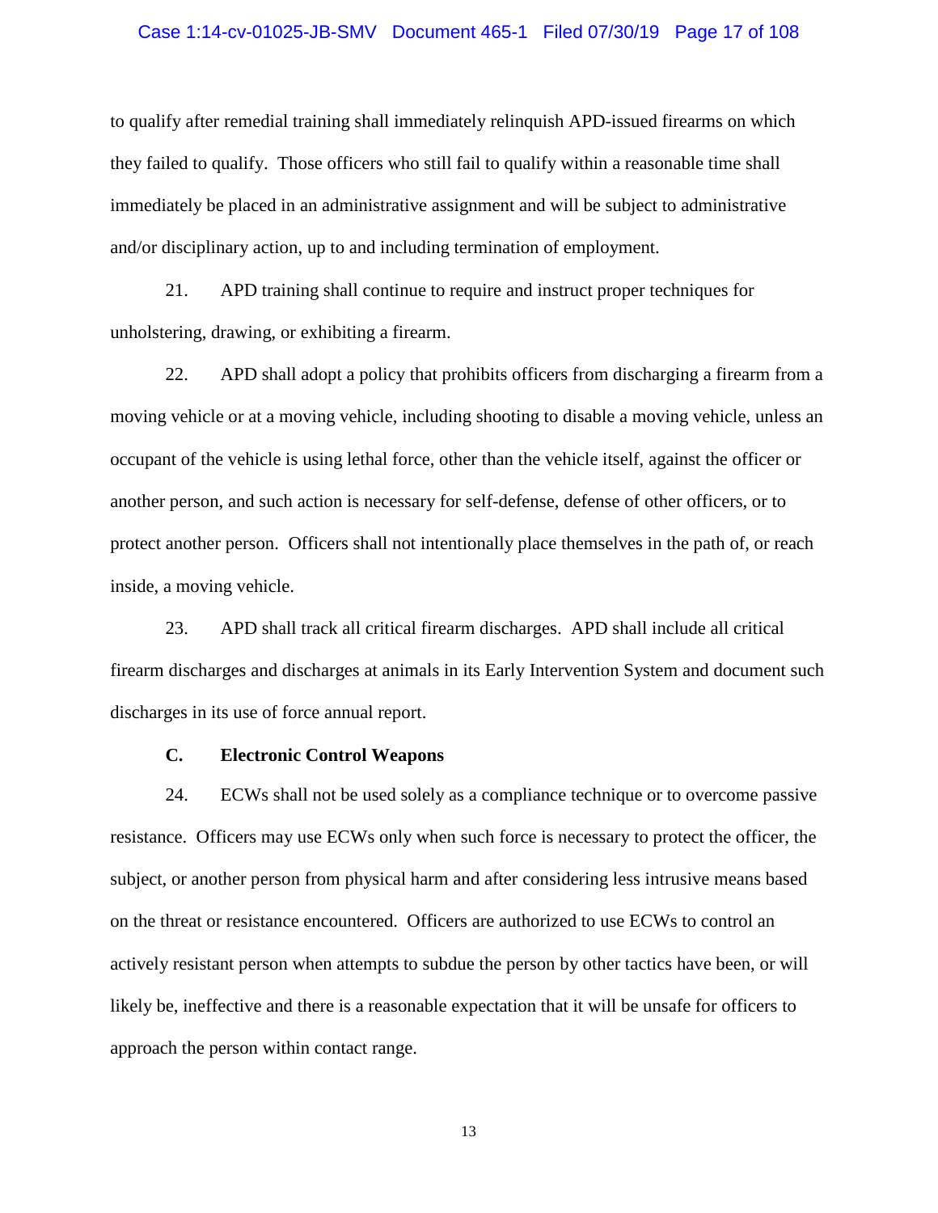to qualify after remedial training shall immediately relinquish APD-issued firearms on which they failed to qualify. Those officers who still fail to qualify within a reasonable time shall immediately be placed in an administrative assignment and will be subject to administrative and/or disciplinary action, up to and including termination of employment.

21. APD training shall continue to require and instruct proper techniques for unholstering, drawing, or exhibiting a firearm.

22. APD shall adopt a policy that prohibits officers from discharging a firearm from a moving vehicle or at a moving vehicle, including shooting to disable a moving vehicle, unless an occupant of the vehicle is using lethal force, other than the vehicle itself, against the officer or another person, and such action is necessary for self-defense, defense of other officers, or to protect another person. Officers shall not intentionally place themselves in the path of, or reach inside, a moving vehicle.

23. APD shall track all critical firearm discharges. APD shall include all critical firearm discharges and discharges at animals in its Early Intervention System and document such discharges in its use of force annual report.

### C. Electronic Control Weapons

24. ECWs shall not be used solely as a compliance technique or to overcome passive resistance. Officers may use ECWs only when such force is necessary to protect the officer, the subject, or another person from physical harm and after considering less intrusive means based on the threat or resistance encountered. Officers are authorized to use ECWs to control an actively resistant person when attempts to subdue the person by other tactics have been, or will likely be, ineffective and there is a reasonable expectation that it will be unsafe for officers to approach the person within contact range.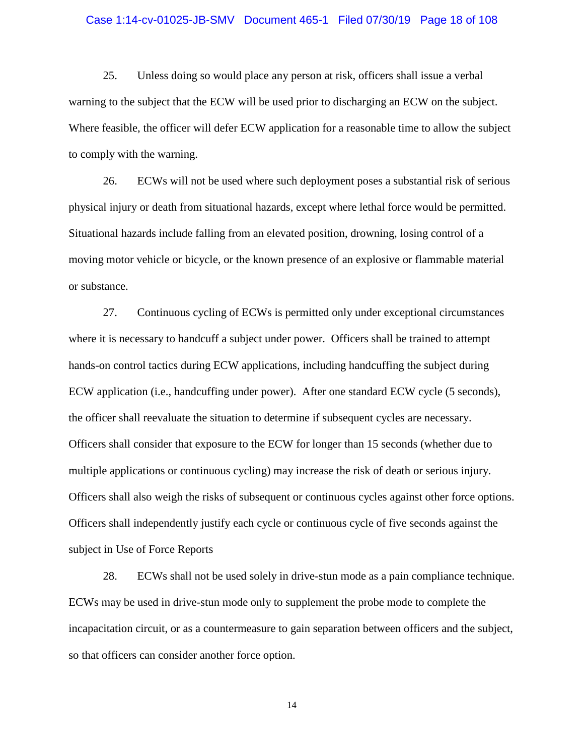25. Unless doing so would place any person at risk, officers shall issue a verbal warning to the subject that the ECW will be used prior to discharging an ECW on the subject. Where feasible, the officer will defer ECW application for a reasonable time to allow the subject to comply with the warning.

26. ECWs will not be used where such deployment poses a substantial risk of serious physical injury or death from situational hazards, except where lethal force would be permitted. Situational hazards include falling from an elevated position, drowning, losing control of a moving motor vehicle or bicycle, or the known presence of an explosive or flammable material or substance.

27. Continuous cycling of ECWs is permitted only under exceptional circumstances where it is necessary to handcuff a subject under power. Officers shall be trained to attempt hands-on control tactics during ECW applications, including handcuffing the subject during ECW application (i.e., handcuffing under power). After one standard ECW cycle (5 seconds), the officer shall reevaluate the situation to determine if subsequent cycles are necessary. Officers shall consider that exposure to the ECW for longer than 15 seconds (whether due to multiple applications or continuous cycling) may increase the risk of death or serious injury. Officers shall also weigh the risks of subsequent or continuous cycles against other force options. Officers shall independently justify each cycle or continuous cycle of five seconds against the subject in Use of Force Reports

28. ECWs shall not be used solely in drive-stun mode as a pain compliance technique. ECWs may be used in drive-stun mode only to supplement the probe mode to complete the incapacitation circuit, or as a countermeasure to gain separation between officers and the subject, so that officers can consider another force option.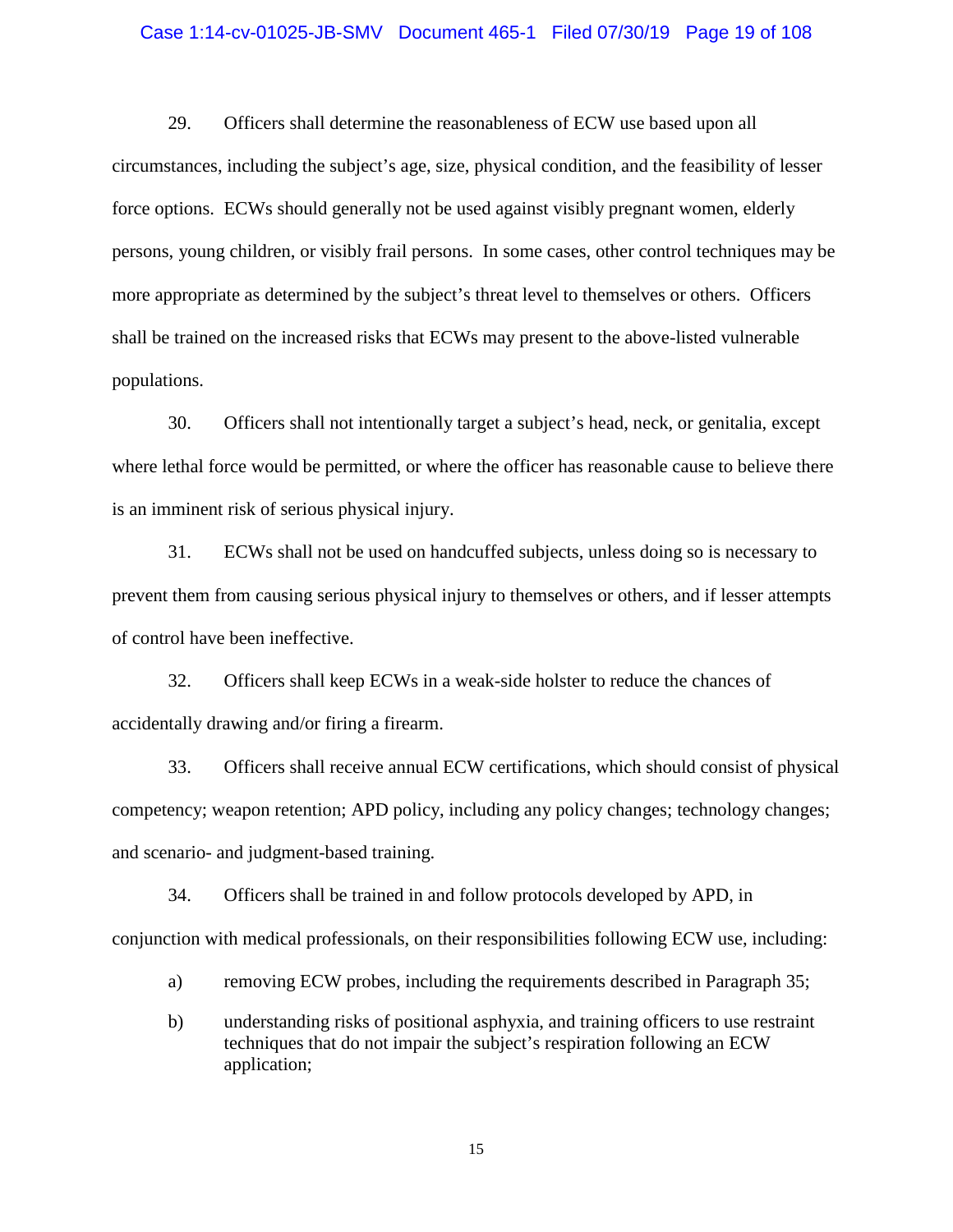29. Officers shall determine the reasonableness of ECW use based upon all circumstances, including the subject's age, size, physical condition, and the feasibility of lesser force options. ECWs should generally not be used against visibly pregnant women, elderly persons, young children, or visibly frail persons. In some cases, other control techniques may be more appropriate as determined by the subject's threat level to themselves or others. Officers shall be trained on the increased risks that ECWs may present to the above-listed vulnerable populations.

30. Officers shall not intentionally target a subject's head, neck, or genitalia, except where lethal force would be permitted, or where the officer has reasonable cause to believe there is an imminent risk of serious physical injury.

31. ECWs shall not be used on handcuffed subjects, unless doing so is necessary to prevent them from causing serious physical injury to themselves or others, and if lesser attempts of control have been ineffective.

32. Officers shall keep ECWs in a weak-side holster to reduce the chances of accidentally drawing and/or firing a firearm.

33. Officers shall receive annual ECW certifications, which should consist of physical competency; weapon retention; APD policy, including any policy changes; technology changes; and scenario- and judgment-based training.

34. Officers shall be trained in and follow protocols developed by APD, in conjunction with medical professionals, on their responsibilities following ECW use, including:

a) removing ECW probes, including the requirements described in Paragraph 35;

b) understanding risks of positional asphyxia, and training officers to use restraint techniques that do not impair the subject's respiration following an ECW application;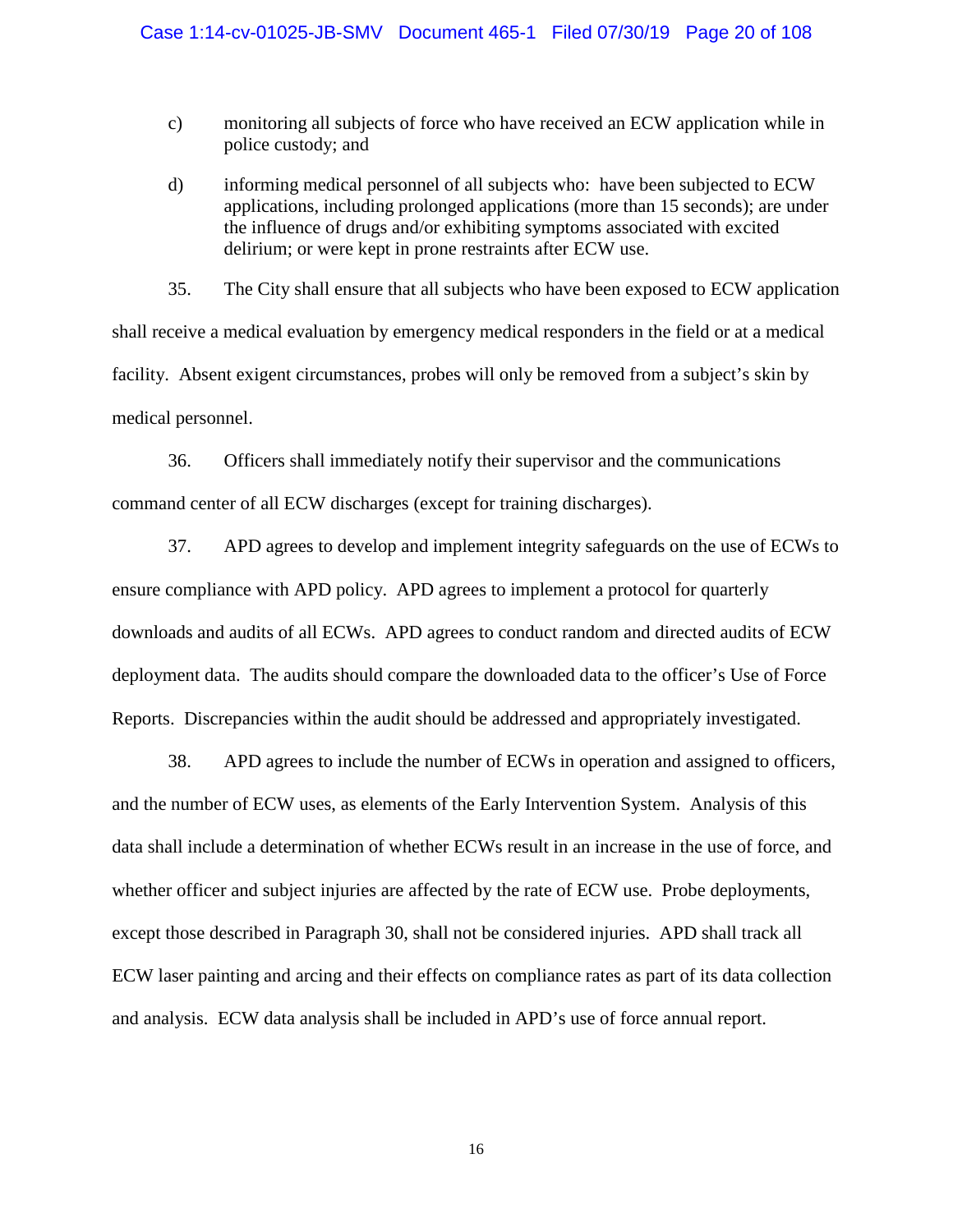c) monitoring all subjects of force who have received an ECW application while in police custody; and

d) informing medical personnel of all subjects who: have been subjected to ECW applications, including prolonged applications (more than 15 seconds); are under the influence of drugs and/or exhibiting symptoms associated with excited delirium; or were kept in prone restraints after ECW use.

35. The City shall ensure that all subjects who have been exposed to ECW application shall receive a medical evaluation by emergency medical responders in the field or at a medical facility. Absent exigent circumstances, probes will only be removed from a subject's skin by medical personnel.

36. Officers shall immediately notify their supervisor and the communications command center of all ECW discharges (except for training discharges).

37. APD agrees to develop and implement integrity safeguards on the use of ECWs to ensure compliance with APD policy. APD agrees to implement a protocol for quarterly downloads and audits of all ECWs. APD agrees to conduct random and directed audits of ECW deployment data. The audits should compare the downloaded data to the officer's Use of Force Reports. Discrepancies within the audit should be addressed and appropriately investigated.

38. APD agrees to include the number of ECWs in operation and assigned to officers, and the number of ECW uses, as elements of the Early Intervention System. Analysis of this data shall include a determination of whether ECWs result in an increase in the use of force, and whether officer and subject injuries are affected by the rate of ECW use. Probe deployments, except those described in Paragraph 30, shall not be considered injuries. APD shall track all ECW laser painting and arcing and their effects on compliance rates as part of its data collection and analysis. ECW data analysis shall be included in APD's use of force annual report.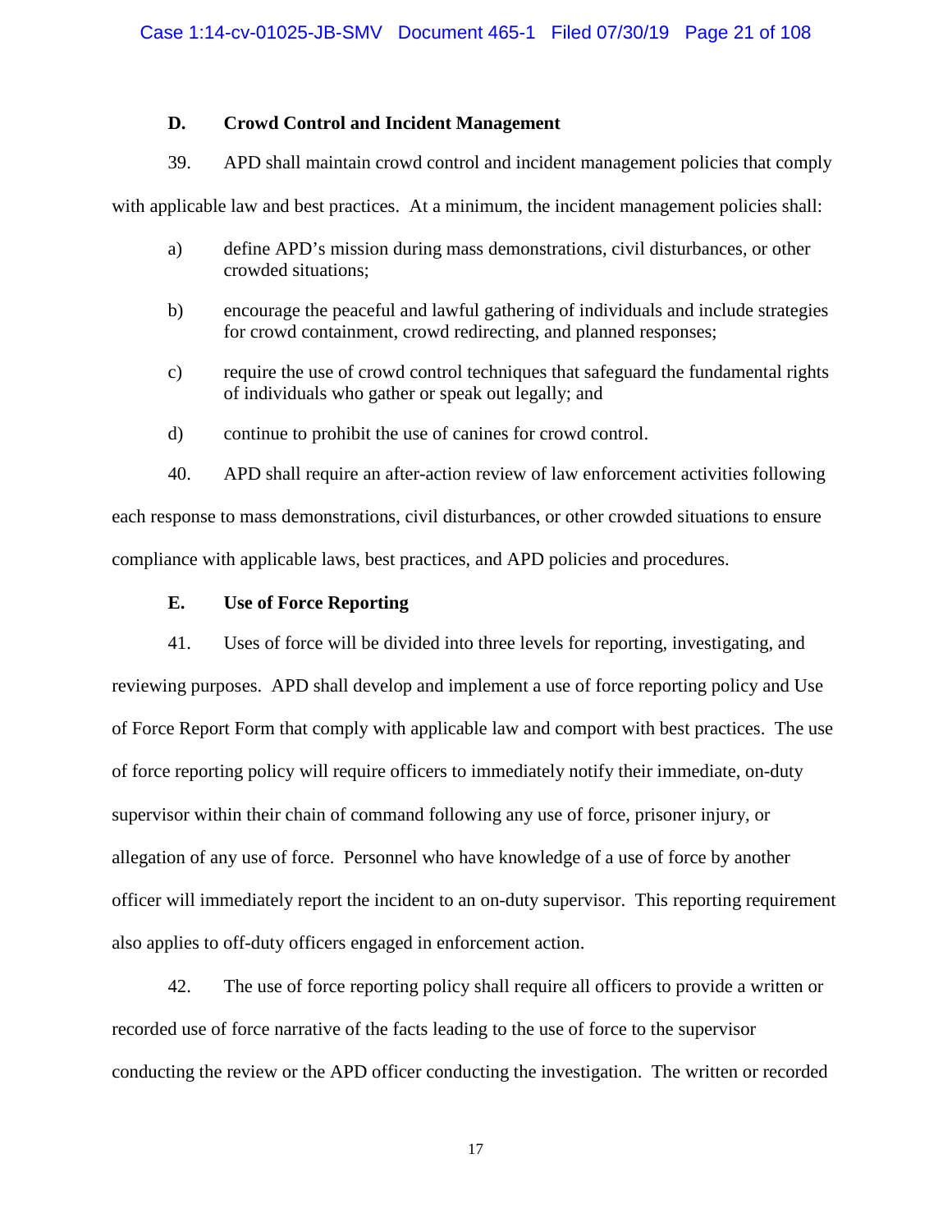### D. Crowd Control and Incident Management

39. APD shall maintain crowd control and incident management policies that comply with applicable law and best practices. At a minimum, the incident management policies shall:

a) define APD's mission during mass demonstrations, civil disturbances, or other crowded situations;

b) encourage the peaceful and lawful gathering of individuals and include strategies for crowd containment, crowd redirecting, and planned responses;

c) require the use of crowd control techniques that safeguard the fundamental rights of individuals who gather or speak out legally; and

d) continue to prohibit the use of canines for crowd control.

40. APD shall require an after-action review of law enforcement activities following each response to mass demonstrations, civil disturbances, or other crowded situations to ensure compliance with applicable laws, best practices, and APD policies and procedures.

### E. Use of Force Reporting

41. Uses of force will be divided into three levels for reporting, investigating, and reviewing purposes. APD shall develop and implement a use of force reporting policy and Use of Force Report Form that comply with applicable law and comport with best practices. The use of force reporting policy will require officers to immediately notify their immediate, on-duty supervisor within their chain of command following any use of force, prisoner injury, or allegation of any use of force. Personnel who have knowledge of a use of force by another officer will immediately report the incident to an on-duty supervisor. This reporting requirement also applies to off-duty officers engaged in enforcement action.

42. The use of force reporting policy shall require all officers to provide a written or recorded use of force narrative of the facts leading to the use of force to the supervisor conducting the review or the APD officer conducting the investigation. The written or recorded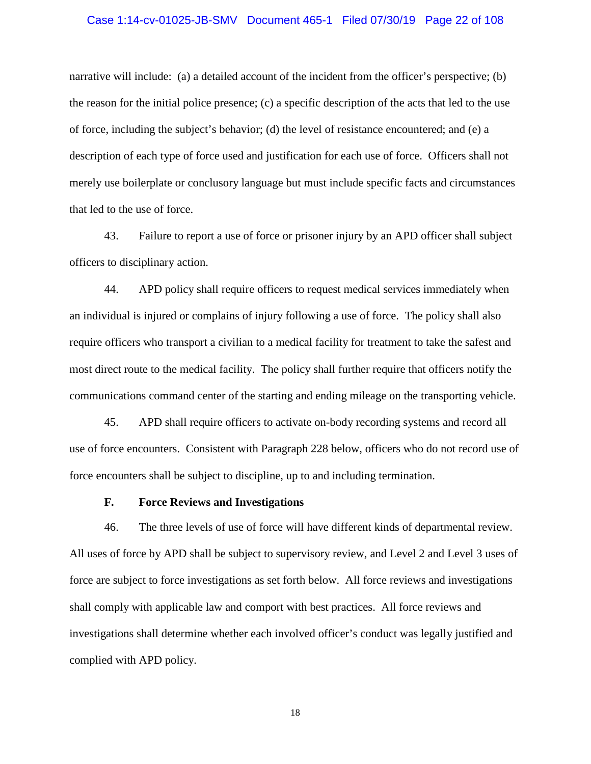narrative will include: (a) a detailed account of the incident from the officer's perspective; (b) the reason for the initial police presence; (c) a specific description of the acts that led to the use of force, including the subject's behavior; (d) the level of resistance encountered; and (e) a description of each type of force used and justification for each use of force. Officers shall not merely use boilerplate or conclusory language but must include specific facts and circumstances that led to the use of force.

43. Failure to report a use of force or prisoner injury by an APD officer shall subject officers to disciplinary action.

44. APD policy shall require officers to request medical services immediately when an individual is injured or complains of injury following a use of force. The policy shall also require officers who transport a civilian to a medical facility for treatment to take the safest and most direct route to the medical facility. The policy shall further require that officers notify the communications command center of the starting and ending mileage on the transporting vehicle.

45. APD shall require officers to activate on-body recording systems and record all use of force encounters. Consistent with Paragraph 228 below, officers who do not record use of force encounters shall be subject to discipline, up to and including termination.

### F. Force Reviews and Investigations

46. The three levels of use of force will have different kinds of departmental review. All uses of force by APD shall be subject to supervisory review, and Level 2 and Level 3 uses of force are subject to force investigations as set forth below. All force reviews and investigations shall comply with applicable law and comport with best practices. All force reviews and investigations shall determine whether each involved officer's conduct was legally justified and complied with APD policy.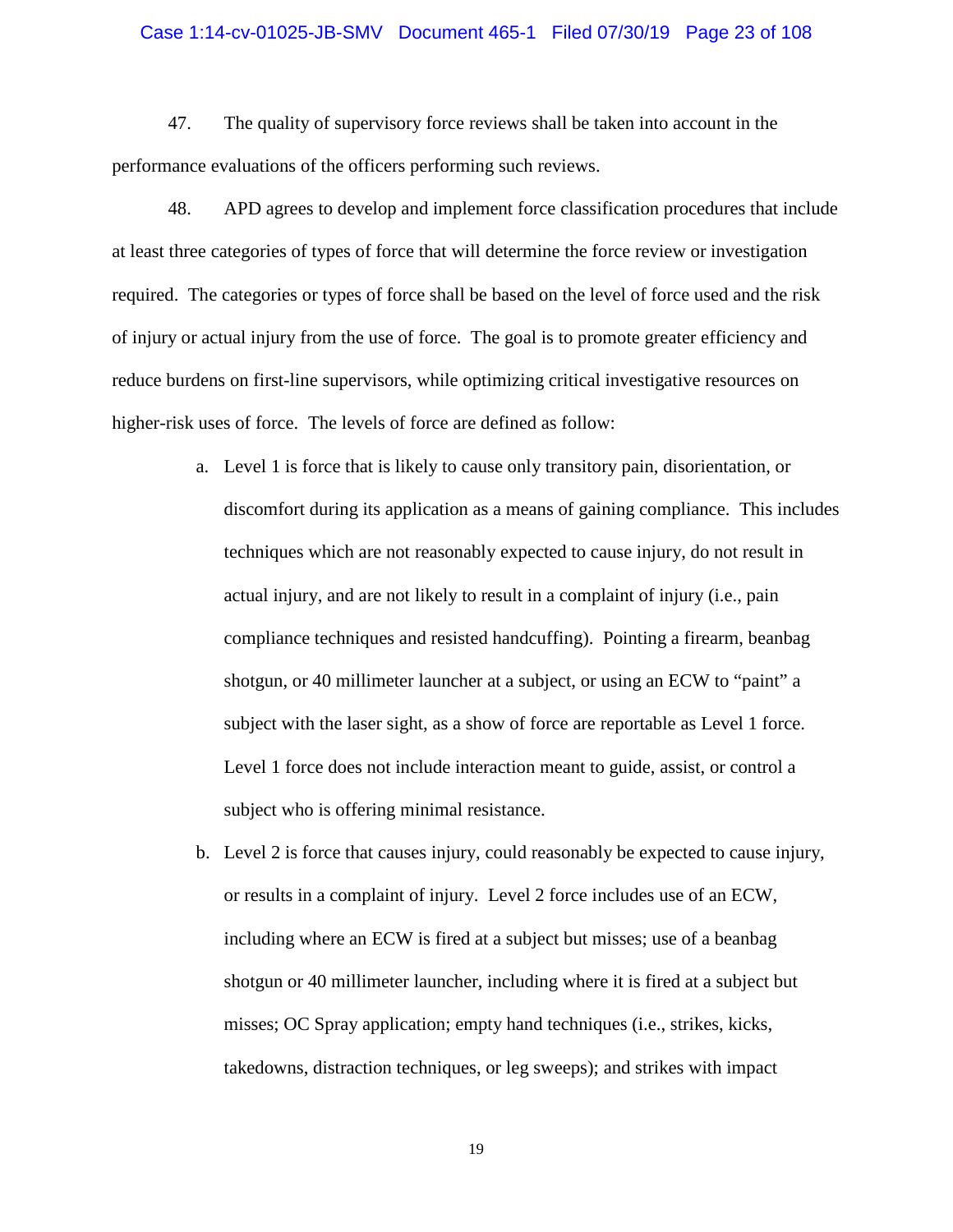47. The quality of supervisory force reviews shall be taken into account in the performance evaluations of the officers performing such reviews.

48. APD agrees to develop and implement force classification procedures that include at least three categories of types of force that will determine the force review or investigation required. The categories or types of force shall be based on the level of force used and the risk of injury or actual injury from the use of force. The goal is to promote greater efficiency and reduce burdens on first-line supervisors, while optimizing critical investigative resources on higher-risk uses of force. The levels of force are defined as follow:

a. Level 1 is force that is likely to cause only transitory pain, disorientation, or discomfort during its application as a means of gaining compliance. This includes techniques which are not reasonably expected to cause injury, do not result in actual injury, and are not likely to result in a complaint of injury (i.e., pain compliance techniques and resisted handcuffing). Pointing a firearm, beanbag shotgun, or 40 millimeter launcher at a subject, or using an ECW to "paint" a subject with the laser sight, as a show of force are reportable as Level 1 force. Level 1 force does not include interaction meant to guide, assist, or control a subject who is offering minimal resistance.

b. Level 2 is force that causes injury, could reasonably be expected to cause injury, or results in a complaint of injury. Level 2 force includes use of an ECW, including where an ECW is fired at a subject but misses; use of a beanbag shotgun or 40 millimeter launcher, including where it is fired at a subject but misses; OC Spray application; empty hand techniques (i.e., strikes, kicks, takedowns, distraction techniques, or leg sweeps); and strikes with impact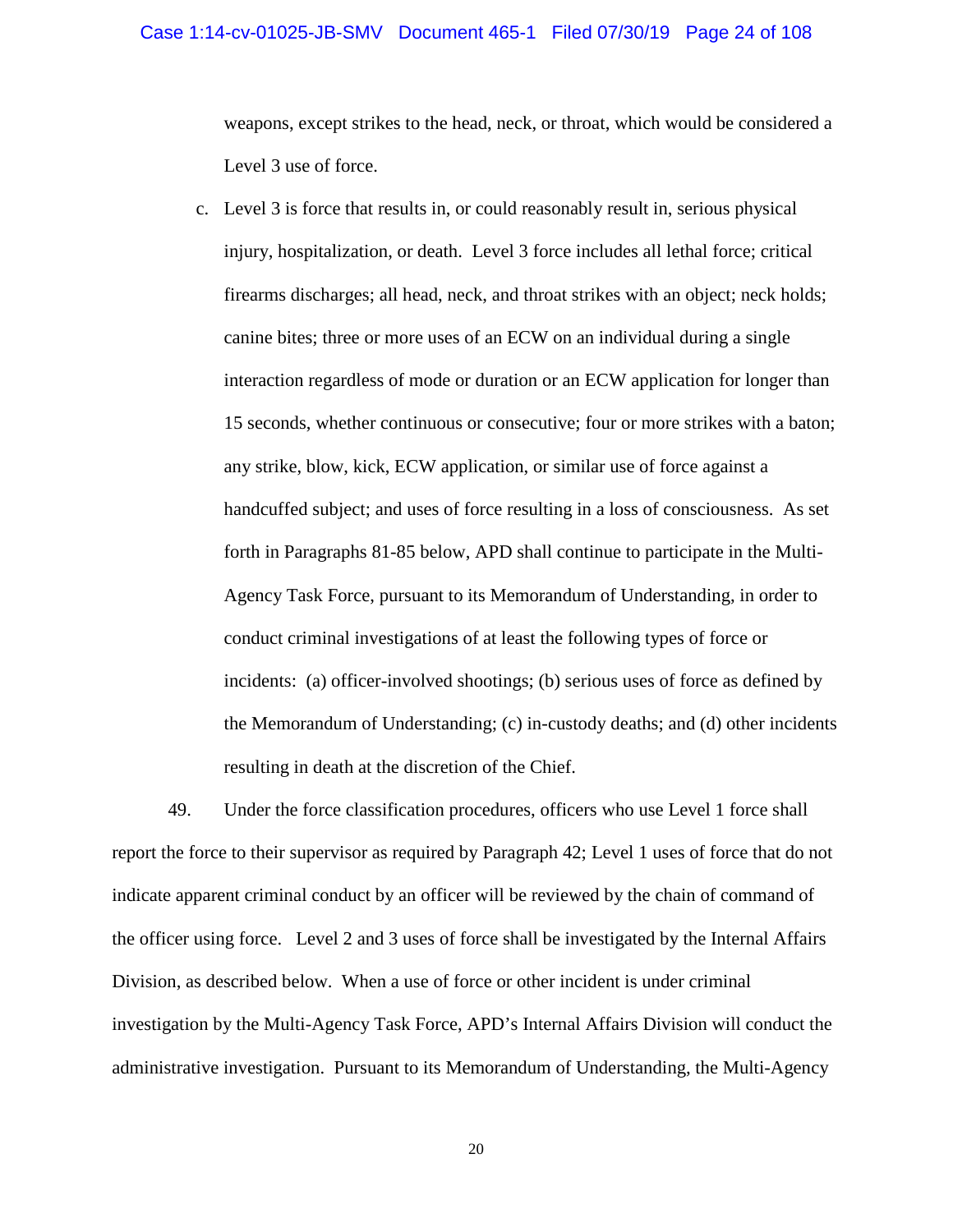weapons, except strikes to the head, neck, or throat, which would be considered a Level 3 use of force.

c. Level 3 is force that results in, or could reasonably result in, serious physical injury, hospitalization, or death. Level 3 force includes all lethal force; critical firearms discharges; all head, neck, and throat strikes with an object; neck holds; canine bites; three or more uses of an ECW on an individual during a single interaction regardless of mode or duration or an ECW application for longer than 15 seconds, whether continuous or consecutive; four or more strikes with a baton; any strike, blow, kick, ECW application, or similar use of force against a handcuffed subject; and uses of force resulting in a loss of consciousness. As set forth in Paragraphs 81-85 below, APD shall continue to participate in the Multi-Agency Task Force, pursuant to its Memorandum of Understanding, in order to conduct criminal investigations of at least the following types of force or incidents: (a) officer-involved shootings; (b) serious uses of force as defined by the Memorandum of Understanding; (c) in-custody deaths; and (d) other incidents resulting in death at the discretion of the Chief.

49. Under the force classification procedures, officers who use Level 1 force shall report the force to their supervisor as required by Paragraph 42; Level 1 uses of force that do not indicate apparent criminal conduct by an officer will be reviewed by the chain of command of the officer using force. Level 2 and 3 uses of force shall be investigated by the Internal Affairs Division, as described below. When a use of force or other incident is under criminal investigation by the Multi-Agency Task Force, APD's Internal Affairs Division will conduct the administrative investigation. Pursuant to its Memorandum of Understanding, the Multi-Agency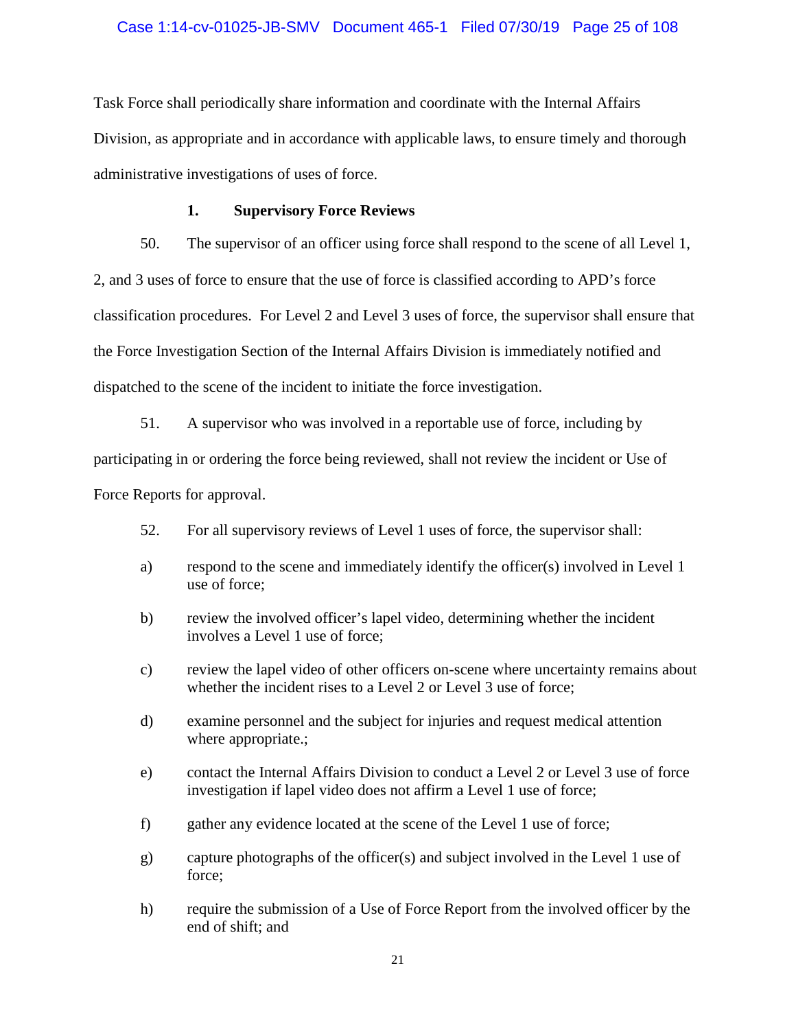Task Force shall periodically share information and coordinate with the Internal Affairs Division, as appropriate and in accordance with applicable laws, to ensure timely and thorough administrative investigations of uses of force.

### 1. Supervisory Force Reviews

50. The supervisor of an officer using force shall respond to the scene of all Level 1, 2, and 3 uses of force to ensure that the use of force is classified according to APD's force classification procedures. For Level 2 and Level 3 uses of force, the supervisor shall ensure that the Force Investigation Section of the Internal Affairs Division is immediately notified and dispatched to the scene of the incident to initiate the force investigation.

51. A supervisor who was involved in a reportable use of force, including by participating in or ordering the force being reviewed, shall not review the incident or Use of Force Reports for approval.

52. For all supervisory reviews of Level 1 uses of force, the supervisor shall:

a) respond to the scene and immediately identify the officer(s) involved in Level 1 use of force;

b) review the involved officer's lapel video, determining whether the incident involves a Level 1 use of force;

c) review the lapel video of other officers on-scene where uncertainty remains about whether the incident rises to a Level 2 or Level 3 use of force;

d) examine personnel and the subject for injuries and request medical attention where appropriate.;

e) contact the Internal Affairs Division to conduct a Level 2 or Level 3 use of force investigation if lapel video does not affirm a Level 1 use of force;

f) gather any evidence located at the scene of the Level 1 use of force;

g) capture photographs of the officer(s) and subject involved in the Level 1 use of force;

h) require the submission of a Use of Force Report from the involved officer by the end of shift; and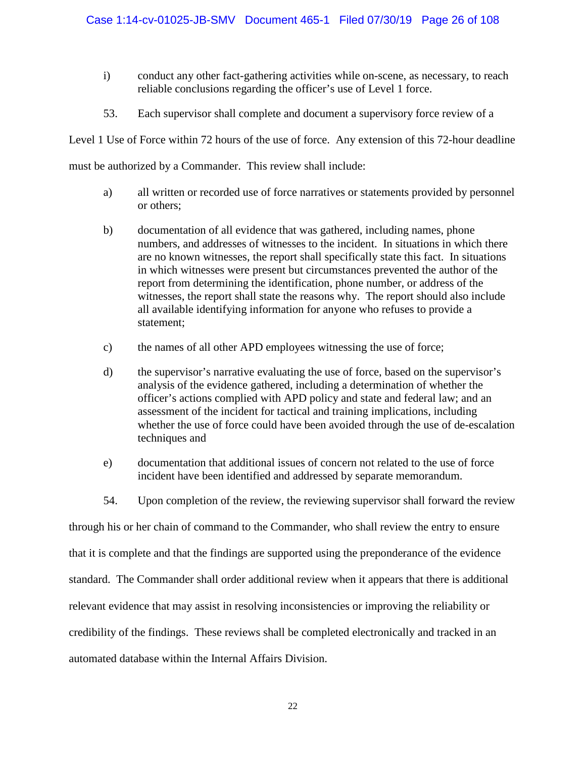i) conduct any other fact-gathering activities while on-scene, as necessary, to reach reliable conclusions regarding the officer's use of Level 1 force.

53. Each supervisor shall complete and document a supervisory force review of a Level 1 Use of Force within 72 hours of the use of force. Any extension of this 72-hour deadline must be authorized by a Commander. This review shall include:

a) all written or recorded use of force narratives or statements provided by personnel or others;

b) documentation of all evidence that was gathered, including names, phone numbers, and addresses of witnesses to the incident. In situations in which there are no known witnesses, the report shall specifically state this fact. In situations in which witnesses were present but circumstances prevented the author of the report from determining the identification, phone number, or address of the witnesses, the report shall state the reasons why. The report should also include all available identifying information for anyone who refuses to provide a statement;

c) the names of all other APD employees witnessing the use of force;

d) the supervisor's narrative evaluating the use of force, based on the supervisor's analysis of the evidence gathered, including a determination of whether the officer's actions complied with APD policy and state and federal law; and an assessment of the incident for tactical and training implications, including whether the use of force could have been avoided through the use of de-escalation techniques and

e) documentation that additional issues of concern not related to the use of force incident have been identified and addressed by separate memorandum.

54. Upon completion of the review, the reviewing supervisor shall forward the review through his or her chain of command to the Commander, who shall review the entry to ensure that it is complete and that the findings are supported using the preponderance of the evidence standard. The Commander shall order additional review when it appears that there is additional relevant evidence that may assist in resolving inconsistencies or improving the reliability or credibility of the findings. These reviews shall be completed electronically and tracked in an automated database within the Internal Affairs Division.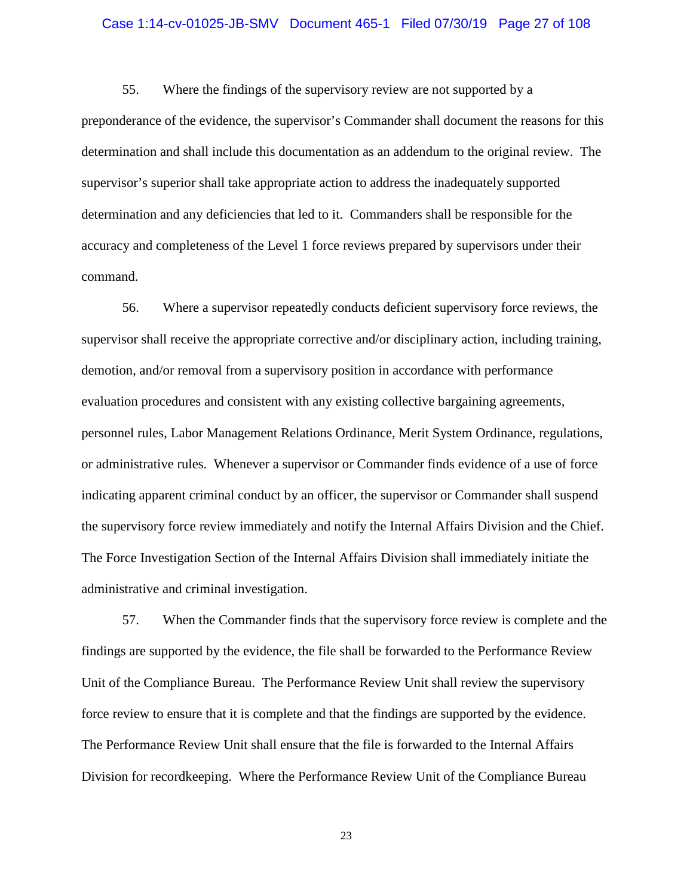55. Where the findings of the supervisory review are not supported by a preponderance of the evidence, the supervisor's Commander shall document the reasons for this determination and shall include this documentation as an addendum to the original review. The supervisor's superior shall take appropriate action to address the inadequately supported determination and any deficiencies that led to it. Commanders shall be responsible for the accuracy and completeness of the Level 1 force reviews prepared by supervisors under their command.

56. Where a supervisor repeatedly conducts deficient supervisory force reviews, the supervisor shall receive the appropriate corrective and/or disciplinary action, including training, demotion, and/or removal from a supervisory position in accordance with performance evaluation procedures and consistent with any existing collective bargaining agreements, personnel rules, Labor Management Relations Ordinance, Merit System Ordinance, regulations, or administrative rules. Whenever a supervisor or Commander finds evidence of a use of force indicating apparent criminal conduct by an officer, the supervisor or Commander shall suspend the supervisory force review immediately and notify the Internal Affairs Division and the Chief. The Force Investigation Section of the Internal Affairs Division shall immediately initiate the administrative and criminal investigation.

57. When the Commander finds that the supervisory force review is complete and the findings are supported by the evidence, the file shall be forwarded to the Performance Review Unit of the Compliance Bureau. The Performance Review Unit shall review the supervisory force review to ensure that it is complete and that the findings are supported by the evidence. The Performance Review Unit shall ensure that the file is forwarded to the Internal Affairs Division for recordkeeping. Where the Performance Review Unit of the Compliance Bureau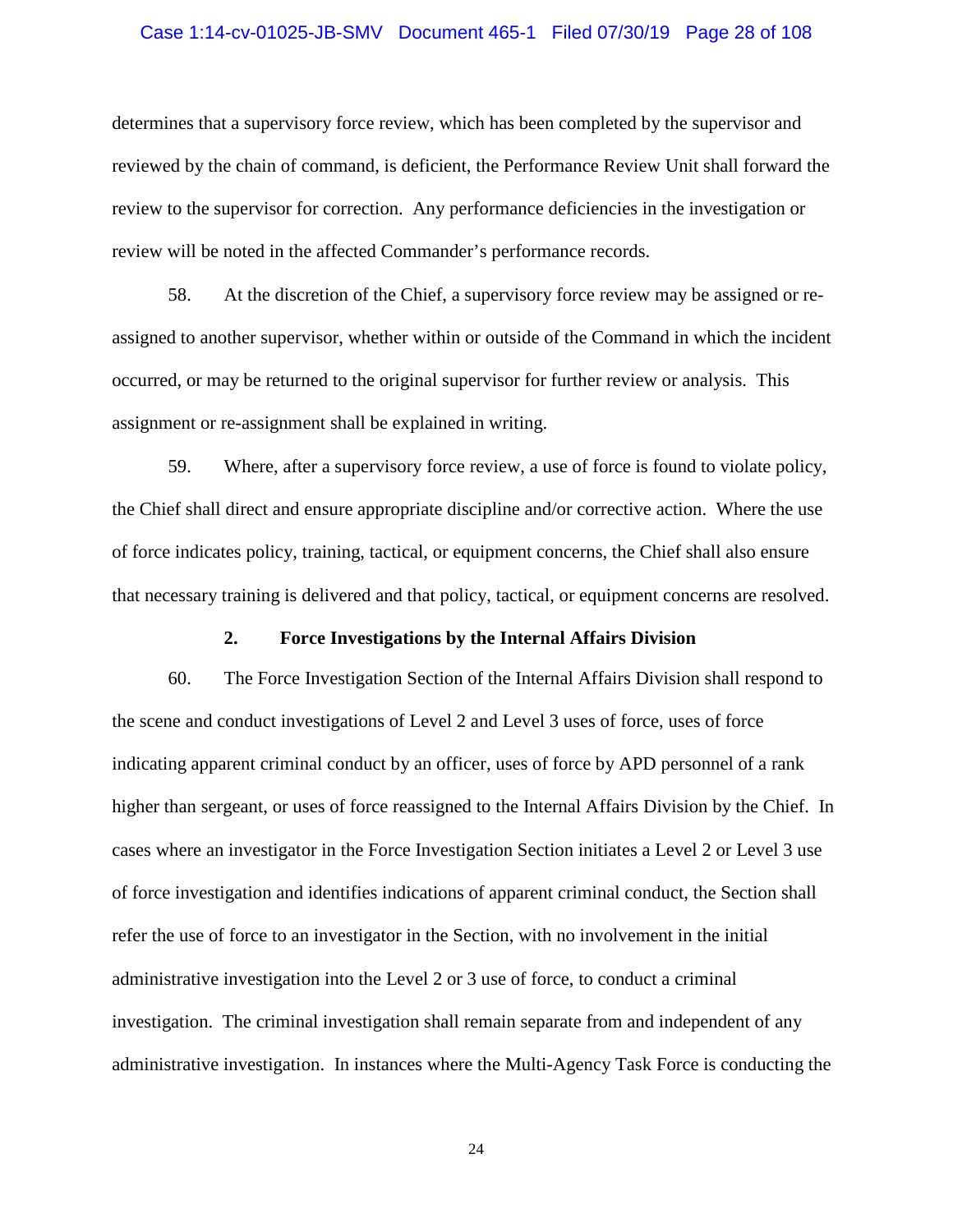determines that a supervisory force review, which has been completed by the supervisor and reviewed by the chain of command, is deficient, the Performance Review Unit shall forward the review to the supervisor for correction. Any performance deficiencies in the investigation or review will be noted in the affected Commander's performance records.

58. At the discretion of the Chief, a supervisory force review may be assigned or re-assigned to another supervisor, whether within or outside of the Command in which the incident occurred, or may be returned to the original supervisor for further review or analysis. This assignment or re-assignment shall be explained in writing.

59. Where, after a supervisory force review, a use of force is found to violate policy, the Chief shall direct and ensure appropriate discipline and/or corrective action. Where the use of force indicates policy, training, tactical, or equipment concerns, the Chief shall also ensure that necessary training is delivered and that policy, tactical, or equipment concerns are resolved.

### 2. Force Investigations by the Internal Affairs Division

60. The Force Investigation Section of the Internal Affairs Division shall respond to the scene and conduct investigations of Level 2 and Level 3 uses of force, uses of force indicating apparent criminal conduct by an officer, uses of force by APD personnel of a rank higher than sergeant, or uses of force reassigned to the Internal Affairs Division by the Chief. In cases where an investigator in the Force Investigation Section initiates a Level 2 or Level 3 use of force investigation and identifies indications of apparent criminal conduct, the Section shall refer the use of force to an investigator in the Section, with no involvement in the initial administrative investigation into the Level 2 or 3 use of force, to conduct a criminal investigation. The criminal investigation shall remain separate from and independent of any administrative investigation. In instances where the Multi-Agency Task Force is conducting the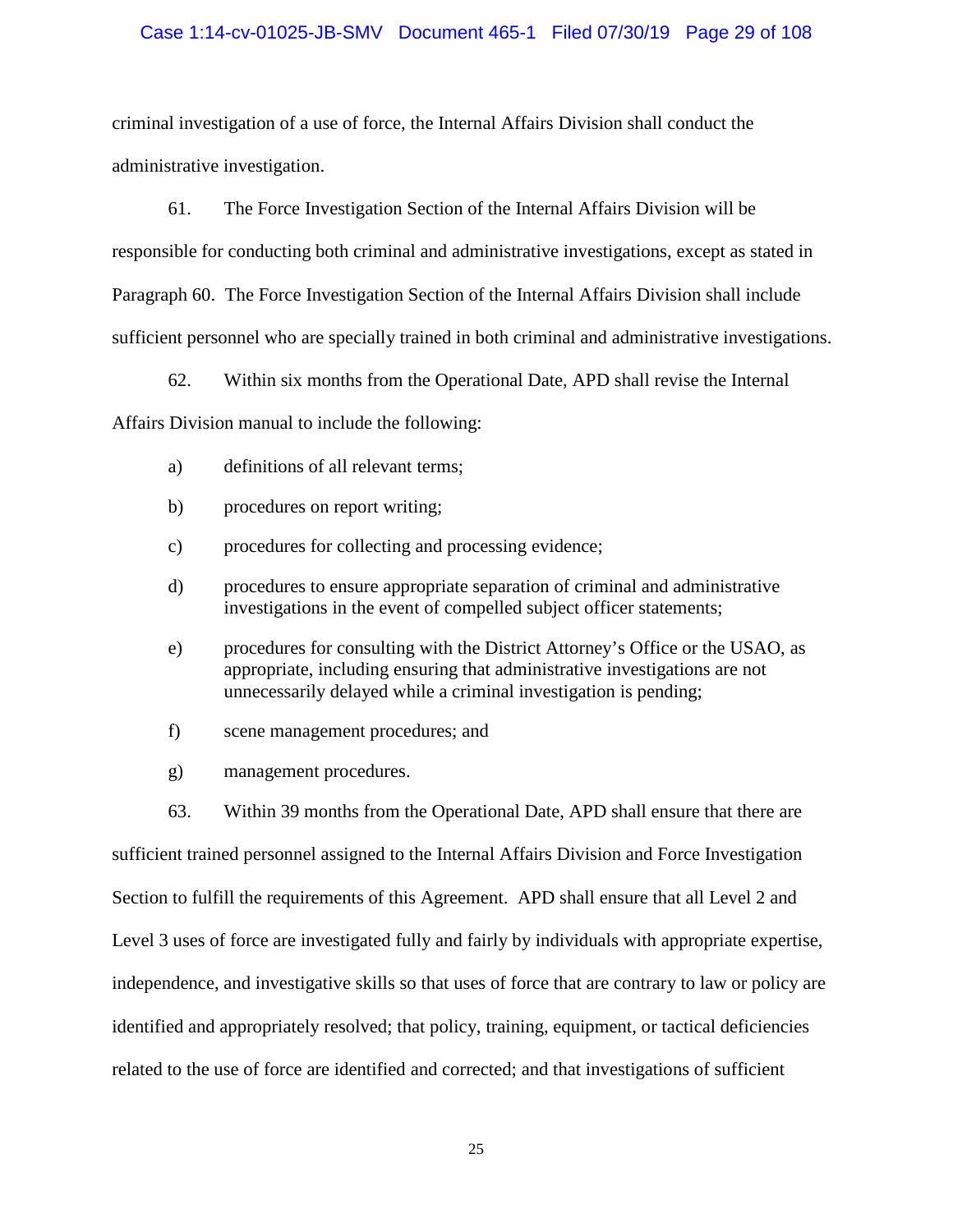criminal investigation of a use of force, the Internal Affairs Division shall conduct the administrative investigation.

61. The Force Investigation Section of the Internal Affairs Division will be responsible for conducting both criminal and administrative investigations, except as stated in Paragraph 60. The Force Investigation Section of the Internal Affairs Division shall include sufficient personnel who are specially trained in both criminal and administrative investigations.

62. Within six months from the Operational Date, APD shall revise the Internal Affairs Division manual to include the following:

a) definitions of all relevant terms;

b) procedures on report writing;

c) procedures for collecting and processing evidence;

d) procedures to ensure appropriate separation of criminal and administrative investigations in the event of compelled subject officer statements;

e) procedures for consulting with the District Attorney's Office or the USAO, as appropriate, including ensuring that administrative investigations are not unnecessarily delayed while a criminal investigation is pending;

f) scene management procedures; and

g) management procedures.

63. Within 39 months from the Operational Date, APD shall ensure that there are sufficient trained personnel assigned to the Internal Affairs Division and Force Investigation Section to fulfill the requirements of this Agreement. APD shall ensure that all Level 2 and Level 3 uses of force are investigated fully and fairly by individuals with appropriate expertise, independence, and investigative skills so that uses of force that are contrary to law or policy are identified and appropriately resolved; that policy, training, equipment, or tactical deficiencies related to the use of force are identified and corrected; and that investigations of sufficient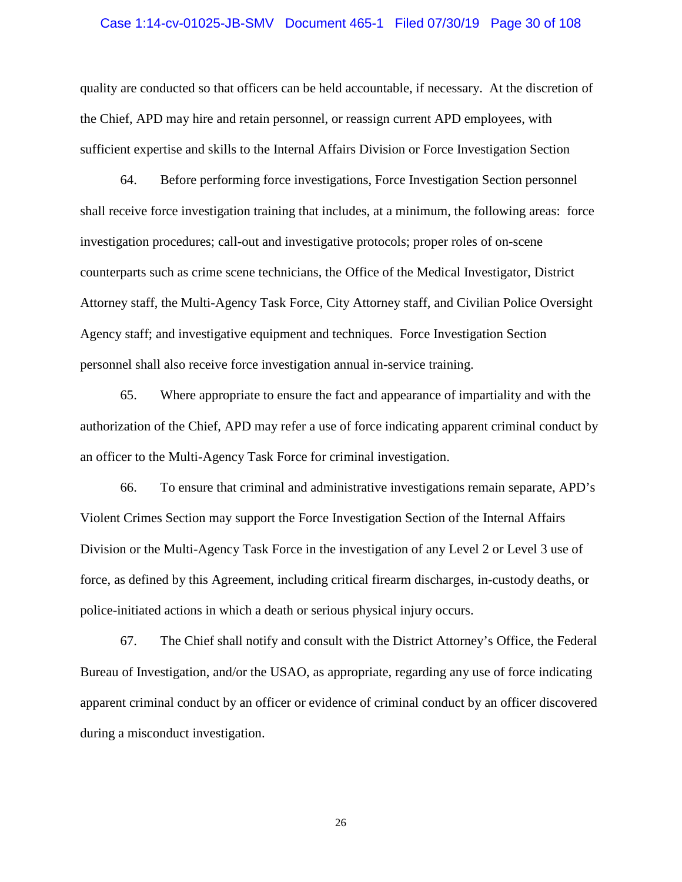quality are conducted so that officers can be held accountable, if necessary. At the discretion of the Chief, APD may hire and retain personnel, or reassign current APD employees, with sufficient expertise and skills to the Internal Affairs Division or Force Investigation Section

64. Before performing force investigations, Force Investigation Section personnel shall receive force investigation training that includes, at a minimum, the following areas: force investigation procedures; call-out and investigative protocols; proper roles of on-scene counterparts such as crime scene technicians, the Office of the Medical Investigator, District Attorney staff, the Multi-Agency Task Force, City Attorney staff, and Civilian Police Oversight Agency staff; and investigative equipment and techniques. Force Investigation Section personnel shall also receive force investigation annual in-service training.

65. Where appropriate to ensure the fact and appearance of impartiality and with the authorization of the Chief, APD may refer a use of force indicating apparent criminal conduct by an officer to the Multi-Agency Task Force for criminal investigation.

66. To ensure that criminal and administrative investigations remain separate, APD's Violent Crimes Section may support the Force Investigation Section of the Internal Affairs Division or the Multi-Agency Task Force in the investigation of any Level 2 or Level 3 use of force, as defined by this Agreement, including critical firearm discharges, in-custody deaths, or police-initiated actions in which a death or serious physical injury occurs.

67. The Chief shall notify and consult with the District Attorney's Office, the Federal Bureau of Investigation, and/or the USAO, as appropriate, regarding any use of force indicating apparent criminal conduct by an officer or evidence of criminal conduct by an officer discovered during a misconduct investigation.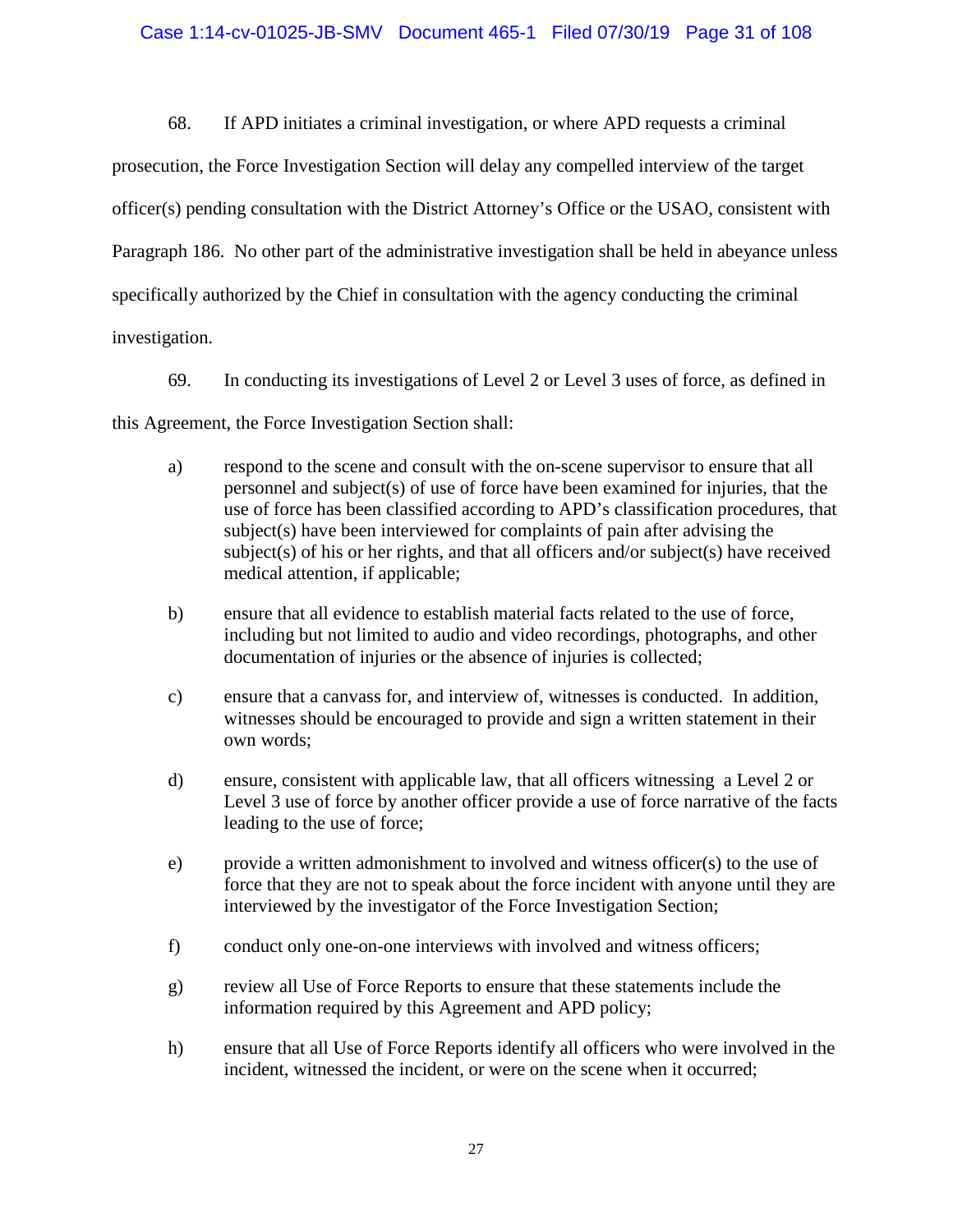68. If APD initiates a criminal investigation, or where APD requests a criminal prosecution, the Force Investigation Section will delay any compelled interview of the target officer(s) pending consultation with the District Attorney's Office or the USAO, consistent with Paragraph 186. No other part of the administrative investigation shall be held in abeyance unless specifically authorized by the Chief in consultation with the agency conducting the criminal investigation.

69. In conducting its investigations of Level 2 or Level 3 uses of force, as defined in this Agreement, the Force Investigation Section shall:

a) respond to the scene and consult with the on-scene supervisor to ensure that all personnel and subject(s) of use of force have been examined for injuries, that the use of force has been classified according to APD's classification procedures, that subject(s) have been interviewed for complaints of pain after advising the subject(s) of his or her rights, and that all officers and/or subject(s) have received medical attention, if applicable;

b) ensure that all evidence to establish material facts related to the use of force, including but not limited to audio and video recordings, photographs, and other documentation of injuries or the absence of injuries is collected;

c) ensure that a canvass for, and interview of, witnesses is conducted. In addition, witnesses should be encouraged to provide and sign a written statement in their own words;

d) ensure, consistent with applicable law, that all officers witnessing a Level 2 or Level 3 use of force by another officer provide a use of force narrative of the facts leading to the use of force;

e) provide a written admonishment to involved and witness officer(s) to the use of force that they are not to speak about the force incident with anyone until they are interviewed by the investigator of the Force Investigation Section;

f) conduct only one-on-one interviews with involved and witness officers;

g) review all Use of Force Reports to ensure that these statements include the information required by this Agreement and APD policy;

h) ensure that all Use of Force Reports identify all officers who were involved in the incident, witnessed the incident, or were on the scene when it occurred;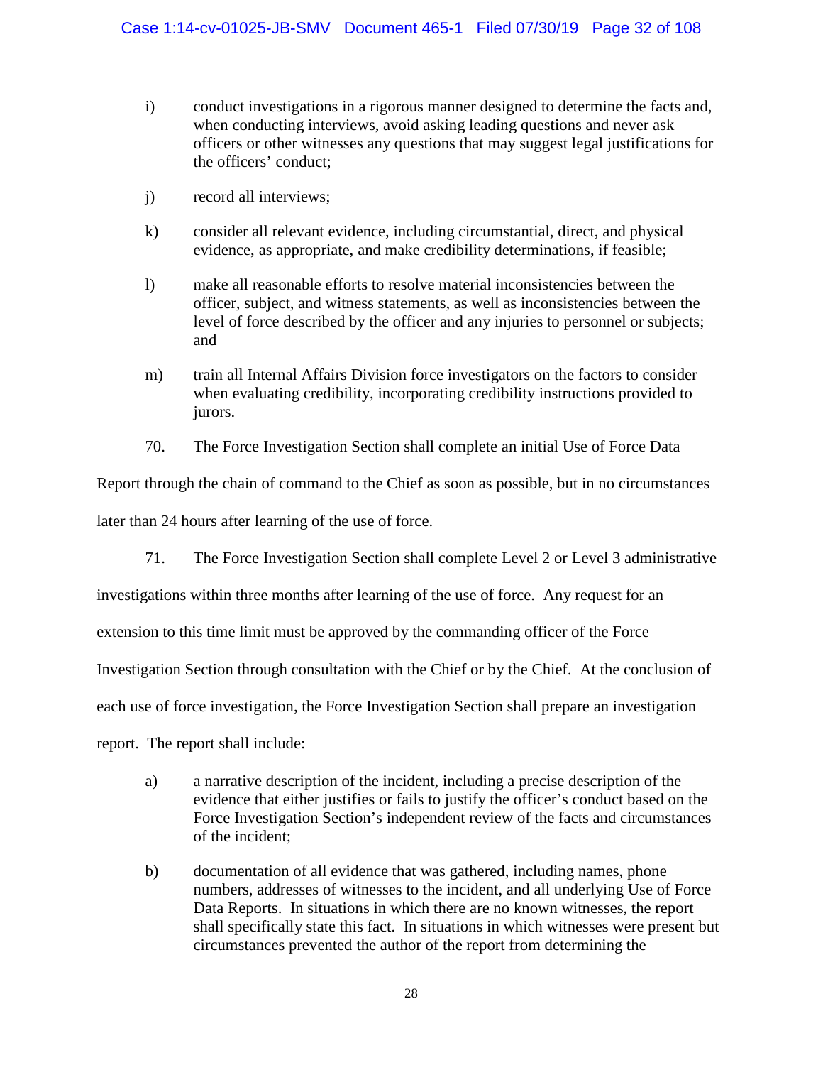i) conduct investigations in a rigorous manner designed to determine the facts and, when conducting interviews, avoid asking leading questions and never ask officers or other witnesses any questions that may suggest legal justifications for the officers' conduct;

j) record all interviews;

k) consider all relevant evidence, including circumstantial, direct, and physical evidence, as appropriate, and make credibility determinations, if feasible;

l) make all reasonable efforts to resolve material inconsistencies between the officer, subject, and witness statements, as well as inconsistencies between the level of force described by the officer and any injuries to personnel or subjects; and

m) train all Internal Affairs Division force investigators on the factors to consider when evaluating credibility, incorporating credibility instructions provided to jurors.

70. The Force Investigation Section shall complete an initial Use of Force Data Report through the chain of command to the Chief as soon as possible, but in no circumstances later than 24 hours after learning of the use of force.

71. The Force Investigation Section shall complete Level 2 or Level 3 administrative investigations within three months after learning of the use of force. Any request for an extension to this time limit must be approved by the commanding officer of the Force Investigation Section through consultation with the Chief or by the Chief. At the conclusion of each use of force investigation, the Force Investigation Section shall prepare an investigation report. The report shall include:

a) a narrative description of the incident, including a precise description of the evidence that either justifies or fails to justify the officer's conduct based on the Force Investigation Section's independent review of the facts and circumstances of the incident;

b) documentation of all evidence that was gathered, including names, phone numbers, addresses of witnesses to the incident, and all underlying Use of Force Data Reports. In situations in which there are no known witnesses, the report shall specifically state this fact. In situations in which witnesses were present but circumstances prevented the author of the report from determining the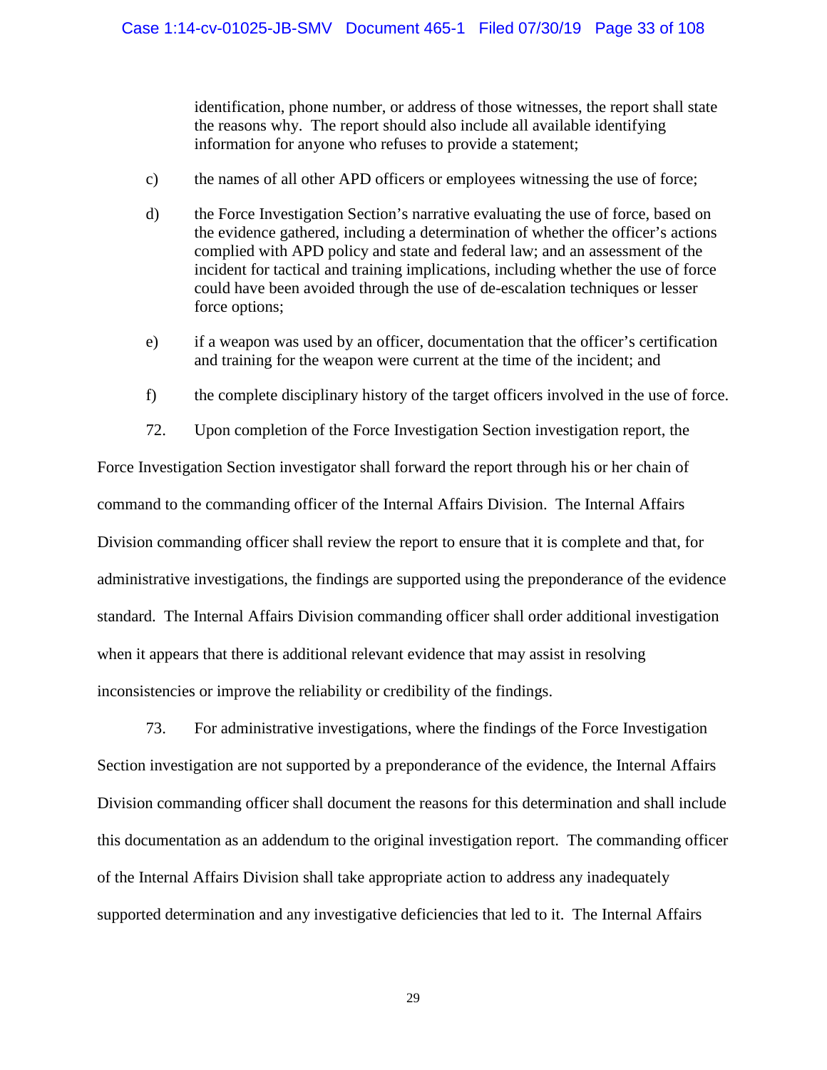identification, phone number, or address of those witnesses, the report shall state the reasons why. The report should also include all available identifying information for anyone who refuses to provide a statement;

c) the names of all other APD officers or employees witnessing the use of force;

d) the Force Investigation Section's narrative evaluating the use of force, based on the evidence gathered, including a determination of whether the officer's actions complied with APD policy and state and federal law; and an assessment of the incident for tactical and training implications, including whether the use of force could have been avoided through the use of de-escalation techniques or lesser force options;

e) if a weapon was used by an officer, documentation that the officer's certification and training for the weapon were current at the time of the incident; and

f) the complete disciplinary history of the target officers involved in the use of force.

72. Upon completion of the Force Investigation Section investigation report, the Force Investigation Section investigator shall forward the report through his or her chain of command to the commanding officer of the Internal Affairs Division. The Internal Affairs Division commanding officer shall review the report to ensure that it is complete and that, for administrative investigations, the findings are supported using the preponderance of the evidence standard. The Internal Affairs Division commanding officer shall order additional investigation when it appears that there is additional relevant evidence that may assist in resolving inconsistencies or improve the reliability or credibility of the findings.

73. For administrative investigations, where the findings of the Force Investigation Section investigation are not supported by a preponderance of the evidence, the Internal Affairs Division commanding officer shall document the reasons for this determination and shall include this documentation as an addendum to the original investigation report. The commanding officer of the Internal Affairs Division shall take appropriate action to address any inadequately supported determination and any investigative deficiencies that led to it. The Internal Affairs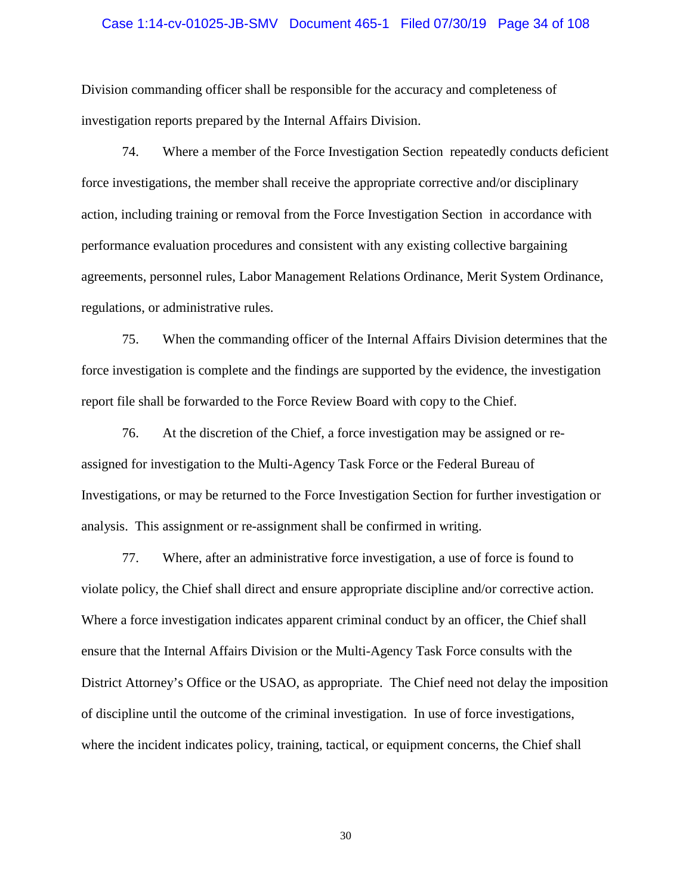Division commanding officer shall be responsible for the accuracy and completeness of investigation reports prepared by the Internal Affairs Division.

74. Where a member of the Force Investigation Section repeatedly conducts deficient force investigations, the member shall receive the appropriate corrective and/or disciplinary action, including training or removal from the Force Investigation Section in accordance with performance evaluation procedures and consistent with any existing collective bargaining agreements, personnel rules, Labor Management Relations Ordinance, Merit System Ordinance, regulations, or administrative rules.

75. When the commanding officer of the Internal Affairs Division determines that the force investigation is complete and the findings are supported by the evidence, the investigation report file shall be forwarded to the Force Review Board with copy to the Chief.

76. At the discretion of the Chief, a force investigation may be assigned or re-assigned for investigation to the Multi-Agency Task Force or the Federal Bureau of Investigations, or may be returned to the Force Investigation Section for further investigation or analysis. This assignment or re-assignment shall be confirmed in writing.

77. Where, after an administrative force investigation, a use of force is found to violate policy, the Chief shall direct and ensure appropriate discipline and/or corrective action. Where a force investigation indicates apparent criminal conduct by an officer, the Chief shall ensure that the Internal Affairs Division or the Multi-Agency Task Force consults with the District Attorney's Office or the USAO, as appropriate. The Chief need not delay the imposition of discipline until the outcome of the criminal investigation. In use of force investigations, where the incident indicates policy, training, tactical, or equipment concerns, the Chief shall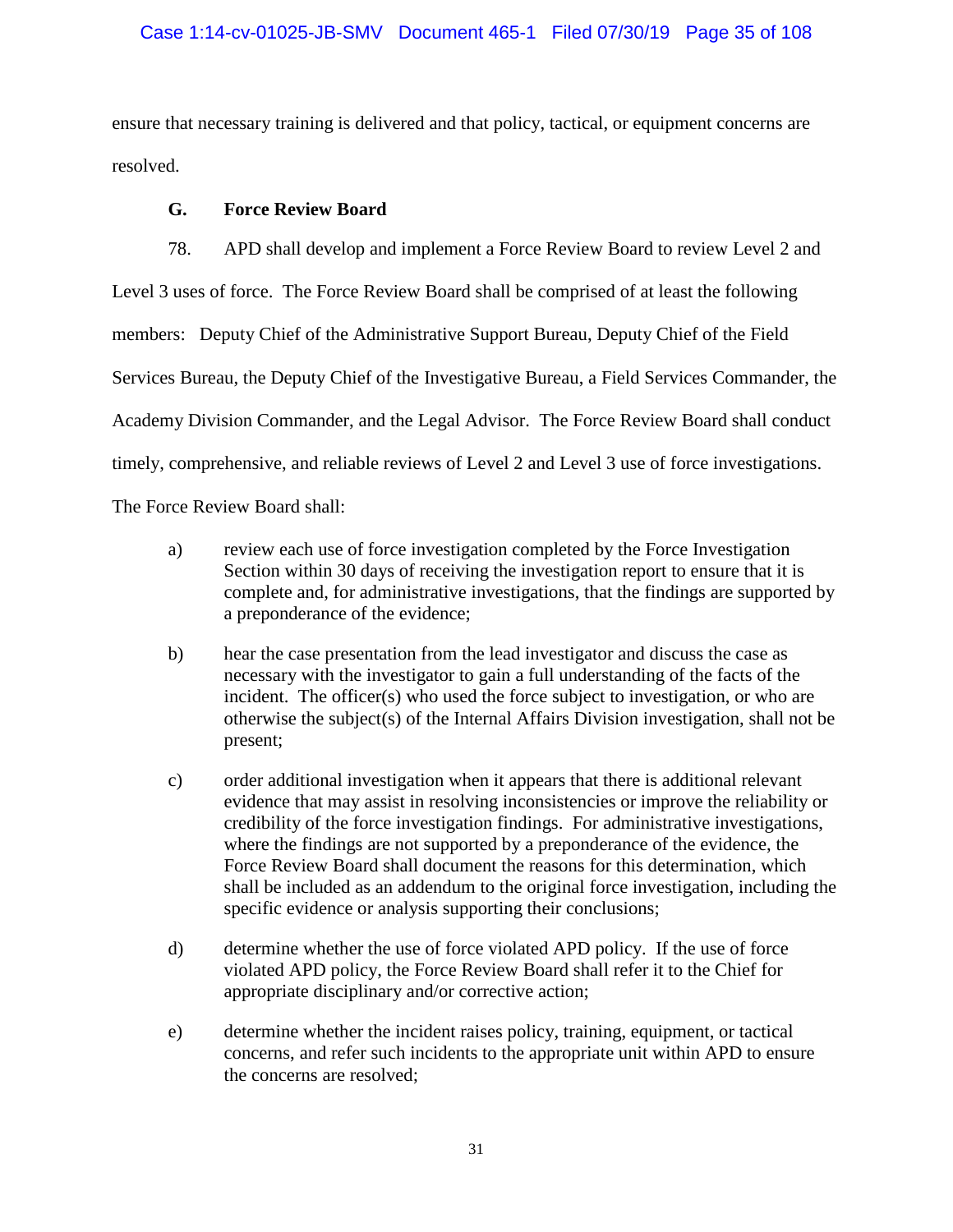ensure that necessary training is delivered and that policy, tactical, or equipment concerns are resolved.

### G. Force Review Board

78. APD shall develop and implement a Force Review Board to review Level 2 and Level 3 uses of force. The Force Review Board shall be comprised of at least the following members: Deputy Chief of the Administrative Support Bureau, Deputy Chief of the Field Services Bureau, the Deputy Chief of the Investigative Bureau, a Field Services Commander, the Academy Division Commander, and the Legal Advisor. The Force Review Board shall conduct timely, comprehensive, and reliable reviews of Level 2 and Level 3 use of force investigations. The Force Review Board shall:

a) review each use of force investigation completed by the Force Investigation Section within 30 days of receiving the investigation report to ensure that it is complete and, for administrative investigations, that the findings are supported by a preponderance of the evidence;

b) hear the case presentation from the lead investigator and discuss the case as necessary with the investigator to gain a full understanding of the facts of the incident. The officer(s) who used the force subject to investigation, or who are otherwise the subject(s) of the Internal Affairs Division investigation, shall not be present;

c) order additional investigation when it appears that there is additional relevant evidence that may assist in resolving inconsistencies or improve the reliability or credibility of the force investigation findings. For administrative investigations, where the findings are not supported by a preponderance of the evidence, the Force Review Board shall document the reasons for this determination, which shall be included as an addendum to the original force investigation, including the specific evidence or analysis supporting their conclusions;

d) determine whether the use of force violated APD policy. If the use of force violated APD policy, the Force Review Board shall refer it to the Chief for appropriate disciplinary and/or corrective action;

e) determine whether the incident raises policy, training, equipment, or tactical concerns, and refer such incidents to the appropriate unit within APD to ensure the concerns are resolved;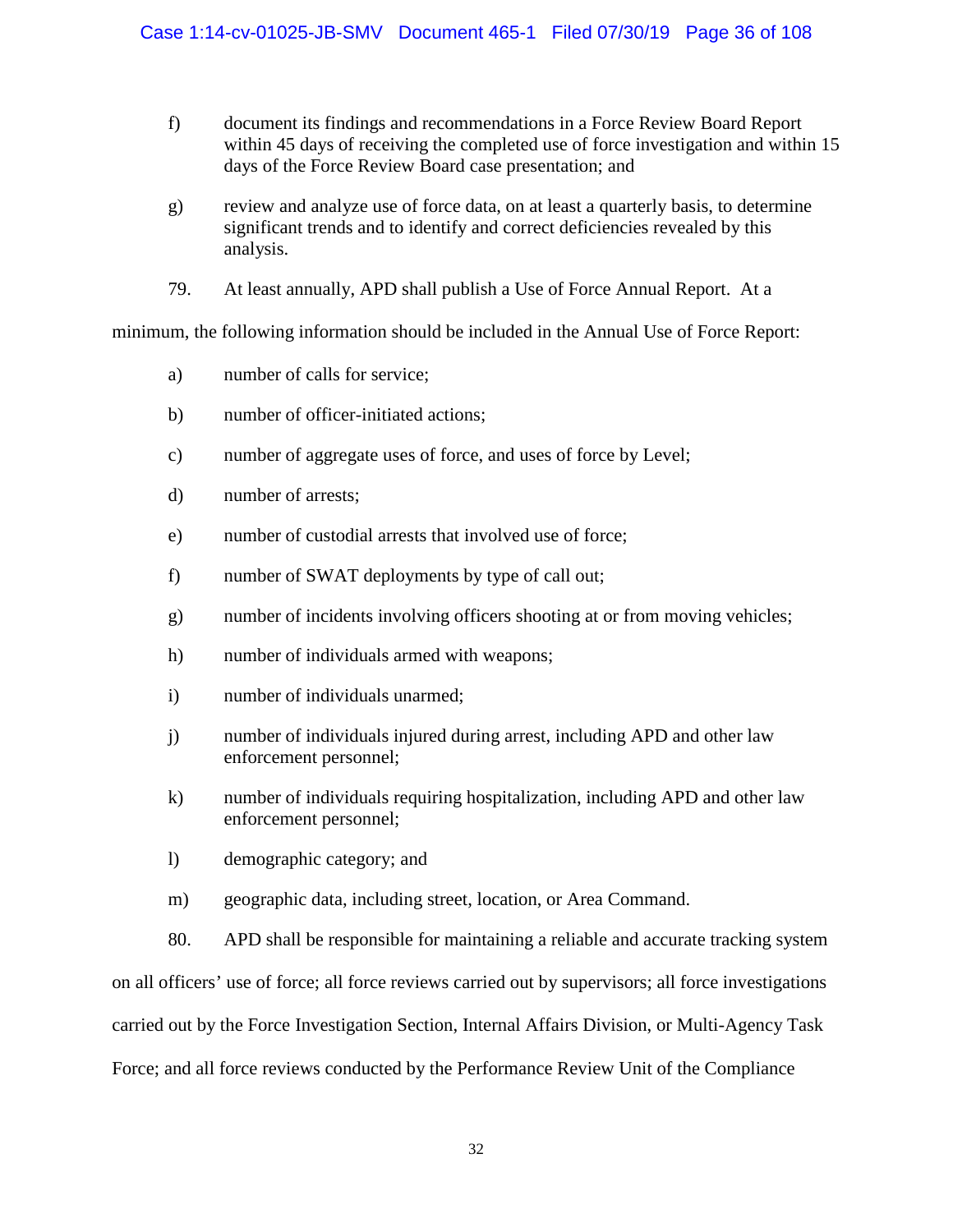f) document its findings and recommendations in a Force Review Board Report within 45 days of receiving the completed use of force investigation and within 15 days of the Force Review Board case presentation; and

g) review and analyze use of force data, on at least a quarterly basis, to determine significant trends and to identify and correct deficiencies revealed by this analysis.

79. At least annually, APD shall publish a Use of Force Annual Report. At a minimum, the following information should be included in the Annual Use of Force Report:

a) number of calls for service;

b) number of officer-initiated actions;

c) number of aggregate uses of force, and uses of force by Level;

d) number of arrests;

e) number of custodial arrests that involved use of force;

f) number of SWAT deployments by type of call out;

g) number of incidents involving officers shooting at or from moving vehicles;

h) number of individuals armed with weapons;

i) number of individuals unarmed;

j) number of individuals injured during arrest, including APD and other law enforcement personnel;

k) number of individuals requiring hospitalization, including APD and other law enforcement personnel;

l) demographic category; and

m) geographic data, including street, location, or Area Command.

80. APD shall be responsible for maintaining a reliable and accurate tracking system on all officers' use of force; all force reviews carried out by supervisors; all force investigations carried out by the Force Investigation Section, Internal Affairs Division, or Multi-Agency Task Force; and all force reviews conducted by the Performance Review Unit of the Compliance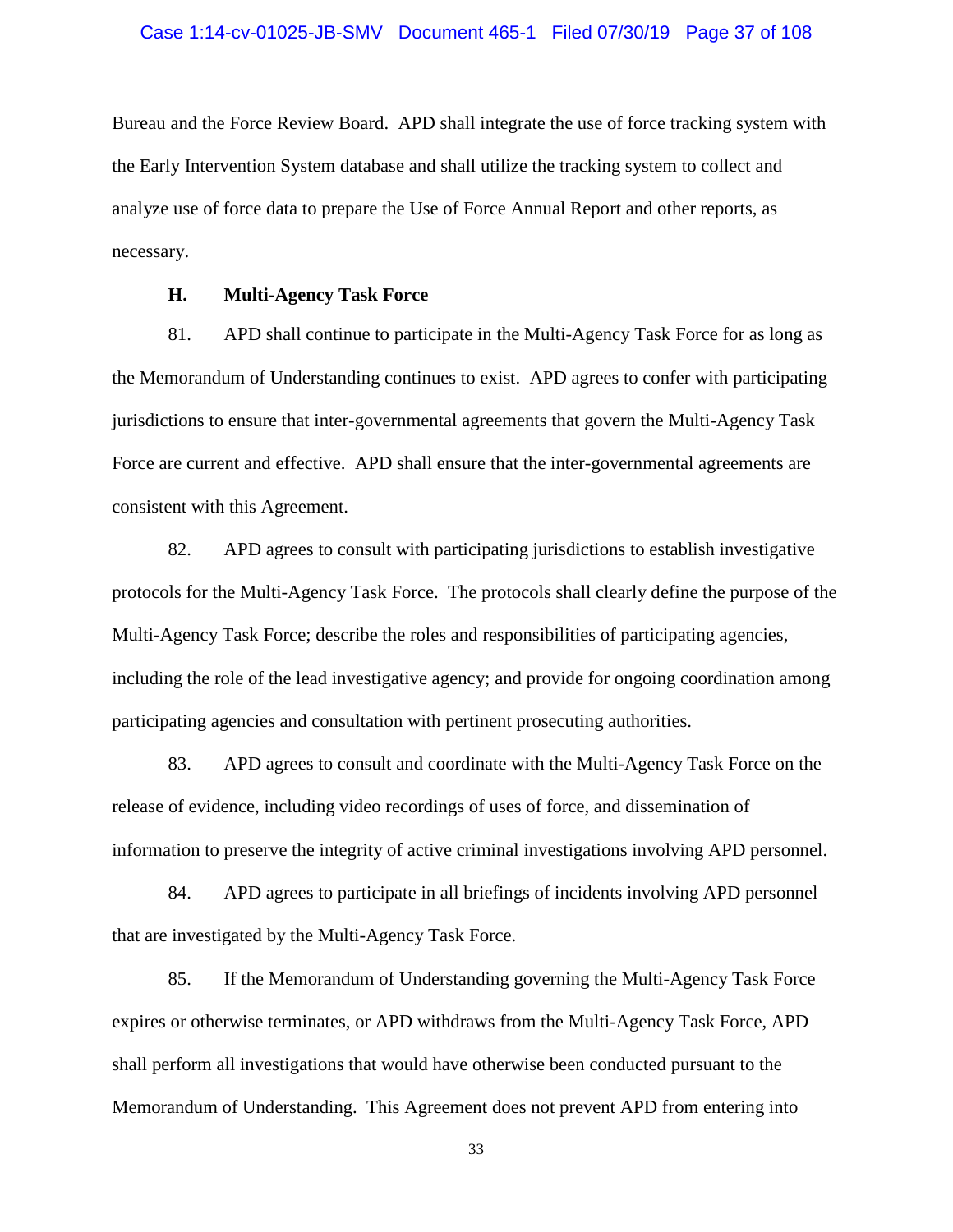Bureau and the Force Review Board. APD shall integrate the use of force tracking system with the Early Intervention System database and shall utilize the tracking system to collect and analyze use of force data to prepare the Use of Force Annual Report and other reports, as necessary.

### H. Multi-Agency Task Force

81. APD shall continue to participate in the Multi-Agency Task Force for as long as the Memorandum of Understanding continues to exist. APD agrees to confer with participating jurisdictions to ensure that inter-governmental agreements that govern the Multi-Agency Task Force are current and effective. APD shall ensure that the inter-governmental agreements are consistent with this Agreement.

82. APD agrees to consult with participating jurisdictions to establish investigative protocols for the Multi-Agency Task Force. The protocols shall clearly define the purpose of the Multi-Agency Task Force; describe the roles and responsibilities of participating agencies, including the role of the lead investigative agency; and provide for ongoing coordination among participating agencies and consultation with pertinent prosecuting authorities.

83. APD agrees to consult and coordinate with the Multi-Agency Task Force on the release of evidence, including video recordings of uses of force, and dissemination of information to preserve the integrity of active criminal investigations involving APD personnel.

84. APD agrees to participate in all briefings of incidents involving APD personnel that are investigated by the Multi-Agency Task Force.

85. If the Memorandum of Understanding governing the Multi-Agency Task Force expires or otherwise terminates, or APD withdraws from the Multi-Agency Task Force, APD shall perform all investigations that would have otherwise been conducted pursuant to the Memorandum of Understanding. This Agreement does not prevent APD from entering into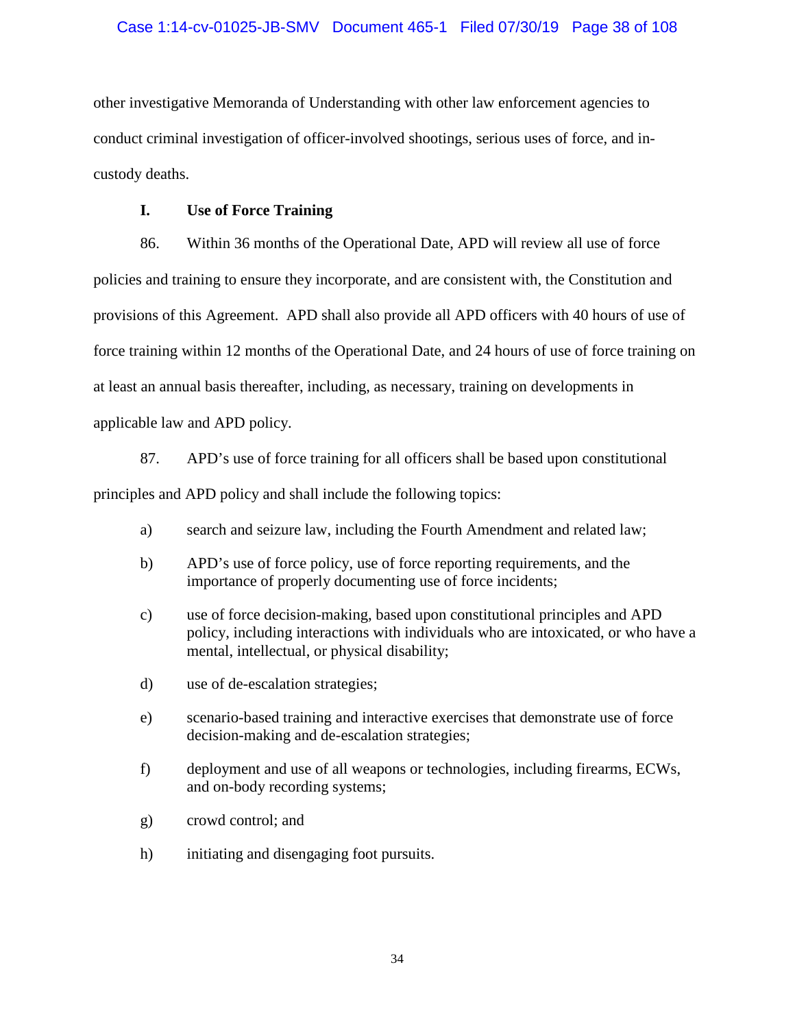other investigative Memoranda of Understanding with other law enforcement agencies to conduct criminal investigation of officer-involved shootings, serious uses of force, and in-custody deaths.

### I. Use of Force Training

86. Within 36 months of the Operational Date, APD will review all use of force policies and training to ensure they incorporate, and are consistent with, the Constitution and provisions of this Agreement. APD shall also provide all APD officers with 40 hours of use of force training within 12 months of the Operational Date, and 24 hours of use of force training on at least an annual basis thereafter, including, as necessary, training on developments in applicable law and APD policy.

87. APD's use of force training for all officers shall be based upon constitutional principles and APD policy and shall include the following topics:

a) search and seizure law, including the Fourth Amendment and related law;

b) APD's use of force policy, use of force reporting requirements, and the importance of properly documenting use of force incidents;

c) use of force decision-making, based upon constitutional principles and APD policy, including interactions with individuals who are intoxicated, or who have a mental, intellectual, or physical disability;

d) use of de-escalation strategies;

e) scenario-based training and interactive exercises that demonstrate use of force decision-making and de-escalation strategies;

f) deployment and use of all weapons or technologies, including firearms, ECWs, and on-body recording systems;

g) crowd control; and

h) initiating and disengaging foot pursuits.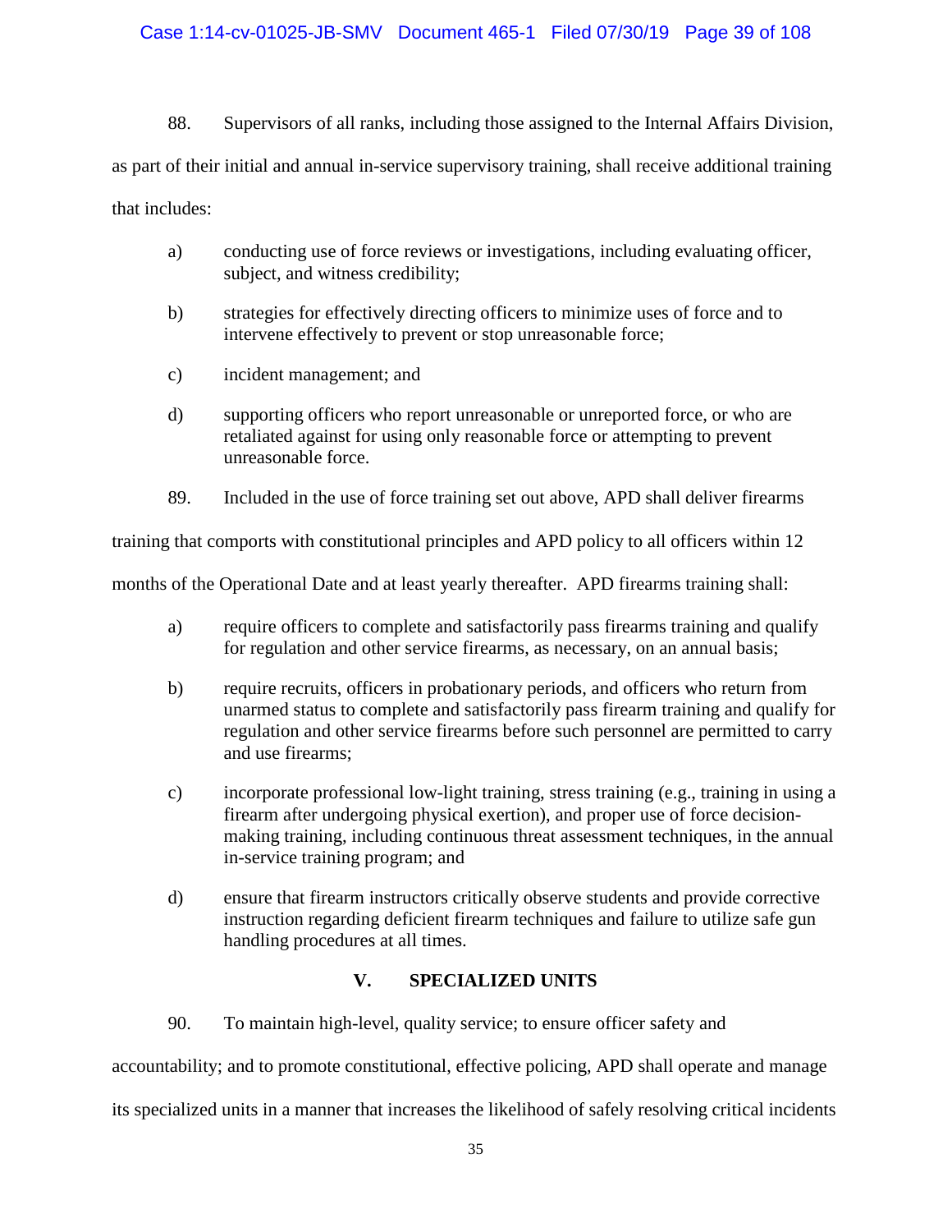88. Supervisors of all ranks, including those assigned to the Internal Affairs Division, as part of their initial and annual in-service supervisory training, shall receive additional training that includes:

a) conducting use of force reviews or investigations, including evaluating officer, subject, and witness credibility;

b) strategies for effectively directing officers to minimize uses of force and to intervene effectively to prevent or stop unreasonable force;

c) incident management; and

d) supporting officers who report unreasonable or unreported force, or who are retaliated against for using only reasonable force or attempting to prevent unreasonable force.

89. Included in the use of force training set out above, APD shall deliver firearms training that comports with constitutional principles and APD policy to all officers within 12 months of the Operational Date and at least yearly thereafter. APD firearms training shall:

a) require officers to complete and satisfactorily pass firearms training and qualify for regulation and other service firearms, as necessary, on an annual basis;

b) require recruits, officers in probationary periods, and officers who return from unarmed status to complete and satisfactorily pass firearm training and qualify for regulation and other service firearms before such personnel are permitted to carry and use firearms;

c) incorporate professional low-light training, stress training (e.g., training in using a firearm after undergoing physical exertion), and proper use of force decision-making training, including continuous threat assessment techniques, in the annual in-service training program; and

d) ensure that firearm instructors critically observe students and provide corrective instruction regarding deficient firearm techniques and failure to utilize safe gun handling procedures at all times.

## V. SPECIALIZED UNITS

90. To maintain high-level, quality service; to ensure officer safety and accountability; and to promote constitutional, effective policing, APD shall operate and manage its specialized units in a manner that increases the likelihood of safely resolving critical incidents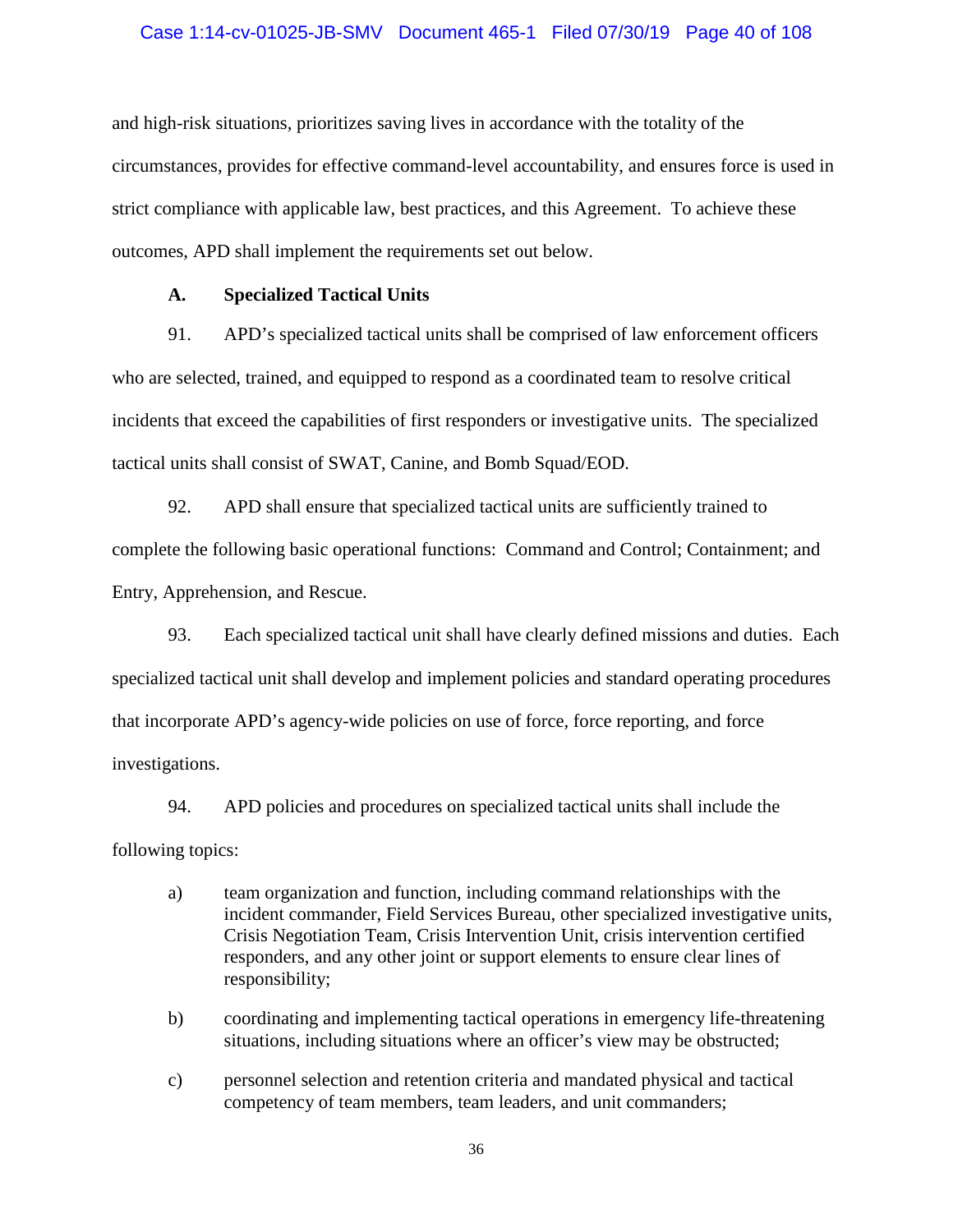and high-risk situations, prioritizes saving lives in accordance with the totality of the circumstances, provides for effective command-level accountability, and ensures force is used in strict compliance with applicable law, best practices, and this Agreement. To achieve these outcomes, APD shall implement the requirements set out below.

### A. Specialized Tactical Units

91. APD's specialized tactical units shall be comprised of law enforcement officers who are selected, trained, and equipped to respond as a coordinated team to resolve critical incidents that exceed the capabilities of first responders or investigative units. The specialized tactical units shall consist of SWAT, Canine, and Bomb Squad/EOD.

92. APD shall ensure that specialized tactical units are sufficiently trained to complete the following basic operational functions: Command and Control; Containment; and Entry, Apprehension, and Rescue.

93. Each specialized tactical unit shall have clearly defined missions and duties. Each specialized tactical unit shall develop and implement policies and standard operating procedures that incorporate APD's agency-wide policies on use of force, force reporting, and force investigations.

94. APD policies and procedures on specialized tactical units shall include the following topics:

- a) team organization and function, including command relationships with the incident commander, Field Services Bureau, other specialized investigative units, Crisis Negotiation Team, Crisis Intervention Unit, crisis intervention certified responders, and any other joint or support elements to ensure clear lines of responsibility;
- b) coordinating and implementing tactical operations in emergency life-threatening situations, including situations where an officer's view may be obstructed;
- c) personnel selection and retention criteria and mandated physical and tactical competency of team members, team leaders, and unit commanders;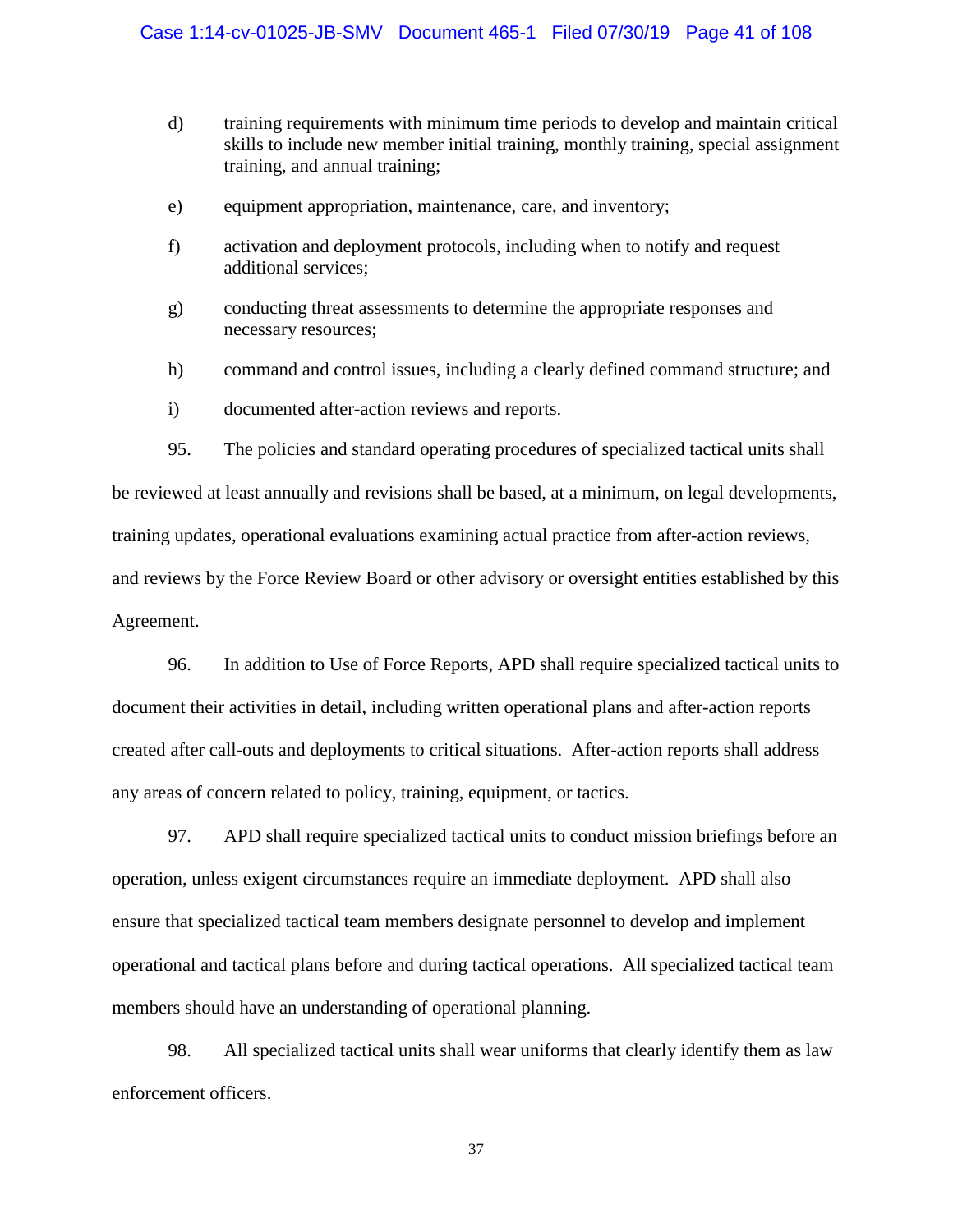d) training requirements with minimum time periods to develop and maintain critical skills to include new member initial training, monthly training, special assignment training, and annual training;

e) equipment appropriation, maintenance, care, and inventory;

f) activation and deployment protocols, including when to notify and request additional services;

g) conducting threat assessments to determine the appropriate responses and necessary resources;

h) command and control issues, including a clearly defined command structure; and

i) documented after-action reviews and reports.

95. The policies and standard operating procedures of specialized tactical units shall be reviewed at least annually and revisions shall be based, at a minimum, on legal developments, training updates, operational evaluations examining actual practice from after-action reviews, and reviews by the Force Review Board or other advisory or oversight entities established by this Agreement.

96. In addition to Use of Force Reports, APD shall require specialized tactical units to document their activities in detail, including written operational plans and after-action reports created after call-outs and deployments to critical situations. After-action reports shall address any areas of concern related to policy, training, equipment, or tactics.

97. APD shall require specialized tactical units to conduct mission briefings before an operation, unless exigent circumstances require an immediate deployment. APD shall also ensure that specialized tactical team members designate personnel to develop and implement operational and tactical plans before and during tactical operations. All specialized tactical team members should have an understanding of operational planning.

98. All specialized tactical units shall wear uniforms that clearly identify them as law enforcement officers.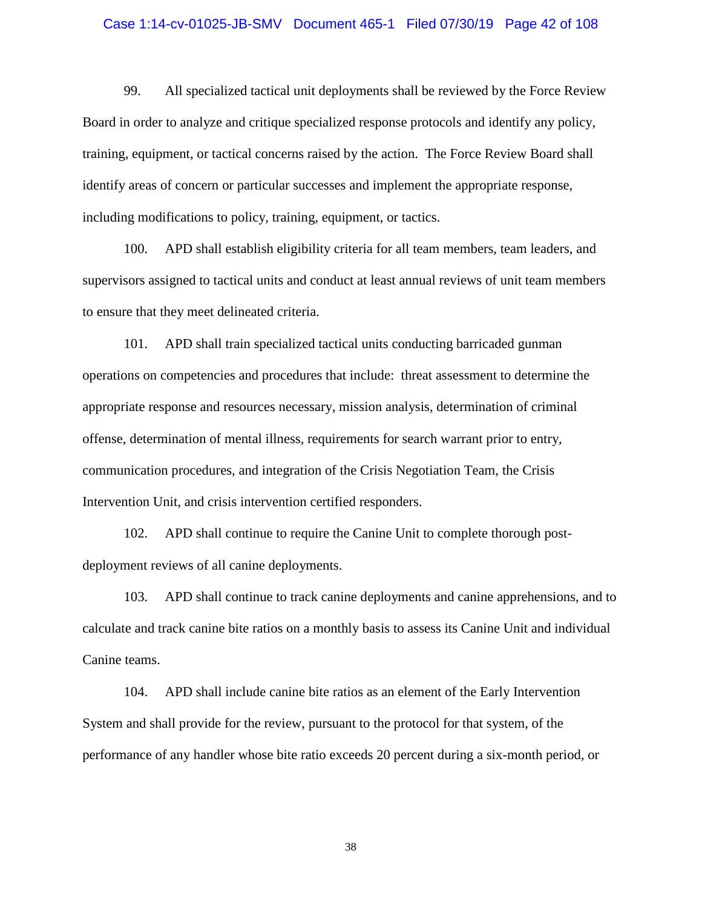99. All specialized tactical unit deployments shall be reviewed by the Force Review Board in order to analyze and critique specialized response protocols and identify any policy, training, equipment, or tactical concerns raised by the action. The Force Review Board shall identify areas of concern or particular successes and implement the appropriate response, including modifications to policy, training, equipment, or tactics.

100. APD shall establish eligibility criteria for all team members, team leaders, and supervisors assigned to tactical units and conduct at least annual reviews of unit team members to ensure that they meet delineated criteria.

101. APD shall train specialized tactical units conducting barricaded gunman operations on competencies and procedures that include: threat assessment to determine the appropriate response and resources necessary, mission analysis, determination of criminal offense, determination of mental illness, requirements for search warrant prior to entry, communication procedures, and integration of the Crisis Negotiation Team, the Crisis Intervention Unit, and crisis intervention certified responders.

102. APD shall continue to require the Canine Unit to complete thorough post-deployment reviews of all canine deployments.

103. APD shall continue to track canine deployments and canine apprehensions, and to calculate and track canine bite ratios on a monthly basis to assess its Canine Unit and individual Canine teams.

104. APD shall include canine bite ratios as an element of the Early Intervention System and shall provide for the review, pursuant to the protocol for that system, of the performance of any handler whose bite ratio exceeds 20 percent during a six-month period, or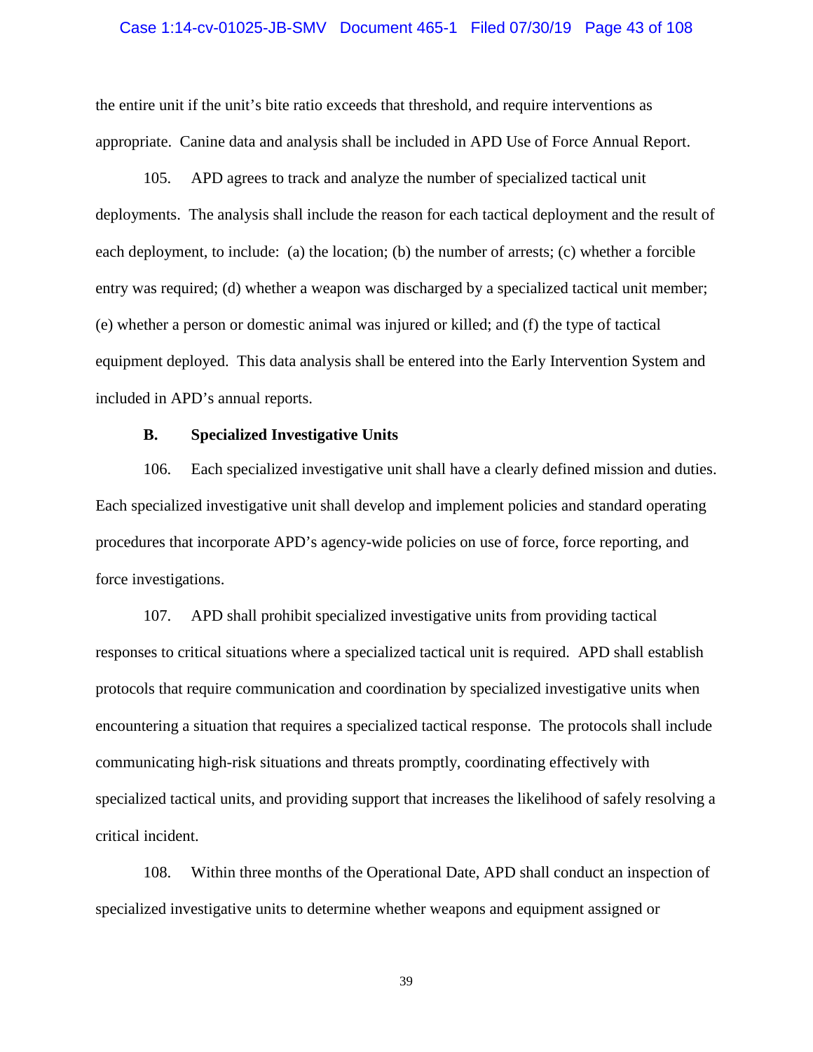the entire unit if the unit's bite ratio exceeds that threshold, and require interventions as appropriate. Canine data and analysis shall be included in APD Use of Force Annual Report.

105. APD agrees to track and analyze the number of specialized tactical unit deployments. The analysis shall include the reason for each tactical deployment and the result of each deployment, to include: (a) the location; (b) the number of arrests; (c) whether a forcible entry was required; (d) whether a weapon was discharged by a specialized tactical unit member; (e) whether a person or domestic animal was injured or killed; and (f) the type of tactical equipment deployed. This data analysis shall be entered into the Early Intervention System and included in APD's annual reports.

### B. Specialized Investigative Units

106. Each specialized investigative unit shall have a clearly defined mission and duties. Each specialized investigative unit shall develop and implement policies and standard operating procedures that incorporate APD's agency-wide policies on use of force, force reporting, and force investigations.

107. APD shall prohibit specialized investigative units from providing tactical responses to critical situations where a specialized tactical unit is required. APD shall establish protocols that require communication and coordination by specialized investigative units when encountering a situation that requires a specialized tactical response. The protocols shall include communicating high-risk situations and threats promptly, coordinating effectively with specialized tactical units, and providing support that increases the likelihood of safely resolving a critical incident.

108. Within three months of the Operational Date, APD shall conduct an inspection of specialized investigative units to determine whether weapons and equipment assigned or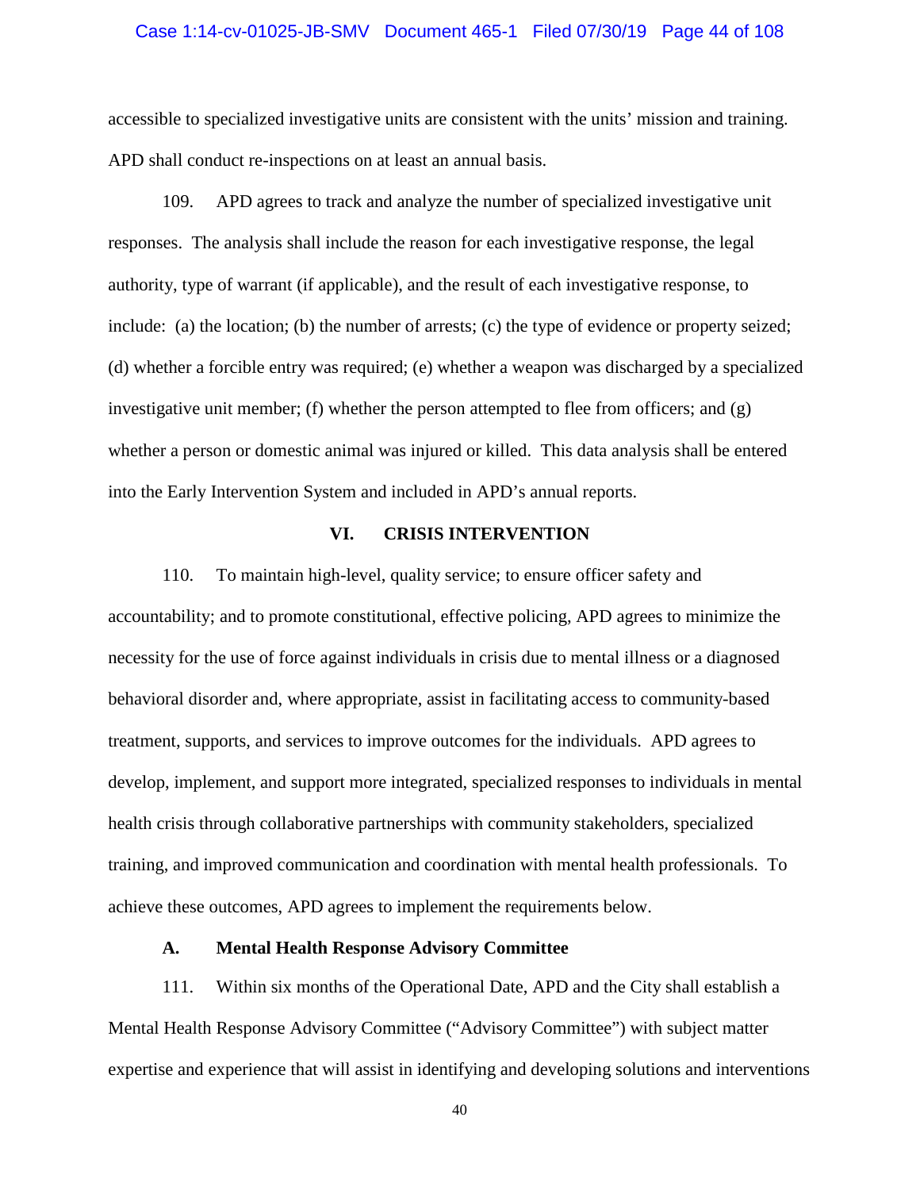accessible to specialized investigative units are consistent with the units' mission and training. APD shall conduct re-inspections on at least an annual basis.

109. APD agrees to track and analyze the number of specialized investigative unit responses. The analysis shall include the reason for each investigative response, the legal authority, type of warrant (if applicable), and the result of each investigative response, to include: (a) the location; (b) the number of arrests; (c) the type of evidence or property seized; (d) whether a forcible entry was required; (e) whether a weapon was discharged by a specialized investigative unit member; (f) whether the person attempted to flee from officers; and (g) whether a person or domestic animal was injured or killed. This data analysis shall be entered into the Early Intervention System and included in APD's annual reports.

## VI. CRISIS INTERVENTION

110. To maintain high-level, quality service; to ensure officer safety and accountability; and to promote constitutional, effective policing, APD agrees to minimize the necessity for the use of force against individuals in crisis due to mental illness or a diagnosed behavioral disorder and, where appropriate, assist in facilitating access to community-based treatment, supports, and services to improve outcomes for the individuals. APD agrees to develop, implement, and support more integrated, specialized responses to individuals in mental health crisis through collaborative partnerships with community stakeholders, specialized training, and improved communication and coordination with mental health professionals. To achieve these outcomes, APD agrees to implement the requirements below.

### A. Mental Health Response Advisory Committee

111. Within six months of the Operational Date, APD and the City shall establish a Mental Health Response Advisory Committee ("Advisory Committee") with subject matter expertise and experience that will assist in identifying and developing solutions and interventions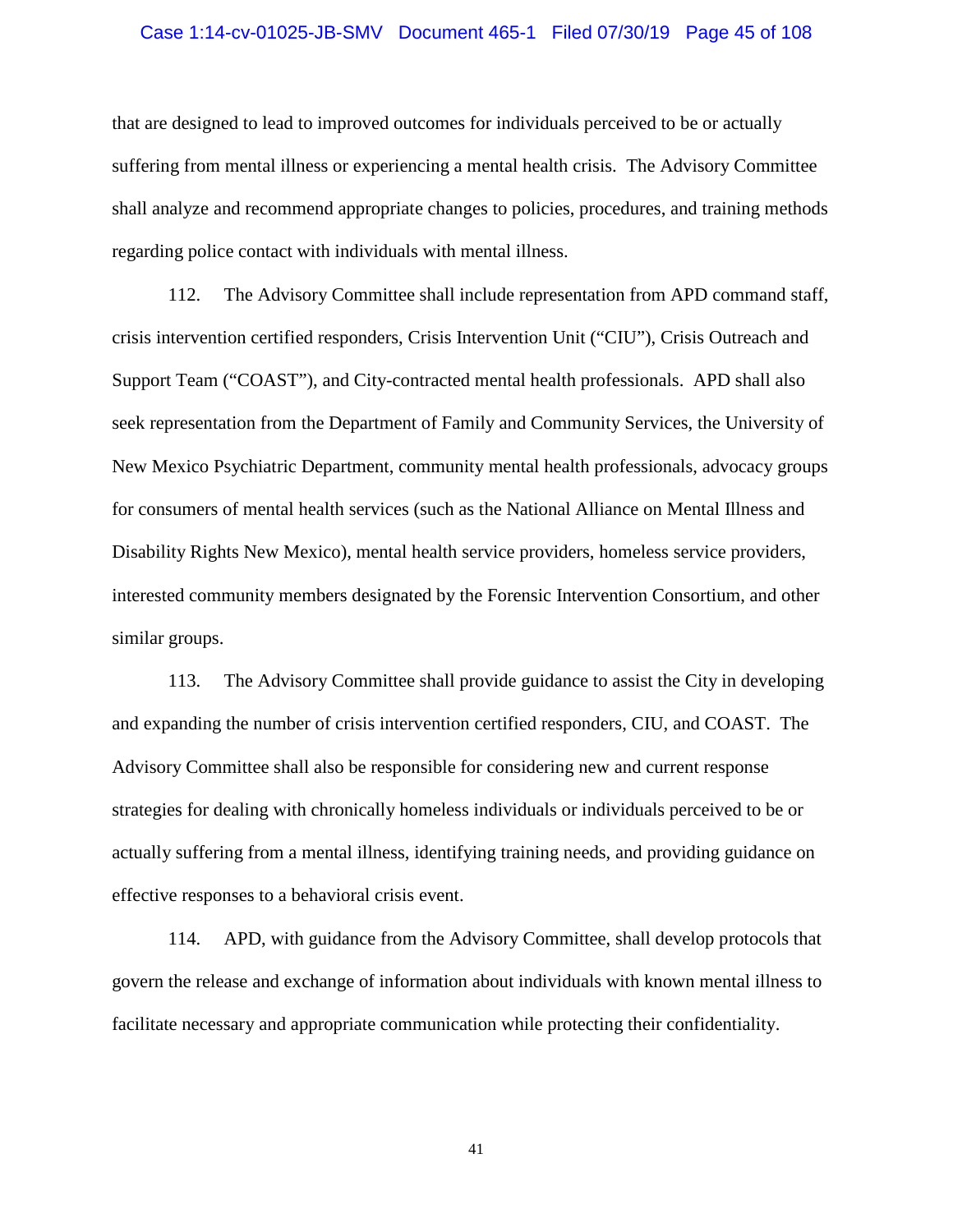that are designed to lead to improved outcomes for individuals perceived to be or actually suffering from mental illness or experiencing a mental health crisis. The Advisory Committee shall analyze and recommend appropriate changes to policies, procedures, and training methods regarding police contact with individuals with mental illness.

112. The Advisory Committee shall include representation from APD command staff, crisis intervention certified responders, Crisis Intervention Unit ("CIU"), Crisis Outreach and Support Team ("COAST"), and City-contracted mental health professionals. APD shall also seek representation from the Department of Family and Community Services, the University of New Mexico Psychiatric Department, community mental health professionals, advocacy groups for consumers of mental health services (such as the National Alliance on Mental Illness and Disability Rights New Mexico), mental health service providers, homeless service providers, interested community members designated by the Forensic Intervention Consortium, and other similar groups.

113. The Advisory Committee shall provide guidance to assist the City in developing and expanding the number of crisis intervention certified responders, CIU, and COAST. The Advisory Committee shall also be responsible for considering new and current response strategies for dealing with chronically homeless individuals or individuals perceived to be or actually suffering from a mental illness, identifying training needs, and providing guidance on effective responses to a behavioral crisis event.

114. APD, with guidance from the Advisory Committee, shall develop protocols that govern the release and exchange of information about individuals with known mental illness to facilitate necessary and appropriate communication while protecting their confidentiality.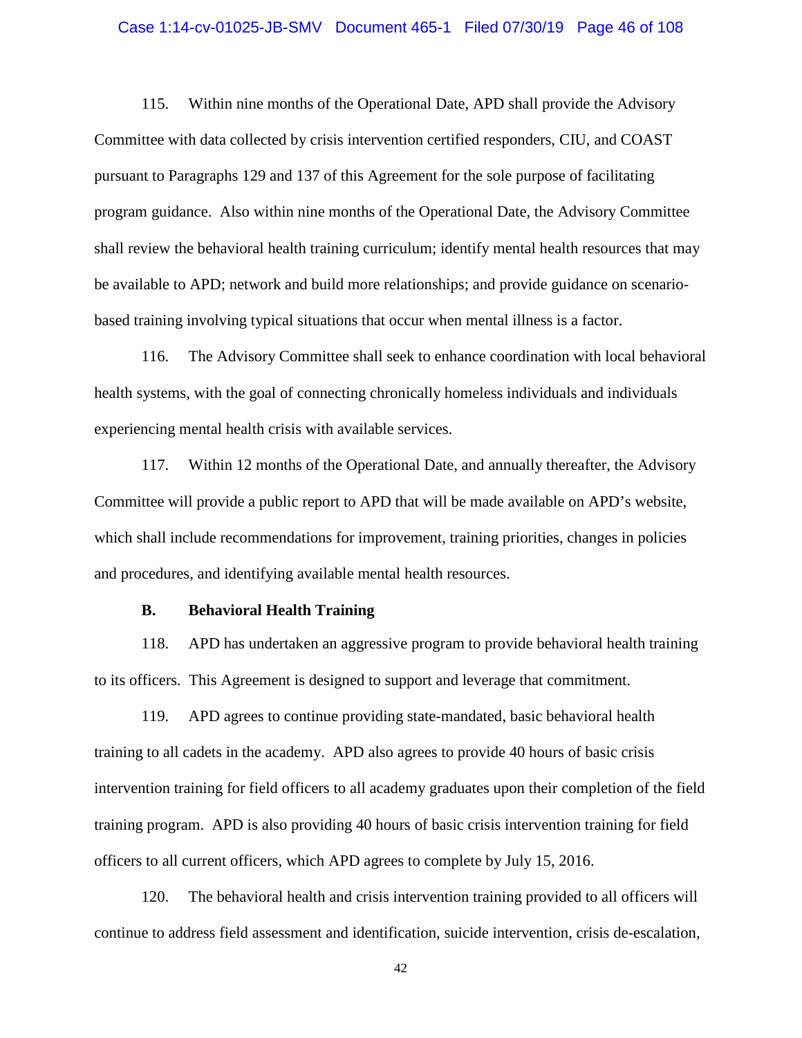115. Within nine months of the Operational Date, APD shall provide the Advisory Committee with data collected by crisis intervention certified responders, CIU, and COAST pursuant to Paragraphs 129 and 137 of this Agreement for the sole purpose of facilitating program guidance. Also within nine months of the Operational Date, the Advisory Committee shall review the behavioral health training curriculum; identify mental health resources that may be available to APD; network and build more relationships; and provide guidance on scenario-based training involving typical situations that occur when mental illness is a factor.

116. The Advisory Committee shall seek to enhance coordination with local behavioral health systems, with the goal of connecting chronically homeless individuals and individuals experiencing mental health crisis with available services.

117. Within 12 months of the Operational Date, and annually thereafter, the Advisory Committee will provide a public report to APD that will be made available on APD's website, which shall include recommendations for improvement, training priorities, changes in policies and procedures, and identifying available mental health resources.

### B. Behavioral Health Training

118. APD has undertaken an aggressive program to provide behavioral health training to its officers. This Agreement is designed to support and leverage that commitment.

119. APD agrees to continue providing state-mandated, basic behavioral health training to all cadets in the academy. APD also agrees to provide 40 hours of basic crisis intervention training for field officers to all academy graduates upon their completion of the field training program. APD is also providing 40 hours of basic crisis intervention training for field officers to all current officers, which APD agrees to complete by July 15, 2016.

120. The behavioral health and crisis intervention training provided to all officers will continue to address field assessment and identification, suicide intervention, crisis de-escalation,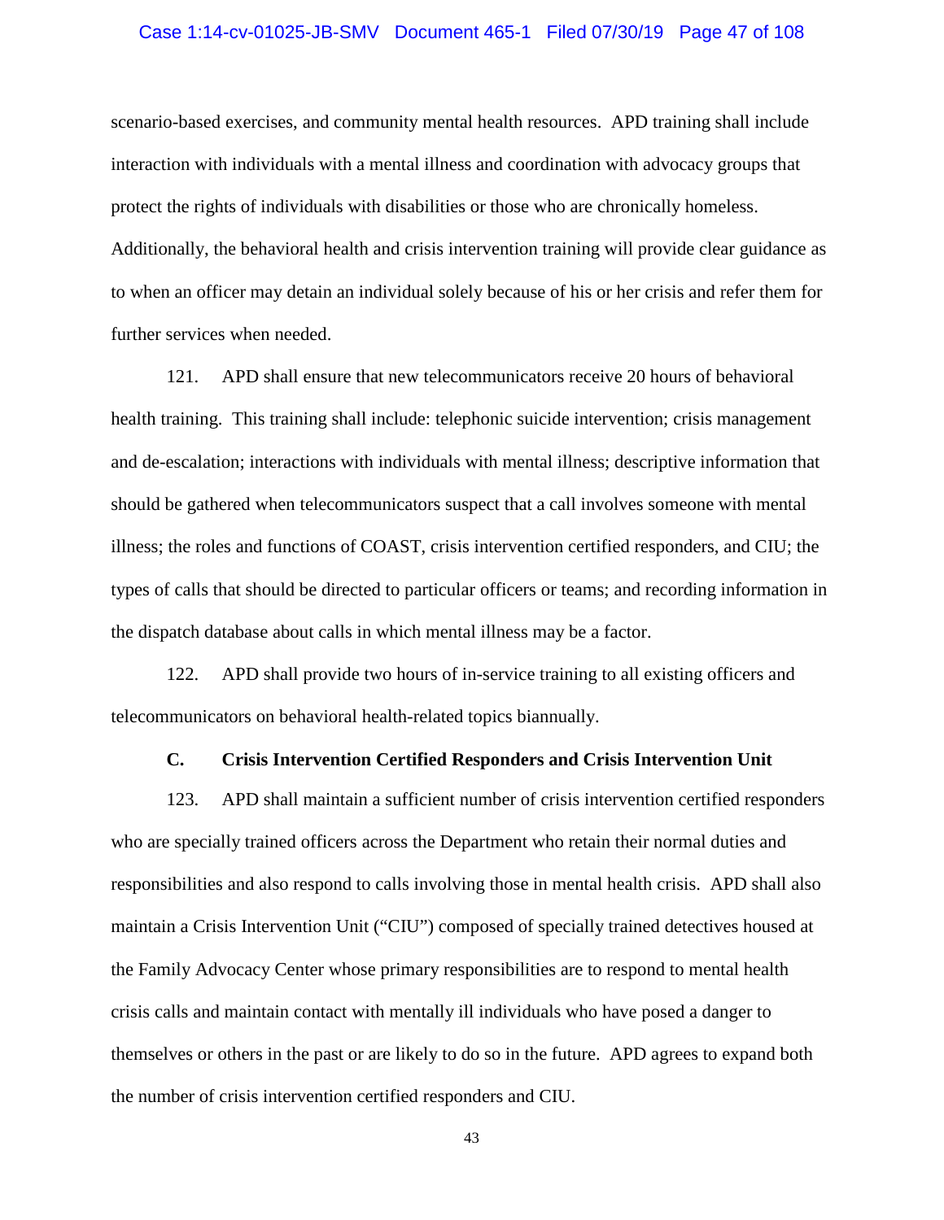scenario-based exercises, and community mental health resources. APD training shall include interaction with individuals with a mental illness and coordination with advocacy groups that protect the rights of individuals with disabilities or those who are chronically homeless. Additionally, the behavioral health and crisis intervention training will provide clear guidance as to when an officer may detain an individual solely because of his or her crisis and refer them for further services when needed.

121. APD shall ensure that new telecommunicators receive 20 hours of behavioral health training. This training shall include: telephonic suicide intervention; crisis management and de-escalation; interactions with individuals with mental illness; descriptive information that should be gathered when telecommunicators suspect that a call involves someone with mental illness; the roles and functions of COAST, crisis intervention certified responders, and CIU; the types of calls that should be directed to particular officers or teams; and recording information in the dispatch database about calls in which mental illness may be a factor.

122. APD shall provide two hours of in-service training to all existing officers and telecommunicators on behavioral health-related topics biannually.

### C. Crisis Intervention Certified Responders and Crisis Intervention Unit

123. APD shall maintain a sufficient number of crisis intervention certified responders who are specially trained officers across the Department who retain their normal duties and responsibilities and also respond to calls involving those in mental health crisis. APD shall also maintain a Crisis Intervention Unit ("CIU") composed of specially trained detectives housed at the Family Advocacy Center whose primary responsibilities are to respond to mental health crisis calls and maintain contact with mentally ill individuals who have posed a danger to themselves or others in the past or are likely to do so in the future. APD agrees to expand both the number of crisis intervention certified responders and CIU.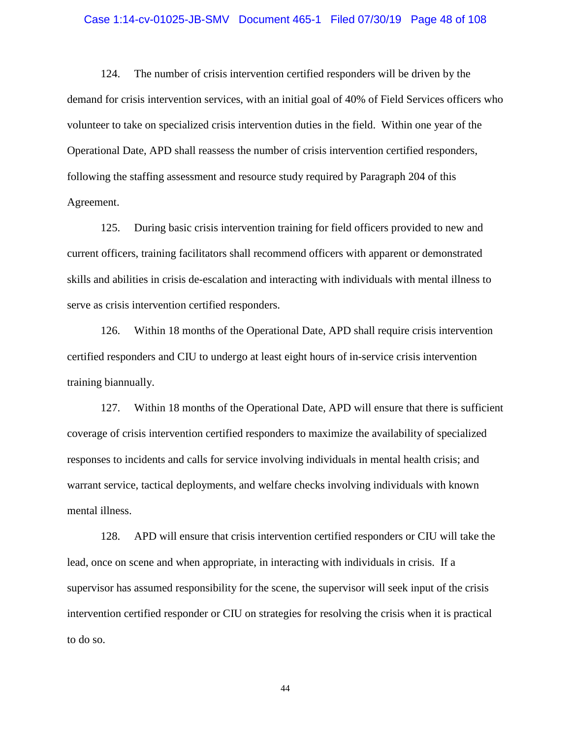124. The number of crisis intervention certified responders will be driven by the demand for crisis intervention services, with an initial goal of 40% of Field Services officers who volunteer to take on specialized crisis intervention duties in the field. Within one year of the Operational Date, APD shall reassess the number of crisis intervention certified responders, following the staffing assessment and resource study required by Paragraph 204 of this Agreement.

125. During basic crisis intervention training for field officers provided to new and current officers, training facilitators shall recommend officers with apparent or demonstrated skills and abilities in crisis de-escalation and interacting with individuals with mental illness to serve as crisis intervention certified responders.

126. Within 18 months of the Operational Date, APD shall require crisis intervention certified responders and CIU to undergo at least eight hours of in-service crisis intervention training biannually.

127. Within 18 months of the Operational Date, APD will ensure that there is sufficient coverage of crisis intervention certified responders to maximize the availability of specialized responses to incidents and calls for service involving individuals in mental health crisis; and warrant service, tactical deployments, and welfare checks involving individuals with known mental illness.

128. APD will ensure that crisis intervention certified responders or CIU will take the lead, once on scene and when appropriate, in interacting with individuals in crisis. If a supervisor has assumed responsibility for the scene, the supervisor will seek input of the crisis intervention certified responder or CIU on strategies for resolving the crisis when it is practical to do so.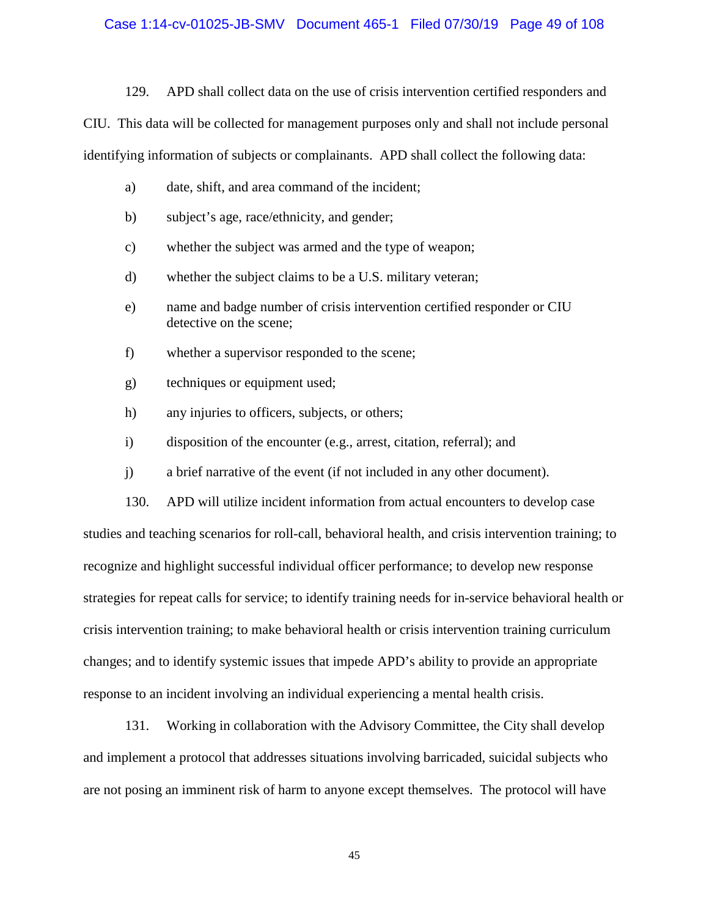129. APD shall collect data on the use of crisis intervention certified responders and CIU. This data will be collected for management purposes only and shall not include personal identifying information of subjects or complainants. APD shall collect the following data:

a) date, shift, and area command of the incident;

b) subject's age, race/ethnicity, and gender;

c) whether the subject was armed and the type of weapon;

d) whether the subject claims to be a U.S. military veteran;

e) name and badge number of crisis intervention certified responder or CIU detective on the scene;

f) whether a supervisor responded to the scene;

g) techniques or equipment used;

h) any injuries to officers, subjects, or others;

i) disposition of the encounter (e.g., arrest, citation, referral); and

j) a brief narrative of the event (if not included in any other document).

130. APD will utilize incident information from actual encounters to develop case studies and teaching scenarios for roll-call, behavioral health, and crisis intervention training; to recognize and highlight successful individual officer performance; to develop new response strategies for repeat calls for service; to identify training needs for in-service behavioral health or crisis intervention training; to make behavioral health or crisis intervention training curriculum changes; and to identify systemic issues that impede APD's ability to provide an appropriate response to an incident involving an individual experiencing a mental health crisis.

131. Working in collaboration with the Advisory Committee, the City shall develop and implement a protocol that addresses situations involving barricaded, suicidal subjects who are not posing an imminent risk of harm to anyone except themselves. The protocol will have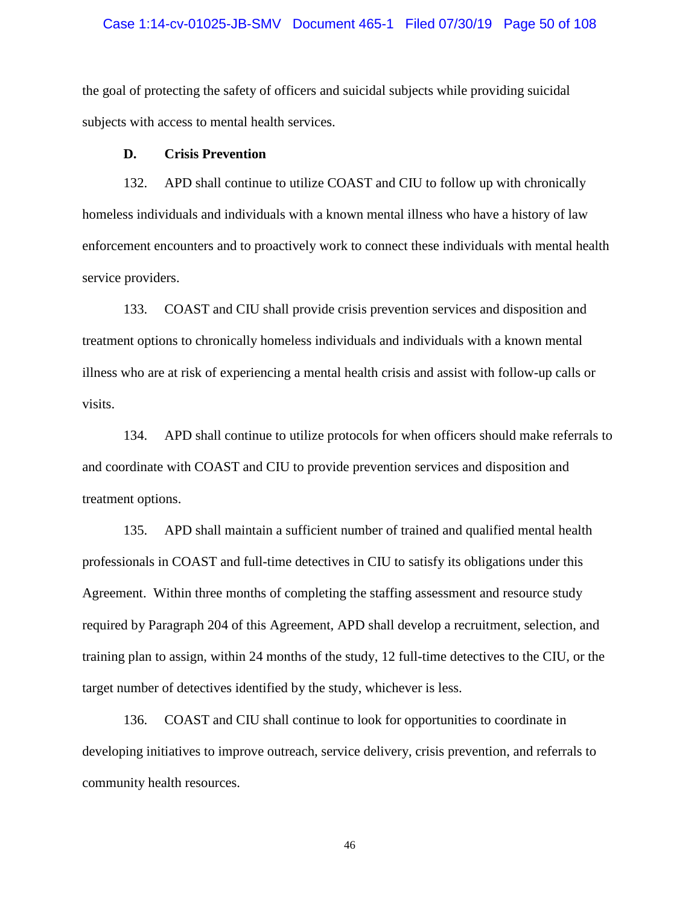the goal of protecting the safety of officers and suicidal subjects while providing suicidal subjects with access to mental health services.

### D. Crisis Prevention

132. APD shall continue to utilize COAST and CIU to follow up with chronically homeless individuals and individuals with a known mental illness who have a history of law enforcement encounters and to proactively work to connect these individuals with mental health service providers.

133. COAST and CIU shall provide crisis prevention services and disposition and treatment options to chronically homeless individuals and individuals with a known mental illness who are at risk of experiencing a mental health crisis and assist with follow-up calls or visits.

134. APD shall continue to utilize protocols for when officers should make referrals to and coordinate with COAST and CIU to provide prevention services and disposition and treatment options.

135. APD shall maintain a sufficient number of trained and qualified mental health professionals in COAST and full-time detectives in CIU to satisfy its obligations under this Agreement. Within three months of completing the staffing assessment and resource study required by Paragraph 204 of this Agreement, APD shall develop a recruitment, selection, and training plan to assign, within 24 months of the study, 12 full-time detectives to the CIU, or the target number of detectives identified by the study, whichever is less.

136. COAST and CIU shall continue to look for opportunities to coordinate in developing initiatives to improve outreach, service delivery, crisis prevention, and referrals to community health resources.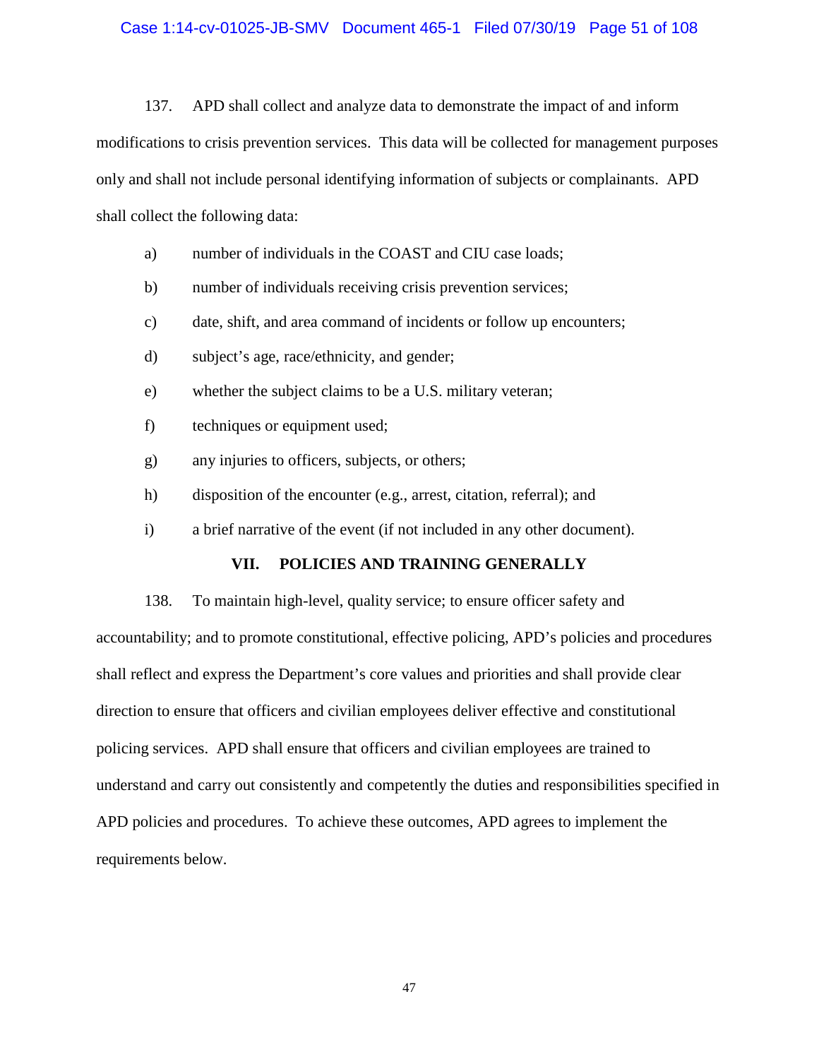137. APD shall collect and analyze data to demonstrate the impact of and inform modifications to crisis prevention services. This data will be collected for management purposes only and shall not include personal identifying information of subjects or complainants. APD shall collect the following data:

a) number of individuals in the COAST and CIU case loads;

b) number of individuals receiving crisis prevention services;

c) date, shift, and area command of incidents or follow up encounters;

d) subject's age, race/ethnicity, and gender;

e) whether the subject claims to be a U.S. military veteran;

f) techniques or equipment used;

g) any injuries to officers, subjects, or others;

h) disposition of the encounter (e.g., arrest, citation, referral); and

i) a brief narrative of the event (if not included in any other document).

## VII. POLICIES AND TRAINING GENERALLY

138. To maintain high-level, quality service; to ensure officer safety and accountability; and to promote constitutional, effective policing, APD's policies and procedures shall reflect and express the Department's core values and priorities and shall provide clear direction to ensure that officers and civilian employees deliver effective and constitutional policing services. APD shall ensure that officers and civilian employees are trained to understand and carry out consistently and competently the duties and responsibilities specified in APD policies and procedures. To achieve these outcomes, APD agrees to implement the requirements below.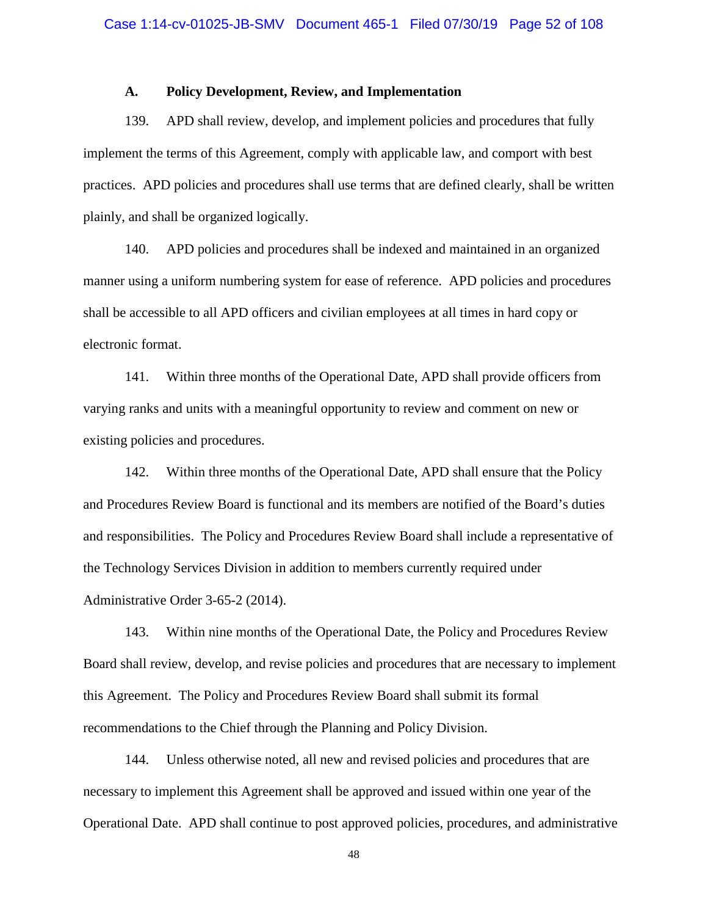### A. Policy Development, Review, and Implementation

139. APD shall review, develop, and implement policies and procedures that fully implement the terms of this Agreement, comply with applicable law, and comport with best practices. APD policies and procedures shall use terms that are defined clearly, shall be written plainly, and shall be organized logically.

140. APD policies and procedures shall be indexed and maintained in an organized manner using a uniform numbering system for ease of reference. APD policies and procedures shall be accessible to all APD officers and civilian employees at all times in hard copy or electronic format.

141. Within three months of the Operational Date, APD shall provide officers from varying ranks and units with a meaningful opportunity to review and comment on new or existing policies and procedures.

142. Within three months of the Operational Date, APD shall ensure that the Policy and Procedures Review Board is functional and its members are notified of the Board's duties and responsibilities. The Policy and Procedures Review Board shall include a representative of the Technology Services Division in addition to members currently required under Administrative Order 3-65-2 (2014).

143. Within nine months of the Operational Date, the Policy and Procedures Review Board shall review, develop, and revise policies and procedures that are necessary to implement this Agreement. The Policy and Procedures Review Board shall submit its formal recommendations to the Chief through the Planning and Policy Division.

144. Unless otherwise noted, all new and revised policies and procedures that are necessary to implement this Agreement shall be approved and issued within one year of the Operational Date. APD shall continue to post approved policies, procedures, and administrative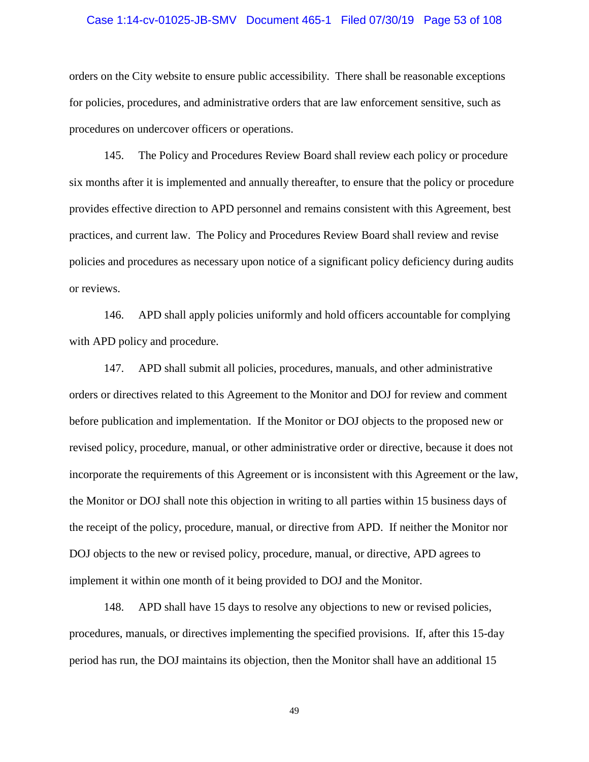orders on the City website to ensure public accessibility. There shall be reasonable exceptions for policies, procedures, and administrative orders that are law enforcement sensitive, such as procedures on undercover officers or operations.

145. The Policy and Procedures Review Board shall review each policy or procedure six months after it is implemented and annually thereafter, to ensure that the policy or procedure provides effective direction to APD personnel and remains consistent with this Agreement, best practices, and current law. The Policy and Procedures Review Board shall review and revise policies and procedures as necessary upon notice of a significant policy deficiency during audits or reviews.

146. APD shall apply policies uniformly and hold officers accountable for complying with APD policy and procedure.

147. APD shall submit all policies, procedures, manuals, and other administrative orders or directives related to this Agreement to the Monitor and DOJ for review and comment before publication and implementation. If the Monitor or DOJ objects to the proposed new or revised policy, procedure, manual, or other administrative order or directive, because it does not incorporate the requirements of this Agreement or is inconsistent with this Agreement or the law, the Monitor or DOJ shall note this objection in writing to all parties within 15 business days of the receipt of the policy, procedure, manual, or directive from APD. If neither the Monitor nor DOJ objects to the new or revised policy, procedure, manual, or directive, APD agrees to implement it within one month of it being provided to DOJ and the Monitor.

148. APD shall have 15 days to resolve any objections to new or revised policies, procedures, manuals, or directives implementing the specified provisions. If, after this 15-day period has run, the DOJ maintains its objection, then the Monitor shall have an additional 15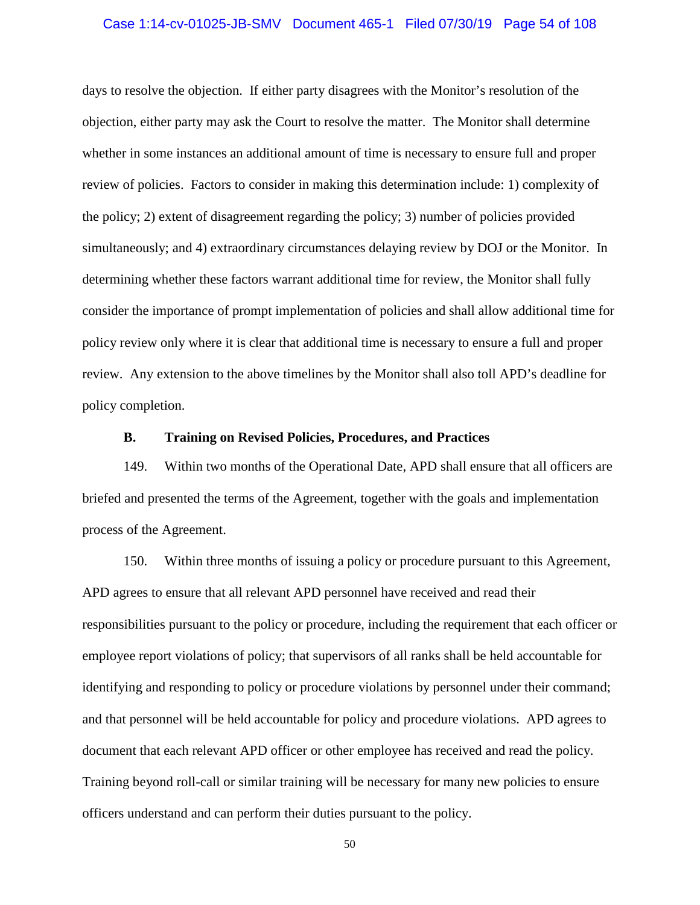days to resolve the objection. If either party disagrees with the Monitor's resolution of the objection, either party may ask the Court to resolve the matter. The Monitor shall determine whether in some instances an additional amount of time is necessary to ensure full and proper review of policies. Factors to consider in making this determination include: 1) complexity of the policy; 2) extent of disagreement regarding the policy; 3) number of policies provided simultaneously; and 4) extraordinary circumstances delaying review by DOJ or the Monitor. In determining whether these factors warrant additional time for review, the Monitor shall fully consider the importance of prompt implementation of policies and shall allow additional time for policy review only where it is clear that additional time is necessary to ensure a full and proper review. Any extension to the above timelines by the Monitor shall also toll APD's deadline for policy completion.

### B. Training on Revised Policies, Procedures, and Practices

149. Within two months of the Operational Date, APD shall ensure that all officers are briefed and presented the terms of the Agreement, together with the goals and implementation process of the Agreement.

150. Within three months of issuing a policy or procedure pursuant to this Agreement, APD agrees to ensure that all relevant APD personnel have received and read their responsibilities pursuant to the policy or procedure, including the requirement that each officer or employee report violations of policy; that supervisors of all ranks shall be held accountable for identifying and responding to policy or procedure violations by personnel under their command; and that personnel will be held accountable for policy and procedure violations. APD agrees to document that each relevant APD officer or other employee has received and read the policy. Training beyond roll-call or similar training will be necessary for many new policies to ensure officers understand and can perform their duties pursuant to the policy.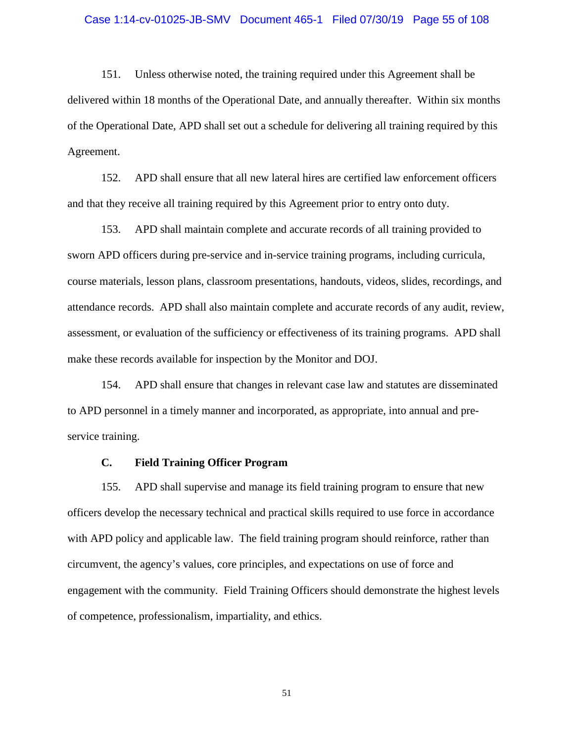151. Unless otherwise noted, the training required under this Agreement shall be delivered within 18 months of the Operational Date, and annually thereafter. Within six months of the Operational Date, APD shall set out a schedule for delivering all training required by this Agreement.

152. APD shall ensure that all new lateral hires are certified law enforcement officers and that they receive all training required by this Agreement prior to entry onto duty.

153. APD shall maintain complete and accurate records of all training provided to sworn APD officers during pre-service and in-service training programs, including curricula, course materials, lesson plans, classroom presentations, handouts, videos, slides, recordings, and attendance records. APD shall also maintain complete and accurate records of any audit, review, assessment, or evaluation of the sufficiency or effectiveness of its training programs. APD shall make these records available for inspection by the Monitor and DOJ.

154. APD shall ensure that changes in relevant case law and statutes are disseminated to APD personnel in a timely manner and incorporated, as appropriate, into annual and pre-service training.

### C. Field Training Officer Program

155. APD shall supervise and manage its field training program to ensure that new officers develop the necessary technical and practical skills required to use force in accordance with APD policy and applicable law. The field training program should reinforce, rather than circumvent, the agency's values, core principles, and expectations on use of force and engagement with the community. Field Training Officers should demonstrate the highest levels of competence, professionalism, impartiality, and ethics.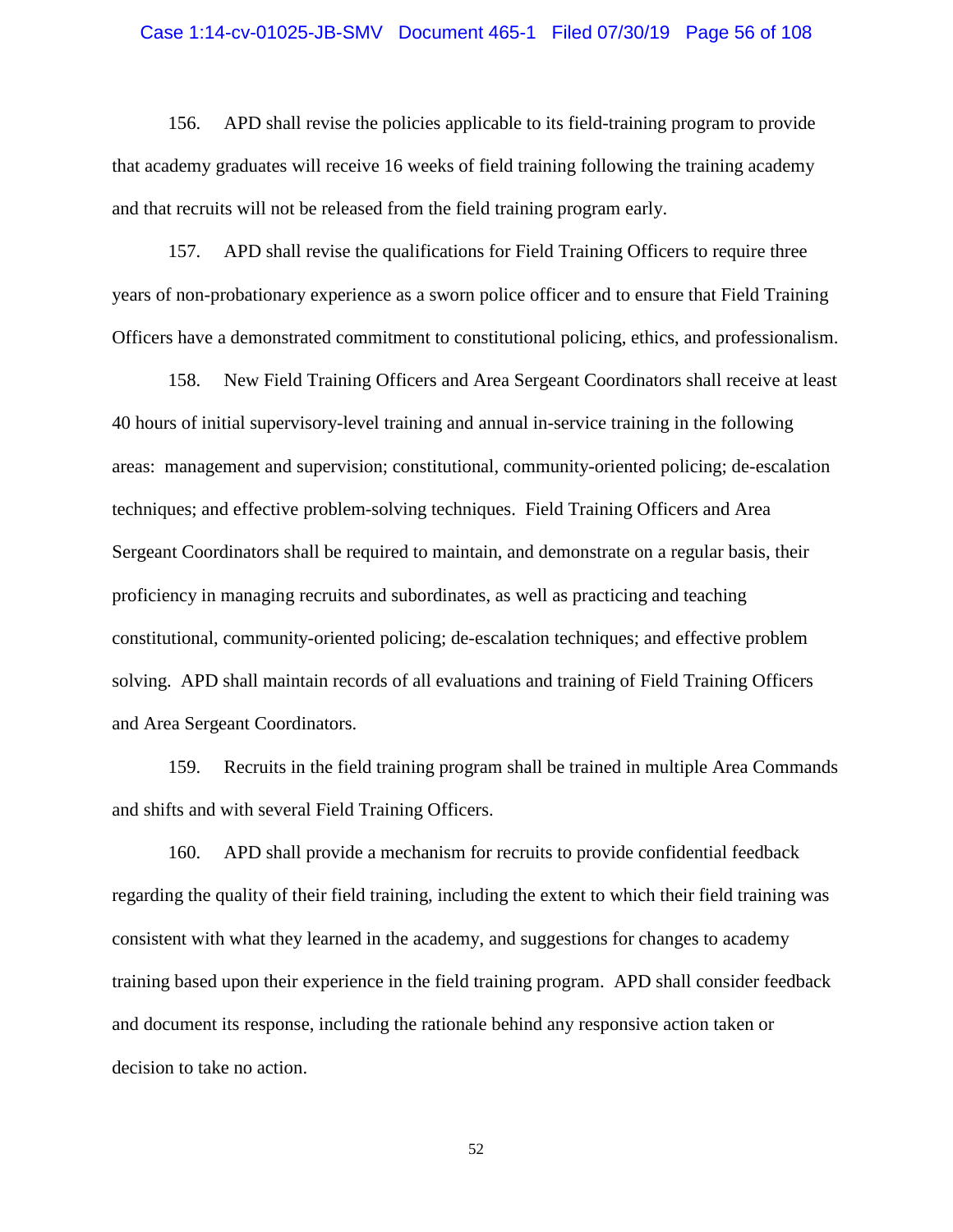156. APD shall revise the policies applicable to its field-training program to provide that academy graduates will receive 16 weeks of field training following the training academy and that recruits will not be released from the field training program early.

157. APD shall revise the qualifications for Field Training Officers to require three years of non-probationary experience as a sworn police officer and to ensure that Field Training Officers have a demonstrated commitment to constitutional policing, ethics, and professionalism.

158. New Field Training Officers and Area Sergeant Coordinators shall receive at least 40 hours of initial supervisory-level training and annual in-service training in the following areas: management and supervision; constitutional, community-oriented policing; de-escalation techniques; and effective problem-solving techniques. Field Training Officers and Area Sergeant Coordinators shall be required to maintain, and demonstrate on a regular basis, their proficiency in managing recruits and subordinates, as well as practicing and teaching constitutional, community-oriented policing; de-escalation techniques; and effective problem solving. APD shall maintain records of all evaluations and training of Field Training Officers and Area Sergeant Coordinators.

159. Recruits in the field training program shall be trained in multiple Area Commands and shifts and with several Field Training Officers.

160. APD shall provide a mechanism for recruits to provide confidential feedback regarding the quality of their field training, including the extent to which their field training was consistent with what they learned in the academy, and suggestions for changes to academy training based upon their experience in the field training program. APD shall consider feedback and document its response, including the rationale behind any responsive action taken or decision to take no action.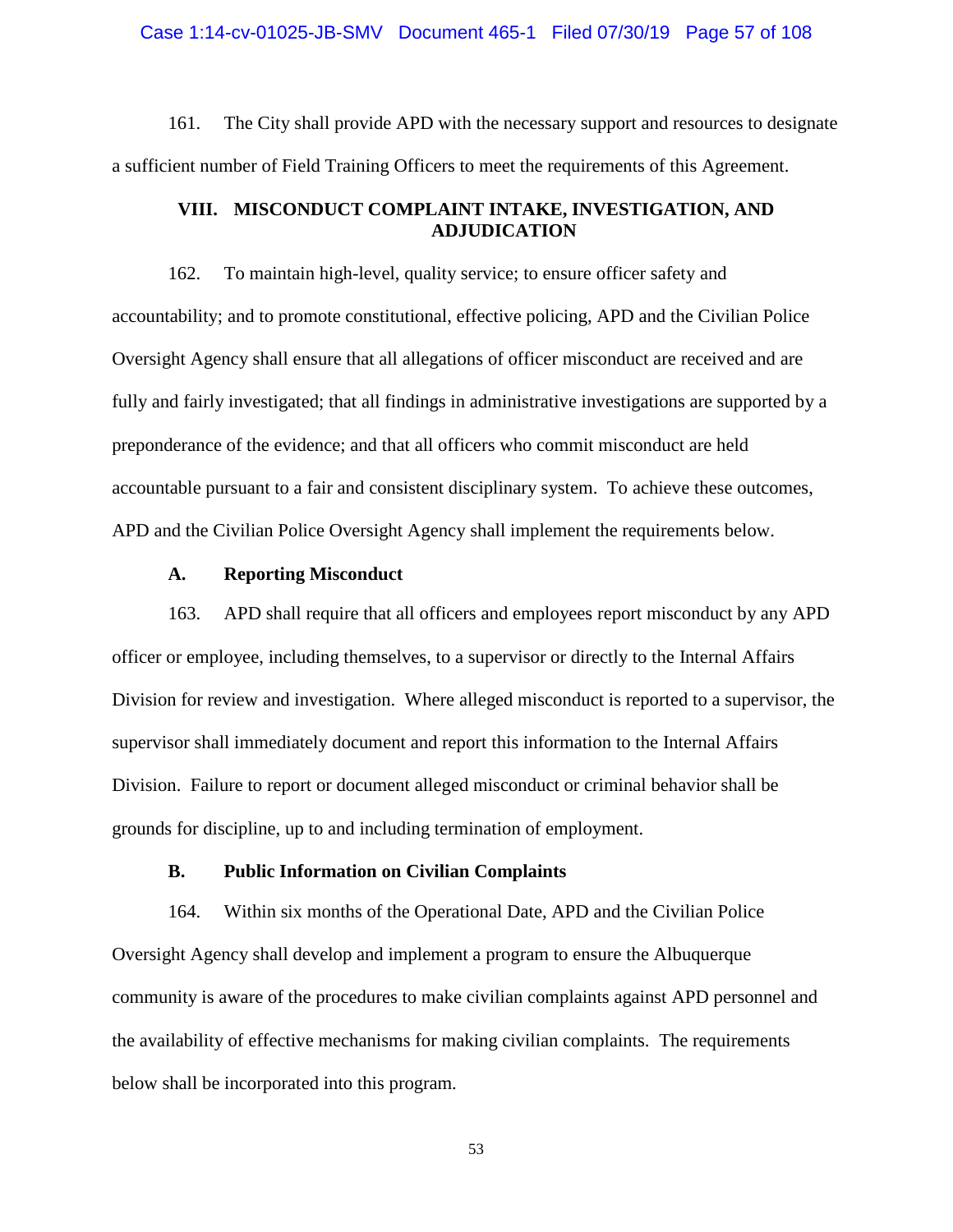161. The City shall provide APD with the necessary support and resources to designate a sufficient number of Field Training Officers to meet the requirements of this Agreement.

## VIII. MISCONDUCT COMPLAINT INTAKE, INVESTIGATION, AND ADJUDICATION

162. To maintain high-level, quality service; to ensure officer safety and accountability; and to promote constitutional, effective policing, APD and the Civilian Police Oversight Agency shall ensure that all allegations of officer misconduct are received and are fully and fairly investigated; that all findings in administrative investigations are supported by a preponderance of the evidence; and that all officers who commit misconduct are held accountable pursuant to a fair and consistent disciplinary system. To achieve these outcomes, APD and the Civilian Police Oversight Agency shall implement the requirements below.

### A. Reporting Misconduct

163. APD shall require that all officers and employees report misconduct by any APD officer or employee, including themselves, to a supervisor or directly to the Internal Affairs Division for review and investigation. Where alleged misconduct is reported to a supervisor, the supervisor shall immediately document and report this information to the Internal Affairs Division. Failure to report or document alleged misconduct or criminal behavior shall be grounds for discipline, up to and including termination of employment.

### B. Public Information on Civilian Complaints

164. Within six months of the Operational Date, APD and the Civilian Police Oversight Agency shall develop and implement a program to ensure the Albuquerque community is aware of the procedures to make civilian complaints against APD personnel and the availability of effective mechanisms for making civilian complaints. The requirements below shall be incorporated into this program.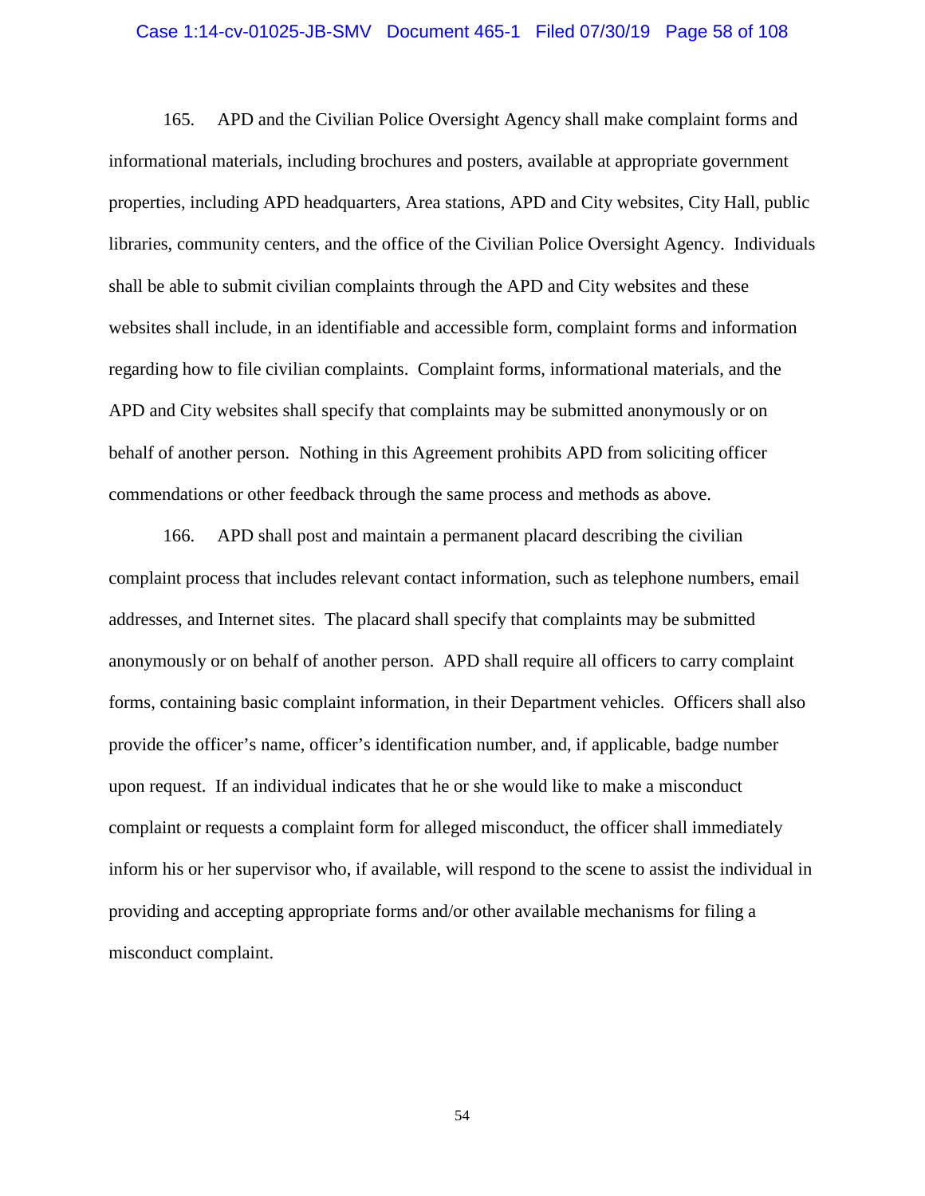165. APD and the Civilian Police Oversight Agency shall make complaint forms and informational materials, including brochures and posters, available at appropriate government properties, including APD headquarters, Area stations, APD and City websites, City Hall, public libraries, community centers, and the office of the Civilian Police Oversight Agency. Individuals shall be able to submit civilian complaints through the APD and City websites and these websites shall include, in an identifiable and accessible form, complaint forms and information regarding how to file civilian complaints. Complaint forms, informational materials, and the APD and City websites shall specify that complaints may be submitted anonymously or on behalf of another person. Nothing in this Agreement prohibits APD from soliciting officer commendations or other feedback through the same process and methods as above.

166. APD shall post and maintain a permanent placard describing the civilian complaint process that includes relevant contact information, such as telephone numbers, email addresses, and Internet sites. The placard shall specify that complaints may be submitted anonymously or on behalf of another person. APD shall require all officers to carry complaint forms, containing basic complaint information, in their Department vehicles. Officers shall also provide the officer's name, officer's identification number, and, if applicable, badge number upon request. If an individual indicates that he or she would like to make a misconduct complaint or requests a complaint form for alleged misconduct, the officer shall immediately inform his or her supervisor who, if available, will respond to the scene to assist the individual in providing and accepting appropriate forms and/or other available mechanisms for filing a misconduct complaint.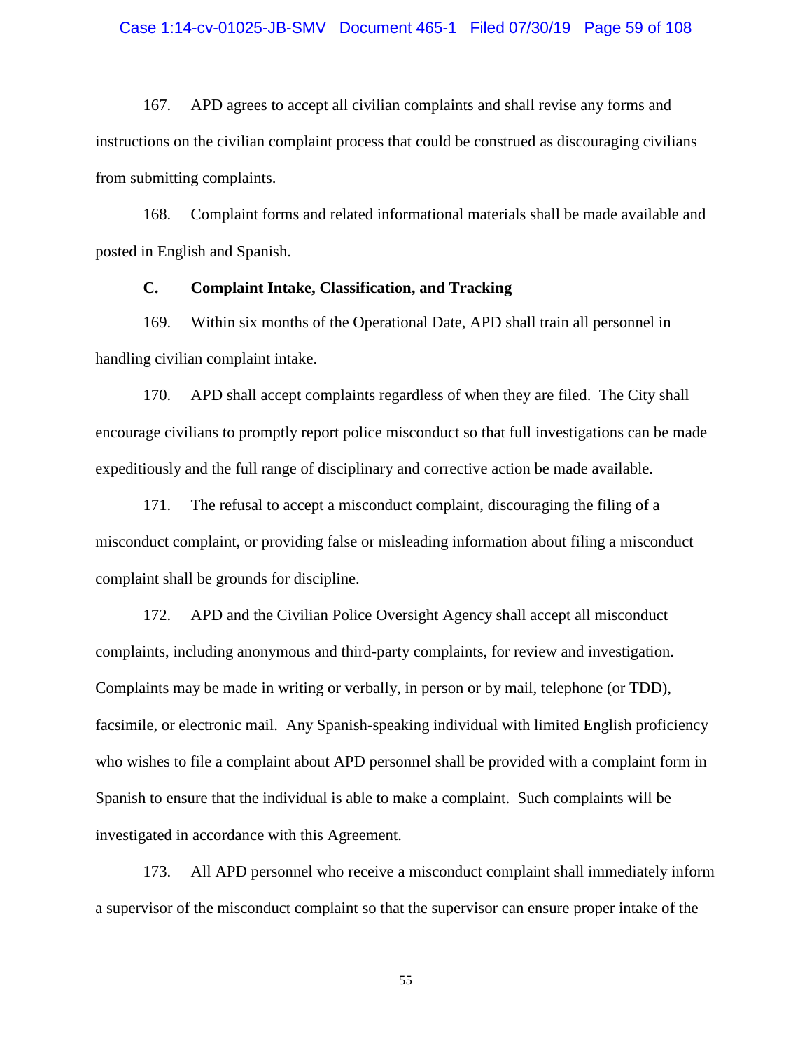167. APD agrees to accept all civilian complaints and shall revise any forms and instructions on the civilian complaint process that could be construed as discouraging civilians from submitting complaints.

168. Complaint forms and related informational materials shall be made available and posted in English and Spanish.

### C. Complaint Intake, Classification, and Tracking

169. Within six months of the Operational Date, APD shall train all personnel in handling civilian complaint intake.

170. APD shall accept complaints regardless of when they are filed. The City shall encourage civilians to promptly report police misconduct so that full investigations can be made expeditiously and the full range of disciplinary and corrective action be made available.

171. The refusal to accept a misconduct complaint, discouraging the filing of a misconduct complaint, or providing false or misleading information about filing a misconduct complaint shall be grounds for discipline.

172. APD and the Civilian Police Oversight Agency shall accept all misconduct complaints, including anonymous and third-party complaints, for review and investigation. Complaints may be made in writing or verbally, in person or by mail, telephone (or TDD), facsimile, or electronic mail. Any Spanish-speaking individual with limited English proficiency who wishes to file a complaint about APD personnel shall be provided with a complaint form in Spanish to ensure that the individual is able to make a complaint. Such complaints will be investigated in accordance with this Agreement.

173. All APD personnel who receive a misconduct complaint shall immediately inform a supervisor of the misconduct complaint so that the supervisor can ensure proper intake of the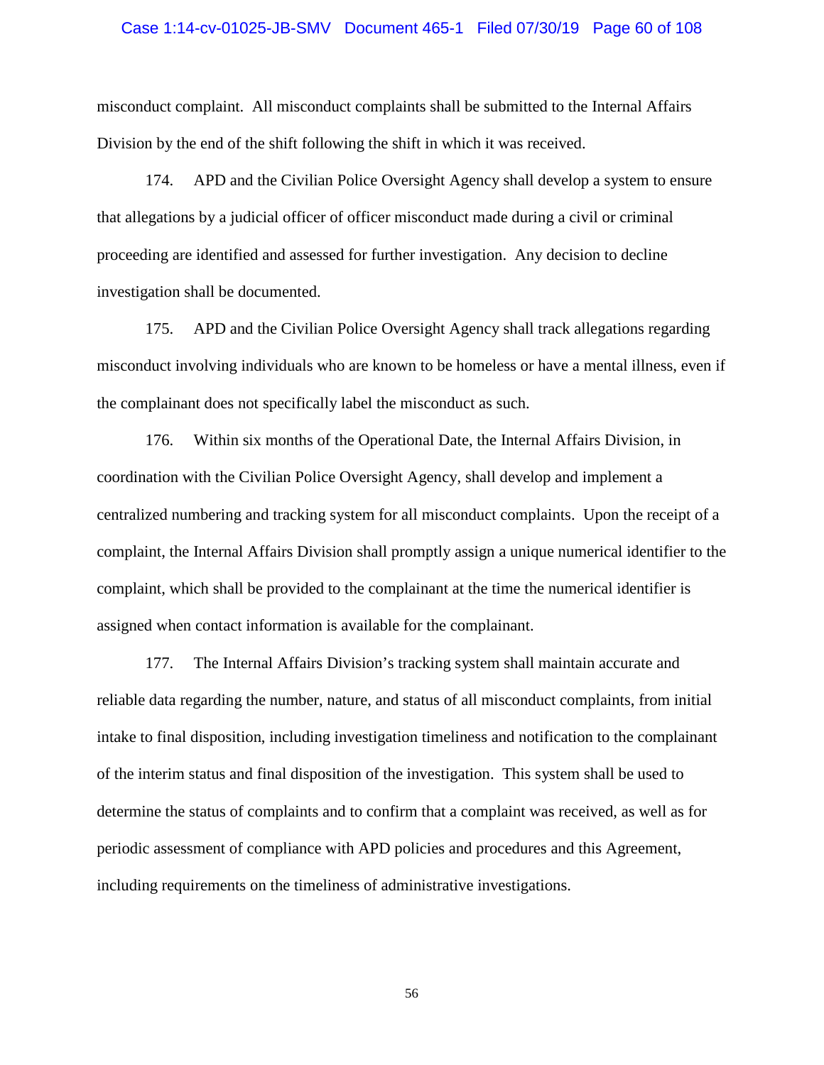misconduct complaint. All misconduct complaints shall be submitted to the Internal Affairs Division by the end of the shift following the shift in which it was received.

174. APD and the Civilian Police Oversight Agency shall develop a system to ensure that allegations by a judicial officer of officer misconduct made during a civil or criminal proceeding are identified and assessed for further investigation. Any decision to decline investigation shall be documented.

175. APD and the Civilian Police Oversight Agency shall track allegations regarding misconduct involving individuals who are known to be homeless or have a mental illness, even if the complainant does not specifically label the misconduct as such.

176. Within six months of the Operational Date, the Internal Affairs Division, in coordination with the Civilian Police Oversight Agency, shall develop and implement a centralized numbering and tracking system for all misconduct complaints. Upon the receipt of a complaint, the Internal Affairs Division shall promptly assign a unique numerical identifier to the complaint, which shall be provided to the complainant at the time the numerical identifier is assigned when contact information is available for the complainant.

177. The Internal Affairs Division's tracking system shall maintain accurate and reliable data regarding the number, nature, and status of all misconduct complaints, from initial intake to final disposition, including investigation timeliness and notification to the complainant of the interim status and final disposition of the investigation. This system shall be used to determine the status of complaints and to confirm that a complaint was received, as well as for periodic assessment of compliance with APD policies and procedures and this Agreement, including requirements on the timeliness of administrative investigations.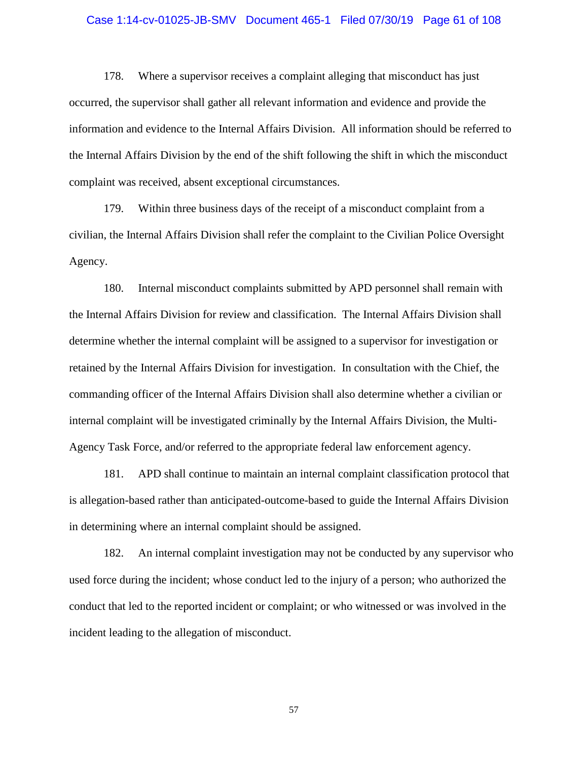178. Where a supervisor receives a complaint alleging that misconduct has just occurred, the supervisor shall gather all relevant information and evidence and provide the information and evidence to the Internal Affairs Division. All information should be referred to the Internal Affairs Division by the end of the shift following the shift in which the misconduct complaint was received, absent exceptional circumstances.

179. Within three business days of the receipt of a misconduct complaint from a civilian, the Internal Affairs Division shall refer the complaint to the Civilian Police Oversight Agency.

180. Internal misconduct complaints submitted by APD personnel shall remain with the Internal Affairs Division for review and classification. The Internal Affairs Division shall determine whether the internal complaint will be assigned to a supervisor for investigation or retained by the Internal Affairs Division for investigation. In consultation with the Chief, the commanding officer of the Internal Affairs Division shall also determine whether a civilian or internal complaint will be investigated criminally by the Internal Affairs Division, the Multi-Agency Task Force, and/or referred to the appropriate federal law enforcement agency.

181. APD shall continue to maintain an internal complaint classification protocol that is allegation-based rather than anticipated-outcome-based to guide the Internal Affairs Division in determining where an internal complaint should be assigned.

182. An internal complaint investigation may not be conducted by any supervisor who used force during the incident; whose conduct led to the injury of a person; who authorized the conduct that led to the reported incident or complaint; or who witnessed or was involved in the incident leading to the allegation of misconduct.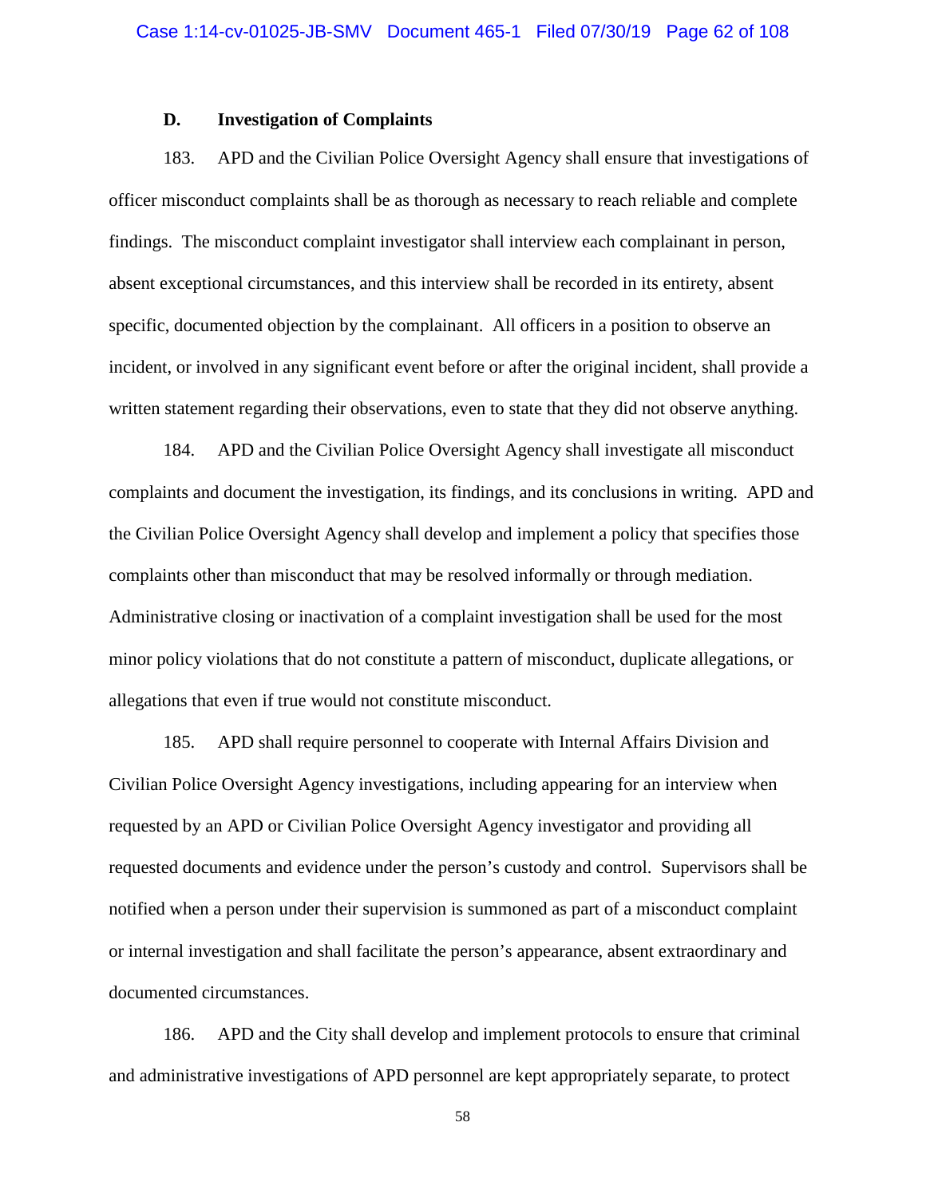### D. Investigation of Complaints

183. APD and the Civilian Police Oversight Agency shall ensure that investigations of officer misconduct complaints shall be as thorough as necessary to reach reliable and complete findings. The misconduct complaint investigator shall interview each complainant in person, absent exceptional circumstances, and this interview shall be recorded in its entirety, absent specific, documented objection by the complainant. All officers in a position to observe an incident, or involved in any significant event before or after the original incident, shall provide a written statement regarding their observations, even to state that they did not observe anything.

184. APD and the Civilian Police Oversight Agency shall investigate all misconduct complaints and document the investigation, its findings, and its conclusions in writing. APD and the Civilian Police Oversight Agency shall develop and implement a policy that specifies those complaints other than misconduct that may be resolved informally or through mediation. Administrative closing or inactivation of a complaint investigation shall be used for the most minor policy violations that do not constitute a pattern of misconduct, duplicate allegations, or allegations that even if true would not constitute misconduct.

185. APD shall require personnel to cooperate with Internal Affairs Division and Civilian Police Oversight Agency investigations, including appearing for an interview when requested by an APD or Civilian Police Oversight Agency investigator and providing all requested documents and evidence under the person's custody and control. Supervisors shall be notified when a person under their supervision is summoned as part of a misconduct complaint or internal investigation and shall facilitate the person's appearance, absent extraordinary and documented circumstances.

186. APD and the City shall develop and implement protocols to ensure that criminal and administrative investigations of APD personnel are kept appropriately separate, to protect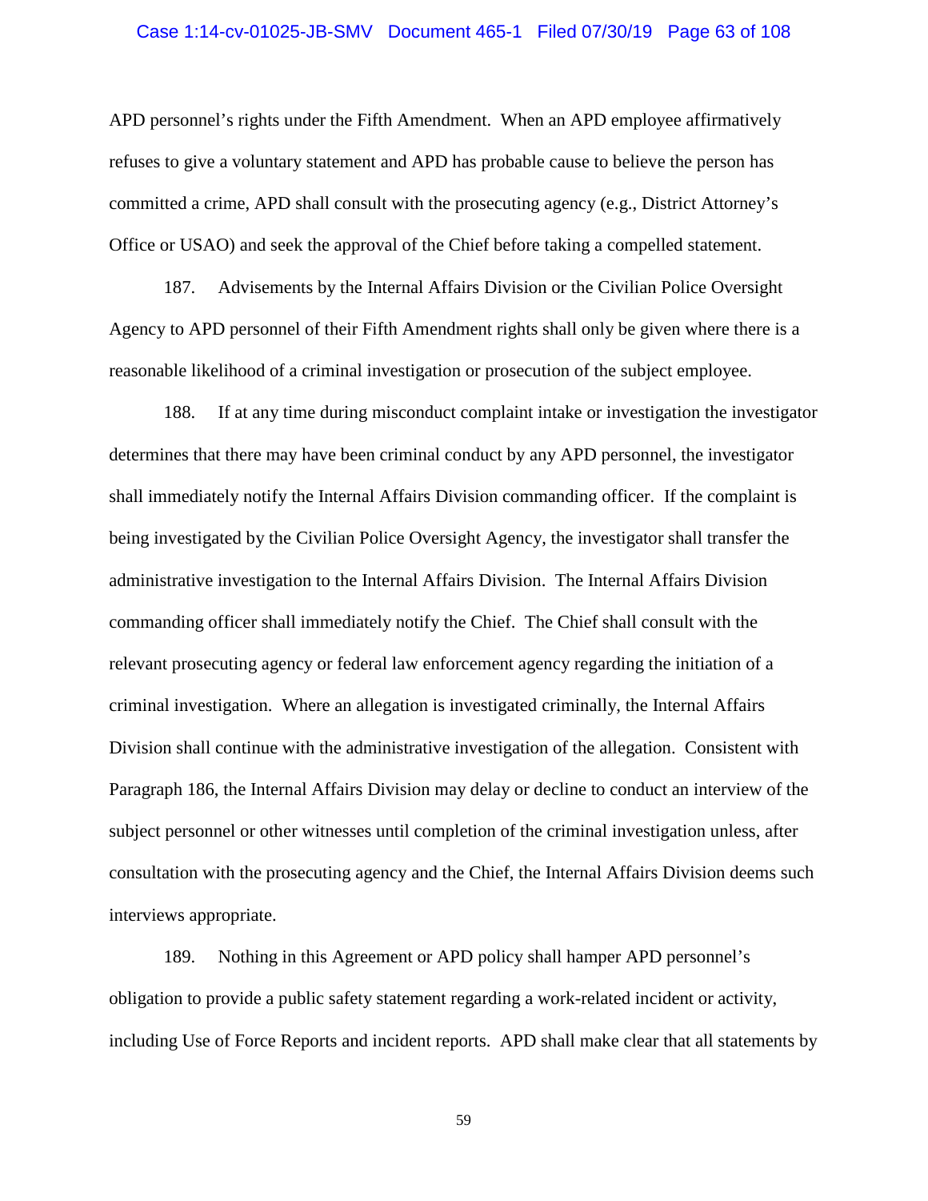APD personnel's rights under the Fifth Amendment. When an APD employee affirmatively refuses to give a voluntary statement and APD has probable cause to believe the person has committed a crime, APD shall consult with the prosecuting agency (e.g., District Attorney's Office or USAO) and seek the approval of the Chief before taking a compelled statement.

187. Advisements by the Internal Affairs Division or the Civilian Police Oversight Agency to APD personnel of their Fifth Amendment rights shall only be given where there is a reasonable likelihood of a criminal investigation or prosecution of the subject employee.

188. If at any time during misconduct complaint intake or investigation the investigator determines that there may have been criminal conduct by any APD personnel, the investigator shall immediately notify the Internal Affairs Division commanding officer. If the complaint is being investigated by the Civilian Police Oversight Agency, the investigator shall transfer the administrative investigation to the Internal Affairs Division. The Internal Affairs Division commanding officer shall immediately notify the Chief. The Chief shall consult with the relevant prosecuting agency or federal law enforcement agency regarding the initiation of a criminal investigation. Where an allegation is investigated criminally, the Internal Affairs Division shall continue with the administrative investigation of the allegation. Consistent with Paragraph 186, the Internal Affairs Division may delay or decline to conduct an interview of the subject personnel or other witnesses until completion of the criminal investigation unless, after consultation with the prosecuting agency and the Chief, the Internal Affairs Division deems such interviews appropriate.

189. Nothing in this Agreement or APD policy shall hamper APD personnel's obligation to provide a public safety statement regarding a work-related incident or activity, including Use of Force Reports and incident reports. APD shall make clear that all statements by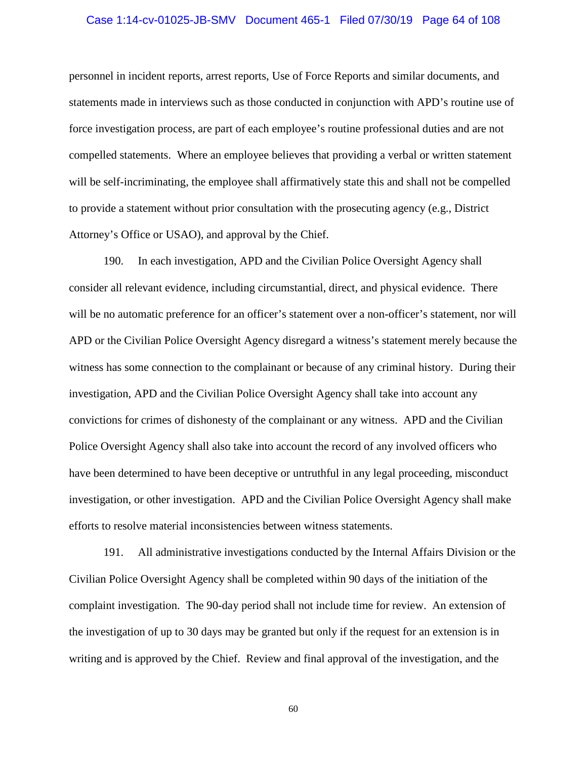personnel in incident reports, arrest reports, Use of Force Reports and similar documents, and statements made in interviews such as those conducted in conjunction with APD's routine use of force investigation process, are part of each employee's routine professional duties and are not compelled statements. Where an employee believes that providing a verbal or written statement will be self-incriminating, the employee shall affirmatively state this and shall not be compelled to provide a statement without prior consultation with the prosecuting agency (e.g., District Attorney's Office or USAO), and approval by the Chief.

190. In each investigation, APD and the Civilian Police Oversight Agency shall consider all relevant evidence, including circumstantial, direct, and physical evidence. There will be no automatic preference for an officer's statement over a non-officer's statement, nor will APD or the Civilian Police Oversight Agency disregard a witness's statement merely because the witness has some connection to the complainant or because of any criminal history. During their investigation, APD and the Civilian Police Oversight Agency shall take into account any convictions for crimes of dishonesty of the complainant or any witness. APD and the Civilian Police Oversight Agency shall also take into account the record of any involved officers who have been determined to have been deceptive or untruthful in any legal proceeding, misconduct investigation, or other investigation. APD and the Civilian Police Oversight Agency shall make efforts to resolve material inconsistencies between witness statements.

191. All administrative investigations conducted by the Internal Affairs Division or the Civilian Police Oversight Agency shall be completed within 90 days of the initiation of the complaint investigation. The 90-day period shall not include time for review. An extension of the investigation of up to 30 days may be granted but only if the request for an extension is in writing and is approved by the Chief. Review and final approval of the investigation, and the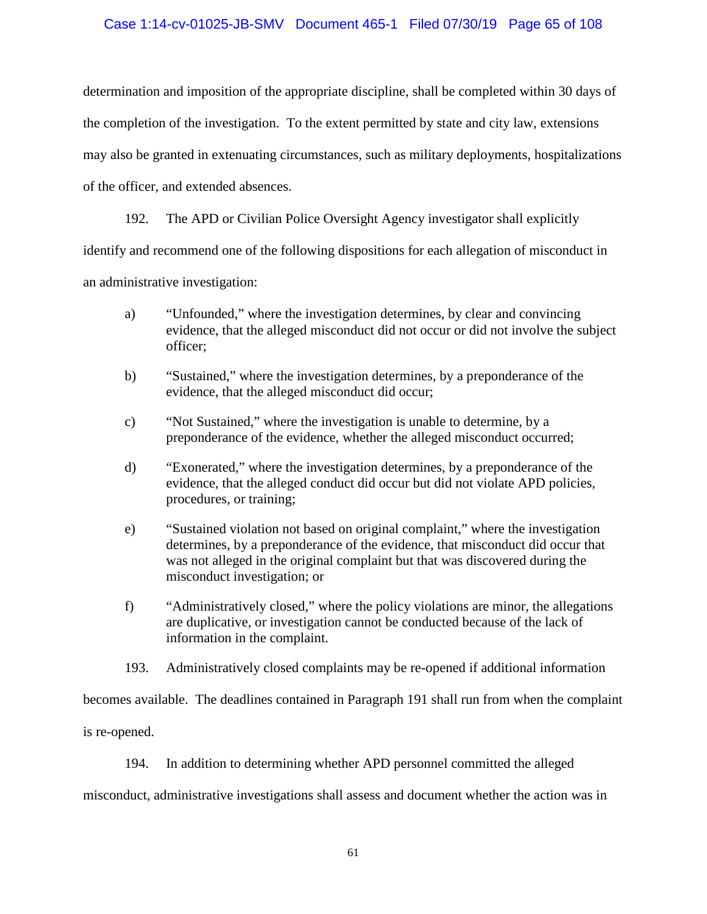determination and imposition of the appropriate discipline, shall be completed within 30 days of the completion of the investigation. To the extent permitted by state and city law, extensions may also be granted in extenuating circumstances, such as military deployments, hospitalizations of the officer, and extended absences.

192. The APD or Civilian Police Oversight Agency investigator shall explicitly identify and recommend one of the following dispositions for each allegation of misconduct in an administrative investigation:

a) "Unfounded," where the investigation determines, by clear and convincing evidence, that the alleged misconduct did not occur or did not involve the subject officer;

b) "Sustained," where the investigation determines, by a preponderance of the evidence, that the alleged misconduct did occur;

c) "Not Sustained," where the investigation is unable to determine, by a preponderance of the evidence, whether the alleged misconduct occurred;

d) "Exonerated," where the investigation determines, by a preponderance of the evidence, that the alleged conduct did occur but did not violate APD policies, procedures, or training;

e) "Sustained violation not based on original complaint," where the investigation determines, by a preponderance of the evidence, that misconduct did occur that was not alleged in the original complaint but that was discovered during the misconduct investigation; or

f) "Administratively closed," where the policy violations are minor, the allegations are duplicative, or investigation cannot be conducted because of the lack of information in the complaint.

193. Administratively closed complaints may be re-opened if additional information becomes available. The deadlines contained in Paragraph 191 shall run from when the complaint is re-opened.

194. In addition to determining whether APD personnel committed the alleged misconduct, administrative investigations shall assess and document whether the action was in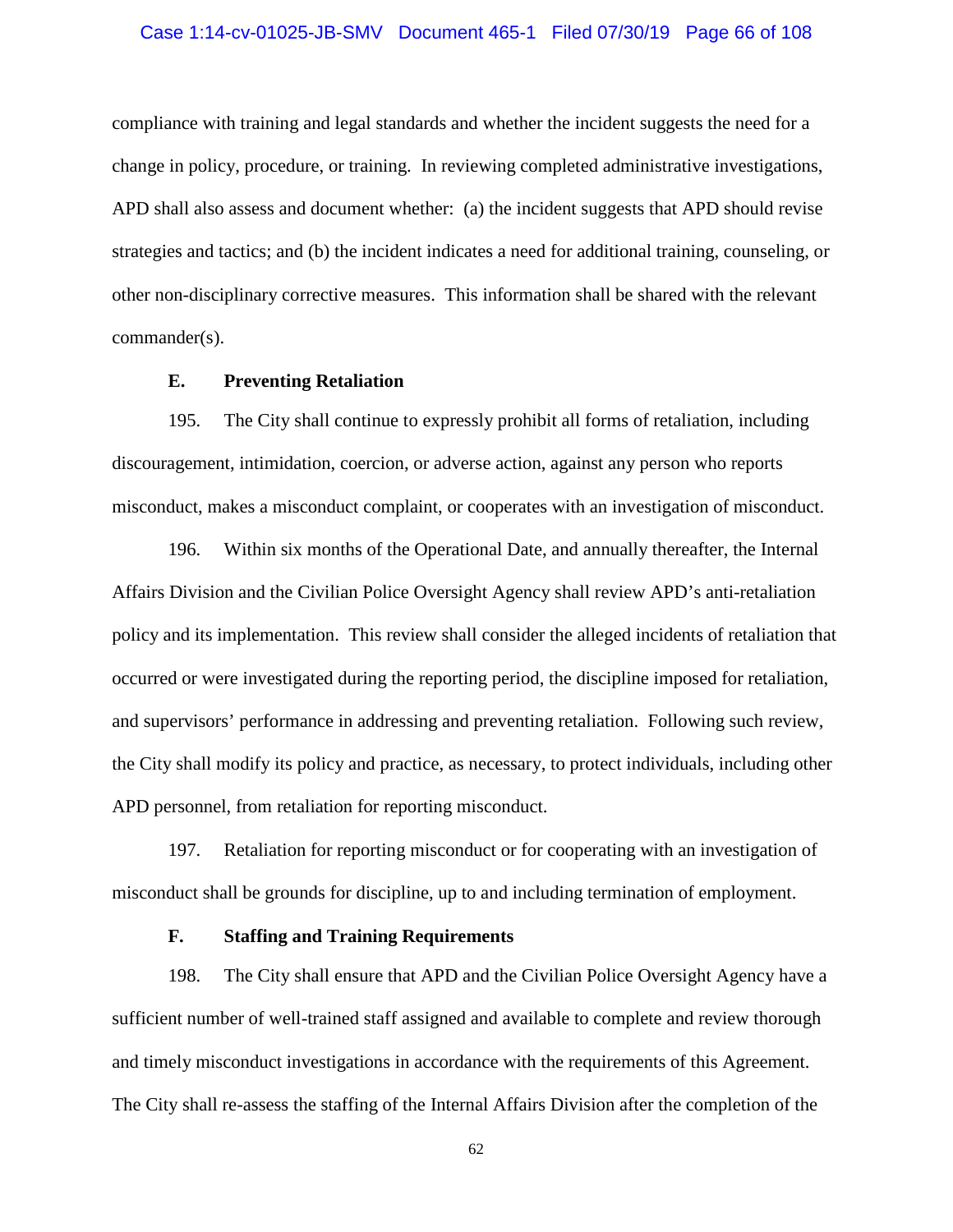compliance with training and legal standards and whether the incident suggests the need for a change in policy, procedure, or training. In reviewing completed administrative investigations, APD shall also assess and document whether: (a) the incident suggests that APD should revise strategies and tactics; and (b) the incident indicates a need for additional training, counseling, or other non-disciplinary corrective measures. This information shall be shared with the relevant commander(s).

### E. Preventing Retaliation

195. The City shall continue to expressly prohibit all forms of retaliation, including discouragement, intimidation, coercion, or adverse action, against any person who reports misconduct, makes a misconduct complaint, or cooperates with an investigation of misconduct.

196. Within six months of the Operational Date, and annually thereafter, the Internal Affairs Division and the Civilian Police Oversight Agency shall review APD's anti-retaliation policy and its implementation. This review shall consider the alleged incidents of retaliation that occurred or were investigated during the reporting period, the discipline imposed for retaliation, and supervisors' performance in addressing and preventing retaliation. Following such review, the City shall modify its policy and practice, as necessary, to protect individuals, including other APD personnel, from retaliation for reporting misconduct.

197. Retaliation for reporting misconduct or for cooperating with an investigation of misconduct shall be grounds for discipline, up to and including termination of employment.

### F. Staffing and Training Requirements

198. The City shall ensure that APD and the Civilian Police Oversight Agency have a sufficient number of well-trained staff assigned and available to complete and review thorough and timely misconduct investigations in accordance with the requirements of this Agreement. The City shall re-assess the staffing of the Internal Affairs Division after the completion of the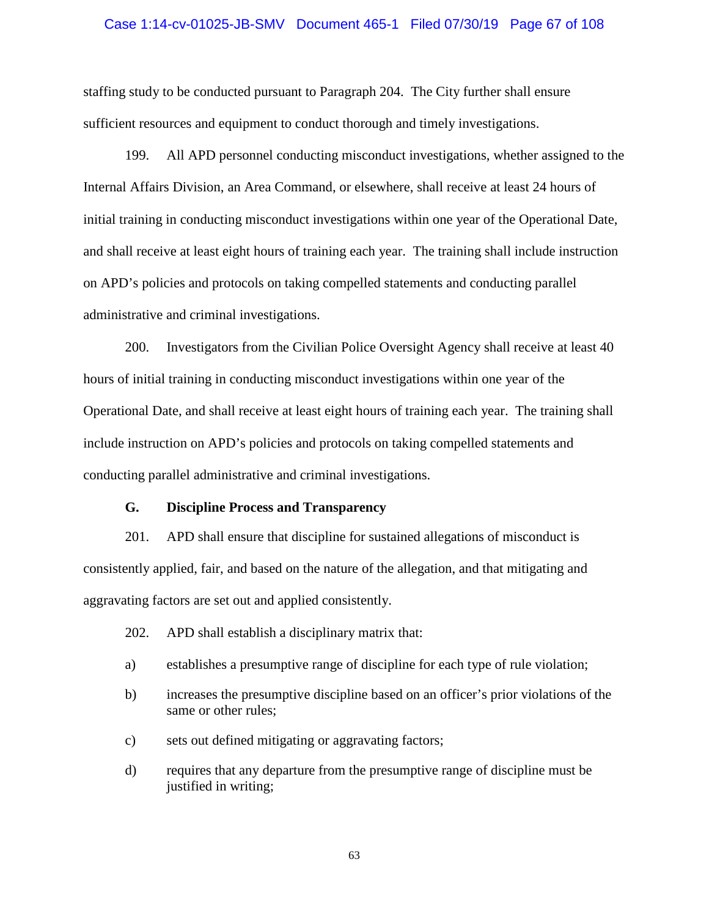staffing study to be conducted pursuant to Paragraph 204. The City further shall ensure sufficient resources and equipment to conduct thorough and timely investigations.

199. All APD personnel conducting misconduct investigations, whether assigned to the Internal Affairs Division, an Area Command, or elsewhere, shall receive at least 24 hours of initial training in conducting misconduct investigations within one year of the Operational Date, and shall receive at least eight hours of training each year. The training shall include instruction on APD's policies and protocols on taking compelled statements and conducting parallel administrative and criminal investigations.

200. Investigators from the Civilian Police Oversight Agency shall receive at least 40 hours of initial training in conducting misconduct investigations within one year of the Operational Date, and shall receive at least eight hours of training each year. The training shall include instruction on APD's policies and protocols on taking compelled statements and conducting parallel administrative and criminal investigations.

### G. Discipline Process and Transparency

201. APD shall ensure that discipline for sustained allegations of misconduct is consistently applied, fair, and based on the nature of the allegation, and that mitigating and aggravating factors are set out and applied consistently.

202. APD shall establish a disciplinary matrix that:

a) establishes a presumptive range of discipline for each type of rule violation;

b) increases the presumptive discipline based on an officer's prior violations of the same or other rules;

c) sets out defined mitigating or aggravating factors;

d) requires that any departure from the presumptive range of discipline must be justified in writing;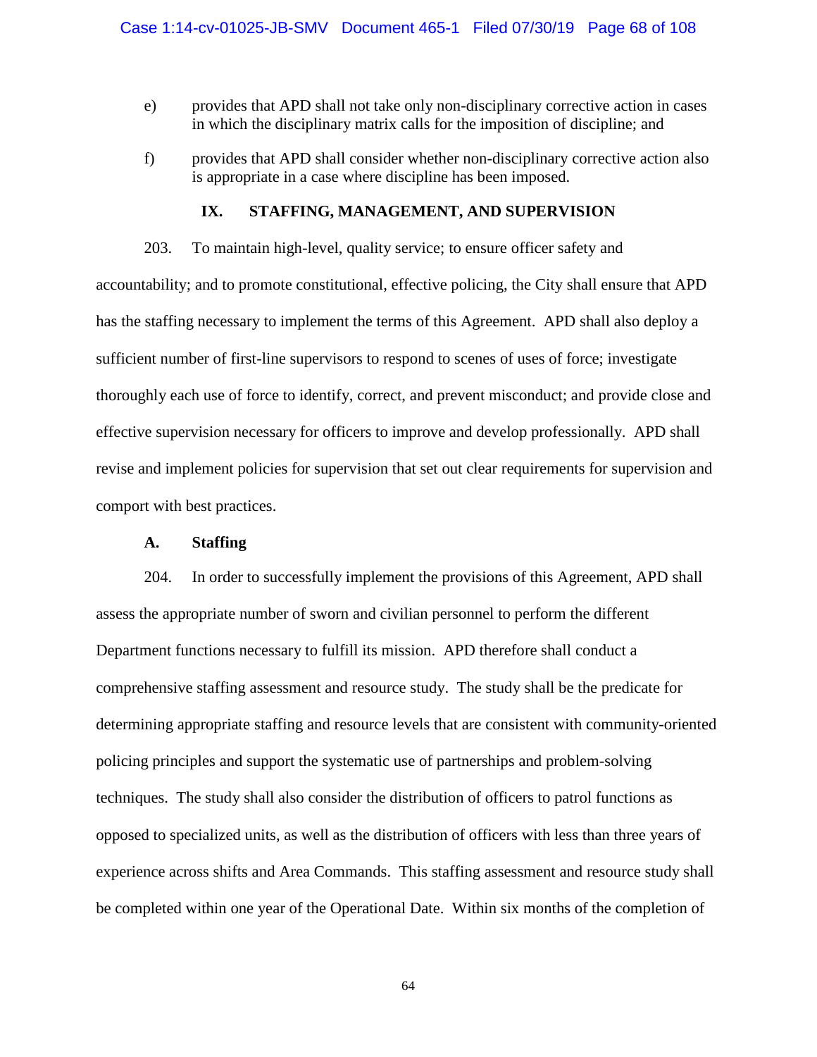e) provides that APD shall not take only non-disciplinary corrective action in cases in which the disciplinary matrix calls for the imposition of discipline; and

f) provides that APD shall consider whether non-disciplinary corrective action also is appropriate in a case where discipline has been imposed.

## IX. STAFFING, MANAGEMENT, AND SUPERVISION

203. To maintain high-level, quality service; to ensure officer safety and accountability; and to promote constitutional, effective policing, the City shall ensure that APD has the staffing necessary to implement the terms of this Agreement. APD shall also deploy a sufficient number of first-line supervisors to respond to scenes of uses of force; investigate thoroughly each use of force to identify, correct, and prevent misconduct; and provide close and effective supervision necessary for officers to improve and develop professionally. APD shall revise and implement policies for supervision that set out clear requirements for supervision and comport with best practices.

### A. Staffing

204. In order to successfully implement the provisions of this Agreement, APD shall assess the appropriate number of sworn and civilian personnel to perform the different Department functions necessary to fulfill its mission. APD therefore shall conduct a comprehensive staffing assessment and resource study. The study shall be the predicate for determining appropriate staffing and resource levels that are consistent with community-oriented policing principles and support the systematic use of partnerships and problem-solving techniques. The study shall also consider the distribution of officers to patrol functions as opposed to specialized units, as well as the distribution of officers with less than three years of experience across shifts and Area Commands. This staffing assessment and resource study shall be completed within one year of the Operational Date. Within six months of the completion of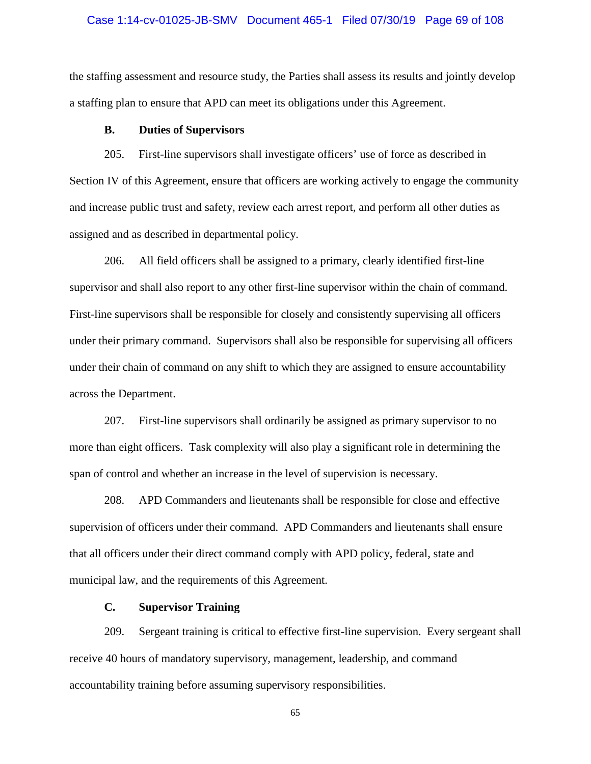the staffing assessment and resource study, the Parties shall assess its results and jointly develop a staffing plan to ensure that APD can meet its obligations under this Agreement.

### B. Duties of Supervisors

205. First-line supervisors shall investigate officers' use of force as described in Section IV of this Agreement, ensure that officers are working actively to engage the community and increase public trust and safety, review each arrest report, and perform all other duties as assigned and as described in departmental policy.

206. All field officers shall be assigned to a primary, clearly identified first-line supervisor and shall also report to any other first-line supervisor within the chain of command. First-line supervisors shall be responsible for closely and consistently supervising all officers under their primary command. Supervisors shall also be responsible for supervising all officers under their chain of command on any shift to which they are assigned to ensure accountability across the Department.

207. First-line supervisors shall ordinarily be assigned as primary supervisor to no more than eight officers. Task complexity will also play a significant role in determining the span of control and whether an increase in the level of supervision is necessary.

208. APD Commanders and lieutenants shall be responsible for close and effective supervision of officers under their command. APD Commanders and lieutenants shall ensure that all officers under their direct command comply with APD policy, federal, state and municipal law, and the requirements of this Agreement.

### C. Supervisor Training

209. Sergeant training is critical to effective first-line supervision. Every sergeant shall receive 40 hours of mandatory supervisory, management, leadership, and command accountability training before assuming supervisory responsibilities.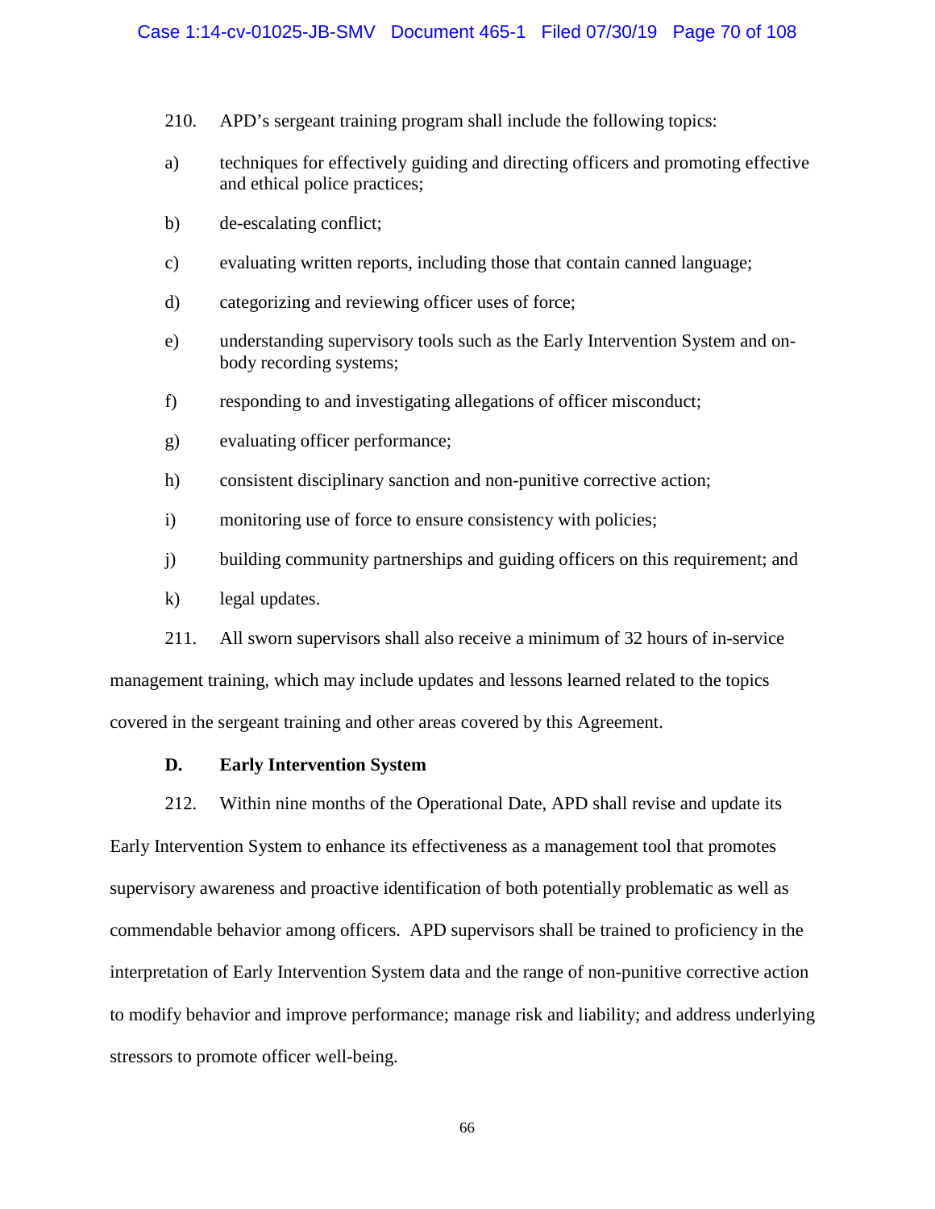210. APD's sergeant training program shall include the following topics:

a) techniques for effectively guiding and directing officers and promoting effective and ethical police practices;

b) de-escalating conflict;

c) evaluating written reports, including those that contain canned language;

d) categorizing and reviewing officer uses of force;

e) understanding supervisory tools such as the Early Intervention System and on-body recording systems;

f) responding to and investigating allegations of officer misconduct;

g) evaluating officer performance;

h) consistent disciplinary sanction and non-punitive corrective action;

i) monitoring use of force to ensure consistency with policies;

j) building community partnerships and guiding officers on this requirement; and

k) legal updates.

211. All sworn supervisors shall also receive a minimum of 32 hours of in-service management training, which may include updates and lessons learned related to the topics covered in the sergeant training and other areas covered by this Agreement.

### D. Early Intervention System

212. Within nine months of the Operational Date, APD shall revise and update its Early Intervention System to enhance its effectiveness as a management tool that promotes supervisory awareness and proactive identification of both potentially problematic as well as commendable behavior among officers. APD supervisors shall be trained to proficiency in the interpretation of Early Intervention System data and the range of non-punitive corrective action to modify behavior and improve performance; manage risk and liability; and address underlying stressors to promote officer well-being.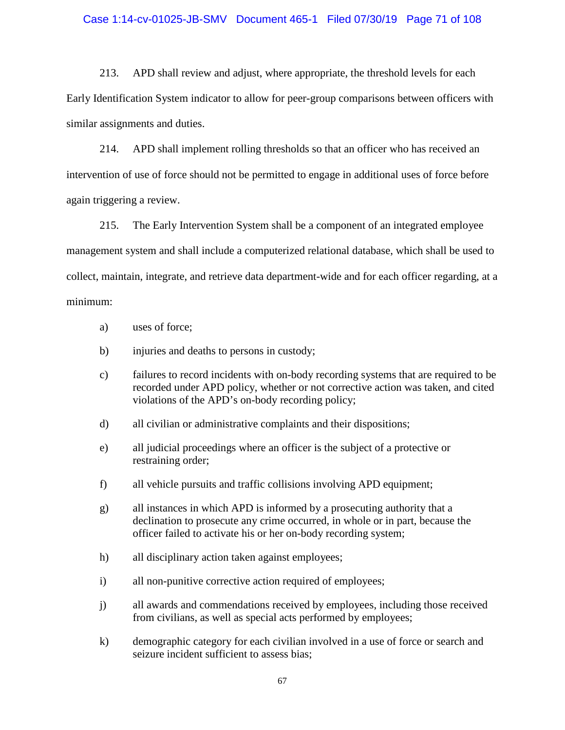213. APD shall review and adjust, where appropriate, the threshold levels for each Early Identification System indicator to allow for peer-group comparisons between officers with similar assignments and duties.

214. APD shall implement rolling thresholds so that an officer who has received an intervention of use of force should not be permitted to engage in additional uses of force before again triggering a review.

215. The Early Intervention System shall be a component of an integrated employee management system and shall include a computerized relational database, which shall be used to collect, maintain, integrate, and retrieve data department-wide and for each officer regarding, at a minimum:

a) uses of force;

b) injuries and deaths to persons in custody;

c) failures to record incidents with on-body recording systems that are required to be recorded under APD policy, whether or not corrective action was taken, and cited violations of the APD's on-body recording policy;

d) all civilian or administrative complaints and their dispositions;

e) all judicial proceedings where an officer is the subject of a protective or restraining order;

f) all vehicle pursuits and traffic collisions involving APD equipment;

g) all instances in which APD is informed by a prosecuting authority that a declination to prosecute any crime occurred, in whole or in part, because the officer failed to activate his or her on-body recording system;

h) all disciplinary action taken against employees;

i) all non-punitive corrective action required of employees;

j) all awards and commendations received by employees, including those received from civilians, as well as special acts performed by employees;

k) demographic category for each civilian involved in a use of force or search and seizure incident sufficient to assess bias;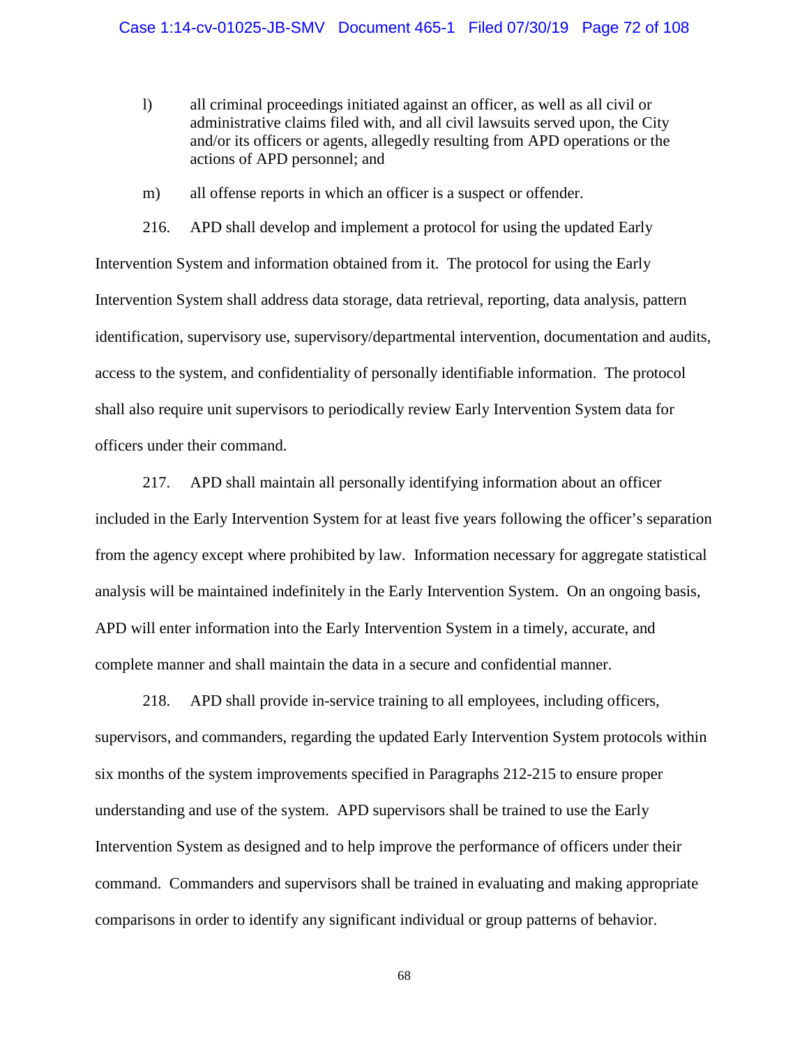l) all criminal proceedings initiated against an officer, as well as all civil or administrative claims filed with, and all civil lawsuits served upon, the City and/or its officers or agents, allegedly resulting from APD operations or the actions of APD personnel; and

m) all offense reports in which an officer is a suspect or offender.

216. APD shall develop and implement a protocol for using the updated Early Intervention System and information obtained from it. The protocol for using the Early Intervention System shall address data storage, data retrieval, reporting, data analysis, pattern identification, supervisory use, supervisory/departmental intervention, documentation and audits, access to the system, and confidentiality of personally identifiable information. The protocol shall also require unit supervisors to periodically review Early Intervention System data for officers under their command.

217. APD shall maintain all personally identifying information about an officer included in the Early Intervention System for at least five years following the officer's separation from the agency except where prohibited by law. Information necessary for aggregate statistical analysis will be maintained indefinitely in the Early Intervention System. On an ongoing basis, APD will enter information into the Early Intervention System in a timely, accurate, and complete manner and shall maintain the data in a secure and confidential manner.

218. APD shall provide in-service training to all employees, including officers, supervisors, and commanders, regarding the updated Early Intervention System protocols within six months of the system improvements specified in Paragraphs 212-215 to ensure proper understanding and use of the system. APD supervisors shall be trained to use the Early Intervention System as designed and to help improve the performance of officers under their command. Commanders and supervisors shall be trained in evaluating and making appropriate comparisons in order to identify any significant individual or group patterns of behavior.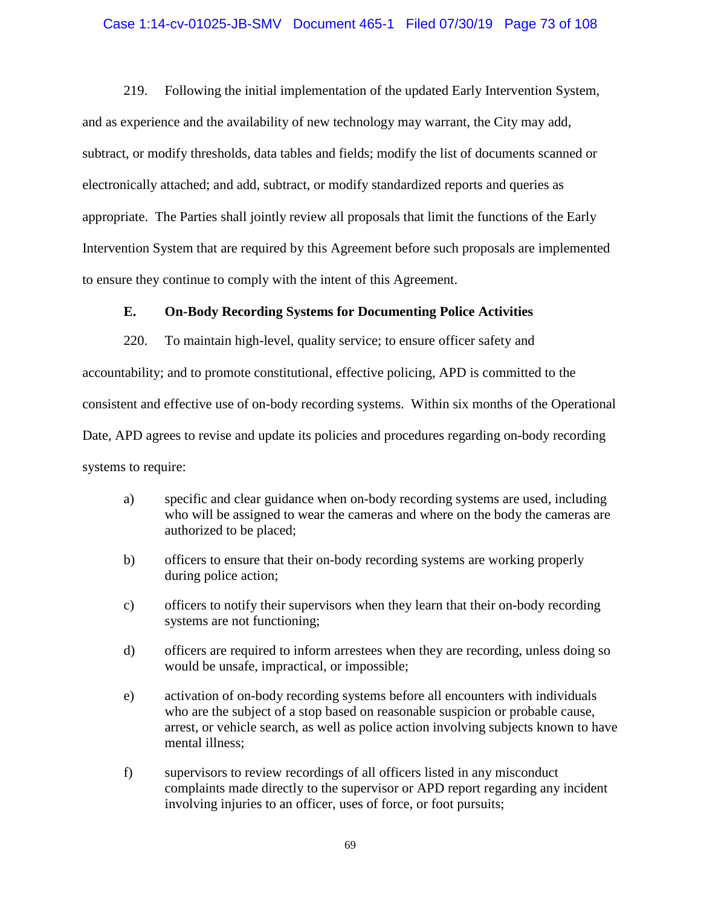219. Following the initial implementation of the updated Early Intervention System, and as experience and the availability of new technology may warrant, the City may add, subtract, or modify thresholds, data tables and fields; modify the list of documents scanned or electronically attached; and add, subtract, or modify standardized reports and queries as appropriate. The Parties shall jointly review all proposals that limit the functions of the Early Intervention System that are required by this Agreement before such proposals are implemented to ensure they continue to comply with the intent of this Agreement.

### E. On-Body Recording Systems for Documenting Police Activities

220. To maintain high-level, quality service; to ensure officer safety and accountability; and to promote constitutional, effective policing, APD is committed to the consistent and effective use of on-body recording systems. Within six months of the Operational Date, APD agrees to revise and update its policies and procedures regarding on-body recording systems to require:

a) specific and clear guidance when on-body recording systems are used, including who will be assigned to wear the cameras and where on the body the cameras are authorized to be placed;

b) officers to ensure that their on-body recording systems are working properly during police action;

c) officers to notify their supervisors when they learn that their on-body recording systems are not functioning;

d) officers are required to inform arrestees when they are recording, unless doing so would be unsafe, impractical, or impossible;

e) activation of on-body recording systems before all encounters with individuals who are the subject of a stop based on reasonable suspicion or probable cause, arrest, or vehicle search, as well as police action involving subjects known to have mental illness;

f) supervisors to review recordings of all officers listed in any misconduct complaints made directly to the supervisor or APD report regarding any incident involving injuries to an officer, uses of force, or foot pursuits;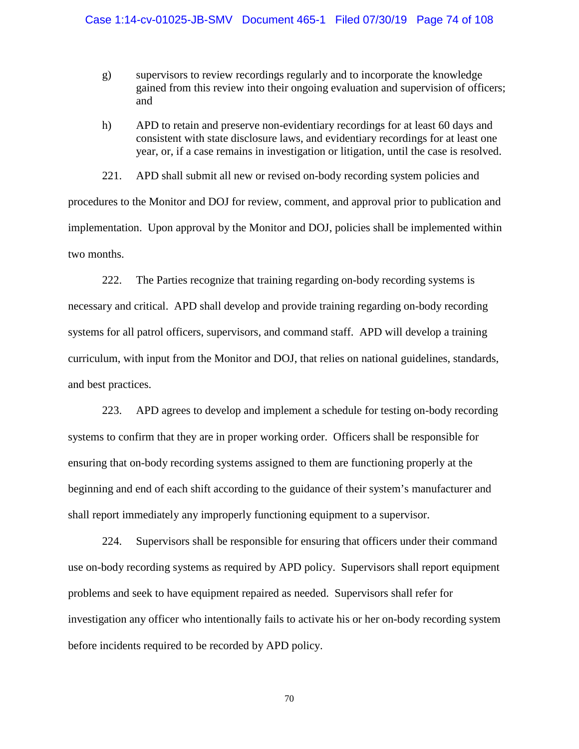g) supervisors to review recordings regularly and to incorporate the knowledge gained from this review into their ongoing evaluation and supervision of officers; and

h) APD to retain and preserve non-evidentiary recordings for at least 60 days and consistent with state disclosure laws, and evidentiary recordings for at least one year, or, if a case remains in investigation or litigation, until the case is resolved.

221. APD shall submit all new or revised on-body recording system policies and procedures to the Monitor and DOJ for review, comment, and approval prior to publication and implementation. Upon approval by the Monitor and DOJ, policies shall be implemented within two months.

222. The Parties recognize that training regarding on-body recording systems is necessary and critical. APD shall develop and provide training regarding on-body recording systems for all patrol officers, supervisors, and command staff. APD will develop a training curriculum, with input from the Monitor and DOJ, that relies on national guidelines, standards, and best practices.

223. APD agrees to develop and implement a schedule for testing on-body recording systems to confirm that they are in proper working order. Officers shall be responsible for ensuring that on-body recording systems assigned to them are functioning properly at the beginning and end of each shift according to the guidance of their system's manufacturer and shall report immediately any improperly functioning equipment to a supervisor.

224. Supervisors shall be responsible for ensuring that officers under their command use on-body recording systems as required by APD policy. Supervisors shall report equipment problems and seek to have equipment repaired as needed. Supervisors shall refer for investigation any officer who intentionally fails to activate his or her on-body recording system before incidents required to be recorded by APD policy.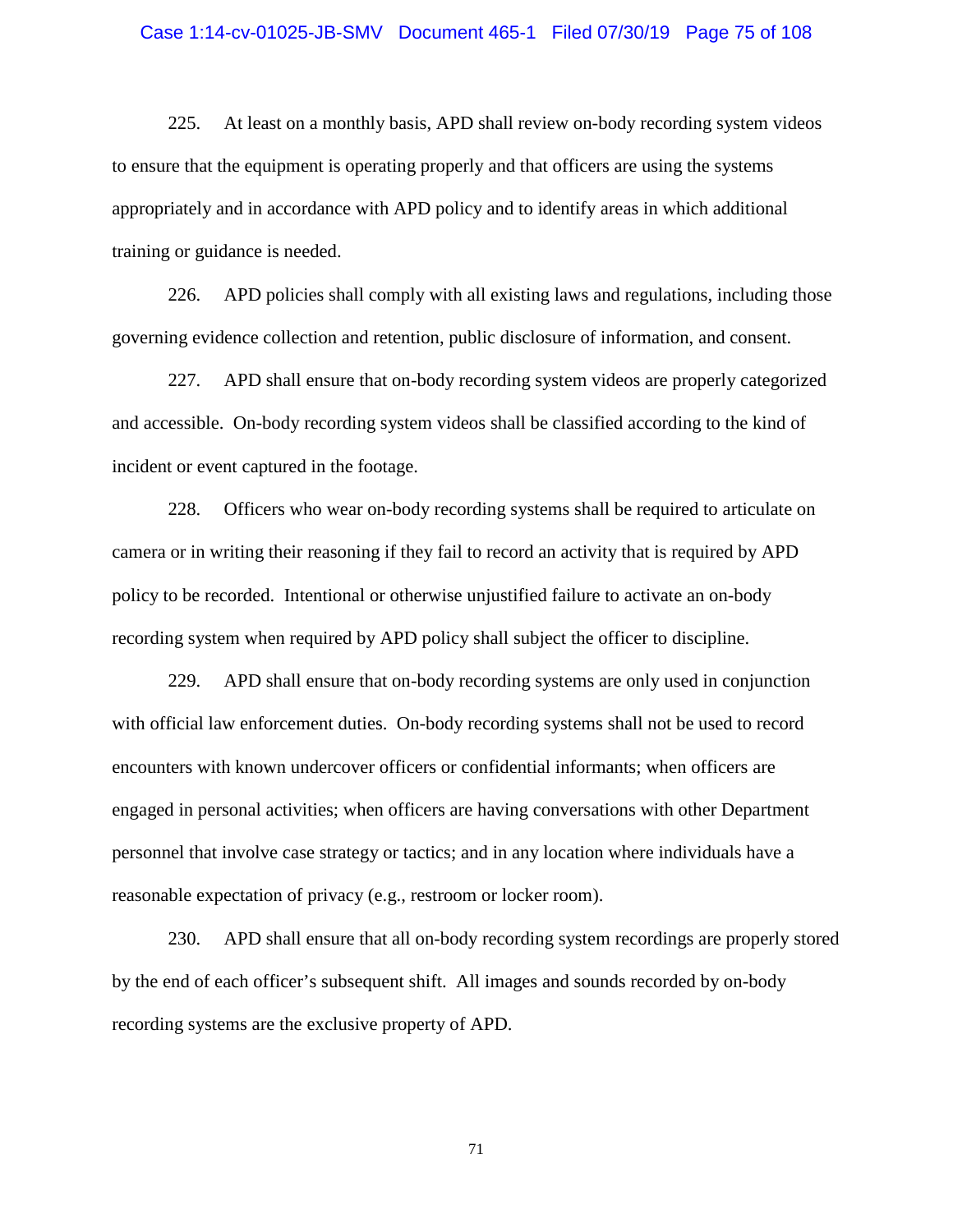225. At least on a monthly basis, APD shall review on-body recording system videos to ensure that the equipment is operating properly and that officers are using the systems appropriately and in accordance with APD policy and to identify areas in which additional training or guidance is needed.

226. APD policies shall comply with all existing laws and regulations, including those governing evidence collection and retention, public disclosure of information, and consent.

227. APD shall ensure that on-body recording system videos are properly categorized and accessible. On-body recording system videos shall be classified according to the kind of incident or event captured in the footage.

228. Officers who wear on-body recording systems shall be required to articulate on camera or in writing their reasoning if they fail to record an activity that is required by APD policy to be recorded. Intentional or otherwise unjustified failure to activate an on-body recording system when required by APD policy shall subject the officer to discipline.

229. APD shall ensure that on-body recording systems are only used in conjunction with official law enforcement duties. On-body recording systems shall not be used to record encounters with known undercover officers or confidential informants; when officers are engaged in personal activities; when officers are having conversations with other Department personnel that involve case strategy or tactics; and in any location where individuals have a reasonable expectation of privacy (e.g., restroom or locker room).

230. APD shall ensure that all on-body recording system recordings are properly stored by the end of each officer's subsequent shift. All images and sounds recorded by on-body recording systems are the exclusive property of APD.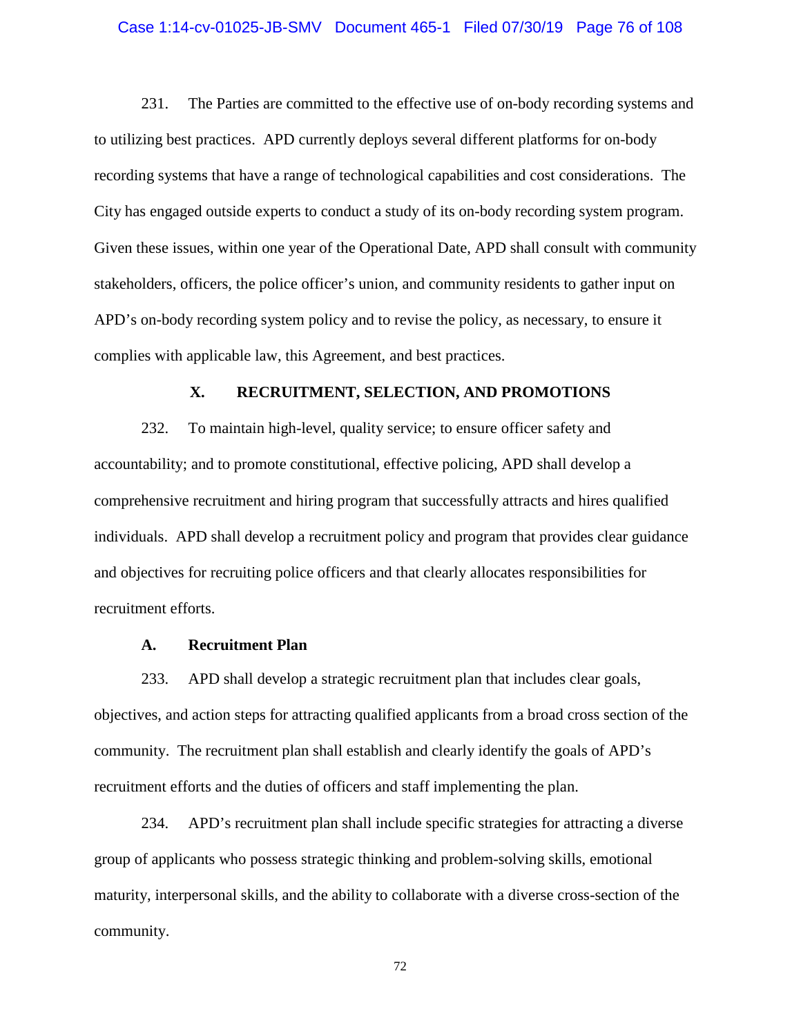231. The Parties are committed to the effective use of on-body recording systems and to utilizing best practices. APD currently deploys several different platforms for on-body recording systems that have a range of technological capabilities and cost considerations. The City has engaged outside experts to conduct a study of its on-body recording system program. Given these issues, within one year of the Operational Date, APD shall consult with community stakeholders, officers, the police officer's union, and community residents to gather input on APD's on-body recording system policy and to revise the policy, as necessary, to ensure it complies with applicable law, this Agreement, and best practices.

## X. RECRUITMENT, SELECTION, AND PROMOTIONS

232. To maintain high-level, quality service; to ensure officer safety and accountability; and to promote constitutional, effective policing, APD shall develop a comprehensive recruitment and hiring program that successfully attracts and hires qualified individuals. APD shall develop a recruitment policy and program that provides clear guidance and objectives for recruiting police officers and that clearly allocates responsibilities for recruitment efforts.

### A. Recruitment Plan

233. APD shall develop a strategic recruitment plan that includes clear goals, objectives, and action steps for attracting qualified applicants from a broad cross section of the community. The recruitment plan shall establish and clearly identify the goals of APD's recruitment efforts and the duties of officers and staff implementing the plan.

234. APD's recruitment plan shall include specific strategies for attracting a diverse group of applicants who possess strategic thinking and problem-solving skills, emotional maturity, interpersonal skills, and the ability to collaborate with a diverse cross-section of the community.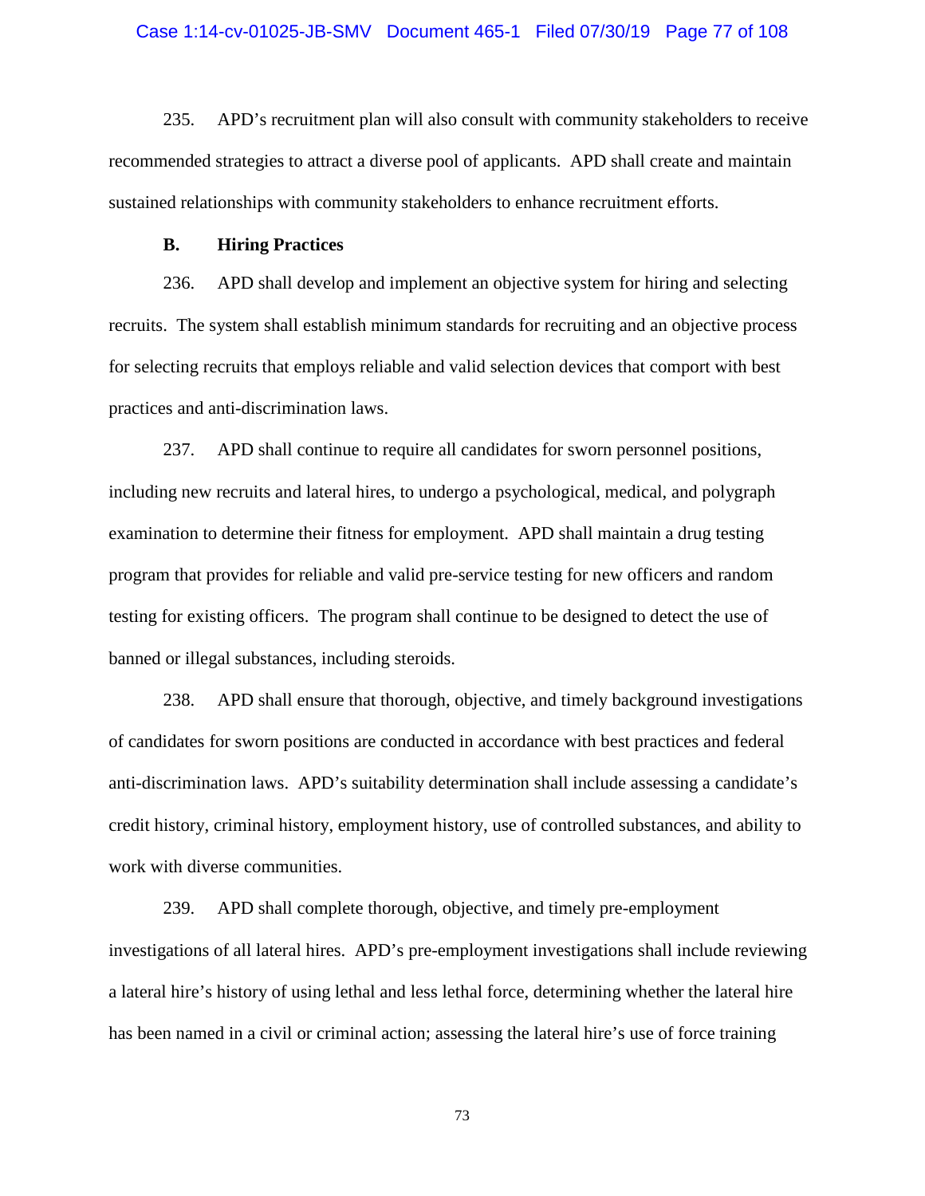235. APD's recruitment plan will also consult with community stakeholders to receive recommended strategies to attract a diverse pool of applicants. APD shall create and maintain sustained relationships with community stakeholders to enhance recruitment efforts.

### B. Hiring Practices

236. APD shall develop and implement an objective system for hiring and selecting recruits. The system shall establish minimum standards for recruiting and an objective process for selecting recruits that employs reliable and valid selection devices that comport with best practices and anti-discrimination laws.

237. APD shall continue to require all candidates for sworn personnel positions, including new recruits and lateral hires, to undergo a psychological, medical, and polygraph examination to determine their fitness for employment. APD shall maintain a drug testing program that provides for reliable and valid pre-service testing for new officers and random testing for existing officers. The program shall continue to be designed to detect the use of banned or illegal substances, including steroids.

238. APD shall ensure that thorough, objective, and timely background investigations of candidates for sworn positions are conducted in accordance with best practices and federal anti-discrimination laws. APD's suitability determination shall include assessing a candidate's credit history, criminal history, employment history, use of controlled substances, and ability to work with diverse communities.

239. APD shall complete thorough, objective, and timely pre-employment investigations of all lateral hires. APD's pre-employment investigations shall include reviewing a lateral hire's history of using lethal and less lethal force, determining whether the lateral hire has been named in a civil or criminal action; assessing the lateral hire's use of force training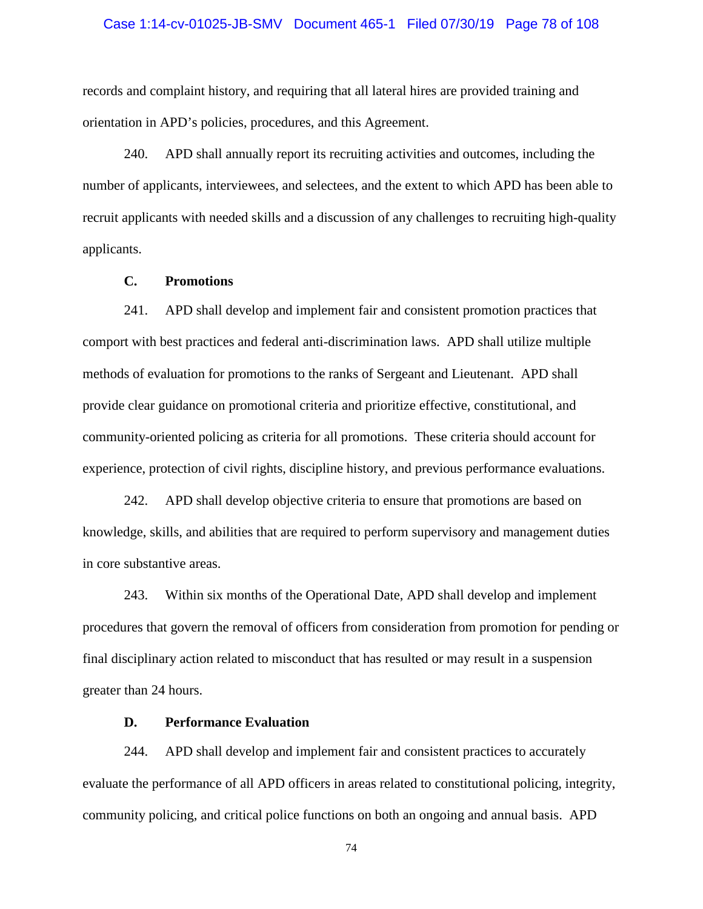records and complaint history, and requiring that all lateral hires are provided training and orientation in APD's policies, procedures, and this Agreement.

240. APD shall annually report its recruiting activities and outcomes, including the number of applicants, interviewees, and selectees, and the extent to which APD has been able to recruit applicants with needed skills and a discussion of any challenges to recruiting high-quality applicants.

### C. Promotions

241. APD shall develop and implement fair and consistent promotion practices that comport with best practices and federal anti-discrimination laws. APD shall utilize multiple methods of evaluation for promotions to the ranks of Sergeant and Lieutenant. APD shall provide clear guidance on promotional criteria and prioritize effective, constitutional, and community-oriented policing as criteria for all promotions. These criteria should account for experience, protection of civil rights, discipline history, and previous performance evaluations.

242. APD shall develop objective criteria to ensure that promotions are based on knowledge, skills, and abilities that are required to perform supervisory and management duties in core substantive areas.

243. Within six months of the Operational Date, APD shall develop and implement procedures that govern the removal of officers from consideration from promotion for pending or final disciplinary action related to misconduct that has resulted or may result in a suspension greater than 24 hours.

### D. Performance Evaluation

244. APD shall develop and implement fair and consistent practices to accurately evaluate the performance of all APD officers in areas related to constitutional policing, integrity, community policing, and critical police functions on both an ongoing and annual basis. APD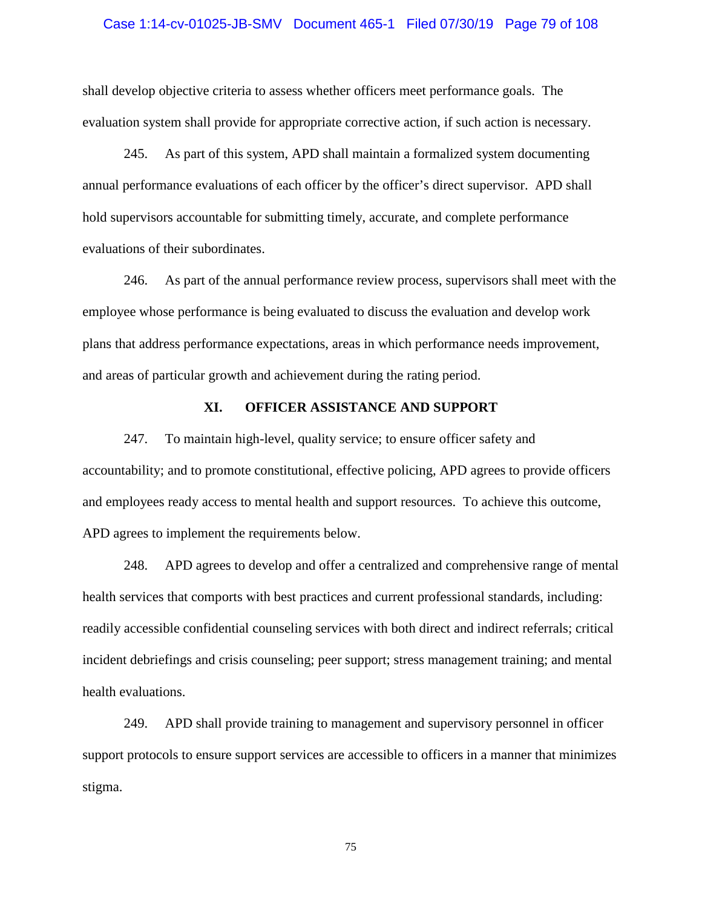shall develop objective criteria to assess whether officers meet performance goals. The evaluation system shall provide for appropriate corrective action, if such action is necessary.

245. As part of this system, APD shall maintain a formalized system documenting annual performance evaluations of each officer by the officer's direct supervisor. APD shall hold supervisors accountable for submitting timely, accurate, and complete performance evaluations of their subordinates.

246. As part of the annual performance review process, supervisors shall meet with the employee whose performance is being evaluated to discuss the evaluation and develop work plans that address performance expectations, areas in which performance needs improvement, and areas of particular growth and achievement during the rating period.

## XI. OFFICER ASSISTANCE AND SUPPORT

247. To maintain high-level, quality service; to ensure officer safety and accountability; and to promote constitutional, effective policing, APD agrees to provide officers and employees ready access to mental health and support resources. To achieve this outcome, APD agrees to implement the requirements below.

248. APD agrees to develop and offer a centralized and comprehensive range of mental health services that comports with best practices and current professional standards, including: readily accessible confidential counseling services with both direct and indirect referrals; critical incident debriefings and crisis counseling; peer support; stress management training; and mental health evaluations.

249. APD shall provide training to management and supervisory personnel in officer support protocols to ensure support services are accessible to officers in a manner that minimizes stigma.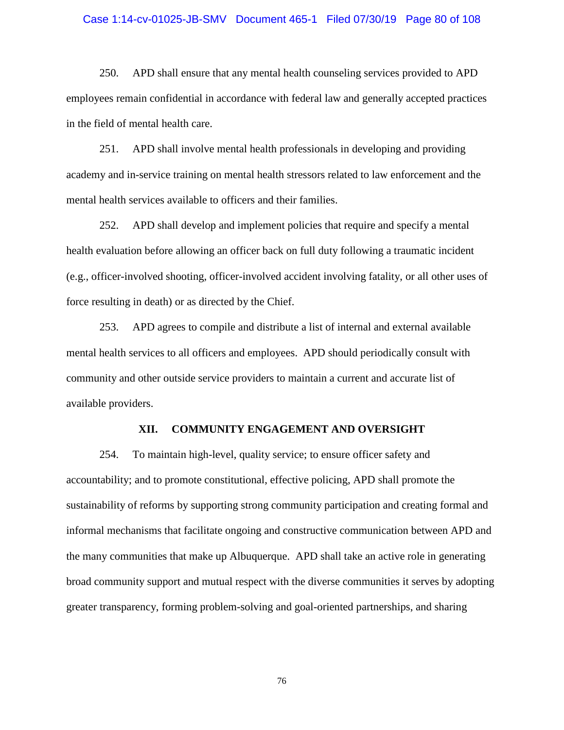250. APD shall ensure that any mental health counseling services provided to APD employees remain confidential in accordance with federal law and generally accepted practices in the field of mental health care.

251. APD shall involve mental health professionals in developing and providing academy and in-service training on mental health stressors related to law enforcement and the mental health services available to officers and their families.

252. APD shall develop and implement policies that require and specify a mental health evaluation before allowing an officer back on full duty following a traumatic incident (e.g., officer-involved shooting, officer-involved accident involving fatality, or all other uses of force resulting in death) or as directed by the Chief.

253. APD agrees to compile and distribute a list of internal and external available mental health services to all officers and employees. APD should periodically consult with community and other outside service providers to maintain a current and accurate list of available providers.

## XII. COMMUNITY ENGAGEMENT AND OVERSIGHT

254. To maintain high-level, quality service; to ensure officer safety and accountability; and to promote constitutional, effective policing, APD shall promote the sustainability of reforms by supporting strong community participation and creating formal and informal mechanisms that facilitate ongoing and constructive communication between APD and the many communities that make up Albuquerque. APD shall take an active role in generating broad community support and mutual respect with the diverse communities it serves by adopting greater transparency, forming problem-solving and goal-oriented partnerships, and sharing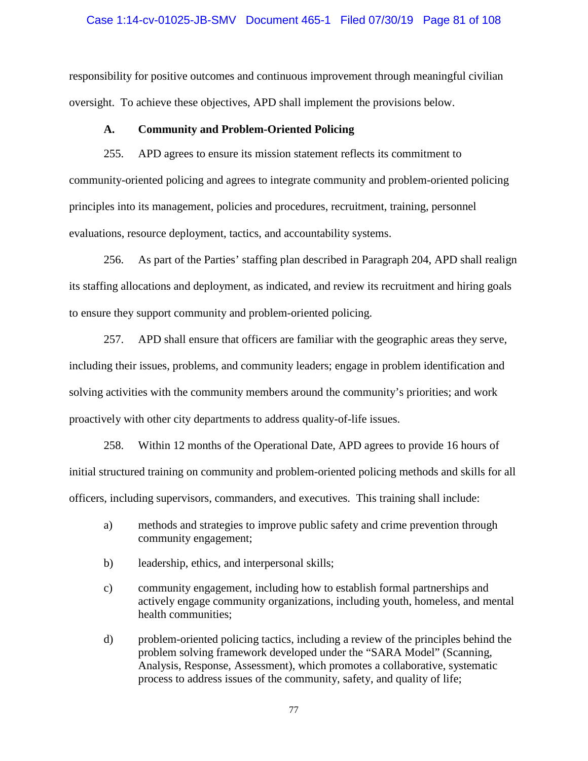responsibility for positive outcomes and continuous improvement through meaningful civilian oversight. To achieve these objectives, APD shall implement the provisions below.

### A. Community and Problem-Oriented Policing

255. APD agrees to ensure its mission statement reflects its commitment to community-oriented policing and agrees to integrate community and problem-oriented policing principles into its management, policies and procedures, recruitment, training, personnel evaluations, resource deployment, tactics, and accountability systems.

256. As part of the Parties' staffing plan described in Paragraph 204, APD shall realign its staffing allocations and deployment, as indicated, and review its recruitment and hiring goals to ensure they support community and problem-oriented policing.

257. APD shall ensure that officers are familiar with the geographic areas they serve, including their issues, problems, and community leaders; engage in problem identification and solving activities with the community members around the community's priorities; and work proactively with other city departments to address quality-of-life issues.

258. Within 12 months of the Operational Date, APD agrees to provide 16 hours of initial structured training on community and problem-oriented policing methods and skills for all officers, including supervisors, commanders, and executives. This training shall include:

a) methods and strategies to improve public safety and crime prevention through community engagement;

b) leadership, ethics, and interpersonal skills;

c) community engagement, including how to establish formal partnerships and actively engage community organizations, including youth, homeless, and mental health communities;

d) problem-oriented policing tactics, including a review of the principles behind the problem solving framework developed under the "SARA Model" (Scanning, Analysis, Response, Assessment), which promotes a collaborative, systematic process to address issues of the community, safety, and quality of life;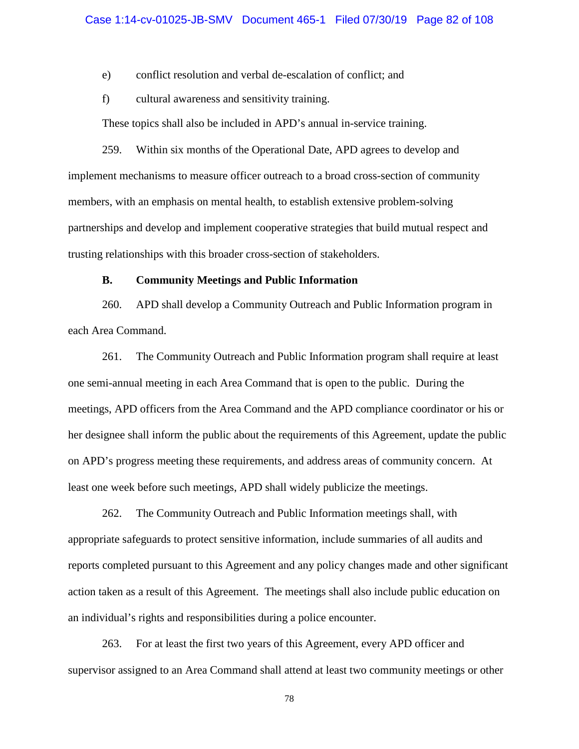e) conflict resolution and verbal de-escalation of conflict; and

f) cultural awareness and sensitivity training.

These topics shall also be included in APD's annual in-service training.

259. Within six months of the Operational Date, APD agrees to develop and implement mechanisms to measure officer outreach to a broad cross-section of community members, with an emphasis on mental health, to establish extensive problem-solving partnerships and develop and implement cooperative strategies that build mutual respect and trusting relationships with this broader cross-section of stakeholders.

### B. Community Meetings and Public Information

260. APD shall develop a Community Outreach and Public Information program in each Area Command.

261. The Community Outreach and Public Information program shall require at least one semi-annual meeting in each Area Command that is open to the public. During the meetings, APD officers from the Area Command and the APD compliance coordinator or his or her designee shall inform the public about the requirements of this Agreement, update the public on APD's progress meeting these requirements, and address areas of community concern. At least one week before such meetings, APD shall widely publicize the meetings.

262. The Community Outreach and Public Information meetings shall, with appropriate safeguards to protect sensitive information, include summaries of all audits and reports completed pursuant to this Agreement and any policy changes made and other significant action taken as a result of this Agreement. The meetings shall also include public education on an individual's rights and responsibilities during a police encounter.

263. For at least the first two years of this Agreement, every APD officer and supervisor assigned to an Area Command shall attend at least two community meetings or other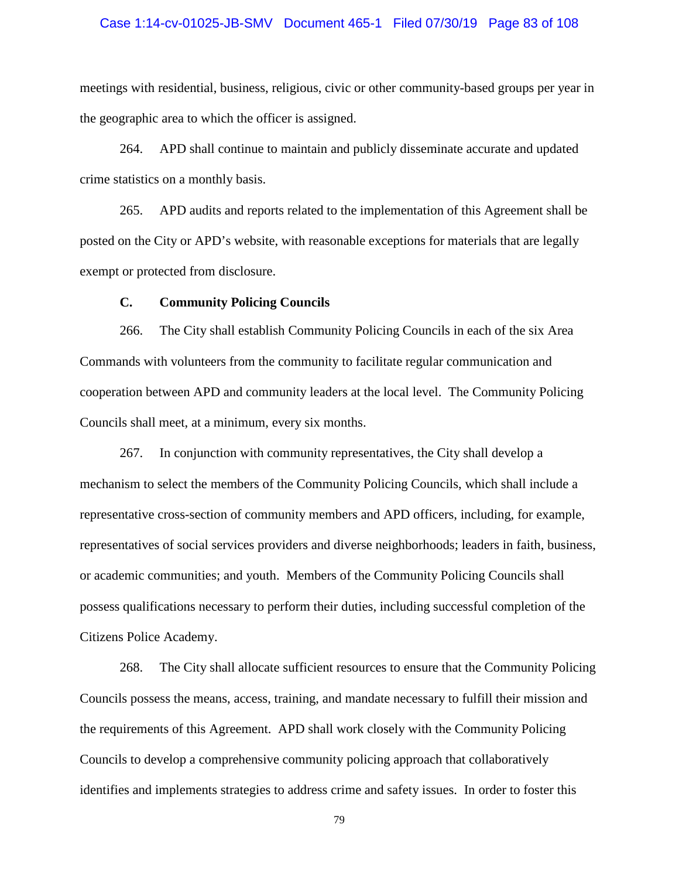meetings with residential, business, religious, civic or other community-based groups per year in the geographic area to which the officer is assigned.

264. APD shall continue to maintain and publicly disseminate accurate and updated crime statistics on a monthly basis.

265. APD audits and reports related to the implementation of this Agreement shall be posted on the City or APD's website, with reasonable exceptions for materials that are legally exempt or protected from disclosure.

### C. Community Policing Councils

266. The City shall establish Community Policing Councils in each of the six Area Commands with volunteers from the community to facilitate regular communication and cooperation between APD and community leaders at the local level. The Community Policing Councils shall meet, at a minimum, every six months.

267. In conjunction with community representatives, the City shall develop a mechanism to select the members of the Community Policing Councils, which shall include a representative cross-section of community members and APD officers, including, for example, representatives of social services providers and diverse neighborhoods; leaders in faith, business, or academic communities; and youth. Members of the Community Policing Councils shall possess qualifications necessary to perform their duties, including successful completion of the Citizens Police Academy.

268. The City shall allocate sufficient resources to ensure that the Community Policing Councils possess the means, access, training, and mandate necessary to fulfill their mission and the requirements of this Agreement. APD shall work closely with the Community Policing Councils to develop a comprehensive community policing approach that collaboratively identifies and implements strategies to address crime and safety issues. In order to foster this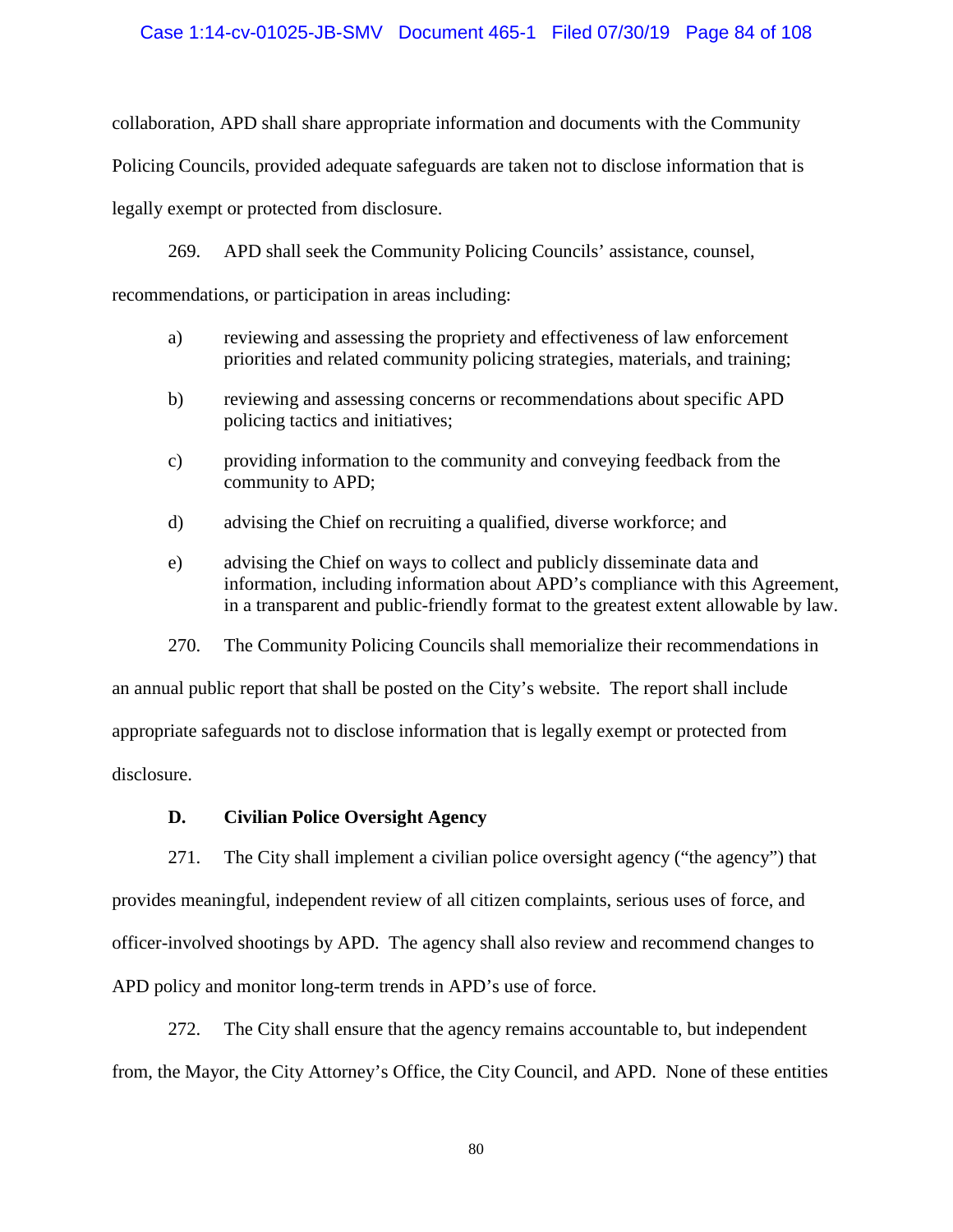collaboration, APD shall share appropriate information and documents with the Community Policing Councils, provided adequate safeguards are taken not to disclose information that is legally exempt or protected from disclosure.

269. APD shall seek the Community Policing Councils' assistance, counsel, recommendations, or participation in areas including:

a) reviewing and assessing the propriety and effectiveness of law enforcement priorities and related community policing strategies, materials, and training;

b) reviewing and assessing concerns or recommendations about specific APD policing tactics and initiatives;

c) providing information to the community and conveying feedback from the community to APD;

d) advising the Chief on recruiting a qualified, diverse workforce; and

e) advising the Chief on ways to collect and publicly disseminate data and information, including information about APD's compliance with this Agreement, in a transparent and public-friendly format to the greatest extent allowable by law.

270. The Community Policing Councils shall memorialize their recommendations in an annual public report that shall be posted on the City's website. The report shall include appropriate safeguards not to disclose information that is legally exempt or protected from disclosure.

### D. Civilian Police Oversight Agency

271. The City shall implement a civilian police oversight agency ("the agency") that provides meaningful, independent review of all citizen complaints, serious uses of force, and officer-involved shootings by APD. The agency shall also review and recommend changes to APD policy and monitor long-term trends in APD's use of force.

272. The City shall ensure that the agency remains accountable to, but independent from, the Mayor, the City Attorney's Office, the City Council, and APD. None of these entities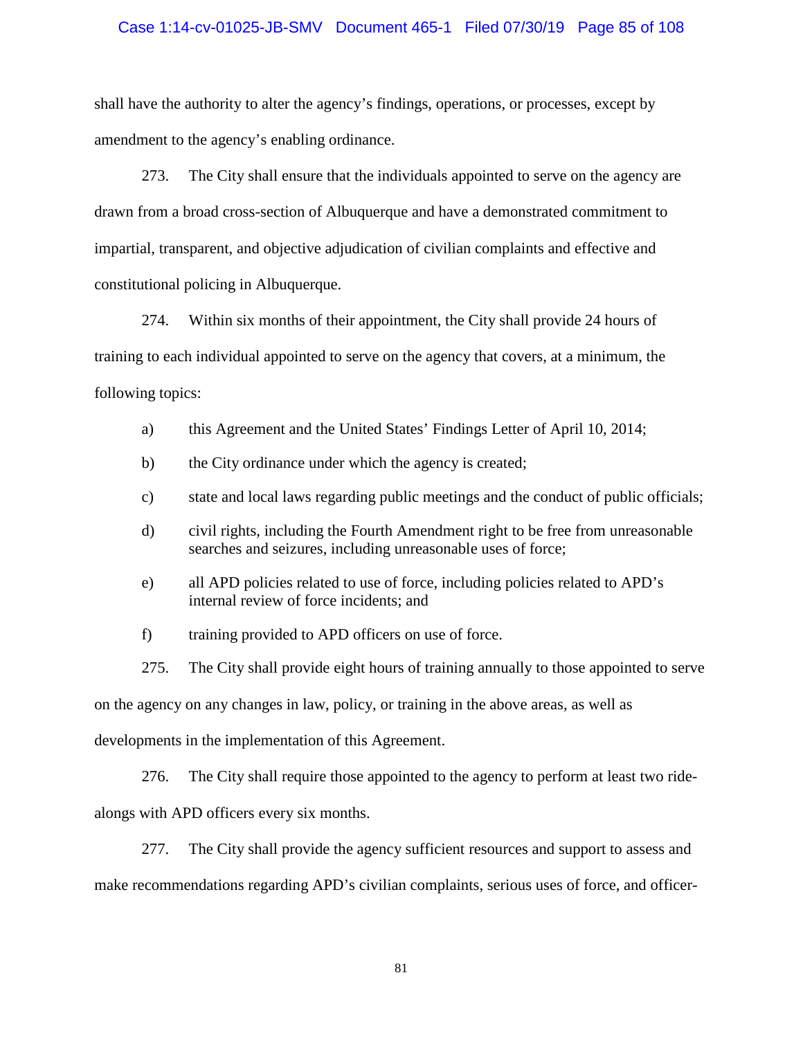shall have the authority to alter the agency's findings, operations, or processes, except by amendment to the agency's enabling ordinance.

273. The City shall ensure that the individuals appointed to serve on the agency are drawn from a broad cross-section of Albuquerque and have a demonstrated commitment to impartial, transparent, and objective adjudication of civilian complaints and effective and constitutional policing in Albuquerque.

274. Within six months of their appointment, the City shall provide 24 hours of training to each individual appointed to serve on the agency that covers, at a minimum, the following topics:

a) this Agreement and the United States' Findings Letter of April 10, 2014;

b) the City ordinance under which the agency is created;

c) state and local laws regarding public meetings and the conduct of public officials;

d) civil rights, including the Fourth Amendment right to be free from unreasonable searches and seizures, including unreasonable uses of force;

e) all APD policies related to use of force, including policies related to APD's internal review of force incidents; and

f) training provided to APD officers on use of force.

275. The City shall provide eight hours of training annually to those appointed to serve on the agency on any changes in law, policy, or training in the above areas, as well as developments in the implementation of this Agreement.

276. The City shall require those appointed to the agency to perform at least two ride-alongs with APD officers every six months.

277. The City shall provide the agency sufficient resources and support to assess and make recommendations regarding APD's civilian complaints, serious uses of force, and officer-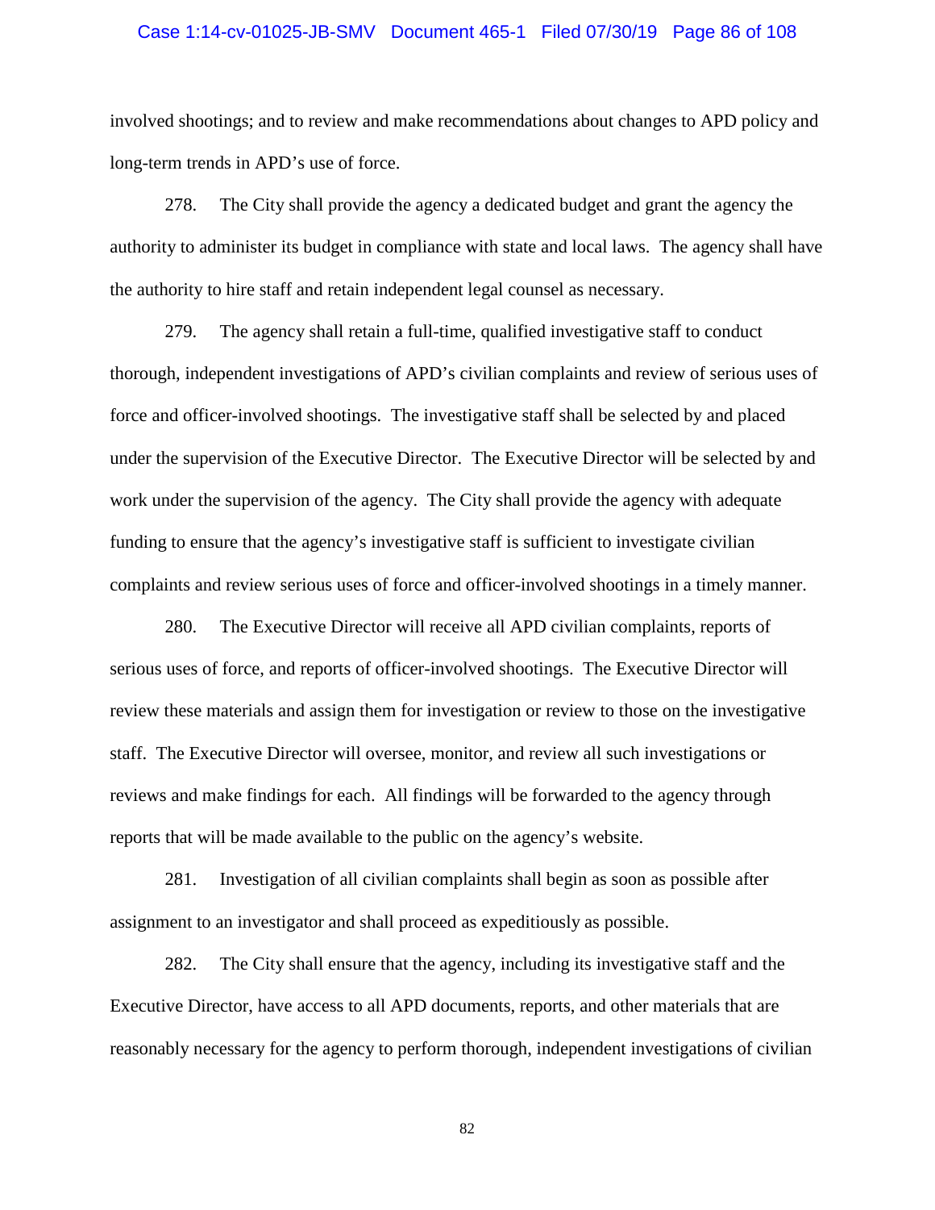involved shootings; and to review and make recommendations about changes to APD policy and long-term trends in APD's use of force.

278. The City shall provide the agency a dedicated budget and grant the agency the authority to administer its budget in compliance with state and local laws. The agency shall have the authority to hire staff and retain independent legal counsel as necessary.

279. The agency shall retain a full-time, qualified investigative staff to conduct thorough, independent investigations of APD's civilian complaints and review of serious uses of force and officer-involved shootings. The investigative staff shall be selected by and placed under the supervision of the Executive Director. The Executive Director will be selected by and work under the supervision of the agency. The City shall provide the agency with adequate funding to ensure that the agency's investigative staff is sufficient to investigate civilian complaints and review serious uses of force and officer-involved shootings in a timely manner.

280. The Executive Director will receive all APD civilian complaints, reports of serious uses of force, and reports of officer-involved shootings. The Executive Director will review these materials and assign them for investigation or review to those on the investigative staff. The Executive Director will oversee, monitor, and review all such investigations or reviews and make findings for each. All findings will be forwarded to the agency through reports that will be made available to the public on the agency's website.

281. Investigation of all civilian complaints shall begin as soon as possible after assignment to an investigator and shall proceed as expeditiously as possible.

282. The City shall ensure that the agency, including its investigative staff and the Executive Director, have access to all APD documents, reports, and other materials that are reasonably necessary for the agency to perform thorough, independent investigations of civilian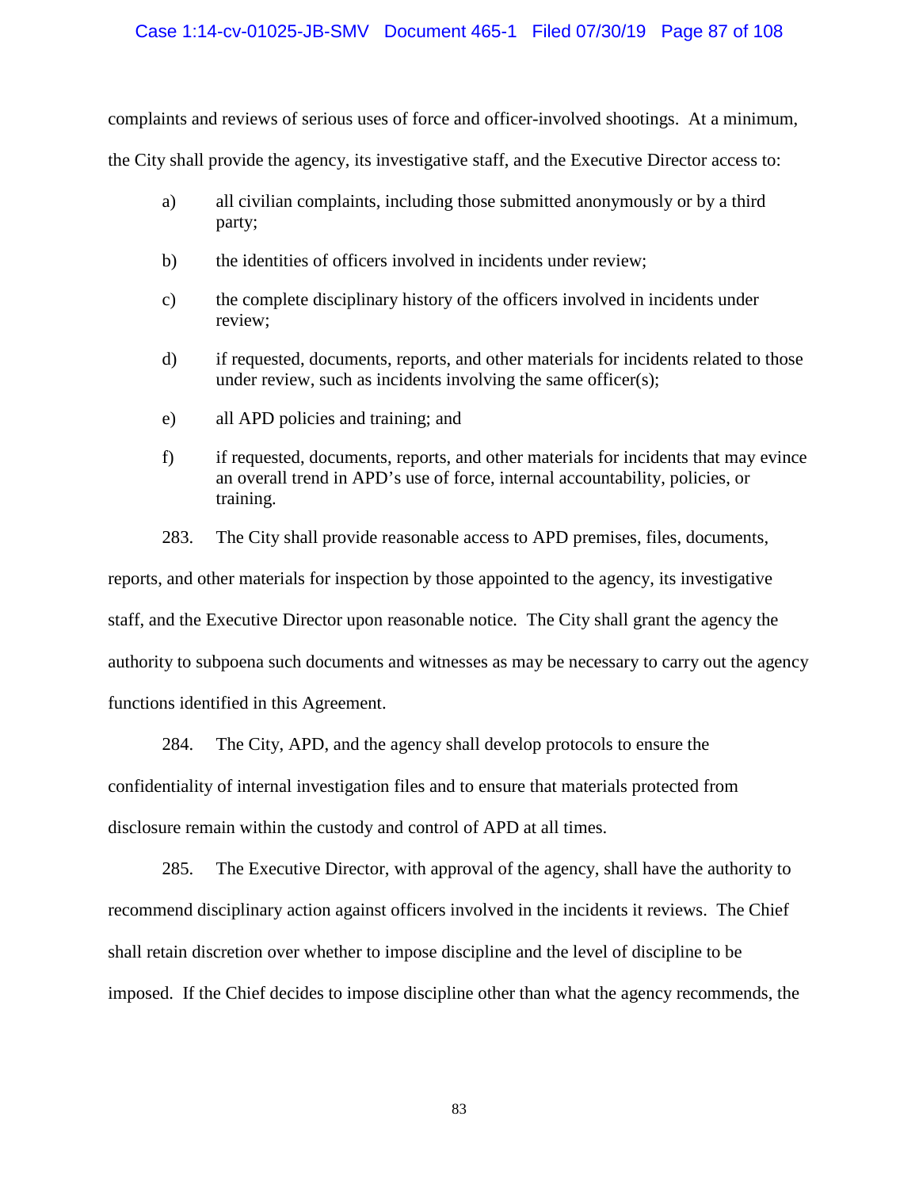complaints and reviews of serious uses of force and officer-involved shootings. At a minimum, the City shall provide the agency, its investigative staff, and the Executive Director access to:

a) all civilian complaints, including those submitted anonymously or by a third party;

b) the identities of officers involved in incidents under review;

c) the complete disciplinary history of the officers involved in incidents under review;

d) if requested, documents, reports, and other materials for incidents related to those under review, such as incidents involving the same officer(s);

e) all APD policies and training; and

f) if requested, documents, reports, and other materials for incidents that may evince an overall trend in APD's use of force, internal accountability, policies, or training.

283. The City shall provide reasonable access to APD premises, files, documents, reports, and other materials for inspection by those appointed to the agency, its investigative staff, and the Executive Director upon reasonable notice. The City shall grant the agency the authority to subpoena such documents and witnesses as may be necessary to carry out the agency functions identified in this Agreement.

284. The City, APD, and the agency shall develop protocols to ensure the confidentiality of internal investigation files and to ensure that materials protected from disclosure remain within the custody and control of APD at all times.

285. The Executive Director, with approval of the agency, shall have the authority to recommend disciplinary action against officers involved in the incidents it reviews. The Chief shall retain discretion over whether to impose discipline and the level of discipline to be imposed. If the Chief decides to impose discipline other than what the agency recommends, the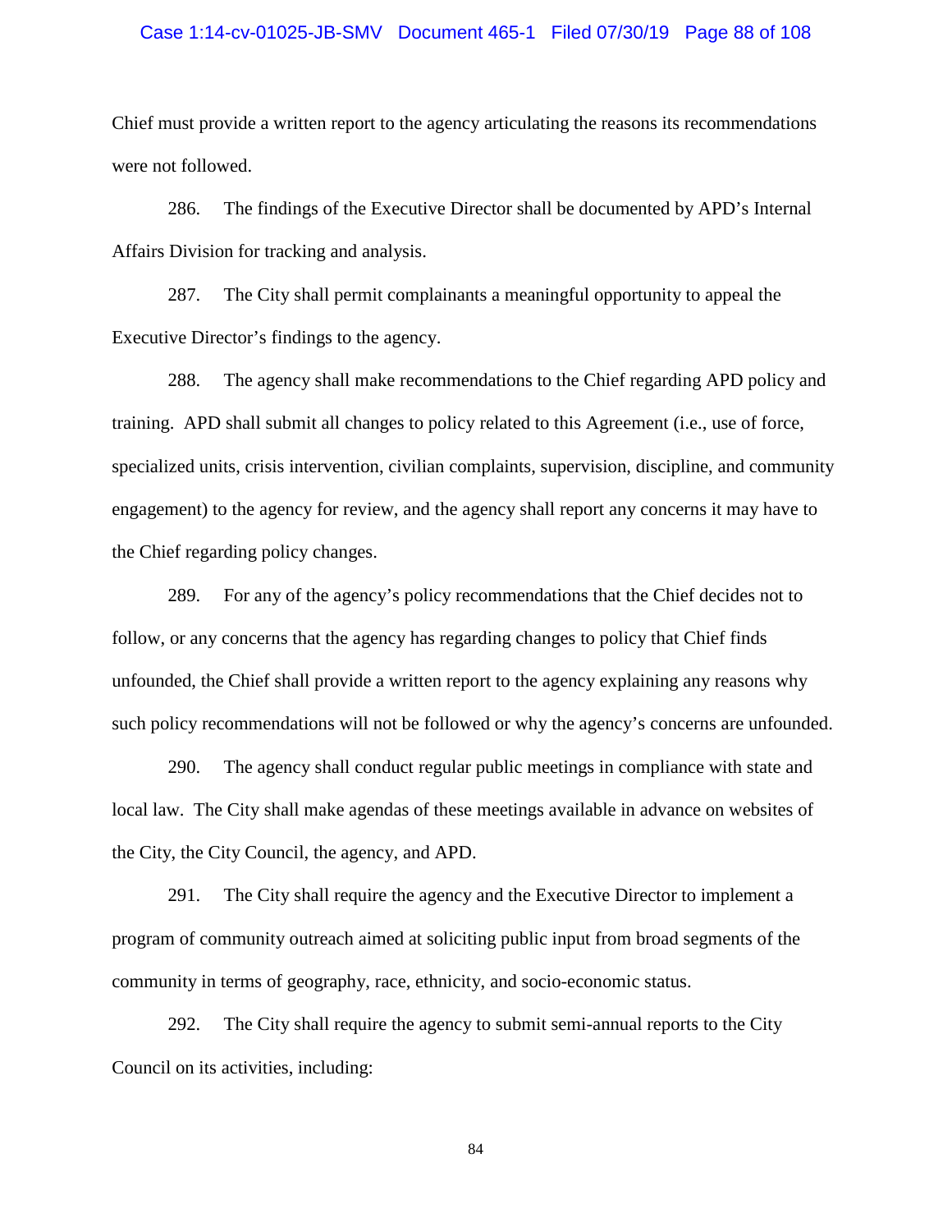Chief must provide a written report to the agency articulating the reasons its recommendations were not followed.

286. The findings of the Executive Director shall be documented by APD's Internal Affairs Division for tracking and analysis.

287. The City shall permit complainants a meaningful opportunity to appeal the Executive Director's findings to the agency.

288. The agency shall make recommendations to the Chief regarding APD policy and training. APD shall submit all changes to policy related to this Agreement (i.e., use of force, specialized units, crisis intervention, civilian complaints, supervision, discipline, and community engagement) to the agency for review, and the agency shall report any concerns it may have to the Chief regarding policy changes.

289. For any of the agency's policy recommendations that the Chief decides not to follow, or any concerns that the agency has regarding changes to policy that Chief finds unfounded, the Chief shall provide a written report to the agency explaining any reasons why such policy recommendations will not be followed or why the agency's concerns are unfounded.

290. The agency shall conduct regular public meetings in compliance with state and local law. The City shall make agendas of these meetings available in advance on websites of the City, the City Council, the agency, and APD.

291. The City shall require the agency and the Executive Director to implement a program of community outreach aimed at soliciting public input from broad segments of the community in terms of geography, race, ethnicity, and socio-economic status.

292. The City shall require the agency to submit semi-annual reports to the City Council on its activities, including: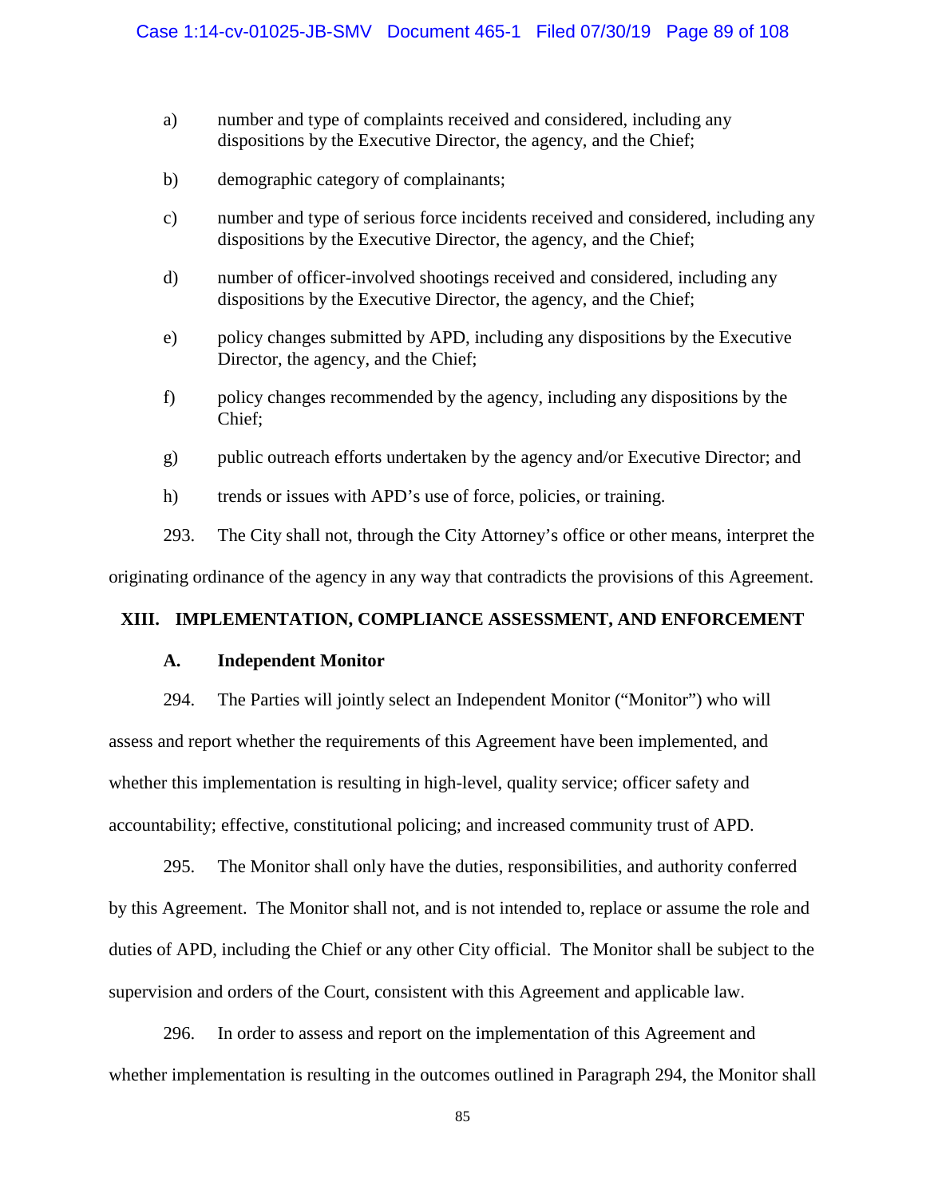a) number and type of complaints received and considered, including any dispositions by the Executive Director, the agency, and the Chief;

b) demographic category of complainants;

c) number and type of serious force incidents received and considered, including any dispositions by the Executive Director, the agency, and the Chief;

d) number of officer-involved shootings received and considered, including any dispositions by the Executive Director, the agency, and the Chief;

e) policy changes submitted by APD, including any dispositions by the Executive Director, the agency, and the Chief;

f) policy changes recommended by the agency, including any dispositions by the Chief;

g) public outreach efforts undertaken by the agency and/or Executive Director; and

h) trends or issues with APD's use of force, policies, or training.

293. The City shall not, through the City Attorney's office or other means, interpret the originating ordinance of the agency in any way that contradicts the provisions of this Agreement.

## XIII. IMPLEMENTATION, COMPLIANCE ASSESSMENT, AND ENFORCEMENT

### A. Independent Monitor

294. The Parties will jointly select an Independent Monitor ("Monitor") who will assess and report whether the requirements of this Agreement have been implemented, and whether this implementation is resulting in high-level, quality service; officer safety and accountability; effective, constitutional policing; and increased community trust of APD.

295. The Monitor shall only have the duties, responsibilities, and authority conferred by this Agreement. The Monitor shall not, and is not intended to, replace or assume the role and duties of APD, including the Chief or any other City official. The Monitor shall be subject to the supervision and orders of the Court, consistent with this Agreement and applicable law.

296. In order to assess and report on the implementation of this Agreement and whether implementation is resulting in the outcomes outlined in Paragraph 294, the Monitor shall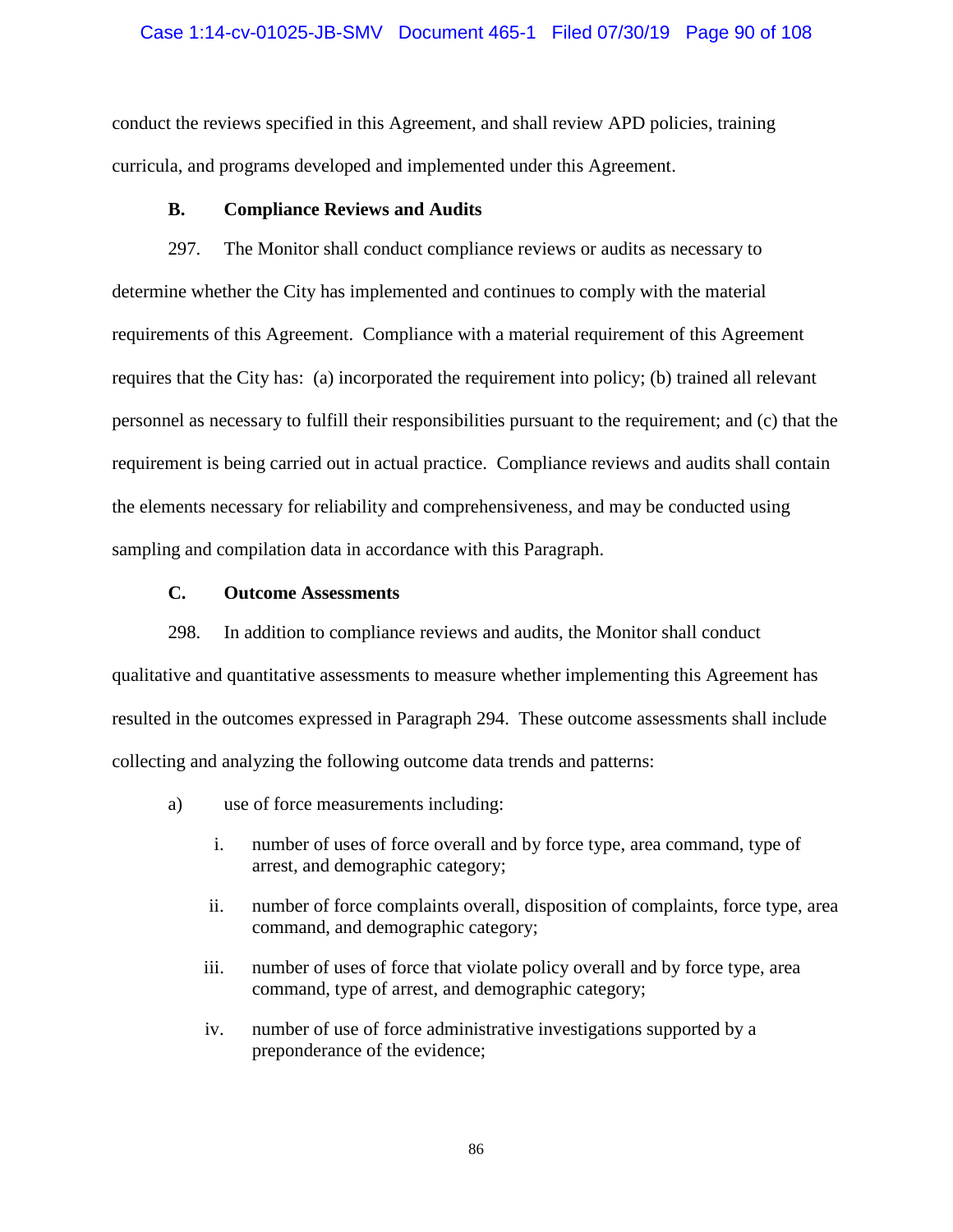conduct the reviews specified in this Agreement, and shall review APD policies, training curricula, and programs developed and implemented under this Agreement.

### B. Compliance Reviews and Audits

297. The Monitor shall conduct compliance reviews or audits as necessary to determine whether the City has implemented and continues to comply with the material requirements of this Agreement. Compliance with a material requirement of this Agreement requires that the City has: (a) incorporated the requirement into policy; (b) trained all relevant personnel as necessary to fulfill their responsibilities pursuant to the requirement; and (c) that the requirement is being carried out in actual practice. Compliance reviews and audits shall contain the elements necessary for reliability and comprehensiveness, and may be conducted using sampling and compilation data in accordance with this Paragraph.

### C. Outcome Assessments

298. In addition to compliance reviews and audits, the Monitor shall conduct qualitative and quantitative assessments to measure whether implementing this Agreement has resulted in the outcomes expressed in Paragraph 294. These outcome assessments shall include collecting and analyzing the following outcome data trends and patterns:

a) use of force measurements including:

   i. number of uses of force overall and by force type, area command, type of arrest, and demographic category;

   ii. number of force complaints overall, disposition of complaints, force type, area command, and demographic category;

   iii. number of uses of force that violate policy overall and by force type, area command, type of arrest, and demographic category;

   iv. number of use of force administrative investigations supported by a preponderance of the evidence;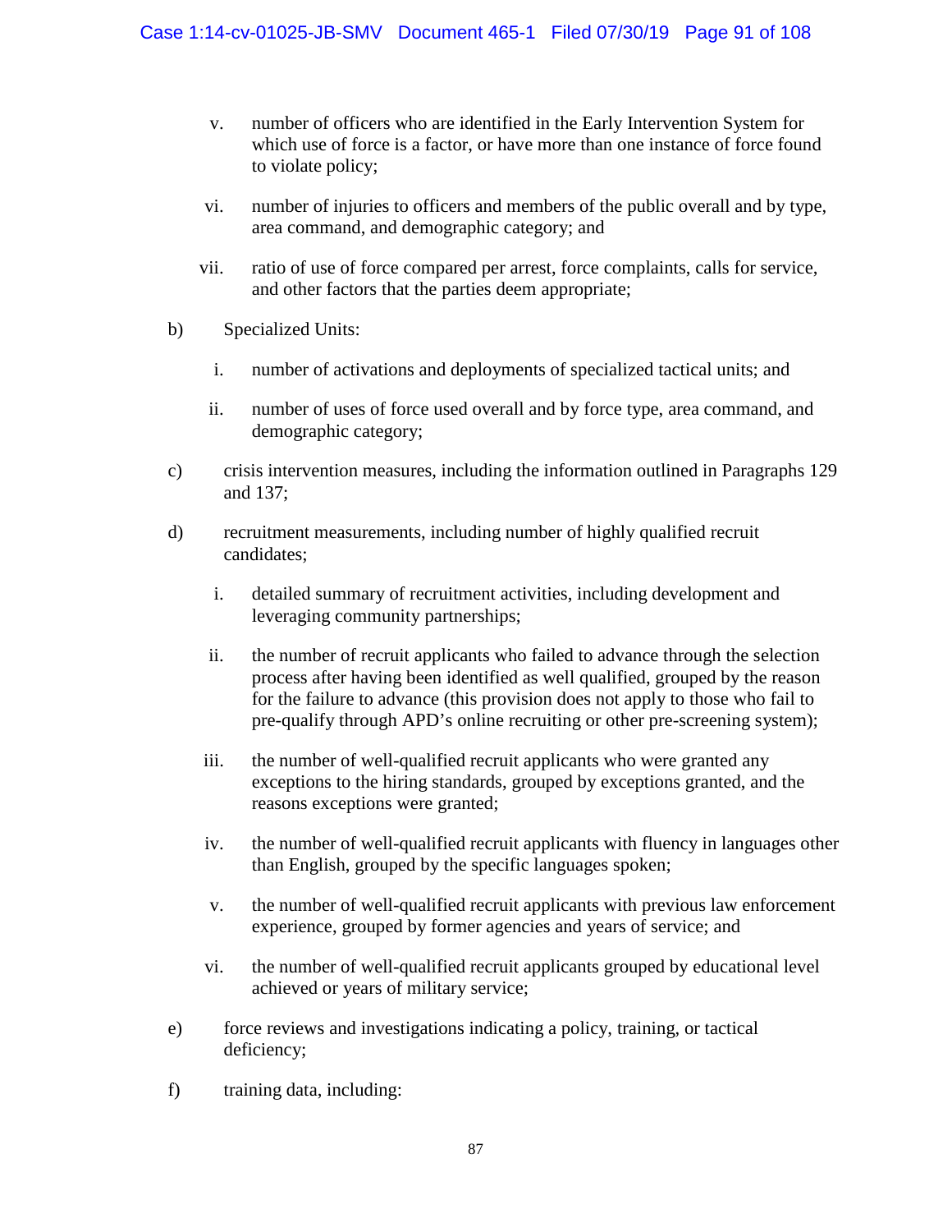v. number of officers who are identified in the Early Intervention System for which use of force is a factor, or have more than one instance of force found to violate policy;

vi. number of injuries to officers and members of the public overall and by type, area command, and demographic category; and

vii. ratio of use of force compared per arrest, force complaints, calls for service, and other factors that the parties deem appropriate;

b) Specialized Units:

i. number of activations and deployments of specialized tactical units; and

ii. number of uses of force used overall and by force type, area command, and demographic category;

c) crisis intervention measures, including the information outlined in Paragraphs 129 and 137;

d) recruitment measurements, including number of highly qualified recruit candidates;

i. detailed summary of recruitment activities, including development and leveraging community partnerships;

ii. the number of recruit applicants who failed to advance through the selection process after having been identified as well qualified, grouped by the reason for the failure to advance (this provision does not apply to those who fail to pre-qualify through APD's online recruiting or other pre-screening system);

iii. the number of well-qualified recruit applicants who were granted any exceptions to the hiring standards, grouped by exceptions granted, and the reasons exceptions were granted;

iv. the number of well-qualified recruit applicants with fluency in languages other than English, grouped by the specific languages spoken;

v. the number of well-qualified recruit applicants with previous law enforcement experience, grouped by former agencies and years of service; and

vi. the number of well-qualified recruit applicants grouped by educational level achieved or years of military service;

e) force reviews and investigations indicating a policy, training, or tactical deficiency;

f) training data, including: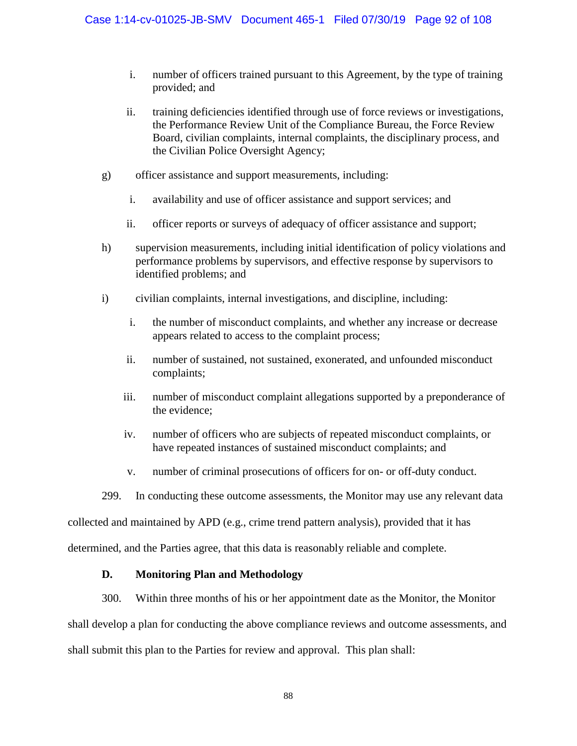i. number of officers trained pursuant to this Agreement, by the type of training provided; and

   ii. training deficiencies identified through use of force reviews or investigations, the Performance Review Unit of the Compliance Bureau, the Force Review Board, civilian complaints, internal complaints, the disciplinary process, and the Civilian Police Oversight Agency;

g) officer assistance and support measurements, including:

   i. availability and use of officer assistance and support services; and

   ii. officer reports or surveys of adequacy of officer assistance and support;

h) supervision measurements, including initial identification of policy violations and performance problems by supervisors, and effective response by supervisors to identified problems; and

i) civilian complaints, internal investigations, and discipline, including:

   i. the number of misconduct complaints, and whether any increase or decrease appears related to access to the complaint process;

   ii. number of sustained, not sustained, exonerated, and unfounded misconduct complaints;

   iii. number of misconduct complaint allegations supported by a preponderance of the evidence;

   iv. number of officers who are subjects of repeated misconduct complaints, or have repeated instances of sustained misconduct complaints; and

   v. number of criminal prosecutions of officers for on- or off-duty conduct.

299. In conducting these outcome assessments, the Monitor may use any relevant data collected and maintained by APD (e.g., crime trend pattern analysis), provided that it has determined, and the Parties agree, that this data is reasonably reliable and complete.

### D. Monitoring Plan and Methodology

300. Within three months of his or her appointment date as the Monitor, the Monitor shall develop a plan for conducting the above compliance reviews and outcome assessments, and shall submit this plan to the Parties for review and approval. This plan shall: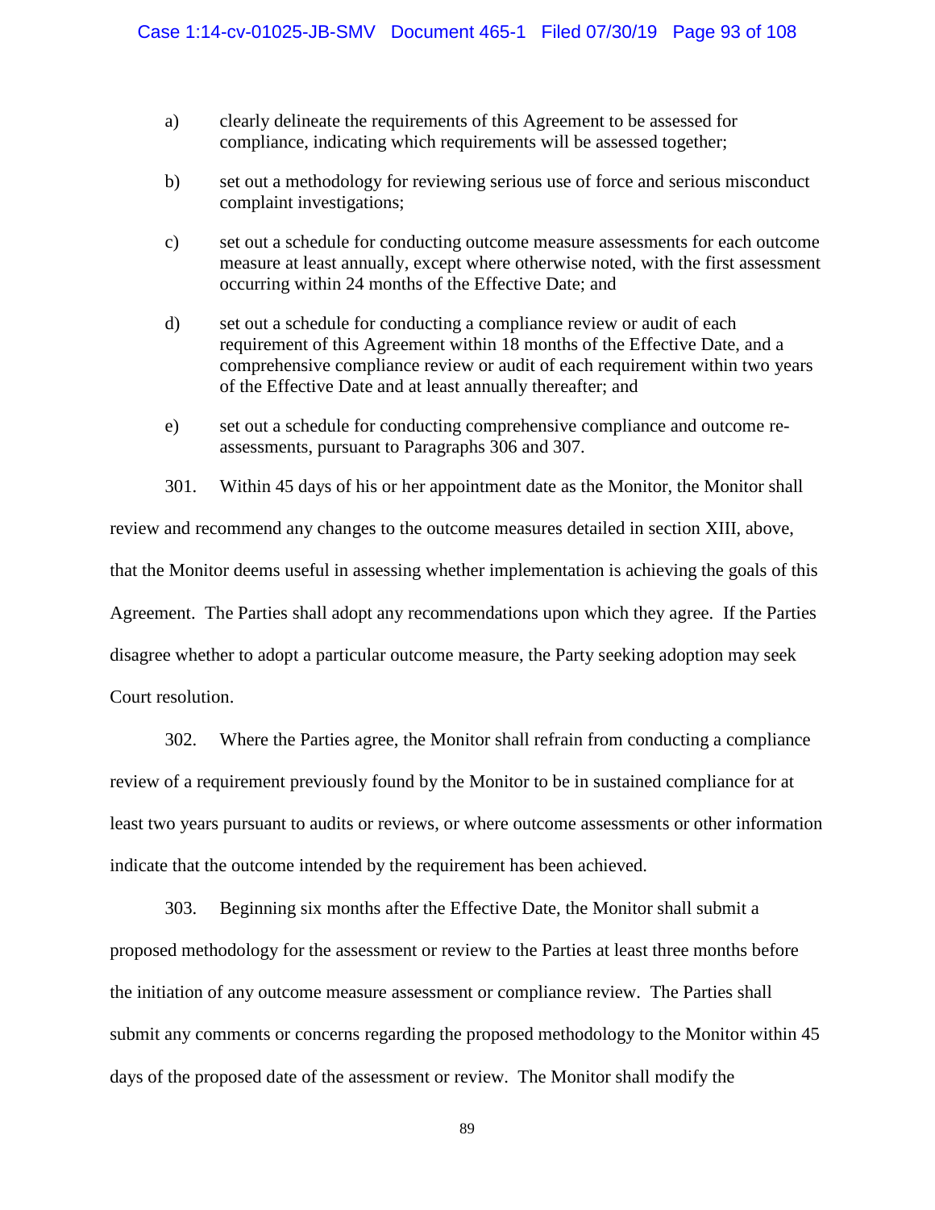a) clearly delineate the requirements of this Agreement to be assessed for compliance, indicating which requirements will be assessed together;

b) set out a methodology for reviewing serious use of force and serious misconduct complaint investigations;

c) set out a schedule for conducting outcome measure assessments for each outcome measure at least annually, except where otherwise noted, with the first assessment occurring within 24 months of the Effective Date; and

d) set out a schedule for conducting a compliance review or audit of each requirement of this Agreement within 18 months of the Effective Date, and a comprehensive compliance review or audit of each requirement within two years of the Effective Date and at least annually thereafter; and

e) set out a schedule for conducting comprehensive compliance and outcome re-assessments, pursuant to Paragraphs 306 and 307.

301. Within 45 days of his or her appointment date as the Monitor, the Monitor shall review and recommend any changes to the outcome measures detailed in section XIII, above, that the Monitor deems useful in assessing whether implementation is achieving the goals of this Agreement. The Parties shall adopt any recommendations upon which they agree. If the Parties disagree whether to adopt a particular outcome measure, the Party seeking adoption may seek Court resolution.

302. Where the Parties agree, the Monitor shall refrain from conducting a compliance review of a requirement previously found by the Monitor to be in sustained compliance for at least two years pursuant to audits or reviews, or where outcome assessments or other information indicate that the outcome intended by the requirement has been achieved.

303. Beginning six months after the Effective Date, the Monitor shall submit a proposed methodology for the assessment or review to the Parties at least three months before the initiation of any outcome measure assessment or compliance review. The Parties shall submit any comments or concerns regarding the proposed methodology to the Monitor within 45 days of the proposed date of the assessment or review. The Monitor shall modify the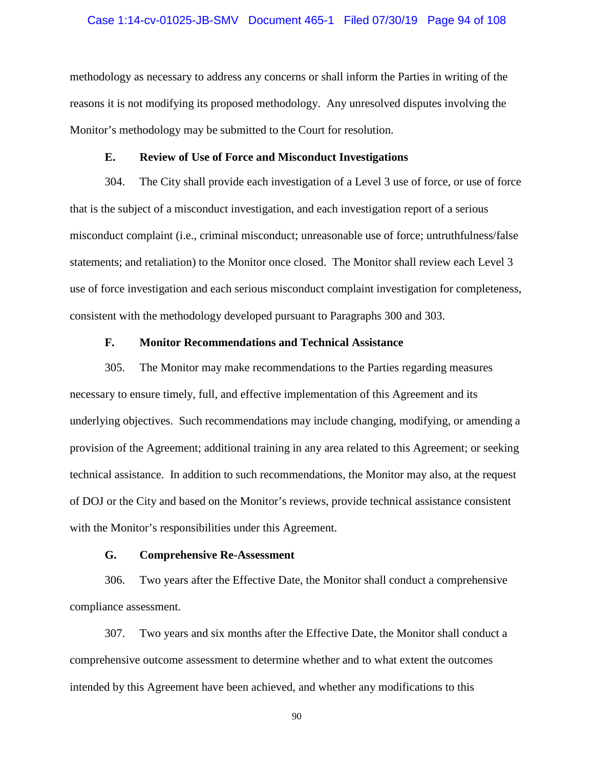methodology as necessary to address any concerns or shall inform the Parties in writing of the reasons it is not modifying its proposed methodology. Any unresolved disputes involving the Monitor's methodology may be submitted to the Court for resolution.

### E. Review of Use of Force and Misconduct Investigations

304. The City shall provide each investigation of a Level 3 use of force, or use of force that is the subject of a misconduct investigation, and each investigation report of a serious misconduct complaint (i.e., criminal misconduct; unreasonable use of force; untruthfulness/false statements; and retaliation) to the Monitor once closed. The Monitor shall review each Level 3 use of force investigation and each serious misconduct complaint investigation for completeness, consistent with the methodology developed pursuant to Paragraphs 300 and 303.

### F. Monitor Recommendations and Technical Assistance

305. The Monitor may make recommendations to the Parties regarding measures necessary to ensure timely, full, and effective implementation of this Agreement and its underlying objectives. Such recommendations may include changing, modifying, or amending a provision of the Agreement; additional training in any area related to this Agreement; or seeking technical assistance. In addition to such recommendations, the Monitor may also, at the request of DOJ or the City and based on the Monitor's reviews, provide technical assistance consistent with the Monitor's responsibilities under this Agreement.

### G. Comprehensive Re-Assessment

306. Two years after the Effective Date, the Monitor shall conduct a comprehensive compliance assessment.

307. Two years and six months after the Effective Date, the Monitor shall conduct a comprehensive outcome assessment to determine whether and to what extent the outcomes intended by this Agreement have been achieved, and whether any modifications to this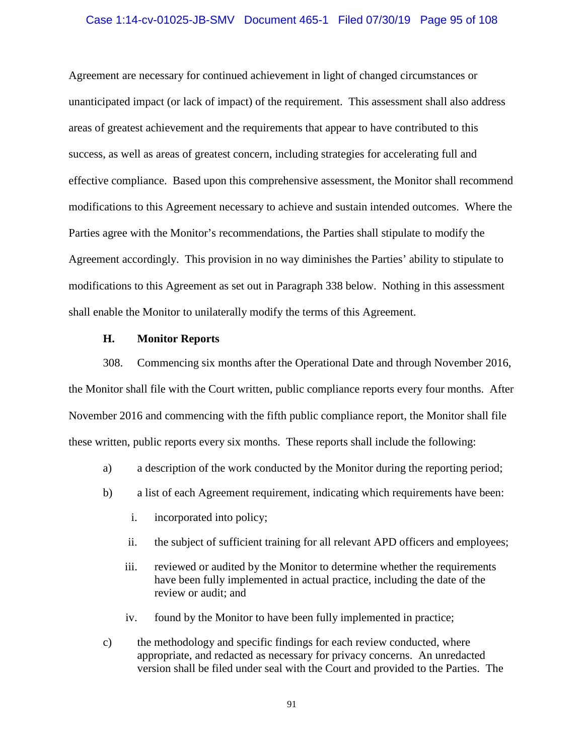Agreement are necessary for continued achievement in light of changed circumstances or unanticipated impact (or lack of impact) of the requirement. This assessment shall also address areas of greatest achievement and the requirements that appear to have contributed to this success, as well as areas of greatest concern, including strategies for accelerating full and effective compliance. Based upon this comprehensive assessment, the Monitor shall recommend modifications to this Agreement necessary to achieve and sustain intended outcomes. Where the Parties agree with the Monitor's recommendations, the Parties shall stipulate to modify the Agreement accordingly. This provision in no way diminishes the Parties' ability to stipulate to modifications to this Agreement as set out in Paragraph 338 below. Nothing in this assessment shall enable the Monitor to unilaterally modify the terms of this Agreement.

### H. Monitor Reports

308. Commencing six months after the Operational Date and through November 2016, the Monitor shall file with the Court written, public compliance reports every four months. After November 2016 and commencing with the fifth public compliance report, the Monitor shall file these written, public reports every six months. These reports shall include the following:

a) a description of the work conducted by the Monitor during the reporting period;

b) a list of each Agreement requirement, indicating which requirements have been:

   i. incorporated into policy;

   ii. the subject of sufficient training for all relevant APD officers and employees;

   iii. reviewed or audited by the Monitor to determine whether the requirements have been fully implemented in actual practice, including the date of the review or audit; and

   iv. found by the Monitor to have been fully implemented in practice;

c) the methodology and specific findings for each review conducted, where appropriate, and redacted as necessary for privacy concerns. An unredacted version shall be filed under seal with the Court and provided to the Parties. The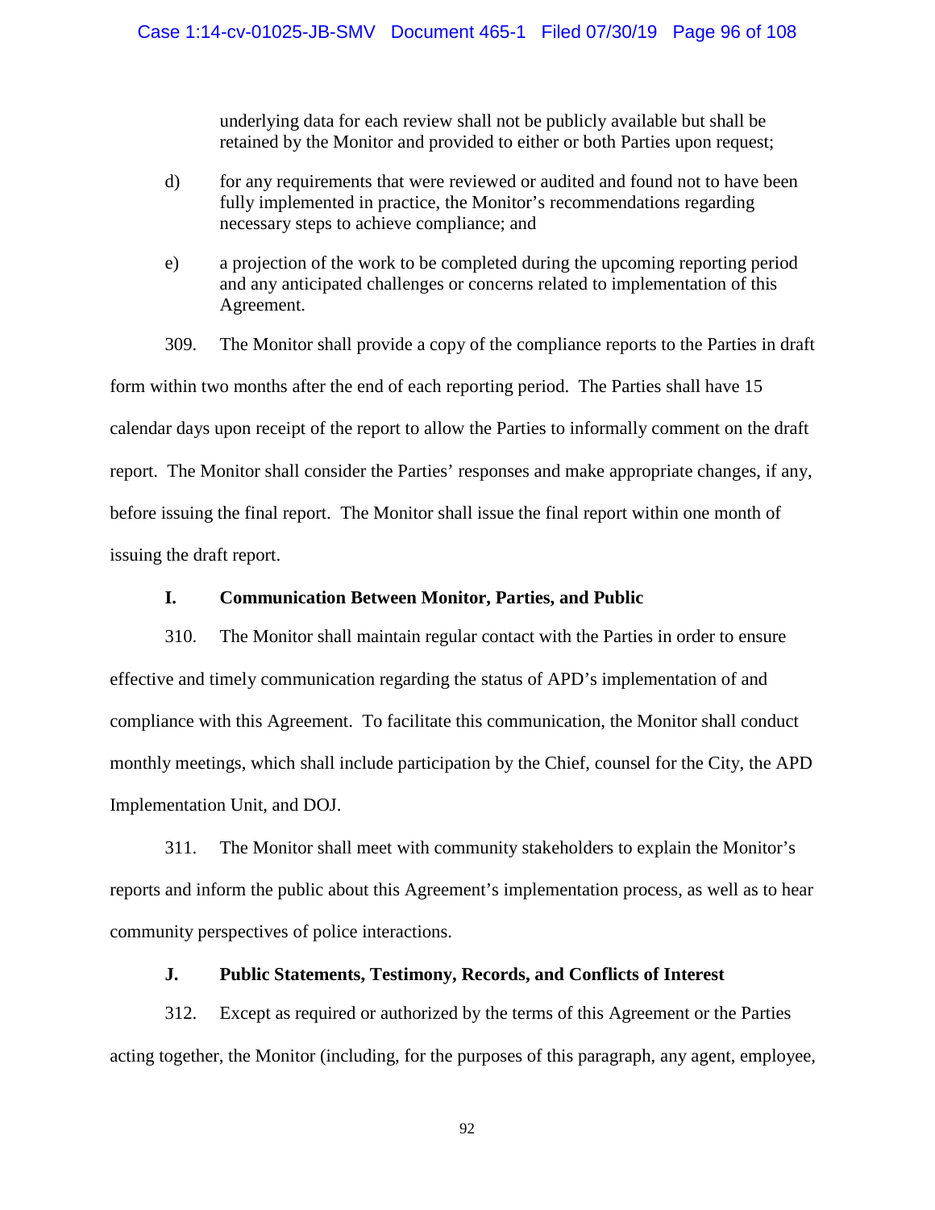underlying data for each review shall not be publicly available but shall be retained by the Monitor and provided to either or both Parties upon request;

d) for any requirements that were reviewed or audited and found not to have been fully implemented in practice, the Monitor's recommendations regarding necessary steps to achieve compliance; and

e) a projection of the work to be completed during the upcoming reporting period and any anticipated challenges or concerns related to implementation of this Agreement.

309. The Monitor shall provide a copy of the compliance reports to the Parties in draft form within two months after the end of each reporting period. The Parties shall have 15 calendar days upon receipt of the report to allow the Parties to informally comment on the draft report. The Monitor shall consider the Parties' responses and make appropriate changes, if any, before issuing the final report. The Monitor shall issue the final report within one month of issuing the draft report.

### I. Communication Between Monitor, Parties, and Public

310. The Monitor shall maintain regular contact with the Parties in order to ensure effective and timely communication regarding the status of APD's implementation of and compliance with this Agreement. To facilitate this communication, the Monitor shall conduct monthly meetings, which shall include participation by the Chief, counsel for the City, the APD Implementation Unit, and DOJ.

311. The Monitor shall meet with community stakeholders to explain the Monitor's reports and inform the public about this Agreement's implementation process, as well as to hear community perspectives of police interactions.

### J. Public Statements, Testimony, Records, and Conflicts of Interest

312. Except as required or authorized by the terms of this Agreement or the Parties acting together, the Monitor (including, for the purposes of this paragraph, any agent, employee,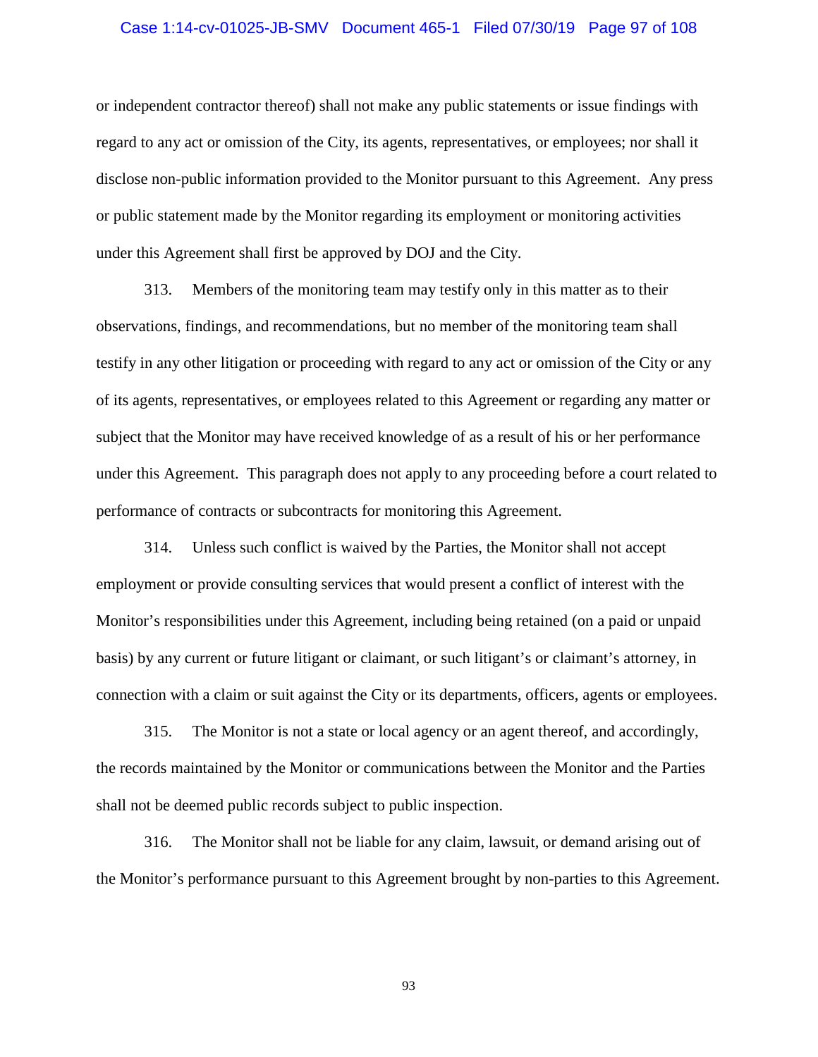or independent contractor thereof) shall not make any public statements or issue findings with regard to any act or omission of the City, its agents, representatives, or employees; nor shall it disclose non-public information provided to the Monitor pursuant to this Agreement. Any press or public statement made by the Monitor regarding its employment or monitoring activities under this Agreement shall first be approved by DOJ and the City.

313. Members of the monitoring team may testify only in this matter as to their observations, findings, and recommendations, but no member of the monitoring team shall testify in any other litigation or proceeding with regard to any act or omission of the City or any of its agents, representatives, or employees related to this Agreement or regarding any matter or subject that the Monitor may have received knowledge of as a result of his or her performance under this Agreement. This paragraph does not apply to any proceeding before a court related to performance of contracts or subcontracts for monitoring this Agreement.

314. Unless such conflict is waived by the Parties, the Monitor shall not accept employment or provide consulting services that would present a conflict of interest with the Monitor's responsibilities under this Agreement, including being retained (on a paid or unpaid basis) by any current or future litigant or claimant, or such litigant's or claimant's attorney, in connection with a claim or suit against the City or its departments, officers, agents or employees.

315. The Monitor is not a state or local agency or an agent thereof, and accordingly, the records maintained by the Monitor or communications between the Monitor and the Parties shall not be deemed public records subject to public inspection.

316. The Monitor shall not be liable for any claim, lawsuit, or demand arising out of the Monitor's performance pursuant to this Agreement brought by non-parties to this Agreement.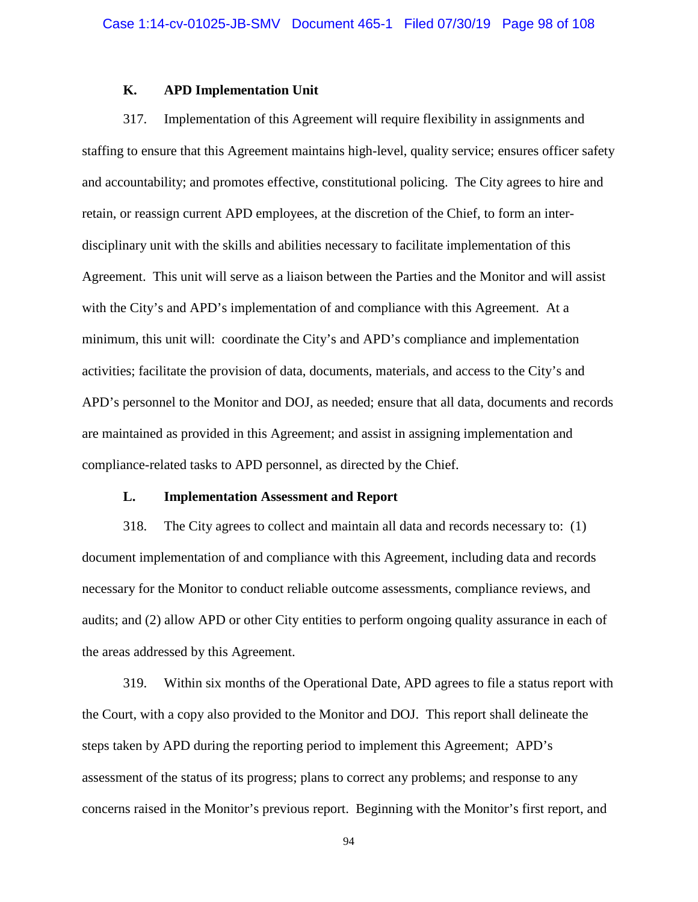### K. APD Implementation Unit

317. Implementation of this Agreement will require flexibility in assignments and staffing to ensure that this Agreement maintains high-level, quality service; ensures officer safety and accountability; and promotes effective, constitutional policing. The City agrees to hire and retain, or reassign current APD employees, at the discretion of the Chief, to form an inter-disciplinary unit with the skills and abilities necessary to facilitate implementation of this Agreement. This unit will serve as a liaison between the Parties and the Monitor and will assist with the City's and APD's implementation of and compliance with this Agreement. At a minimum, this unit will: coordinate the City's and APD's compliance and implementation activities; facilitate the provision of data, documents, materials, and access to the City's and APD's personnel to the Monitor and DOJ, as needed; ensure that all data, documents and records are maintained as provided in this Agreement; and assist in assigning implementation and compliance-related tasks to APD personnel, as directed by the Chief.

### L. Implementation Assessment and Report

318. The City agrees to collect and maintain all data and records necessary to: (1) document implementation of and compliance with this Agreement, including data and records necessary for the Monitor to conduct reliable outcome assessments, compliance reviews, and audits; and (2) allow APD or other City entities to perform ongoing quality assurance in each of the areas addressed by this Agreement.

319. Within six months of the Operational Date, APD agrees to file a status report with the Court, with a copy also provided to the Monitor and DOJ. This report shall delineate the steps taken by APD during the reporting period to implement this Agreement; APD's assessment of the status of its progress; plans to correct any problems; and response to any concerns raised in the Monitor's previous report. Beginning with the Monitor's first report, and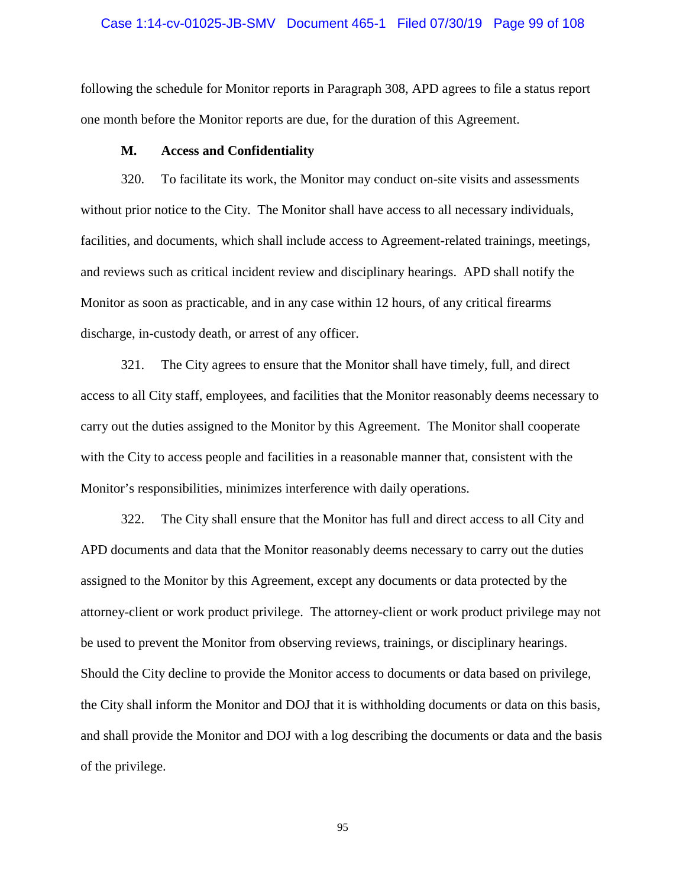following the schedule for Monitor reports in Paragraph 308, APD agrees to file a status report one month before the Monitor reports are due, for the duration of this Agreement.

### M. Access and Confidentiality

320. To facilitate its work, the Monitor may conduct on-site visits and assessments without prior notice to the City. The Monitor shall have access to all necessary individuals, facilities, and documents, which shall include access to Agreement-related trainings, meetings, and reviews such as critical incident review and disciplinary hearings. APD shall notify the Monitor as soon as practicable, and in any case within 12 hours, of any critical firearms discharge, in-custody death, or arrest of any officer.

321. The City agrees to ensure that the Monitor shall have timely, full, and direct access to all City staff, employees, and facilities that the Monitor reasonably deems necessary to carry out the duties assigned to the Monitor by this Agreement. The Monitor shall cooperate with the City to access people and facilities in a reasonable manner that, consistent with the Monitor's responsibilities, minimizes interference with daily operations.

322. The City shall ensure that the Monitor has full and direct access to all City and APD documents and data that the Monitor reasonably deems necessary to carry out the duties assigned to the Monitor by this Agreement, except any documents or data protected by the attorney-client or work product privilege. The attorney-client or work product privilege may not be used to prevent the Monitor from observing reviews, trainings, or disciplinary hearings. Should the City decline to provide the Monitor access to documents or data based on privilege, the City shall inform the Monitor and DOJ that it is withholding documents or data on this basis, and shall provide the Monitor and DOJ with a log describing the documents or data and the basis of the privilege.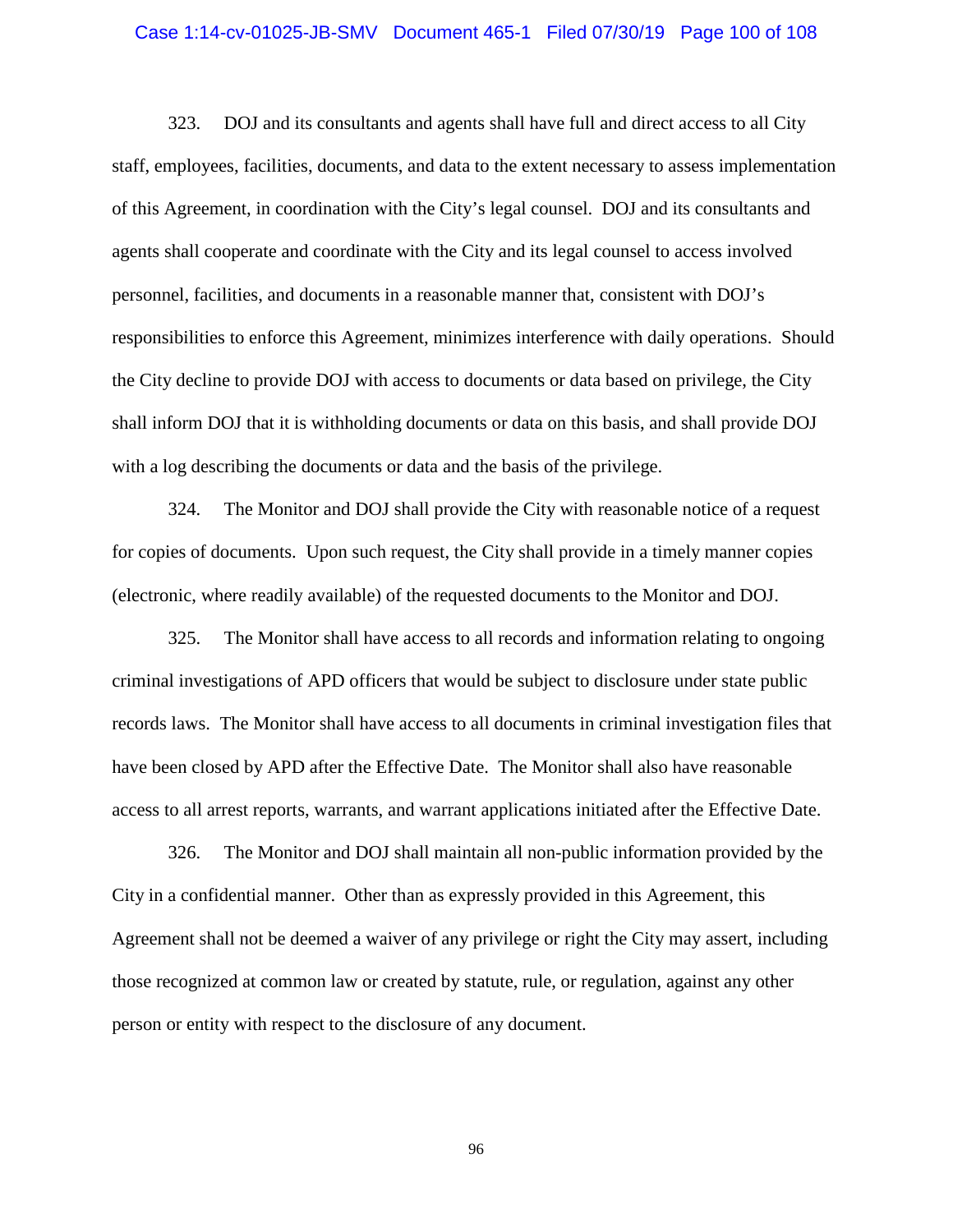323. DOJ and its consultants and agents shall have full and direct access to all City staff, employees, facilities, documents, and data to the extent necessary to assess implementation of this Agreement, in coordination with the City's legal counsel. DOJ and its consultants and agents shall cooperate and coordinate with the City and its legal counsel to access involved personnel, facilities, and documents in a reasonable manner that, consistent with DOJ's responsibilities to enforce this Agreement, minimizes interference with daily operations. Should the City decline to provide DOJ with access to documents or data based on privilege, the City shall inform DOJ that it is withholding documents or data on this basis, and shall provide DOJ with a log describing the documents or data and the basis of the privilege.

324. The Monitor and DOJ shall provide the City with reasonable notice of a request for copies of documents. Upon such request, the City shall provide in a timely manner copies (electronic, where readily available) of the requested documents to the Monitor and DOJ.

325. The Monitor shall have access to all records and information relating to ongoing criminal investigations of APD officers that would be subject to disclosure under state public records laws. The Monitor shall have access to all documents in criminal investigation files that have been closed by APD after the Effective Date. The Monitor shall also have reasonable access to all arrest reports, warrants, and warrant applications initiated after the Effective Date.

326. The Monitor and DOJ shall maintain all non-public information provided by the City in a confidential manner. Other than as expressly provided in this Agreement, this Agreement shall not be deemed a waiver of any privilege or right the City may assert, including those recognized at common law or created by statute, rule, or regulation, against any other person or entity with respect to the disclosure of any document.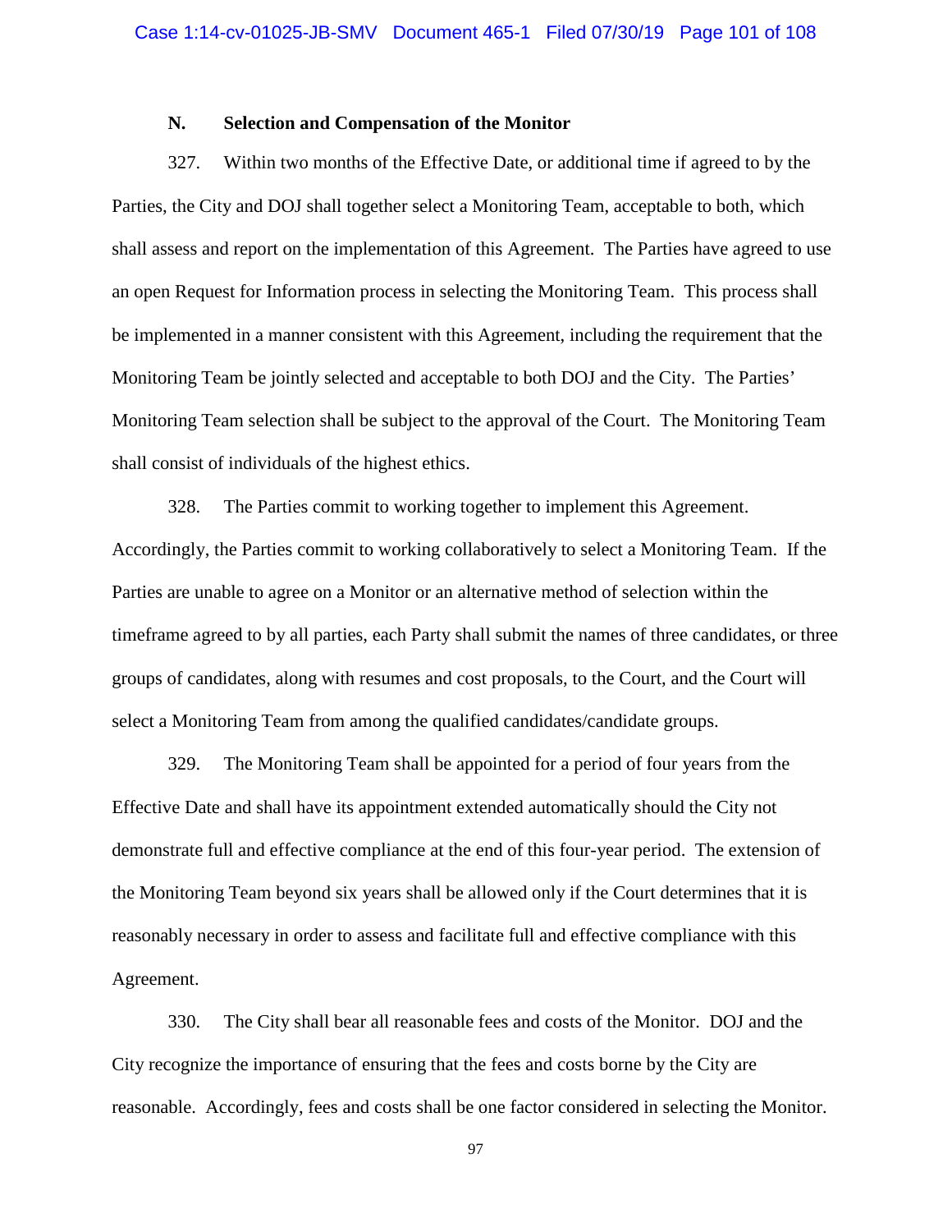### N. Selection and Compensation of the Monitor

327. Within two months of the Effective Date, or additional time if agreed to by the Parties, the City and DOJ shall together select a Monitoring Team, acceptable to both, which shall assess and report on the implementation of this Agreement. The Parties have agreed to use an open Request for Information process in selecting the Monitoring Team. This process shall be implemented in a manner consistent with this Agreement, including the requirement that the Monitoring Team be jointly selected and acceptable to both DOJ and the City. The Parties' Monitoring Team selection shall be subject to the approval of the Court. The Monitoring Team shall consist of individuals of the highest ethics.

328. The Parties commit to working together to implement this Agreement. Accordingly, the Parties commit to working collaboratively to select a Monitoring Team. If the Parties are unable to agree on a Monitor or an alternative method of selection within the timeframe agreed to by all parties, each Party shall submit the names of three candidates, or three groups of candidates, along with resumes and cost proposals, to the Court, and the Court will select a Monitoring Team from among the qualified candidates/candidate groups.

329. The Monitoring Team shall be appointed for a period of four years from the Effective Date and shall have its appointment extended automatically should the City not demonstrate full and effective compliance at the end of this four-year period. The extension of the Monitoring Team beyond six years shall be allowed only if the Court determines that it is reasonably necessary in order to assess and facilitate full and effective compliance with this Agreement.

330. The City shall bear all reasonable fees and costs of the Monitor. DOJ and the City recognize the importance of ensuring that the fees and costs borne by the City are reasonable. Accordingly, fees and costs shall be one factor considered in selecting the Monitor.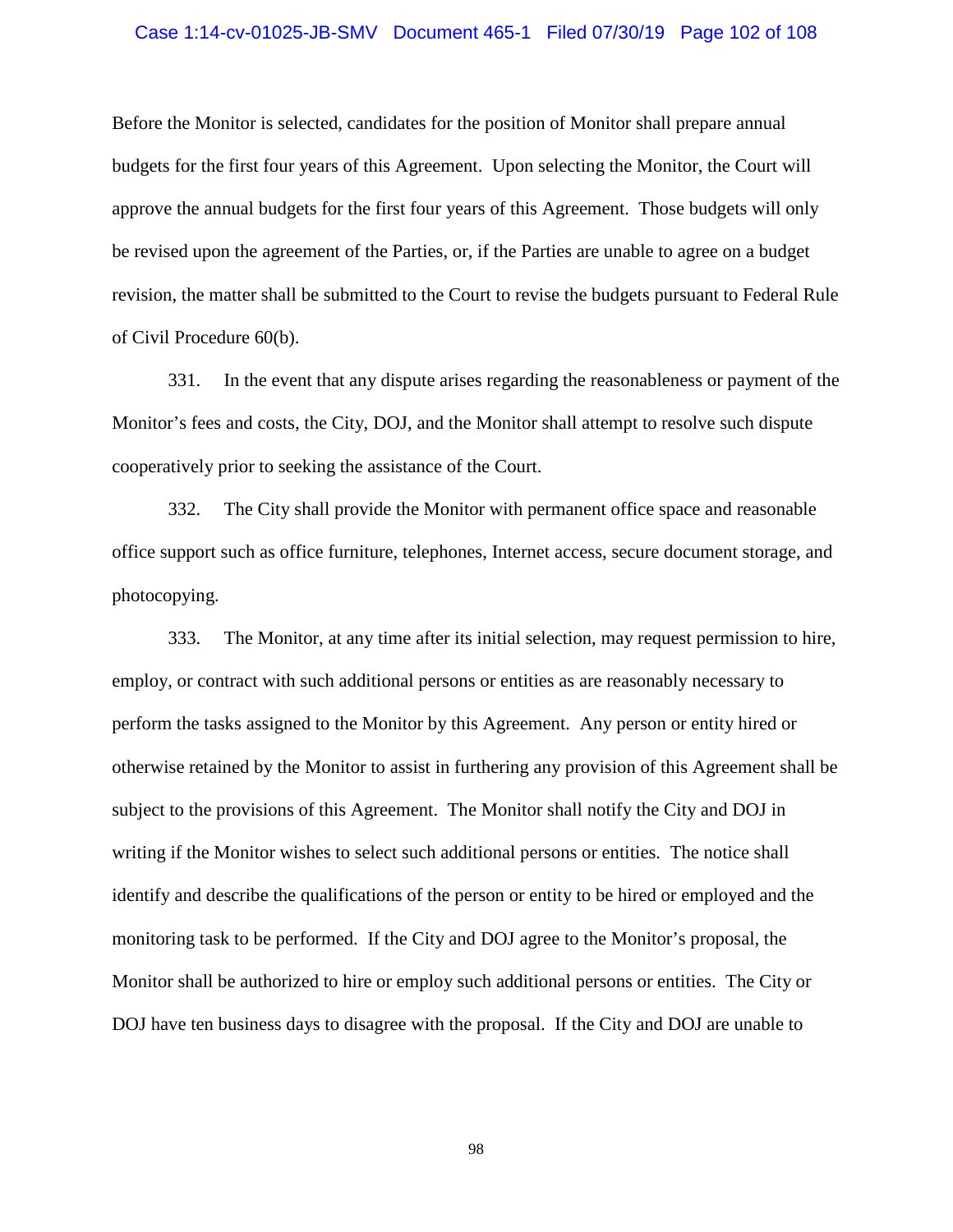Before the Monitor is selected, candidates for the position of Monitor shall prepare annual budgets for the first four years of this Agreement. Upon selecting the Monitor, the Court will approve the annual budgets for the first four years of this Agreement. Those budgets will only be revised upon the agreement of the Parties, or, if the Parties are unable to agree on a budget revision, the matter shall be submitted to the Court to revise the budgets pursuant to Federal Rule of Civil Procedure 60(b).

331. In the event that any dispute arises regarding the reasonableness or payment of the Monitor's fees and costs, the City, DOJ, and the Monitor shall attempt to resolve such dispute cooperatively prior to seeking the assistance of the Court.

332. The City shall provide the Monitor with permanent office space and reasonable office support such as office furniture, telephones, Internet access, secure document storage, and photocopying.

333. The Monitor, at any time after its initial selection, may request permission to hire, employ, or contract with such additional persons or entities as are reasonably necessary to perform the tasks assigned to the Monitor by this Agreement. Any person or entity hired or otherwise retained by the Monitor to assist in furthering any provision of this Agreement shall be subject to the provisions of this Agreement. The Monitor shall notify the City and DOJ in writing if the Monitor wishes to select such additional persons or entities. The notice shall identify and describe the qualifications of the person or entity to be hired or employed and the monitoring task to be performed. If the City and DOJ agree to the Monitor's proposal, the Monitor shall be authorized to hire or employ such additional persons or entities. The City or DOJ have ten business days to disagree with the proposal. If the City and DOJ are unable to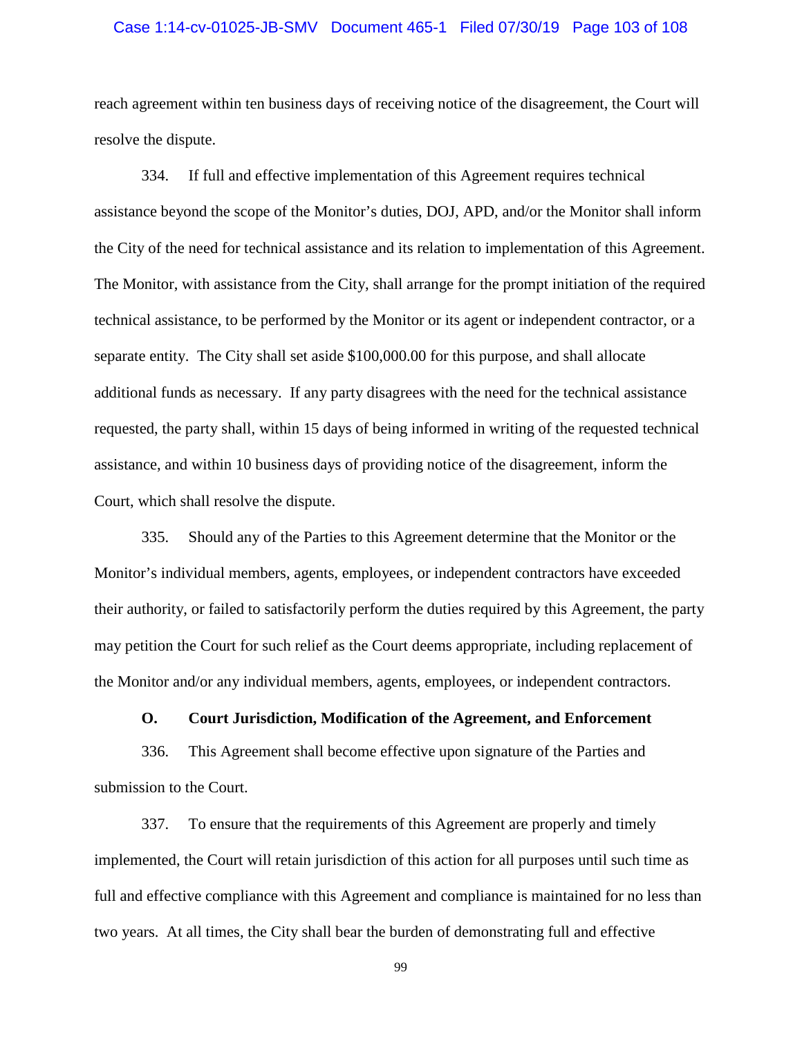reach agreement within ten business days of receiving notice of the disagreement, the Court will resolve the dispute.

334. If full and effective implementation of this Agreement requires technical assistance beyond the scope of the Monitor's duties, DOJ, APD, and/or the Monitor shall inform the City of the need for technical assistance and its relation to implementation of this Agreement. The Monitor, with assistance from the City, shall arrange for the prompt initiation of the required technical assistance, to be performed by the Monitor or its agent or independent contractor, or a separate entity. The City shall set aside $100,000.00 for this purpose, and shall allocate additional funds as necessary. If any party disagrees with the need for the technical assistance requested, the party shall, within 15 days of being informed in writing of the requested technical assistance, and within 10 business days of providing notice of the disagreement, inform the Court, which shall resolve the dispute.

335. Should any of the Parties to this Agreement determine that the Monitor or the Monitor's individual members, agents, employees, or independent contractors have exceeded their authority, or failed to satisfactorily perform the duties required by this Agreement, the party may petition the Court for such relief as the Court deems appropriate, including replacement of the Monitor and/or any individual members, agents, employees, or independent contractors.

### O. Court Jurisdiction, Modification of the Agreement, and Enforcement

336. This Agreement shall become effective upon signature of the Parties and submission to the Court.

337. To ensure that the requirements of this Agreement are properly and timely implemented, the Court will retain jurisdiction of this action for all purposes until such time as full and effective compliance with this Agreement and compliance is maintained for no less than two years. At all times, the City shall bear the burden of demonstrating full and effective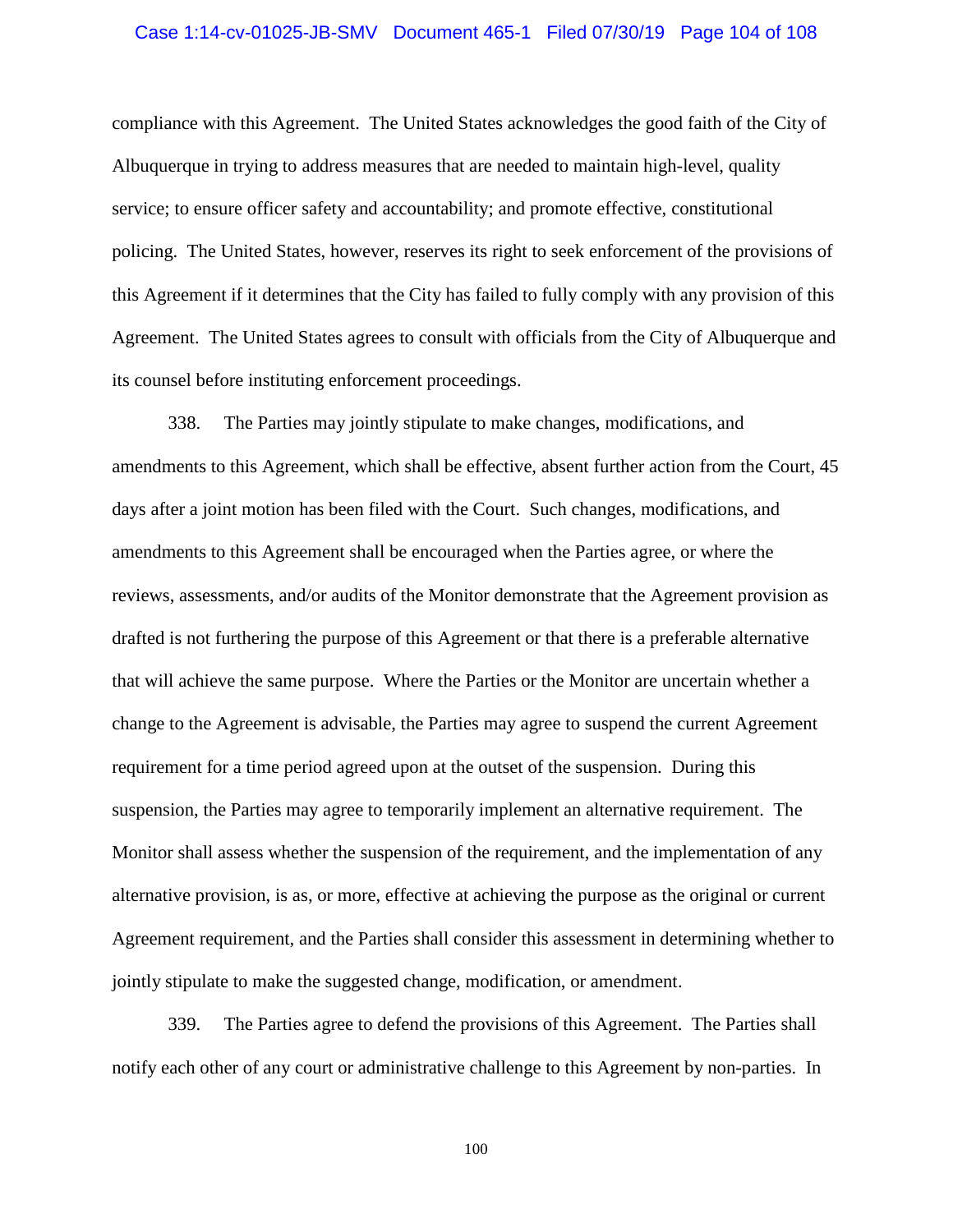compliance with this Agreement. The United States acknowledges the good faith of the City of Albuquerque in trying to address measures that are needed to maintain high-level, quality service; to ensure officer safety and accountability; and promote effective, constitutional policing. The United States, however, reserves its right to seek enforcement of the provisions of this Agreement if it determines that the City has failed to fully comply with any provision of this Agreement. The United States agrees to consult with officials from the City of Albuquerque and its counsel before instituting enforcement proceedings.

338. The Parties may jointly stipulate to make changes, modifications, and amendments to this Agreement, which shall be effective, absent further action from the Court, 45 days after a joint motion has been filed with the Court. Such changes, modifications, and amendments to this Agreement shall be encouraged when the Parties agree, or where the reviews, assessments, and/or audits of the Monitor demonstrate that the Agreement provision as drafted is not furthering the purpose of this Agreement or that there is a preferable alternative that will achieve the same purpose. Where the Parties or the Monitor are uncertain whether a change to the Agreement is advisable, the Parties may agree to suspend the current Agreement requirement for a time period agreed upon at the outset of the suspension. During this suspension, the Parties may agree to temporarily implement an alternative requirement. The Monitor shall assess whether the suspension of the requirement, and the implementation of any alternative provision, is as, or more, effective at achieving the purpose as the original or current Agreement requirement, and the Parties shall consider this assessment in determining whether to jointly stipulate to make the suggested change, modification, or amendment.

339. The Parties agree to defend the provisions of this Agreement. The Parties shall notify each other of any court or administrative challenge to this Agreement by non-parties. In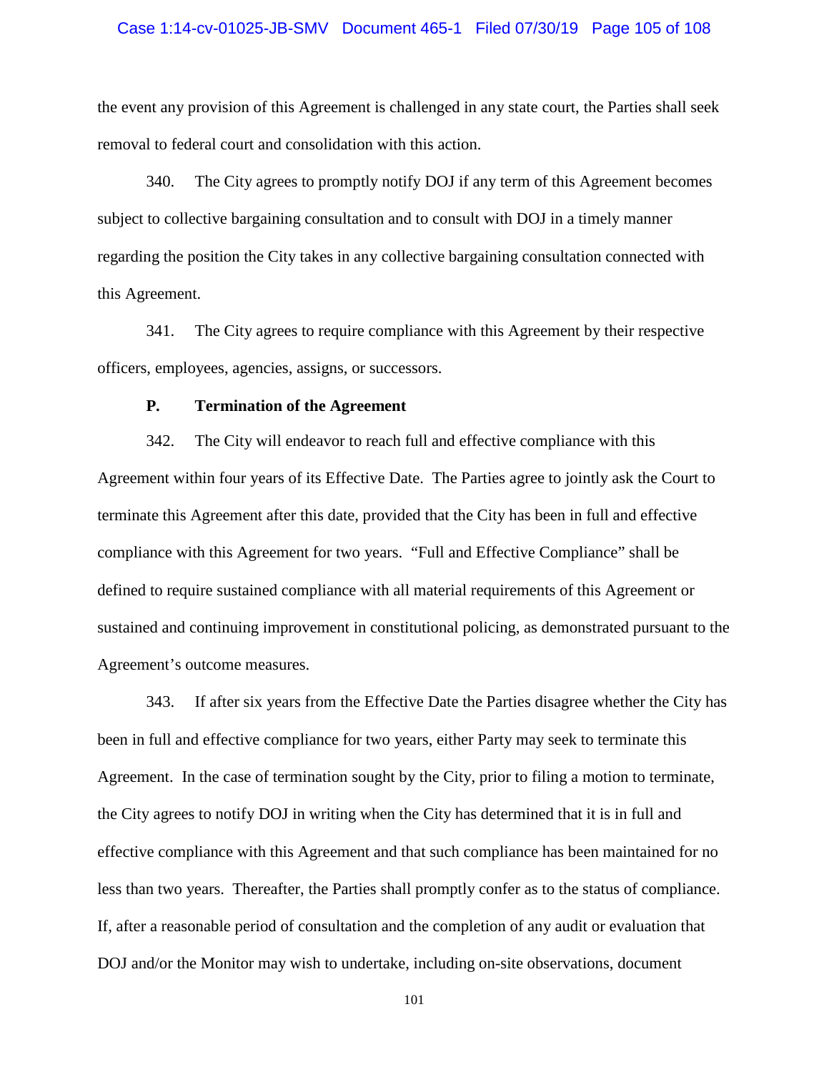the event any provision of this Agreement is challenged in any state court, the Parties shall seek removal to federal court and consolidation with this action.

340. The City agrees to promptly notify DOJ if any term of this Agreement becomes subject to collective bargaining consultation and to consult with DOJ in a timely manner regarding the position the City takes in any collective bargaining consultation connected with this Agreement.

341. The City agrees to require compliance with this Agreement by their respective officers, employees, agencies, assigns, or successors.

**P. Termination of the Agreement**

342. The City will endeavor to reach full and effective compliance with this Agreement within four years of its Effective Date. The Parties agree to jointly ask the Court to terminate this Agreement after this date, provided that the City has been in full and effective compliance with this Agreement for two years. "Full and Effective Compliance" shall be defined to require sustained compliance with all material requirements of this Agreement or sustained and continuing improvement in constitutional policing, as demonstrated pursuant to the Agreement's outcome measures.

343. If after six years from the Effective Date the Parties disagree whether the City has been in full and effective compliance for two years, either Party may seek to terminate this Agreement. In the case of termination sought by the City, prior to filing a motion to terminate, the City agrees to notify DOJ in writing when the City has determined that it is in full and effective compliance with this Agreement and that such compliance has been maintained for no less than two years. Thereafter, the Parties shall promptly confer as to the status of compliance. If, after a reasonable period of consultation and the completion of any audit or evaluation that DOJ and/or the Monitor may wish to undertake, including on-site observations, document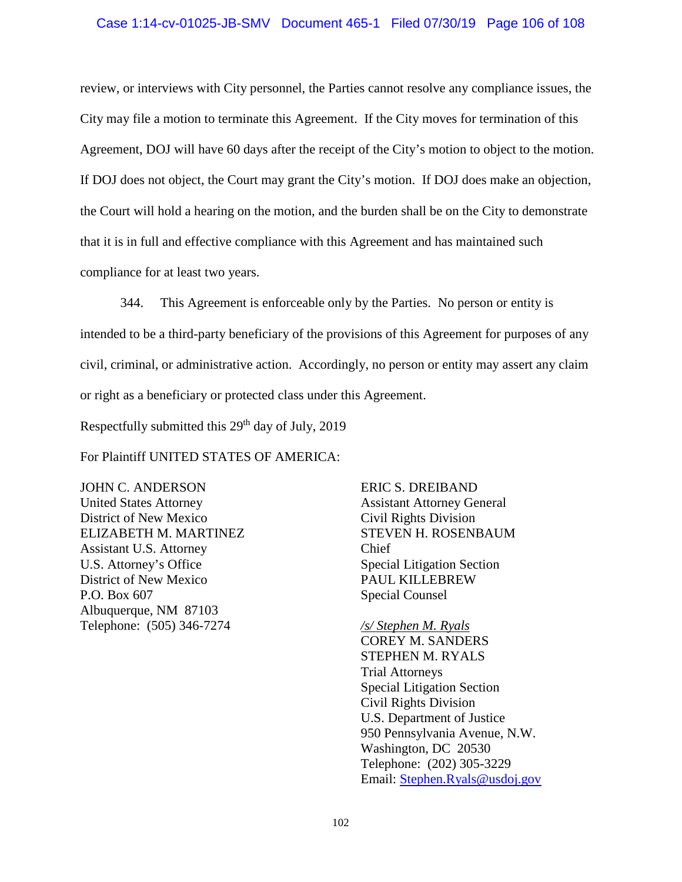review, or interviews with City personnel, the Parties cannot resolve any compliance issues, the City may file a motion to terminate this Agreement. If the City moves for termination of this Agreement, DOJ will have 60 days after the receipt of the City's motion to object to the motion. If DOJ does not object, the Court may grant the City's motion. If DOJ does make an objection, the Court will hold a hearing on the motion, and the burden shall be on the City to demonstrate that it is in full and effective compliance with this Agreement and has maintained such compliance for at least two years.

344. This Agreement is enforceable only by the Parties. No person or entity is intended to be a third-party beneficiary of the provisions of this Agreement for purposes of any civil, criminal, or administrative action. Accordingly, no person or entity may assert any claim or right as a beneficiary or protected class under this Agreement.

Respectfully submitted this 29th day of July, 2019

For Plaintiff UNITED STATES OF AMERICA:

JOHN C. ANDERSON
United States Attorney
District of New Mexico
ELIZABETH M. MARTINEZ
Assistant U.S. Attorney
U.S. Attorney's Office
District of New Mexico
P.O. Box 607
Albuquerque, NM 87103
Telephone: (505) 346-7274

ERIC S. DREIBAND
Assistant Attorney General
Civil Rights Division
STEVEN H. ROSENBAUM
Chief
Special Litigation Section
PAUL KILLEBREW
Special Counsel

*/s/ Stephen M. Ryals*
COREY M. SANDERS
STEPHEN M. RYALS
Trial Attorneys
Special Litigation Section
Civil Rights Division
U.S. Department of Justice
950 Pennsylvania Avenue, N.W.
Washington, DC 20530
Telephone: (202) 305-3229
Email: Stephen.Ryals@usdoj.gov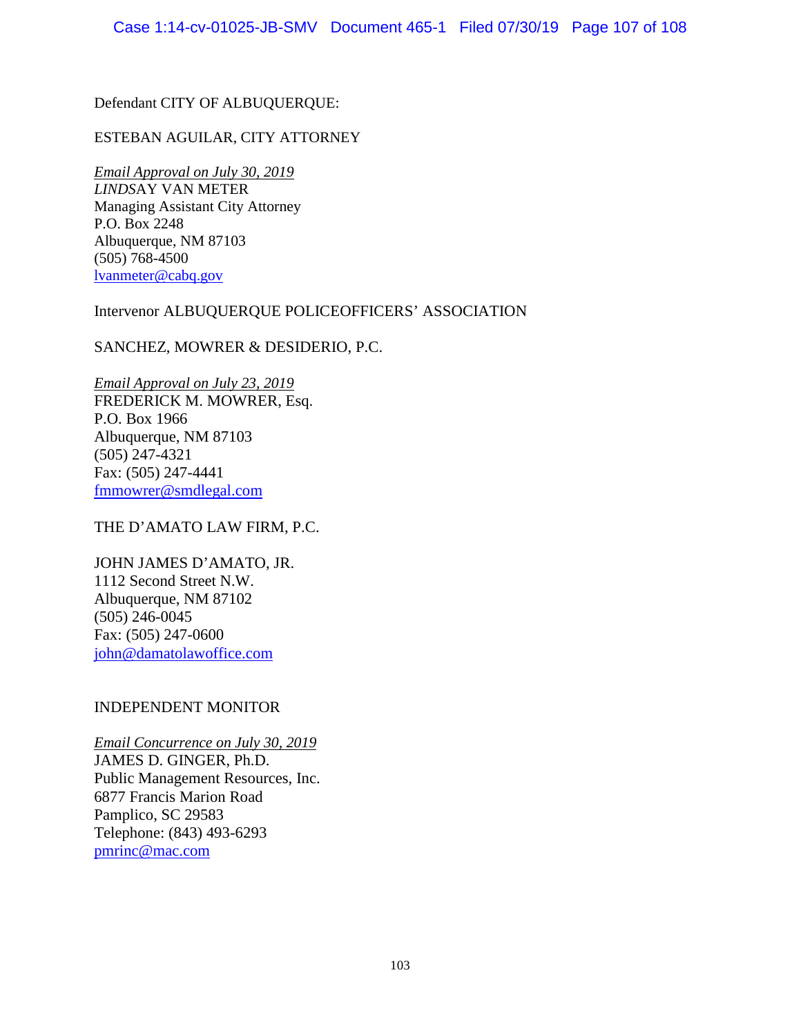Defendant CITY OF ALBUQUERQUE:

ESTEBAN AGUILAR, CITY ATTORNEY

*Email Approval on July 30, 2019*
*LINDS*AY VAN METER
Managing Assistant City Attorney
P.O. Box 2248
Albuquerque, NM 87103
(505) 768-4500
lvanmeter@cabq.gov

Intervenor ALBUQUERQUE POLICEOFFICERS' ASSOCIATION

SANCHEZ, MOWRER & DESIDERIO, P.C.

*Email Approval on July 23, 2019*
FREDERICK M. MOWRER, Esq.
P.O. Box 1966
Albuquerque, NM 87103
(505) 247-4321
Fax: (505) 247-4441
fmmowrer@smdlegal.com

THE D'AMATO LAW FIRM, P.C.

JOHN JAMES D'AMATO, JR.
1112 Second Street N.W.
Albuquerque, NM 87102
(505) 246-0045
Fax: (505) 247-0600
john@damatolawoffice.com

INDEPENDENT MONITOR

*Email Concurrence on July 30, 2019*
JAMES D. GINGER, Ph.D.
Public Management Resources, Inc.
6877 Francis Marion Road
Pamplico, SC 29583
Telephone: (843) 493-6293
pmrinc@mac.com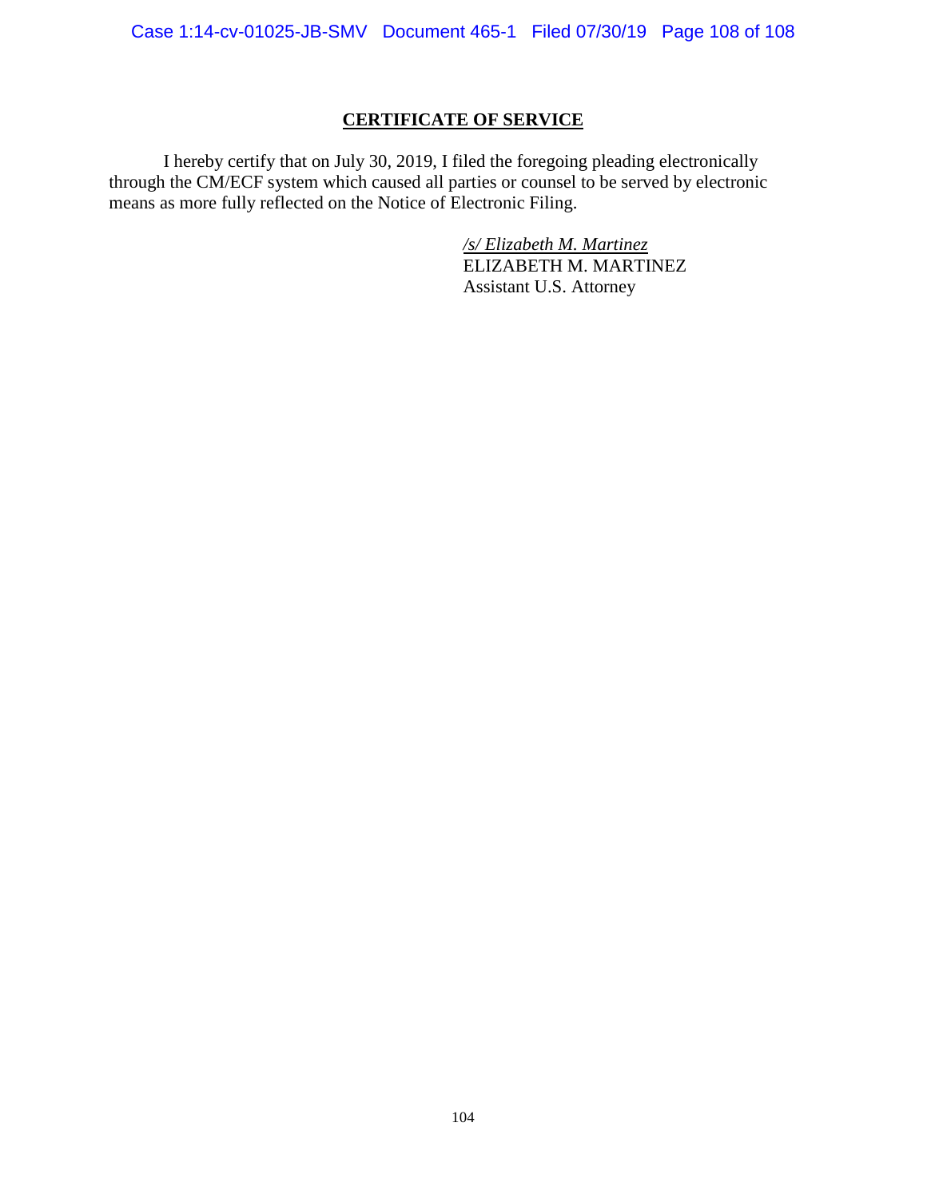## CERTIFICATE OF SERVICE

I hereby certify that on July 30, 2019, I filed the foregoing pleading electronically through the CM/ECF system which caused all parties or counsel to be served by electronic means as more fully reflected on the Notice of Electronic Filing.

*/s/ Elizabeth M. Martinez*
ELIZABETH M. MARTINEZ
Assistant U.S. Attorney